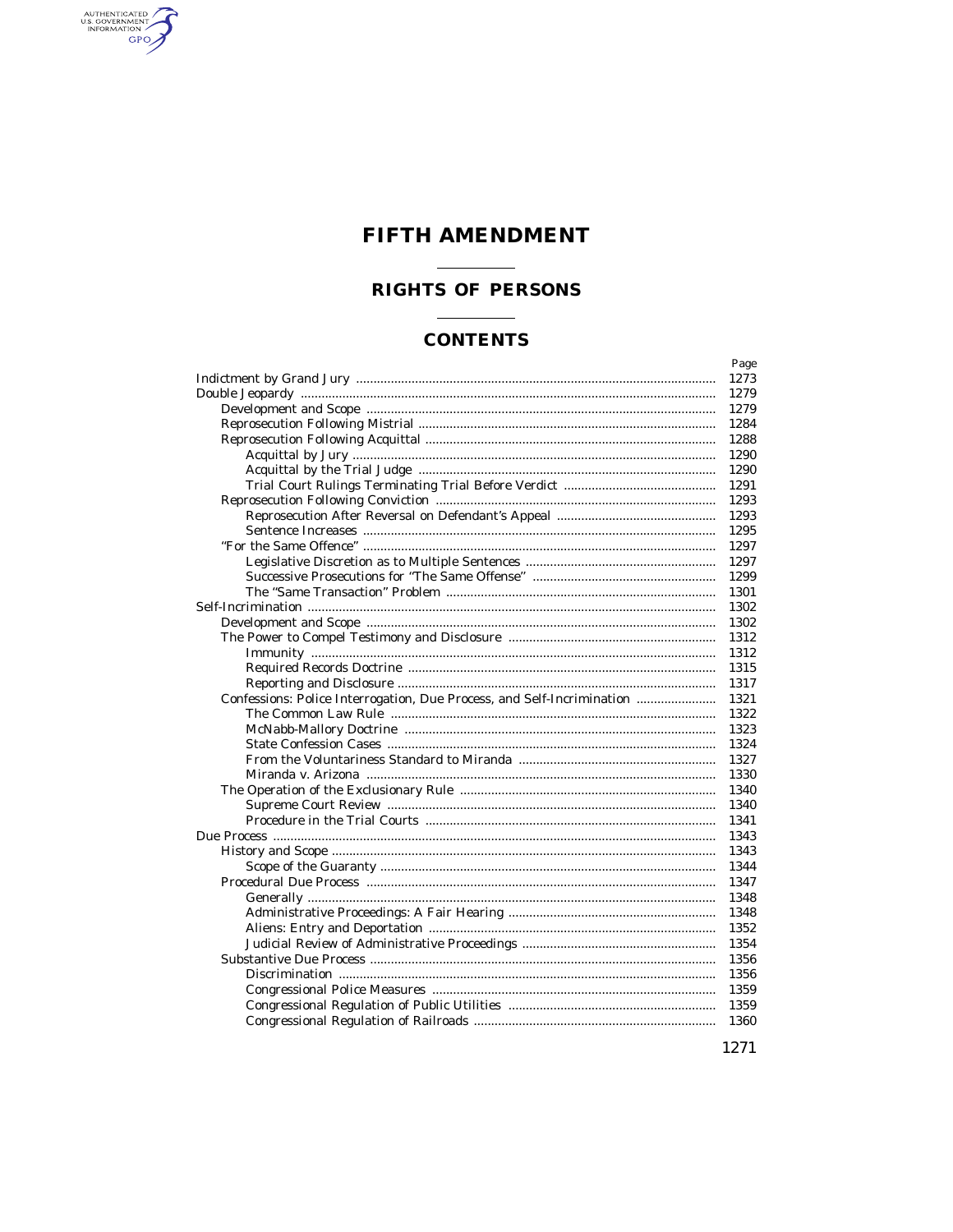# FIFTH AMENDMENT

## RIGHTS OF PERSONS

## CONTENTS

| | Page |
|---|---|
| Indictment by Grand Jury | 1273 |
| Double Jeopardy | 1279 |
| &nbsp;&nbsp;Development and Scope | 1279 |
| &nbsp;&nbsp;Reprosecution Following Mistrial | 1284 |
| &nbsp;&nbsp;Reprosecution Following Acquittal | 1288 |
| &nbsp;&nbsp;&nbsp;&nbsp;Acquittal by Jury | 1290 |
| &nbsp;&nbsp;&nbsp;&nbsp;Acquittal by the Trial Judge | 1290 |
| &nbsp;&nbsp;&nbsp;&nbsp;Trial Court Rulings Terminating Trial Before Verdict | 1291 |
| &nbsp;&nbsp;Reprosecution Following Conviction | 1293 |
| &nbsp;&nbsp;&nbsp;&nbsp;Reprosecution After Reversal on Defendant's Appeal | 1293 |
| &nbsp;&nbsp;&nbsp;&nbsp;Sentence Increases | 1295 |
| &nbsp;&nbsp;"For the Same Offence" | 1297 |
| &nbsp;&nbsp;&nbsp;&nbsp;Legislative Discretion as to Multiple Sentences | 1297 |
| &nbsp;&nbsp;&nbsp;&nbsp;Successive Prosecutions for "The Same Offense" | 1299 |
| &nbsp;&nbsp;&nbsp;&nbsp;The "Same Transaction" Problem | 1301 |
| Self-Incrimination | 1302 |
| &nbsp;&nbsp;Development and Scope | 1302 |
| &nbsp;&nbsp;The Power to Compel Testimony and Disclosure | 1312 |
| &nbsp;&nbsp;&nbsp;&nbsp;Immunity | 1312 |
| &nbsp;&nbsp;&nbsp;&nbsp;Required Records Doctrine | 1315 |
| &nbsp;&nbsp;&nbsp;&nbsp;Reporting and Disclosure | 1317 |
| &nbsp;&nbsp;Confessions: Police Interrogation, Due Process, and Self-Incrimination | 1321 |
| &nbsp;&nbsp;&nbsp;&nbsp;The Common Law Rule | 1322 |
| &nbsp;&nbsp;&nbsp;&nbsp;McNabb-Mallory Doctrine | 1323 |
| &nbsp;&nbsp;&nbsp;&nbsp;State Confession Cases | 1324 |
| &nbsp;&nbsp;&nbsp;&nbsp;From the Voluntariness Standard to Miranda | 1327 |
| &nbsp;&nbsp;&nbsp;&nbsp;Miranda v. Arizona | 1330 |
| &nbsp;&nbsp;The Operation of the Exclusionary Rule | 1340 |
| &nbsp;&nbsp;&nbsp;&nbsp;Supreme Court Review | 1340 |
| &nbsp;&nbsp;&nbsp;&nbsp;Procedure in the Trial Courts | 1341 |
| Due Process | 1343 |
| &nbsp;&nbsp;History and Scope | 1343 |
| &nbsp;&nbsp;&nbsp;&nbsp;Scope of the Guaranty | 1344 |
| &nbsp;&nbsp;Procedural Due Process | 1347 |
| &nbsp;&nbsp;&nbsp;&nbsp;Generally | 1348 |
| &nbsp;&nbsp;&nbsp;&nbsp;Administrative Proceedings: A Fair Hearing | 1348 |
| &nbsp;&nbsp;&nbsp;&nbsp;Aliens: Entry and Deportation | 1352 |
| &nbsp;&nbsp;&nbsp;&nbsp;Judicial Review of Administrative Proceedings | 1354 |
| &nbsp;&nbsp;Substantive Due Process | 1356 |
| &nbsp;&nbsp;&nbsp;&nbsp;Discrimination | 1356 |
| &nbsp;&nbsp;&nbsp;&nbsp;Congressional Police Measures | 1359 |
| &nbsp;&nbsp;&nbsp;&nbsp;Congressional Regulation of Public Utilities | 1359 |
| &nbsp;&nbsp;&nbsp;&nbsp;Congressional Regulation of Railroads | 1360 |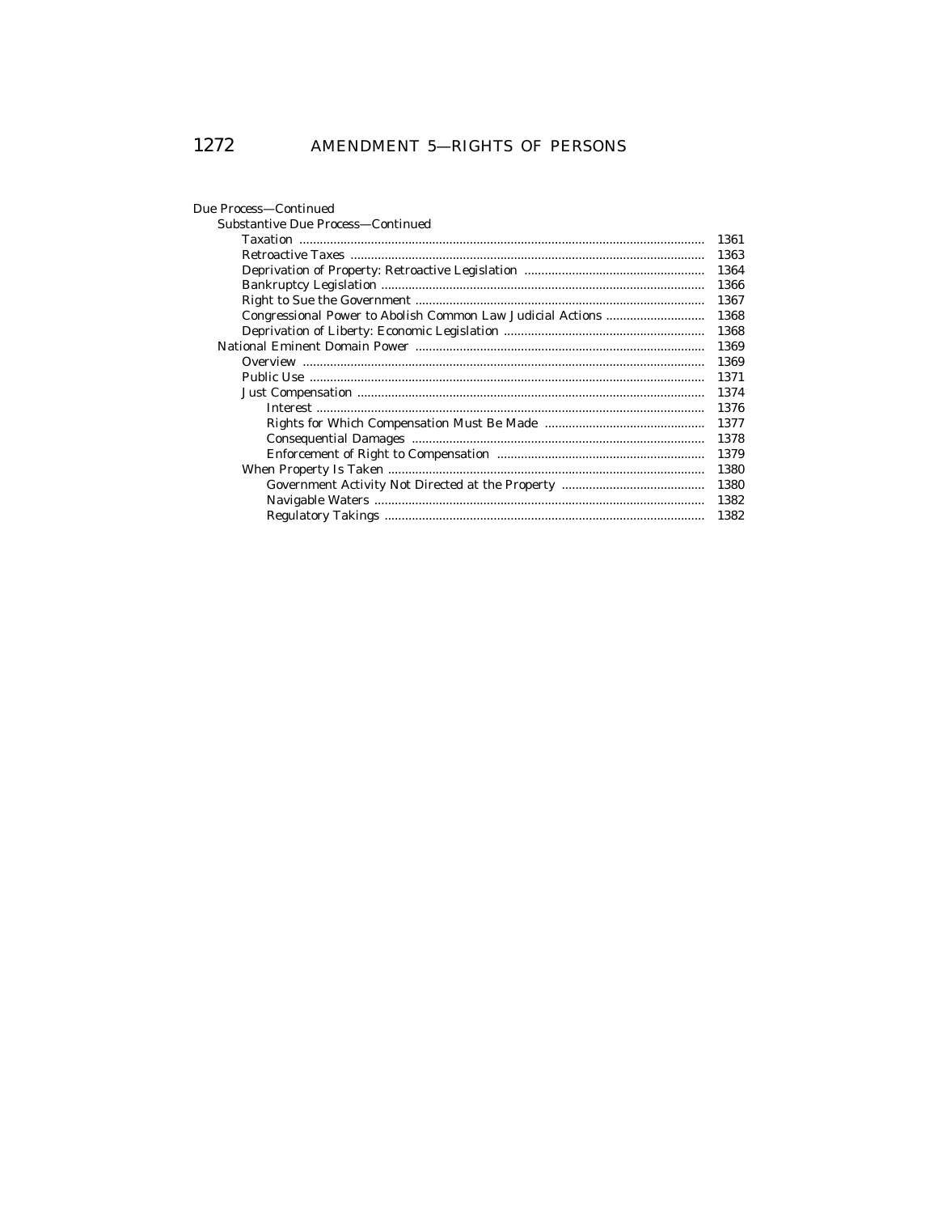Due Process—Continued

- Substantive Due Process—Continued
  - Taxation ..... 1361
  - Retroactive Taxes ..... 1363
  - Deprivation of Property: Retroactive Legislation ..... 1364
  - Bankruptcy Legislation ..... 1366
  - Right to Sue the Government ..... 1367
  - Congressional Power to Abolish Common Law Judicial Actions ..... 1368
  - Deprivation of Liberty: Economic Legislation ..... 1368
- National Eminent Domain Power ..... 1369
  - Overview ..... 1369
  - Public Use ..... 1371
  - Just Compensation ..... 1374
    - Interest ..... 1376
    - Rights for Which Compensation Must Be Made ..... 1377
    - Consequential Damages ..... 1378
    - Enforcement of Right to Compensation ..... 1379
  - When Property Is Taken ..... 1380
    - Government Activity Not Directed at the Property ..... 1380
    - Navigable Waters ..... 1382
    - Regulatory Takings ..... 1382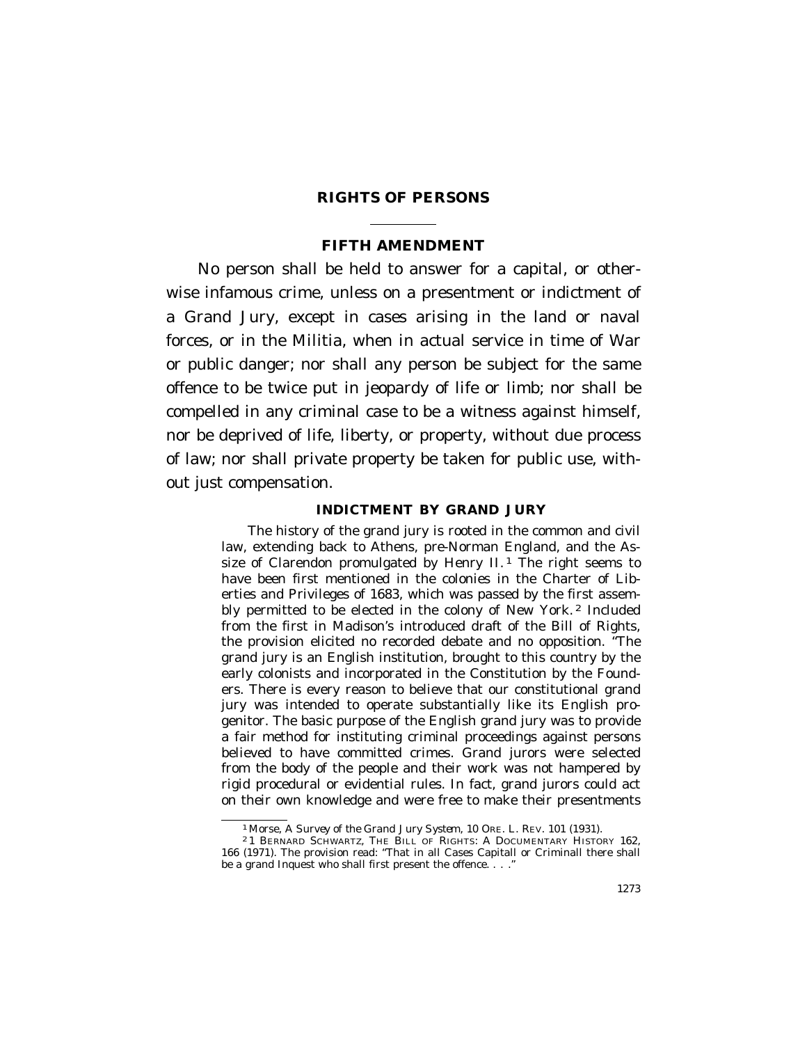# RIGHTS OF PERSONS

## FIFTH AMENDMENT

No person shall be held to answer for a capital, or otherwise infamous crime, unless on a presentment or indictment of a Grand Jury, except in cases arising in the land or naval forces, or in the Militia, when in actual service in time of War or public danger; nor shall any person be subject for the same offence to be twice put in jeopardy of life or limb; nor shall be compelled in any criminal case to be a witness against himself, nor be deprived of life, liberty, or property, without due process of law; nor shall private property be taken for public use, without just compensation.

### INDICTMENT BY GRAND JURY

The history of the grand jury is rooted in the common and civil law, extending back to Athens, pre-Norman England, and the Assize of Clarendon promulgated by Henry II.[1] The right seems to have been first mentioned in the colonies in the Charter of Liberties and Privileges of 1683, which was passed by the first assembly permitted to be elected in the colony of New York.[2] Included from the first in Madison's introduced draft of the Bill of Rights, the provision elicited no recorded debate and no opposition. "The grand jury is an English institution, brought to this country by the early colonists and incorporated in the Constitution by the Founders. There is every reason to believe that our constitutional grand jury was intended to operate substantially like its English progenitor. The basic purpose of the English grand jury was to provide a fair method for instituting criminal proceedings against persons believed to have committed crimes. Grand jurors were selected from the body of the people and their work was not hampered by rigid procedural or evidential rules. In fact, grand jurors could act on their own knowledge and were free to make their presentments

---

[1] Morse, *A Survey of the Grand Jury System*, 10 ORE. L. REV. 101 (1931).

[2] 1 BERNARD SCHWARTZ, THE BILL OF RIGHTS: A DOCUMENTARY HISTORY 162, 166 (1971). The provision read: "That in all Cases Capitall or Criminall there shall be a grand Inquest who shall first present the offence. . . ."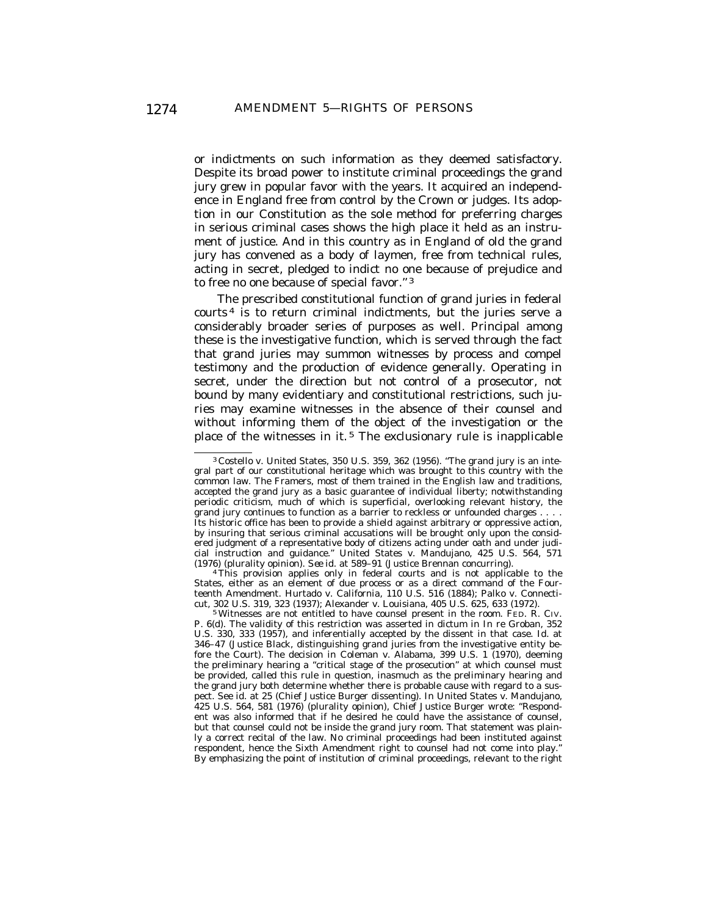or indictments on such information as they deemed satisfactory. Despite its broad power to institute criminal proceedings the grand jury grew in popular favor with the years. It acquired an independence in England free from control by the Crown or judges. Its adoption in our Constitution as the sole method for preferring charges in serious criminal cases shows the high place it held as an instrument of justice. And in this country as in England of old the grand jury has convened as a body of laymen, free from technical rules, acting in secret, pledged to indict no one because of prejudice and to free no one because of special favor."[3]

The prescribed constitutional function of grand juries in federal courts[4] is to return criminal indictments, but the juries serve a considerably broader series of purposes as well. Principal among these is the investigative function, which is served through the fact that grand juries may summon witnesses by process and compel testimony and the production of evidence generally. Operating in secret, under the direction but not control of a prosecutor, not bound by many evidentiary and constitutional restrictions, such juries may examine witnesses in the absence of their counsel and without informing them of the object of the investigation or the place of the witnesses in it.[5] The exclusionary rule is inapplicable

---

[3] *Costello v. United States*, 350 U.S. 359, 362 (1956). "The grand jury is an integral part of our constitutional heritage which was brought to this country with the common law. The Framers, most of them trained in the English law and traditions, accepted the grand jury as a basic guarantee of individual liberty; notwithstanding periodic criticism, much of which is superficial, overlooking relevant history, the grand jury continues to function as a barrier to reckless or unfounded charges . . . . Its historic office has been to provide a shield against arbitrary or oppressive action, by insuring that serious criminal accusations will be brought only upon the considered judgment of a representative body of citizens acting under oath and under judicial instruction and guidance." *United States v. Mandujano*, 425 U.S. 564, 571 (1976) (plurality opinion). *See id.* at 589–91 (Justice Brennan concurring).

[4] This provision applies only in federal courts and is not applicable to the States, either as an element of due process or as a direct command of the Fourteenth Amendment. *Hurtado v. California*, 110 U.S. 516 (1884); *Palko v. Connecticut*, 302 U.S. 319, 323 (1937); *Alexander v. Louisiana*, 405 U.S. 625, 633 (1972).

[5] Witnesses are not entitled to have counsel present in the room. FED. R. CIV. P. 6(d). The validity of this restriction was asserted in dictum in *In re Groban*, 352 U.S. 330, 333 (1957), and inferentially accepted by the dissent in that case. *Id.* at 346–47 (Justice Black, distinguishing grand juries from the investigative entity before the Court). The decision in *Coleman v. Alabama*, 399 U.S. 1 (1970), deeming the preliminary hearing a "critical stage of the prosecution" at which counsel must be provided, called this rule in question, inasmuch as the preliminary hearing and the grand jury both determine whether there is probable cause with regard to a suspect. *See id.* at 25 (Chief Justice Burger dissenting). In *United States v. Mandujano*, 425 U.S. 564, 581 (1976) (plurality opinion), Chief Justice Burger wrote: "Respondent was also informed that if he desired he could have the assistance of counsel, but that counsel could not be inside the grand jury room. That statement was plainly a correct recital of the law. No criminal proceedings had been instituted against respondent, hence the Sixth Amendment right to counsel had not come into play." By emphasizing the point of institution of criminal proceedings, relevant to the right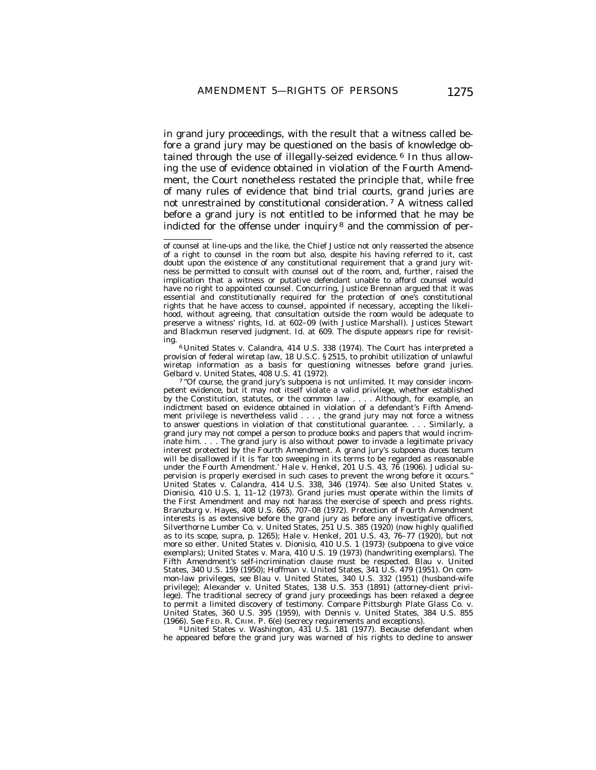in grand jury proceedings, with the result that a witness called before a grand jury may be questioned on the basis of knowledge obtained through the use of illegally-seized evidence.[6] In thus allowing the use of evidence obtained in violation of the Fourth Amendment, the Court nonetheless restated the principle that, while free of many rules of evidence that bind trial courts, grand juries are not unrestrained by constitutional consideration.[7] A witness called before a grand jury is not entitled to be informed that he may be indicted for the offense under inquiry[8] and the commission of per-

---

of counsel at line-ups and the like, the Chief Justice not only reasserted the absence of a right to counsel in the room but also, despite his having referred to it, cast doubt upon the existence of any constitutional requirement that a grand jury witness be permitted to consult with counsel out of the room, and, further, raised the implication that a witness or putative defendant unable to afford counsel would have no right to appointed counsel. Concurring, Justice Brennan argued that it was essential and constitutionally required for the protection of one's constitutional rights that he have access to counsel, appointed if necessary, accepting the likelihood, without agreeing, that consultation outside the room would be adequate to preserve a witness' rights, Id. at 602–09 (with Justice Marshall). Justices Stewart and Blackmun reserved judgment. Id. at 609. The dispute appears ripe for revisiting.

[6] United States v. Calandra, 414 U.S. 338 (1974). The Court has interpreted a provision of federal wiretap law, 18 U.S.C. § 2515, to prohibit utilization of unlawful wiretap information as a basis for questioning witnesses before grand juries. Gelbard v. United States, 408 U.S. 41 (1972).

[7] "Of course, the grand jury's subpoena is not unlimited. It may consider incompetent evidence, but it may not itself violate a valid privilege, whether established by the Constitution, statutes, or the common law . . . . Although, for example, an indictment based on evidence obtained in violation of a defendant's Fifth Amendment privilege is nevertheless valid . . . , the grand jury may not force a witness to answer questions in violation of that constitutional guarantee. . . . Similarly, a grand jury may not compel a person to produce books and papers that would incriminate him. . . . The grand jury is also without power to invade a legitimate privacy interest protected by the Fourth Amendment. A grand jury's subpoena duces tecum will be disallowed if it is 'far too sweeping in its terms to be regarded as reasonable under the Fourth Amendment.' Hale v. Henkel, 201 U.S. 43, 76 (1906). Judicial supervision is properly exercised in such cases to prevent the wrong before it occurs." United States v. Calandra, 414 U.S. 338, 346 (1974). *See also* United States v. Dionisio, 410 U.S. 1, 11–12 (1973). Grand juries must operate within the limits of the First Amendment and may not harass the exercise of speech and press rights. Branzburg v. Hayes, 408 U.S. 665, 707–08 (1972). Protection of Fourth Amendment interests is as extensive before the grand jury as before any investigative officers, Silverthorne Lumber Co. v. United States, 251 U.S. 385 (1920) (now highly qualified as to its scope, supra, p. 1265); Hale v. Henkel, 201 U.S. 43, 76–77 (1920), but not more so either. United States v. Dionisio, 410 U.S. 1 (1973) (subpoena to give voice exemplars); United States v. Mara, 410 U.S. 19 (1973) (handwriting exemplars). The Fifth Amendment's self-incrimination clause must be respected. Blau v. United States, 340 U.S. 159 (1950); Hoffman v. United States, 341 U.S. 479 (1951). On common-law privileges, see Blau v. United States, 340 U.S. 332 (1951) (husband-wife privilege); Alexander v. United States, 138 U.S. 353 (1891) (attorney-client privilege). The traditional secrecy of grand jury proceedings has been relaxed a degree to permit a limited discovery of testimony. Compare Pittsburgh Plate Glass Co. v. United States, 360 U.S. 395 (1959), with Dennis v. United States, 384 U.S. 855 (1966). *See* FED. R. CRIM. P. 6(e) (secrecy requirements and exceptions).

[8] United States v. Washington, 431 U.S. 181 (1977). Because defendant when he appeared before the grand jury was warned of his rights to decline to answer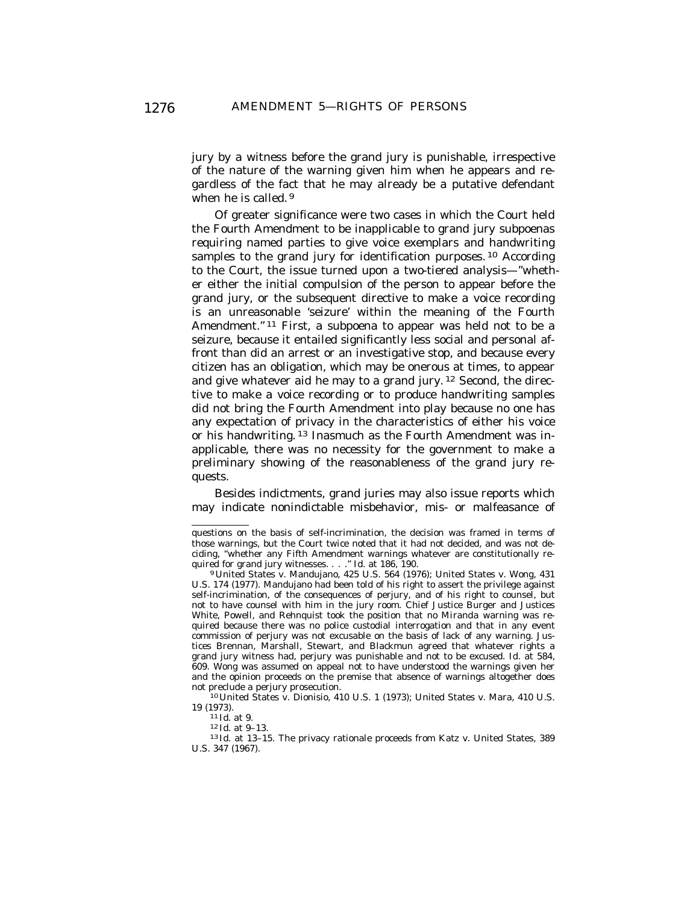jury by a witness before the grand jury is punishable, irrespective of the nature of the warning given him when he appears and regardless of the fact that he may already be a putative defendant when he is called.[9]

Of greater significance were two cases in which the Court held the Fourth Amendment to be inapplicable to grand jury subpoenas requiring named parties to give voice exemplars and handwriting samples to the grand jury for identification purposes.[10] According to the Court, the issue turned upon a two-tiered analysis—"whether either the initial compulsion of the person to appear before the grand jury, or the subsequent directive to make a voice recording is an unreasonable 'seizure' within the meaning of the Fourth Amendment."[11] First, a subpoena to appear was held not to be a seizure, because it entailed significantly less social and personal affront than did an arrest or an investigative stop, and because every citizen has an obligation, which may be onerous at times, to appear and give whatever aid he may to a grand jury.[12] Second, the directive to make a voice recording or to produce handwriting samples did not bring the Fourth Amendment into play because no one has any expectation of privacy in the characteristics of either his voice or his handwriting.[13] Inasmuch as the Fourth Amendment was inapplicable, there was no necessity for the government to make a preliminary showing of the reasonableness of the grand jury requests.

Besides indictments, grand juries may also issue reports which may indicate nonindictable misbehavior, mis- or malfeasance of

---

questions on the basis of self-incrimination, the decision was framed in terms of those warnings, but the Court twice noted that it had not decided, and was not deciding, "whether any Fifth Amendment warnings whatever are constitutionally required for grand jury witnesses. . . ." Id. at 186, 190.

[9] United States v. Mandujano, 425 U.S. 564 (1976); United States v. Wong, 431 U.S. 174 (1977). Mandujano had been told of his right to assert the privilege against self-incrimination, of the consequences of perjury, and of his right to counsel, but not to have counsel with him in the jury room. Chief Justice Burger and Justices White, Powell, and Rehnquist took the position that no Miranda warning was required because there was no police custodial interrogation and that in any event commission of perjury was not excusable on the basis of lack of any warning. Justices Brennan, Marshall, Stewart, and Blackmun agreed that whatever rights a grand jury witness had, perjury was punishable and not to be excused. Id. at 584, 609. Wong was assumed on appeal not to have understood the warnings given her and the opinion proceeds on the premise that absence of warnings altogether does not preclude a perjury prosecution.

[10] United States v. Dionisio, 410 U.S. 1 (1973); United States v. Mara, 410 U.S. 19 (1973).

[11] Id. at 9.

[12] Id. at 9–13.

[13] Id. at 13–15. The privacy rationale proceeds from Katz v. United States, 389 U.S. 347 (1967).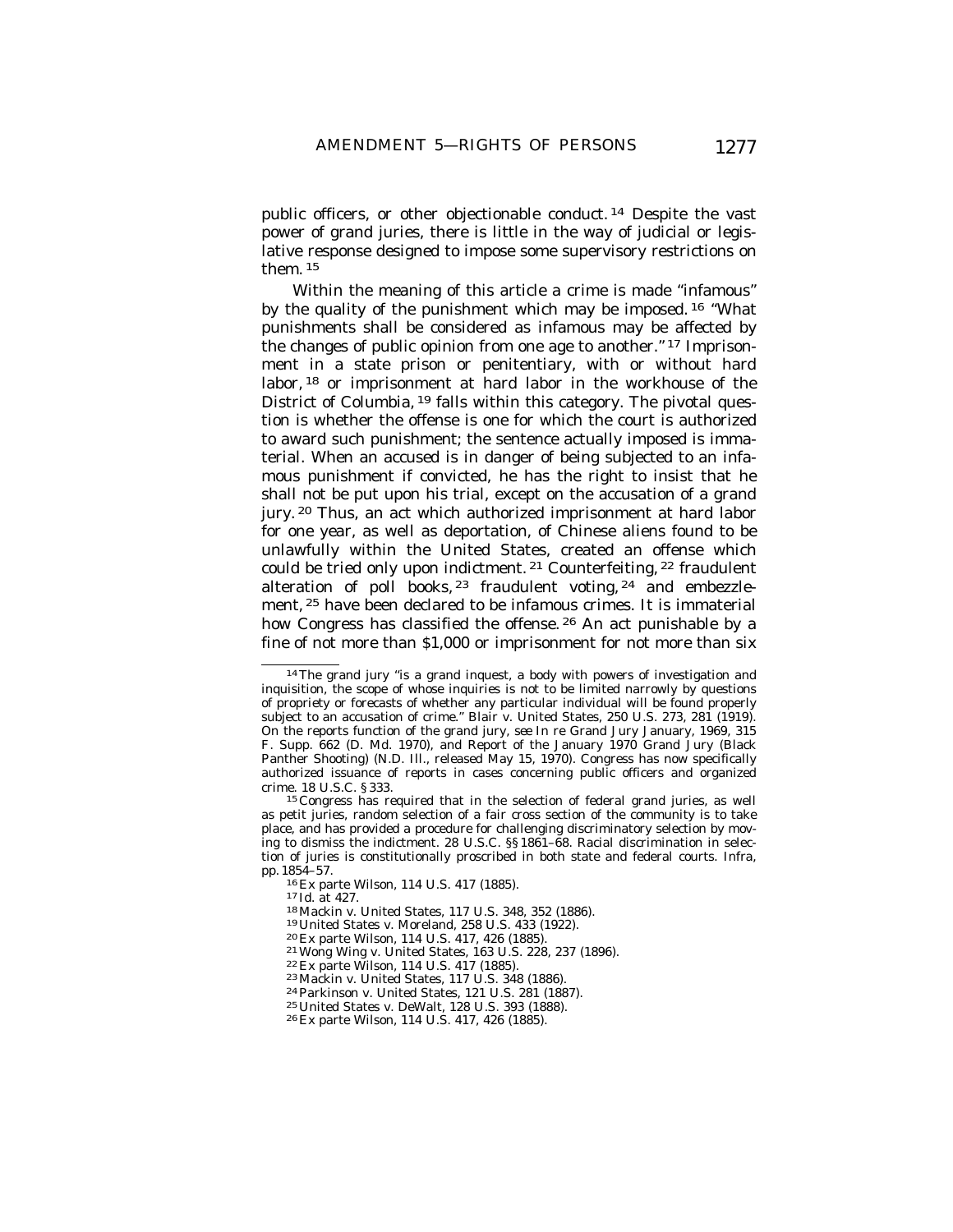public officers, or other objectionable conduct.[14] Despite the vast power of grand juries, there is little in the way of judicial or legislative response designed to impose some supervisory restrictions on them.[15]

Within the meaning of this article a crime is made "infamous" by the quality of the punishment which may be imposed.[16] "What punishments shall be considered as infamous may be affected by the changes of public opinion from one age to another."[17] Imprisonment in a state prison or penitentiary, with or without hard labor,[18] or imprisonment at hard labor in the workhouse of the District of Columbia,[19] falls within this category. The pivotal question is whether the offense is one for which the court is authorized to award such punishment; the sentence actually imposed is immaterial. When an accused is in danger of being subjected to an infamous punishment if convicted, he has the right to insist that he shall not be put upon his trial, except on the accusation of a grand jury.[20] Thus, an act which authorized imprisonment at hard labor for one year, as well as deportation, of Chinese aliens found to be unlawfully within the United States, created an offense which could be tried only upon indictment.[21] Counterfeiting,[22] fraudulent alteration of poll books,[23] fraudulent voting,[24] and embezzlement,[25] have been declared to be infamous crimes. It is immaterial how Congress has classified the offense.[26] An act punishable by a fine of not more than $1,000 or imprisonment for not more than six

---

[14] The grand jury "is a grand inquest, a body with powers of investigation and inquisition, the scope of whose inquiries is not to be limited narrowly by questions of propriety or forecasts of whether any particular individual will be found properly subject to an accusation of crime." Blair v. United States, 250 U.S. 273, 281 (1919). On the reports function of the grand jury, see In re Grand Jury January, 1969, 315 F. Supp. 662 (D. Md. 1970), and Report of the January 1970 Grand Jury (Black Panther Shooting) (N.D. Ill., released May 15, 1970). Congress has now specifically authorized issuance of reports in cases concerning public officers and organized crime. 18 U.S.C. § 333.

[15] Congress has required that in the selection of federal grand juries, as well as petit juries, random selection of a fair cross section of the community is to take place, and has provided a procedure for challenging discriminatory selection by moving to dismiss the indictment. 28 U.S.C. §§ 1861–68. Racial discrimination in selection of juries is constitutionally proscribed in both state and federal courts. Infra, pp. 1854–57.

[16] Ex parte Wilson, 114 U.S. 417 (1885).

[17] Id. at 427.

[18] Mackin v. United States, 117 U.S. 348, 352 (1886).

[19] United States v. Moreland, 258 U.S. 433 (1922).

[20] Ex parte Wilson, 114 U.S. 417, 426 (1885).

[21] Wong Wing v. United States, 163 U.S. 228, 237 (1896).

[22] Ex parte Wilson, 114 U.S. 417 (1885).

[23] Mackin v. United States, 117 U.S. 348 (1886).

[24] Parkinson v. United States, 121 U.S. 281 (1887).

[25] United States v. DeWalt, 128 U.S. 393 (1888).

[26] Ex parte Wilson, 114 U.S. 417, 426 (1885).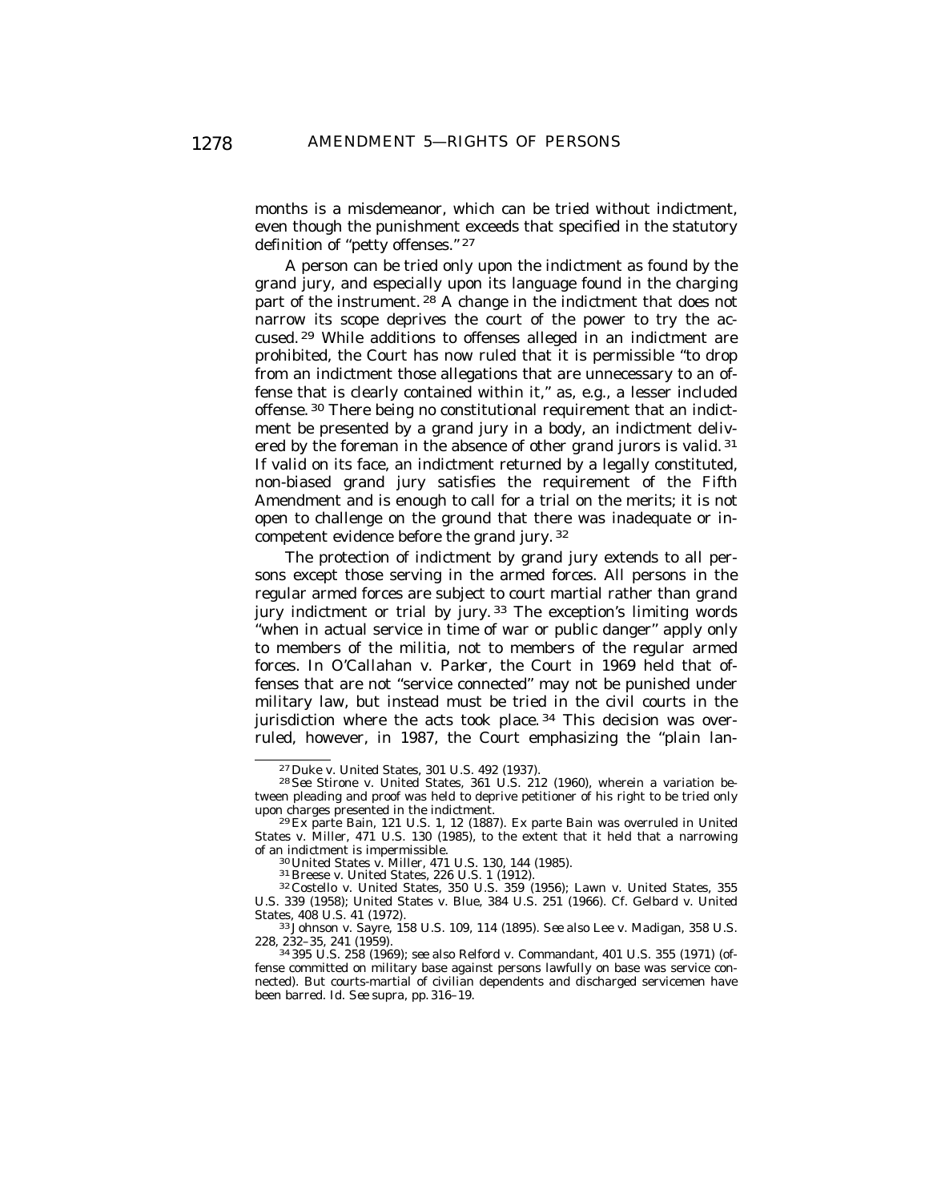months is a misdemeanor, which can be tried without indictment, even though the punishment exceeds that specified in the statutory definition of "petty offenses." [27]

A person can be tried only upon the indictment as found by the grand jury, and especially upon its language found in the charging part of the instrument. [28] A change in the indictment that does not narrow its scope deprives the court of the power to try the accused. [29] While additions to offenses alleged in an indictment are prohibited, the Court has now ruled that it is permissible "to drop from an indictment those allegations that are unnecessary to an offense that is clearly contained within it," as, e.g., a lesser included offense. [30] There being no constitutional requirement that an indictment be presented by a grand jury in a body, an indictment delivered by the foreman in the absence of other grand jurors is valid. [31] If valid on its face, an indictment returned by a legally constituted, non-biased grand jury satisfies the requirement of the Fifth Amendment and is enough to call for a trial on the merits; it is not open to challenge on the ground that there was inadequate or incompetent evidence before the grand jury. [32]

The protection of indictment by grand jury extends to all persons except those serving in the armed forces. All persons in the regular armed forces are subject to court martial rather than grand jury indictment or trial by jury. [33] The exception's limiting words "when in actual service in time of war or public danger" apply only to members of the militia, not to members of the regular armed forces. In *O'Callahan v. Parker*, the Court in 1969 held that offenses that are not "service connected" may not be punished under military law, but instead must be tried in the civil courts in the jurisdiction where the acts took place. [34] This decision was overruled, however, in 1987, the Court emphasizing the "plain lan-

---

[27] Duke v. United States, 301 U.S. 492 (1937).

[28] *See* Stirone v. United States, 361 U.S. 212 (1960), wherein a variation between pleading and proof was held to deprive petitioner of his right to be tried only upon charges presented in the indictment.

[29] *Ex parte* Bain, 121 U.S. 1, 12 (1887). *Ex parte* Bain was overruled in United States v. Miller, 471 U.S. 130 (1985), to the extent that it held that a narrowing of an indictment is impermissible.

[30] United States v. Miller, 471 U.S. 130, 144 (1985).

[31] Breese v. United States, 226 U.S. 1 (1912).

[32] Costello v. United States, 350 U.S. 359 (1956); Lawn v. United States, 355 U.S. 339 (1958); United States v. Blue, 384 U.S. 251 (1966). *Cf.* Gelbard v. United States, 408 U.S. 41 (1972).

[33] Johnson v. Sayre, 158 U.S. 109, 114 (1895). *See also* Lee v. Madigan, 358 U.S. 228, 232–35, 241 (1959).

[34] 395 U.S. 258 (1969); *see also* Relford v. Commandant, 401 U.S. 355 (1971) (offense committed on military base against persons lawfully on base was service connected). But courts-martial of civilian dependents and discharged servicemen have been barred. *Id. See supra*, pp. 316–19.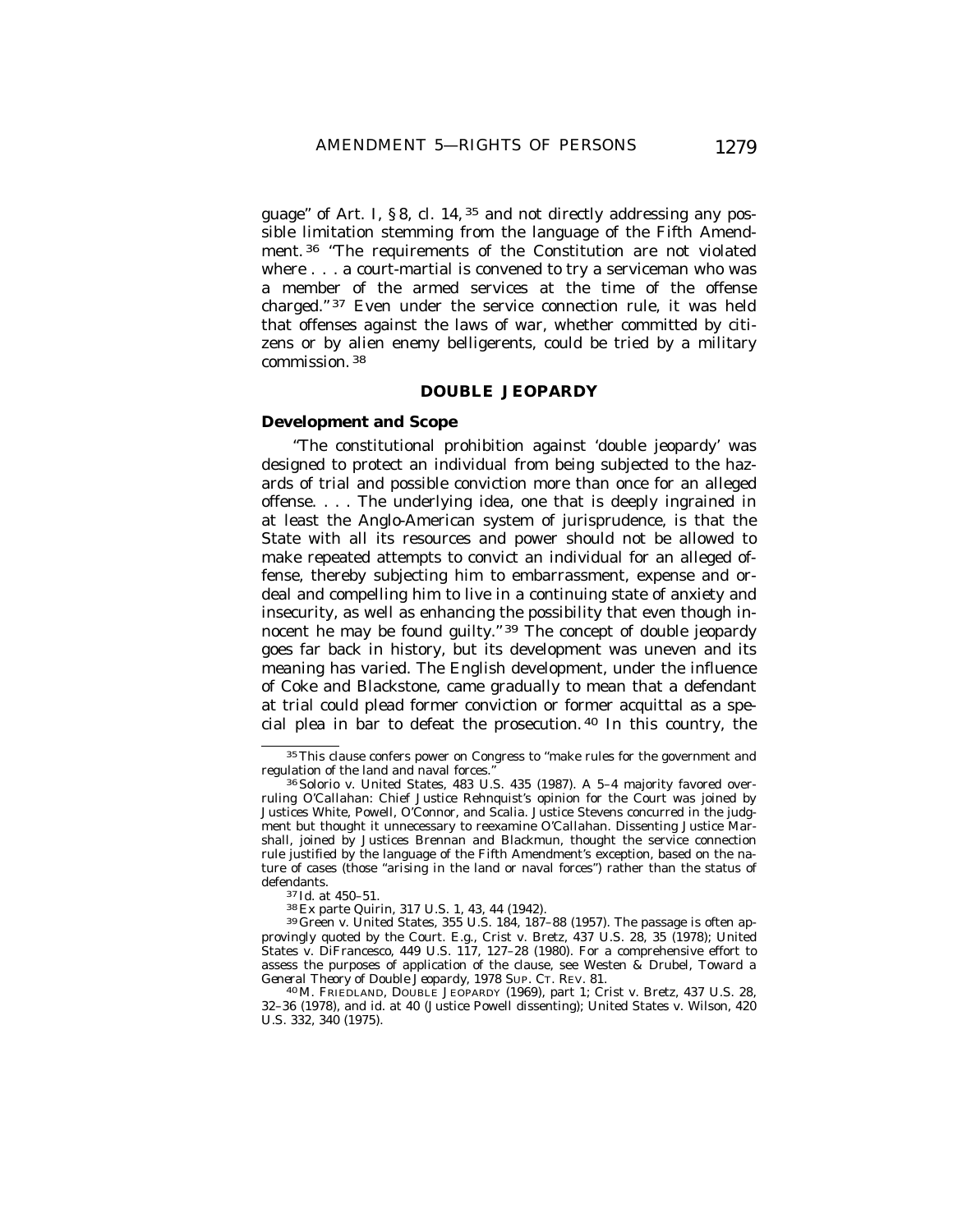guage" of Art. I, § 8, cl. 14,[35] and not directly addressing any possible limitation stemming from the language of the Fifth Amendment.[36] "The requirements of the Constitution are not violated where . . . a court-martial is convened to try a serviceman who was a member of the armed services at the time of the offense charged."[37] Even under the service connection rule, it was held that offenses against the laws of war, whether committed by citizens or by alien enemy belligerents, could be tried by a military commission.[38]

## DOUBLE JEOPARDY

### Development and Scope

"The constitutional prohibition against 'double jeopardy' was designed to protect an individual from being subjected to the hazards of trial and possible conviction more than once for an alleged offense. . . . The underlying idea, one that is deeply ingrained in at least the Anglo-American system of jurisprudence, is that the State with all its resources and power should not be allowed to make repeated attempts to convict an individual for an alleged offense, thereby subjecting him to embarrassment, expense and ordeal and compelling him to live in a continuing state of anxiety and insecurity, as well as enhancing the possibility that even though innocent he may be found guilty."[39] The concept of double jeopardy goes far back in history, but its development was uneven and its meaning has varied. The English development, under the influence of Coke and Blackstone, came gradually to mean that a defendant at trial could plead former conviction or former acquittal as a special plea in bar to defeat the prosecution.[40] In this country, the

---

[35] This clause confers power on Congress to "make rules for the government and regulation of the land and naval forces."

[36] *Solorio v. United States*, 483 U.S. 435 (1987). A 5–4 majority favored overruling *O'Callahan*: Chief Justice Rehnquist's opinion for the Court was joined by Justices White, Powell, O'Connor, and Scalia. Justice Stevens concurred in the judgment but thought it unnecessary to reexamine *O'Callahan*. Dissenting Justice Marshall, joined by Justices Brennan and Blackmun, thought the service connection rule justified by the language of the Fifth Amendment's exception, based on the nature of cases (those "arising in the land or naval forces") rather than the status of defendants.

[37] *Id.* at 450–51.

[38] *Ex parte Quirin*, 317 U.S. 1, 43, 44 (1942).

[39] *Green v. United States*, 355 U.S. 184, 187–88 (1957). The passage is often approvingly quoted by the Court. *E.g.*, *Crist v. Bretz*, 437 U.S. 28, 35 (1978); *United States v. DiFrancesco*, 449 U.S. 117, 127–28 (1980). For a comprehensive effort to assess the purposes of application of the clause, see Westen & Drubel, *Toward a General Theory of Double Jeopardy*, 1978 SUP. CT. REV. 81.

[40] M. FRIEDLAND, DOUBLE JEOPARDY (1969), part 1; *Crist v. Bretz*, 437 U.S. 28, 32–36 (1978), and *id.* at 40 (Justice Powell dissenting); *United States v. Wilson*, 420 U.S. 332, 340 (1975).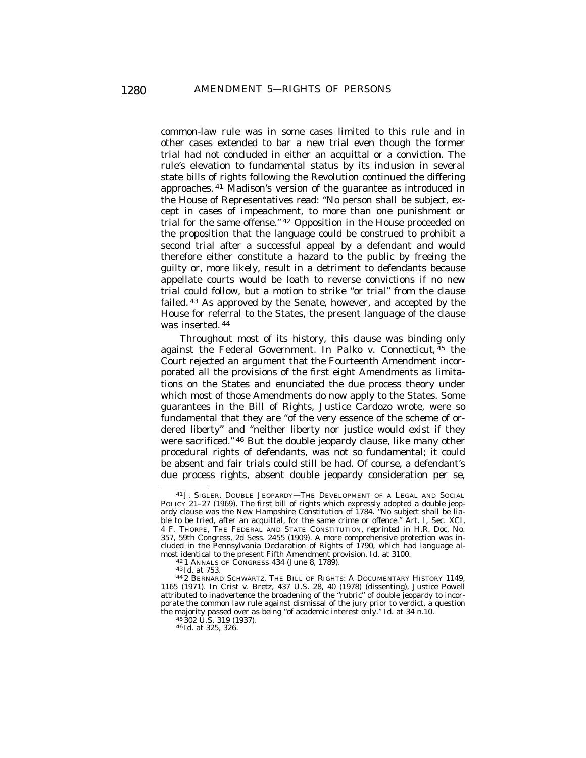common-law rule was in some cases limited to this rule and in other cases extended to bar a new trial even though the former trial had not concluded in either an acquittal or a conviction. The rule's elevation to fundamental status by its inclusion in several state bills of rights following the Revolution continued the differing approaches.[41] Madison's version of the guarantee as introduced in the House of Representatives read: "No person shall be subject, except in cases of impeachment, to more than one punishment or trial for the same offense."[42] Opposition in the House proceeded on the proposition that the language could be construed to prohibit a second trial after a successful appeal by a defendant and would therefore either constitute a hazard to the public by freeing the guilty or, more likely, result in a detriment to defendants because appellate courts would be loath to reverse convictions if no new trial could follow, but a motion to strike "or trial" from the clause failed.[43] As approved by the Senate, however, and accepted by the House for referral to the States, the present language of the clause was inserted.[44]

Throughout most of its history, this clause was binding only against the Federal Government. In *Palko v. Connecticut*,[45] the Court rejected an argument that the Fourteenth Amendment incorporated all the provisions of the first eight Amendments as limitations on the States and enunciated the due process theory under which most of those Amendments do now apply to the States. Some guarantees in the Bill of Rights, Justice Cardozo wrote, were so fundamental that they are "of the very essence of the scheme of ordered liberty" and "neither liberty nor justice would exist if they were sacrificed."[46] But the double jeopardy clause, like many other procedural rights of defendants, was not so fundamental; it could be absent and fair trials could still be had. Of course, a defendant's due process rights, absent double jeopardy consideration per se,

---

[41] J. SIGLER, DOUBLE JEOPARDY—THE DEVELOPMENT OF A LEGAL AND SOCIAL POLICY 21–27 (1969). The first bill of rights which expressly adopted a double jeopardy clause was the New Hampshire Constitution of 1784. "No subject shall be liable to be tried, after an acquittal, for the same crime or offence." Art. I, Sec. XCI, 4 F. THORPE, THE FEDERAL AND STATE CONSTITUTION, *reprinted in* H.R. Doc. No. 357, 59th Congress, 2d Sess. 2455 (1909). A more comprehensive protection was included in the Pennsylvania Declaration of Rights of 1790, which had language almost identical to the present Fifth Amendment provision. Id. at 3100.

[42] 1 ANNALS OF CONGRESS 434 (June 8, 1789).

[43] Id. at 753.

[44] 2 BERNARD SCHWARTZ, THE BILL OF RIGHTS: A DOCUMENTARY HISTORY 1149, 1165 (1971). In Crist v. Bretz, 437 U.S. 28, 40 (1978) (dissenting), Justice Powell attributed to inadvertence the broadening of the "rubric" of double jeopardy to incorporate the common law rule against dismissal of the jury prior to verdict, a question the majority passed over as being "of academic interest only." Id. at 34 n.10.

[45] 302 U.S. 319 (1937).

[46] Id. at 325, 326.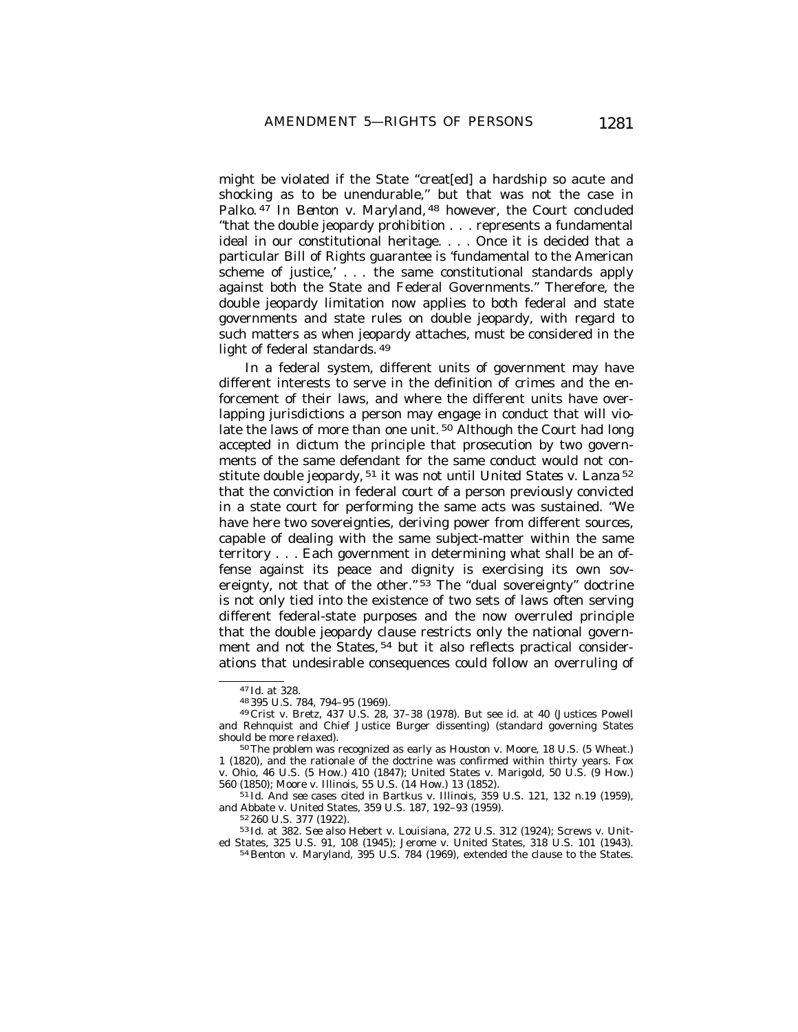might be violated if the State "creat[ed] a hardship so acute and shocking as to be unendurable," but that was not the case in *Palko*.[47] In *Benton v. Maryland*,[48] however, the Court concluded "that the double jeopardy prohibition . . . represents a fundamental ideal in our constitutional heritage. . . . Once it is decided that a particular Bill of Rights guarantee is 'fundamental to the American scheme of justice,' . . . the same constitutional standards apply against both the State and Federal Governments." Therefore, the double jeopardy limitation now applies to both federal and state governments and state rules on double jeopardy, with regard to such matters as when jeopardy attaches, must be considered in the light of federal standards.[49]

In a federal system, different units of government may have different interests to serve in the definition of crimes and the enforcement of their laws, and where the different units have overlapping jurisdictions a person may engage in conduct that will violate the laws of more than one unit.[50] Although the Court had long accepted in dictum the principle that prosecution by two governments of the same defendant for the same conduct would not constitute double jeopardy,[51] it was not until *United States v. Lanza*[52] that the conviction in federal court of a person previously convicted in a state court for performing the same acts was sustained. "We have here two sovereignties, deriving power from different sources, capable of dealing with the same subject-matter within the same territory . . . Each government in determining what shall be an offense against its peace and dignity is exercising its own sovereignty, not that of the other."[53] The "dual sovereignty" doctrine is not only tied into the existence of two sets of laws often serving different federal-state purposes and the now overruled principle that the double jeopardy clause restricts only the national government and not the States,[54] but it also reflects practical considerations that undesirable consequences could follow an overruling of

---

[47] *Id.* at 328.

[48] 395 U.S. 784, 794–95 (1969).

[49] Crist v. Bretz, 437 U.S. 28, 37–38 (1978). But see *id.* at 40 (Justices Powell and Rehnquist and Chief Justice Burger dissenting) (standard governing States should be more relaxed).

[50] The problem was recognized as early as Houston v. Moore, 18 U.S. (5 Wheat.) 1 (1820), and the rationale of the doctrine was confirmed within thirty years. Fox v. Ohio, 46 U.S. (5 How.) 410 (1847); United States v. Marigold, 50 U.S. (9 How.) 560 (1850); Moore v. Illinois, 55 U.S. (14 How.) 13 (1852).

[51] *Id.* And see cases cited in Bartkus v. Illinois, 359 U.S. 121, 132 n.19 (1959), and Abbate v. United States, 359 U.S. 187, 192–93 (1959).

[52] 260 U.S. 377 (1922).

[53] *Id.* at 382. *See also* Hebert v. Louisiana, 272 U.S. 312 (1924); Screws v. United States, 325 U.S. 91, 108 (1945); Jerome v. United States, 318 U.S. 101 (1943).

[54] Benton v. Maryland, 395 U.S. 784 (1969), extended the clause to the States.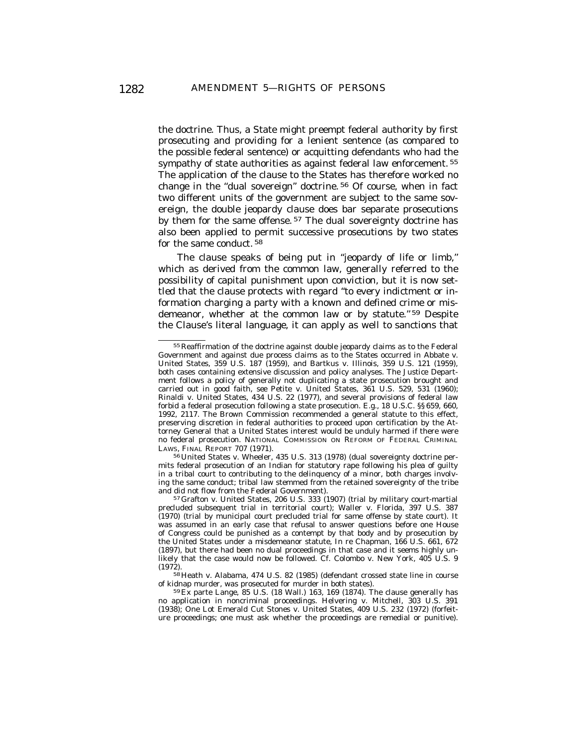the doctrine. Thus, a State might preempt federal authority by first prosecuting and providing for a lenient sentence (as compared to the possible federal sentence) or acquitting defendants who had the sympathy of state authorities as against federal law enforcement.[55] The application of the clause to the States has therefore worked no change in the "dual sovereign" doctrine.[56] Of course, when in fact two different units of the government are subject to the same sovereign, the double jeopardy clause does bar separate prosecutions by them for the same offense.[57] The dual sovereignty doctrine has also been applied to permit successive prosecutions by two states for the same conduct.[58]

The clause speaks of being put in "jeopardy of life or limb," which as derived from the common law, generally referred to the possibility of capital punishment upon conviction, but it is now settled that the clause protects with regard "to every indictment or information charging a party with a known and defined crime or misdemeanor, whether at the common law or by statute."[59] Despite the Clause's literal language, it can apply as well to sanctions that

---

[55] Reaffirmation of the doctrine against double jeopardy claims as to the Federal Government and against due process claims as to the States occurred in Abbate v. United States, 359 U.S. 187 (1959), and Bartkus v. Illinois, 359 U.S. 121 (1959), both cases containing extensive discussion and policy analyses. The Justice Department follows a policy of generally not duplicating a state prosecution brought and carried out in good faith, see Petite v. United States, 361 U.S. 529, 531 (1960); Rinaldi v. United States, 434 U.S. 22 (1977), and several provisions of federal law forbid a federal prosecution following a state prosecution. E.g., 18 U.S.C. §§ 659, 660, 1992, 2117. The Brown Commission recommended a general statute to this effect, preserving discretion in federal authorities to proceed upon certification by the Attorney General that a United States interest would be unduly harmed if there were no federal prosecution. NATIONAL COMMISSION ON REFORM OF FEDERAL CRIMINAL LAWS, FINAL REPORT 707 (1971).

[56] United States v. Wheeler, 435 U.S. 313 (1978) (dual sovereignty doctrine permits federal prosecution of an Indian for statutory rape following his plea of guilty in a tribal court to contributing to the delinquency of a minor, both charges involving the same conduct; tribal law stemmed from the retained sovereignty of the tribe and did not flow from the Federal Government).

[57] Grafton v. United States, 206 U.S. 333 (1907) (trial by military court-martial precluded subsequent trial in territorial court); Waller v. Florida, 397 U.S. 387 (1970) (trial by municipal court precluded trial for same offense by state court). It was assumed in an early case that refusal to answer questions before one House of Congress could be punished as a contempt by that body and by prosecution by the United States under a misdemeanor statute, In re Chapman, 166 U.S. 661, 672 (1897), but there had been no dual proceedings in that case and it seems highly unlikely that the case would now be followed. Cf. Colombo v. New York, 405 U.S. 9 (1972).

[58] Heath v. Alabama, 474 U.S. 82 (1985) (defendant crossed state line in course of kidnap murder, was prosecuted for murder in both states).

[59] Ex parte Lange, 85 U.S. (18 Wall.) 163, 169 (1874). The clause generally has no application in noncriminal proceedings. Helvering v. Mitchell, 303 U.S. 391 (1938); One Lot Emerald Cut Stones v. United States, 409 U.S. 232 (1972) (forfeiture proceedings; one must ask whether the proceedings are remedial or punitive).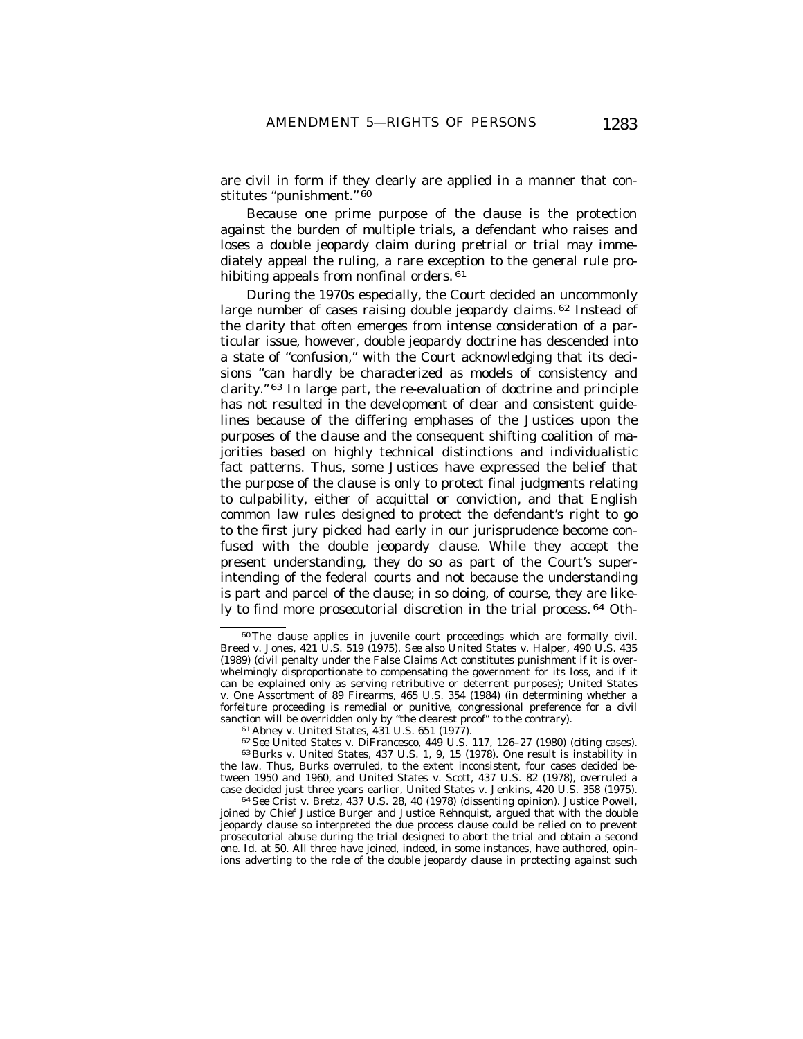are civil in form if they clearly are applied in a manner that constitutes "punishment."[60]

Because one prime purpose of the clause is the protection against the burden of multiple trials, a defendant who raises and loses a double jeopardy claim during pretrial or trial may immediately appeal the ruling, a rare exception to the general rule prohibiting appeals from nonfinal orders.[61]

During the 1970s especially, the Court decided an uncommonly large number of cases raising double jeopardy claims.[62] Instead of the clarity that often emerges from intense consideration of a particular issue, however, double jeopardy doctrine has descended into a state of "confusion," with the Court acknowledging that its decisions "can hardly be characterized as models of consistency and clarity."[63] In large part, the re-evaluation of doctrine and principle has not resulted in the development of clear and consistent guidelines because of the differing emphases of the Justices upon the purposes of the clause and the consequent shifting coalition of majorities based on highly technical distinctions and individualistic fact patterns. Thus, some Justices have expressed the belief that the purpose of the clause is only to protect final judgments relating to culpability, either of acquittal or conviction, and that English common law rules designed to protect the defendant's right to go to the first jury picked had early in our jurisprudence become confused with the double jeopardy clause. While they accept the present understanding, they do so as part of the Court's superintending of the federal courts and not because the understanding is part and parcel of the clause; in so doing, of course, they are likely to find more prosecutorial discretion in the trial process.[64] Oth-

---

[60] The clause applies in juvenile court proceedings which are formally civil. Breed v. Jones, 421 U.S. 519 (1975). *See also* United States v. Halper, 490 U.S. 435 (1989) (civil penalty under the False Claims Act constitutes punishment if it is overwhelmingly disproportionate to compensating the government for its loss, and if it can be explained only as serving retributive or deterrent purposes); United States v. One Assortment of 89 Firearms, 465 U.S. 354 (1984) (in determining whether a forfeiture proceeding is remedial or punitive, congressional preference for a civil sanction will be overridden only by "the clearest proof" to the contrary).

[61] Abney v. United States, 431 U.S. 651 (1977).

[62] *See* United States v. DiFrancesco, 449 U.S. 117, 126–27 (1980) (citing cases).

[63] Burks v. United States, 437 U.S. 1, 9, 15 (1978). One result is instability in the law. Thus, *Burks* overruled, to the extent inconsistent, four cases decided between 1950 and 1960, and United States v. Scott, 437 U.S. 82 (1978), overruled a case decided just three years earlier, United States v. Jenkins, 420 U.S. 358 (1975).

[64] *See* Crist v. Bretz, 437 U.S. 28, 40 (1978) (dissenting opinion). Justice Powell, joined by Chief Justice Burger and Justice Rehnquist, argued that with the double jeopardy clause so interpreted the due process clause could be relied on to prevent prosecutorial abuse during the trial designed to abort the trial and obtain a second one. *Id.* at 50. All three have joined, indeed, in some instances, have authored, opinions adverting to the role of the double jeopardy clause in protecting against such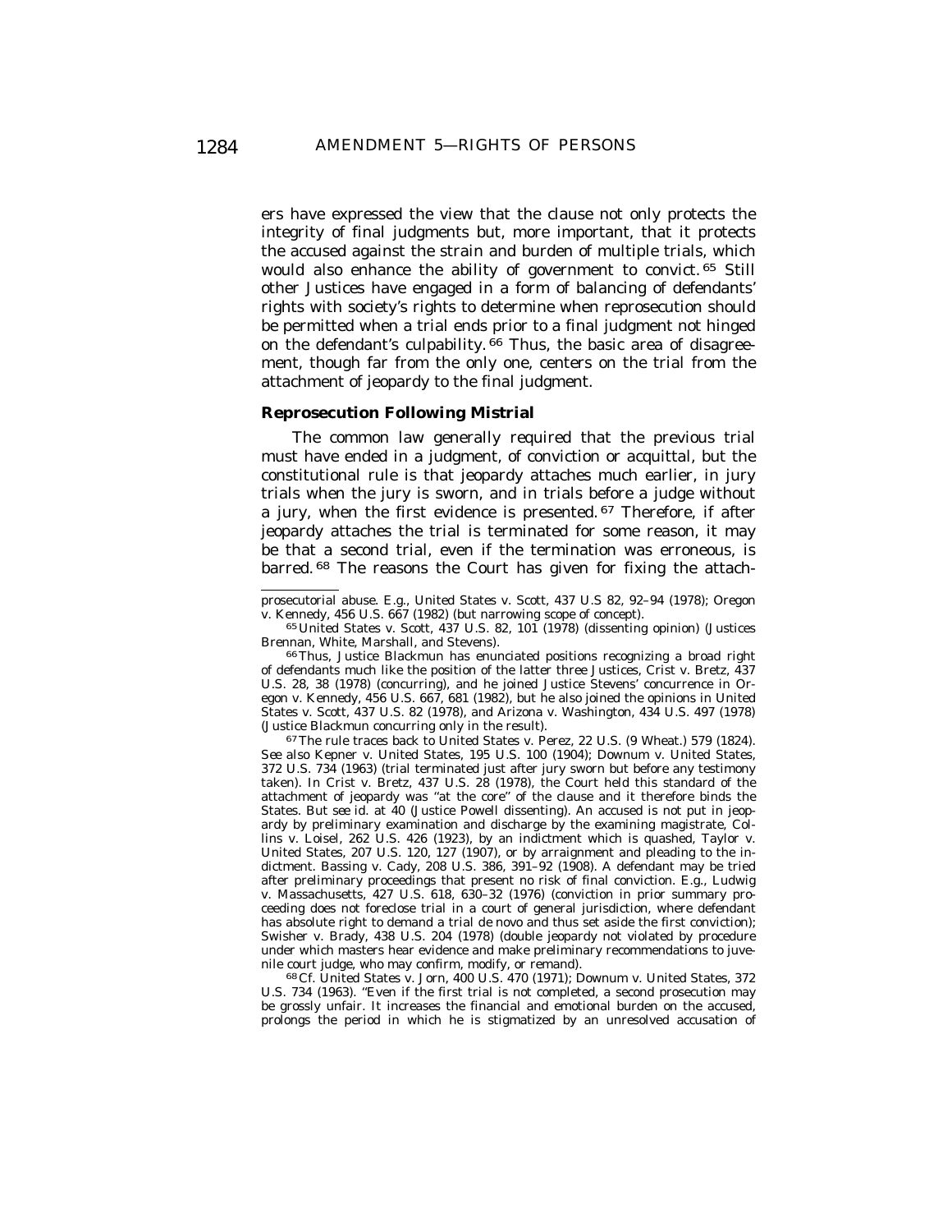ers have expressed the view that the clause not only protects the integrity of final judgments but, more important, that it protects the accused against the strain and burden of multiple trials, which would also enhance the ability of government to convict.[65] Still other Justices have engaged in a form of balancing of defendants' rights with society's rights to determine when reprosecution should be permitted when a trial ends prior to a final judgment not hinged on the defendant's culpability.[66] Thus, the basic area of disagreement, though far from the only one, centers on the trial from the attachment of jeopardy to the final judgment.

### Reprosecution Following Mistrial

The common law generally required that the previous trial must have ended in a judgment, of conviction or acquittal, but the constitutional rule is that jeopardy attaches much earlier, in jury trials when the jury is sworn, and in trials before a judge without a jury, when the first evidence is presented.[67] Therefore, if after jeopardy attaches the trial is terminated for some reason, it may be that a second trial, even if the termination was erroneous, is barred.[68] The reasons the Court has given for fixing the attach-

---

prosecutorial abuse. *E.g.*, United States v. Scott, 437 U.S 82, 92–94 (1978); Oregon v. Kennedy, 456 U.S. 667 (1982) (but narrowing scope of concept).

[65] United States v. Scott, 437 U.S. 82, 101 (1978) (dissenting opinion) (Justices Brennan, White, Marshall, and Stevens).

[66] Thus, Justice Blackmun has enunciated positions recognizing a broad right of defendants much like the position of the latter three Justices, Crist v. Bretz, 437 U.S. 28, 38 (1978) (concurring), and he joined Justice Stevens' concurrence in Oregon v. Kennedy, 456 U.S. 667, 681 (1982), but he also joined the opinions in United States v. Scott, 437 U.S. 82 (1978), and Arizona v. Washington, 434 U.S. 497 (1978) (Justice Blackmun concurring only in the result).

[67] The rule traces back to United States v. Perez, 22 U.S. (9 Wheat.) 579 (1824). *See also* Kepner v. United States, 195 U.S. 100 (1904); Downum v. United States, 372 U.S. 734 (1963) (trial terminated just after jury sworn but before any testimony taken). In Crist v. Bretz, 437 U.S. 28 (1978), the Court held this standard of the attachment of jeopardy was "at the core" of the clause and it therefore binds the States. *But see id.* at 40 (Justice Powell dissenting). An accused is not put in jeopardy by preliminary examination and discharge by the examining magistrate, Collins v. Loisel, 262 U.S. 426 (1923), by an indictment which is quashed, Taylor v. United States, 207 U.S. 120, 127 (1907), or by arraignment and pleading to the indictment. Bassing v. Cady, 208 U.S. 386, 391–92 (1908). A defendant may be tried after preliminary proceedings that present no risk of final conviction. *E.g.*, Ludwig v. Massachusetts, 427 U.S. 618, 630–32 (1976) (conviction in prior summary proceeding does not foreclose trial in a court of general jurisdiction, where defendant has absolute right to demand a trial de novo and thus set aside the first conviction); Swisher v. Brady, 438 U.S. 204 (1978) (double jeopardy not violated by procedure under which masters hear evidence and make preliminary recommendations to juvenile court judge, who may confirm, modify, or remand).

[68] *Cf.* United States v. Jorn, 400 U.S. 470 (1971); Downum v. United States, 372 U.S. 734 (1963). "Even if the first trial is not completed, a second prosecution may be grossly unfair. It increases the financial and emotional burden on the accused, prolongs the period in which he is stigmatized by an unresolved accusation of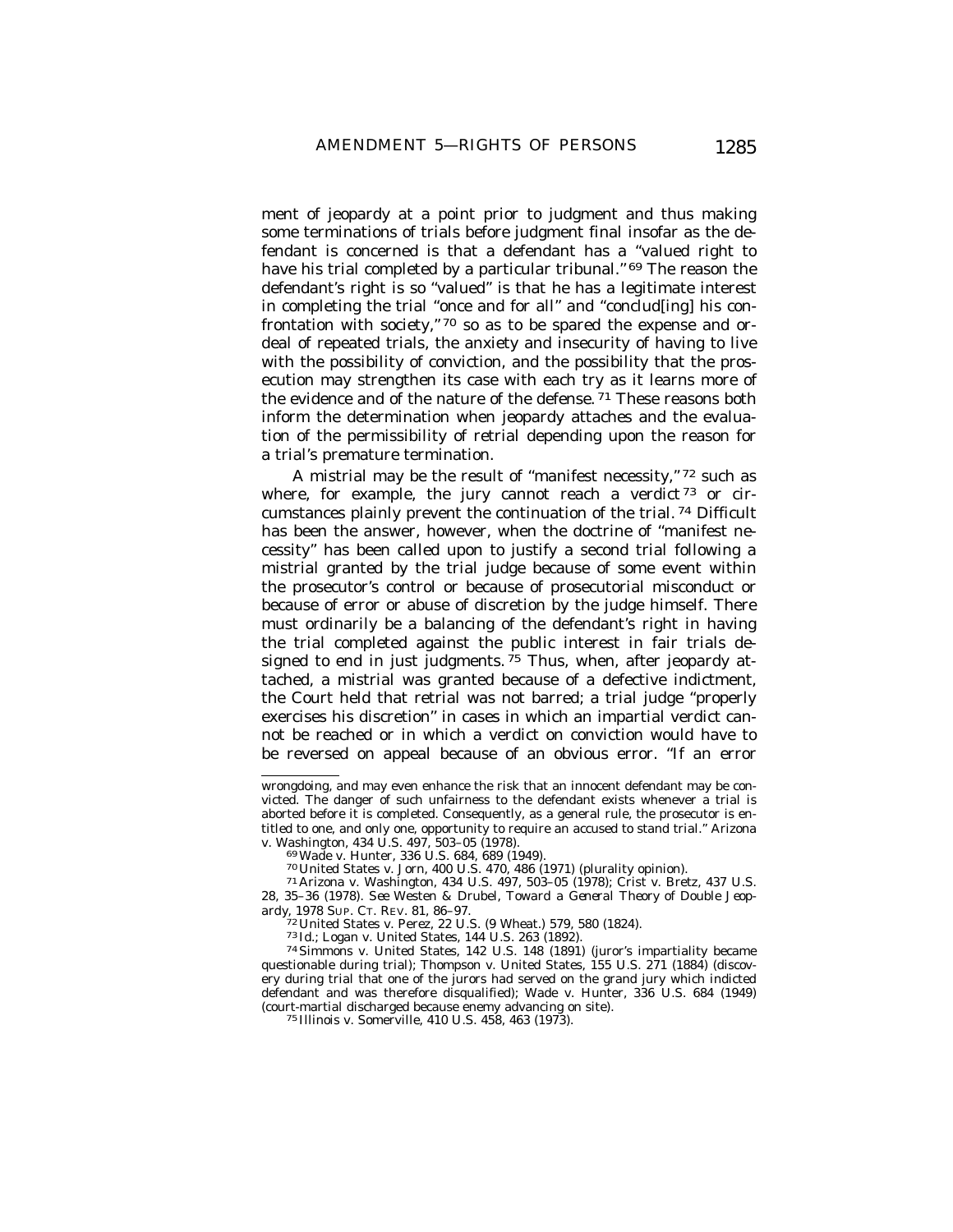ment of jeopardy at a point prior to judgment and thus making some terminations of trials before judgment final insofar as the defendant is concerned is that a defendant has a "valued right to have his trial completed by a particular tribunal." [69] The reason the defendant's right is so "valued" is that he has a legitimate interest in completing the trial "once and for all" and "conclud[ing] his confrontation with society," [70] so as to be spared the expense and ordeal of repeated trials, the anxiety and insecurity of having to live with the possibility of conviction, and the possibility that the prosecution may strengthen its case with each try as it learns more of the evidence and of the nature of the defense. [71] These reasons both inform the determination when jeopardy attaches and the evaluation of the permissibility of retrial depending upon the reason for a trial's premature termination.

A mistrial may be the result of "manifest necessity," [72] such as where, for example, the jury cannot reach a verdict [73] or circumstances plainly prevent the continuation of the trial. [74] Difficult has been the answer, however, when the doctrine of "manifest necessity" has been called upon to justify a second trial following a mistrial granted by the trial judge because of some event within the prosecutor's control or because of prosecutorial misconduct or because of error or abuse of discretion by the judge himself. There must ordinarily be a balancing of the defendant's right in having the trial completed against the public interest in fair trials designed to end in just judgments. [75] Thus, when, after jeopardy attached, a mistrial was granted because of a defective indictment, the Court held that retrial was not barred; a trial judge "properly exercises his discretion" in cases in which an impartial verdict cannot be reached or in which a verdict on conviction would have to be reversed on appeal because of an obvious error. "If an error

---

wrongdoing, and may even enhance the risk that an innocent defendant may be convicted. The danger of such unfairness to the defendant exists whenever a trial is aborted before it is completed. Consequently, as a general rule, the prosecutor is entitled to one, and only one, opportunity to require an accused to stand trial." Arizona v. Washington, 434 U.S. 497, 503–05 (1978).

[69] Wade v. Hunter, 336 U.S. 684, 689 (1949).

[70] United States v. Jorn, 400 U.S. 470, 486 (1971) (plurality opinion).

[71] Arizona v. Washington, 434 U.S. 497, 503–05 (1978); Crist v. Bretz, 437 U.S. 28, 35–36 (1978). *See* Westen & Drubel, *Toward a General Theory of Double Jeopardy*, 1978 SUP. CT. REV. 81, 86–97.

[72] United States v. Perez, 22 U.S. (9 Wheat.) 579, 580 (1824).

[73] *Id.*; Logan v. United States, 144 U.S. 263 (1892).

[74] Simmons v. United States, 142 U.S. 148 (1891) (juror's impartiality became questionable during trial); Thompson v. United States, 155 U.S. 271 (1884) (discovery during trial that one of the jurors had served on the grand jury which indicted defendant and was therefore disqualified); Wade v. Hunter, 336 U.S. 684 (1949) (court-martial discharged because enemy advancing on site).

[75] Illinois v. Somerville, 410 U.S. 458, 463 (1973).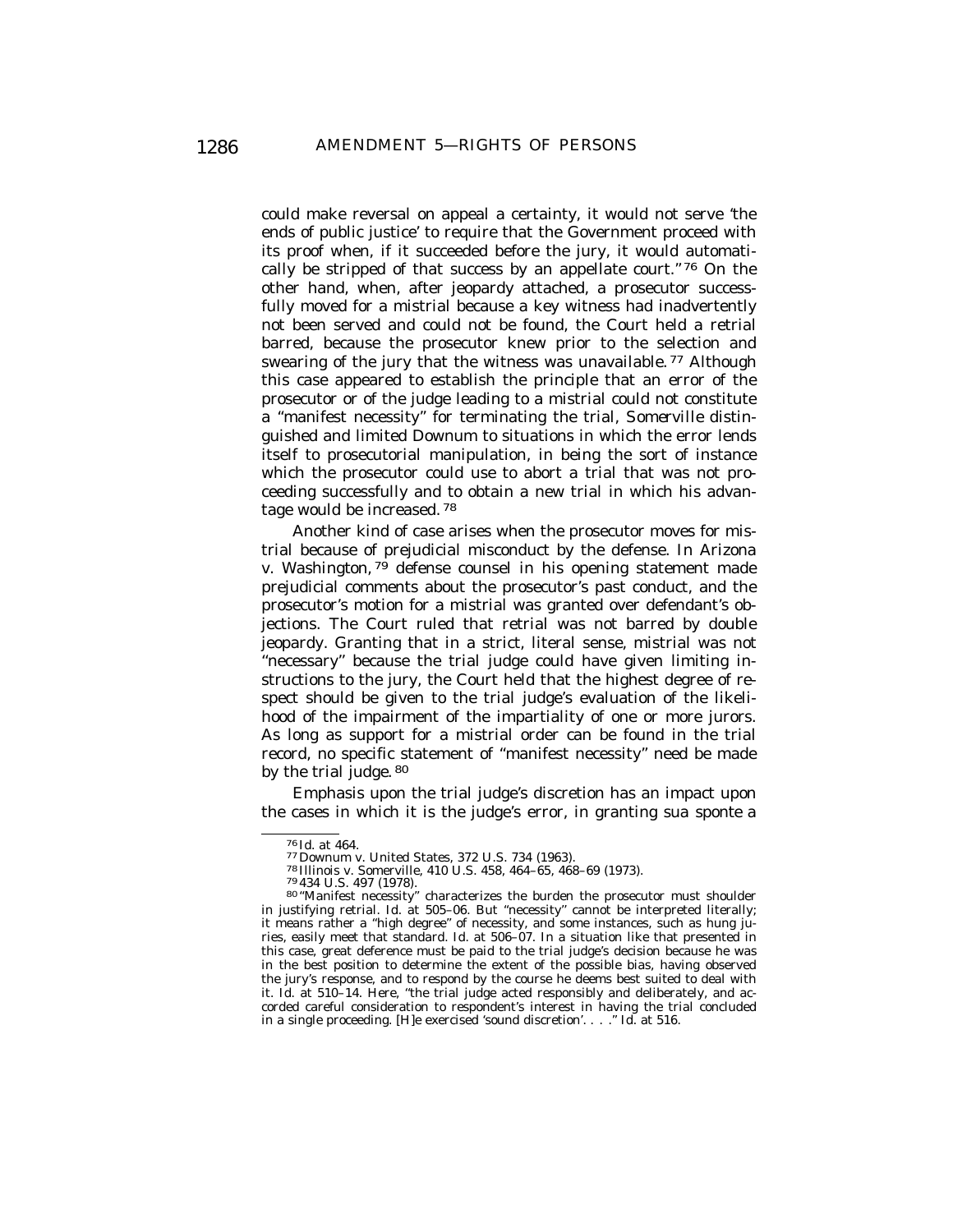could make reversal on appeal a certainty, it would not serve 'the ends of public justice' to require that the Government proceed with its proof when, if it succeeded before the jury, it would automatically be stripped of that success by an appellate court."[76] On the other hand, when, after jeopardy attached, a prosecutor successfully moved for a mistrial because a key witness had inadvertently not been served and could not be found, the Court held a retrial barred, because the prosecutor knew prior to the selection and swearing of the jury that the witness was unavailable.[77] Although this case appeared to establish the principle that an error of the prosecutor or of the judge leading to a mistrial could not constitute a "manifest necessity" for terminating the trial, *Somerville* distinguished and limited *Downum* to situations in which the error lends itself to prosecutorial manipulation, in being the sort of instance which the prosecutor could use to abort a trial that was not proceeding successfully and to obtain a new trial in which his advantage would be increased.[78]

Another kind of case arises when the prosecutor moves for mistrial because of prejudicial misconduct by the defense. In *Arizona v. Washington,*[79] defense counsel in his opening statement made prejudicial comments about the prosecutor's past conduct, and the prosecutor's motion for a mistrial was granted over defendant's objections. The Court ruled that retrial was not barred by double jeopardy. Granting that in a strict, literal sense, mistrial was not "necessary" because the trial judge could have given limiting instructions to the jury, the Court held that the highest degree of respect should be given to the trial judge's evaluation of the likelihood of the impairment of the impartiality of one or more jurors. As long as support for a mistrial order can be found in the trial record, no specific statement of "manifest necessity" need be made by the trial judge.[80]

Emphasis upon the trial judge's discretion has an impact upon the cases in which it is the judge's error, in granting sua sponte a

---

[76] Id. at 464.

[77] Downum v. United States, 372 U.S. 734 (1963).

[78] Illinois v. Somerville, 410 U.S. 458, 464–65, 468–69 (1973).

[79] 434 U.S. 497 (1978).

[80] "Manifest necessity" characterizes the burden the prosecutor must shoulder in justifying retrial. Id. at 505–06. But "necessity" cannot be interpreted literally; it means rather a "high degree" of necessity, and some instances, such as hung juries, easily meet that standard. Id. at 506–07. In a situation like that presented in this case, great deference must be paid to the trial judge's decision because he was in the best position to determine the extent of the possible bias, having observed the jury's response, and to respond by the course he deems best suited to deal with it. Id. at 510–14. Here, "the trial judge acted responsibly and deliberately, and accorded careful consideration to respondent's interest in having the trial concluded in a single proceeding. [H]e exercised 'sound discretion'. . . ." Id. at 516.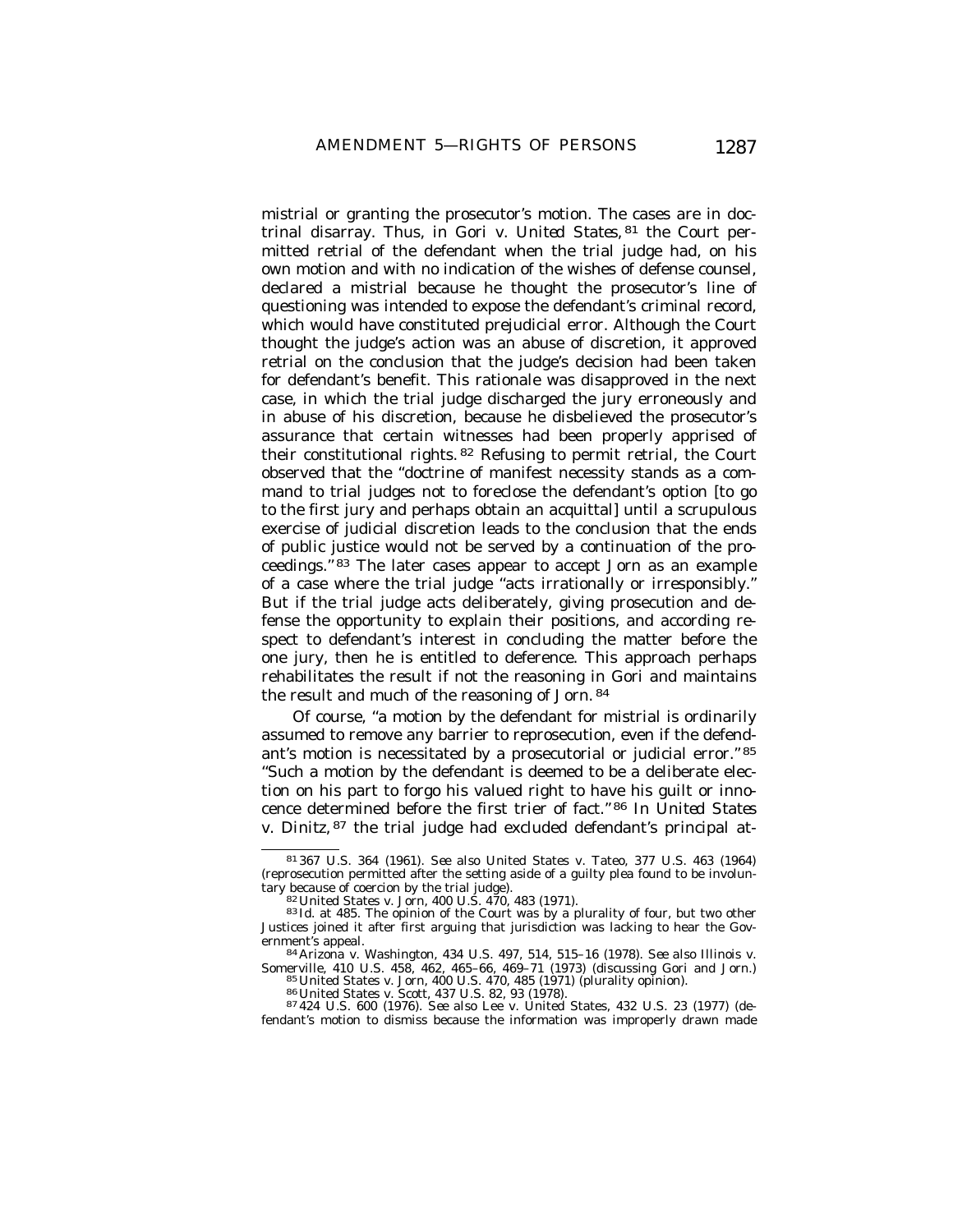mistrial or granting the prosecutor's motion. The cases are in doctrinal disarray. Thus, in *Gori v. United States,*[81] the Court permitted retrial of the defendant when the trial judge had, on his own motion and with no indication of the wishes of defense counsel, declared a mistrial because he thought the prosecutor's line of questioning was intended to expose the defendant's criminal record, which would have constituted prejudicial error. Although the Court thought the judge's action was an abuse of discretion, it approved retrial on the conclusion that the judge's decision had been taken for defendant's benefit. This rationale was disapproved in the next case, in which the trial judge discharged the jury erroneously and in abuse of his discretion, because he disbelieved the prosecutor's assurance that certain witnesses had been properly apprised of their constitutional rights.[82] Refusing to permit retrial, the Court observed that the "doctrine of manifest necessity stands as a command to trial judges not to foreclose the defendant's option [to go to the first jury and perhaps obtain an acquittal] until a scrupulous exercise of judicial discretion leads to the conclusion that the ends of public justice would not be served by a continuation of the proceedings."[83] The later cases appear to accept *Jorn* as an example of a case where the trial judge "acts irrationally or irresponsibly." But if the trial judge acts deliberately, giving prosecution and defense the opportunity to explain their positions, and according respect to defendant's interest in concluding the matter before the one jury, then he is entitled to deference. This approach perhaps rehabilitates the result if not the reasoning in *Gori* and maintains the result and much of the reasoning of *Jorn.*[84]

Of course, "a motion by the defendant for mistrial is ordinarily assumed to remove any barrier to reprosecution, even if the defendant's motion is necessitated by a prosecutorial or judicial error."[85] "Such a motion by the defendant is deemed to be a deliberate election on his part to forgo his valued right to have his guilt or innocence determined before the first trier of fact."[86] In *United States v. Dinitz,*[87] the trial judge had excluded defendant's principal at-

---

[81] 367 U.S. 364 (1961). *See also* United States v. Tateo, 377 U.S. 463 (1964) (reprosecution permitted after the setting aside of a guilty plea found to be involuntary because of coercion by the trial judge).

[82] United States v. Jorn, 400 U.S. 470, 483 (1971).

[83] *Id.* at 485. The opinion of the Court was by a plurality of four, but two other Justices joined it after first arguing that jurisdiction was lacking to hear the Government's appeal.

[84] Arizona v. Washington, 434 U.S. 497, 514, 515–16 (1978). *See also* Illinois v. Somerville, 410 U.S. 458, 462, 465–66, 469–71 (1973) (discussing *Gori* and *Jorn.*)

[85] United States v. Jorn, 400 U.S. 470, 485 (1971) (plurality opinion).

[86] United States v. Scott, 437 U.S. 82, 93 (1978).

[87] 424 U.S. 600 (1976). *See also* Lee v. United States, 432 U.S. 23 (1977) (defendant's motion to dismiss because the information was improperly drawn made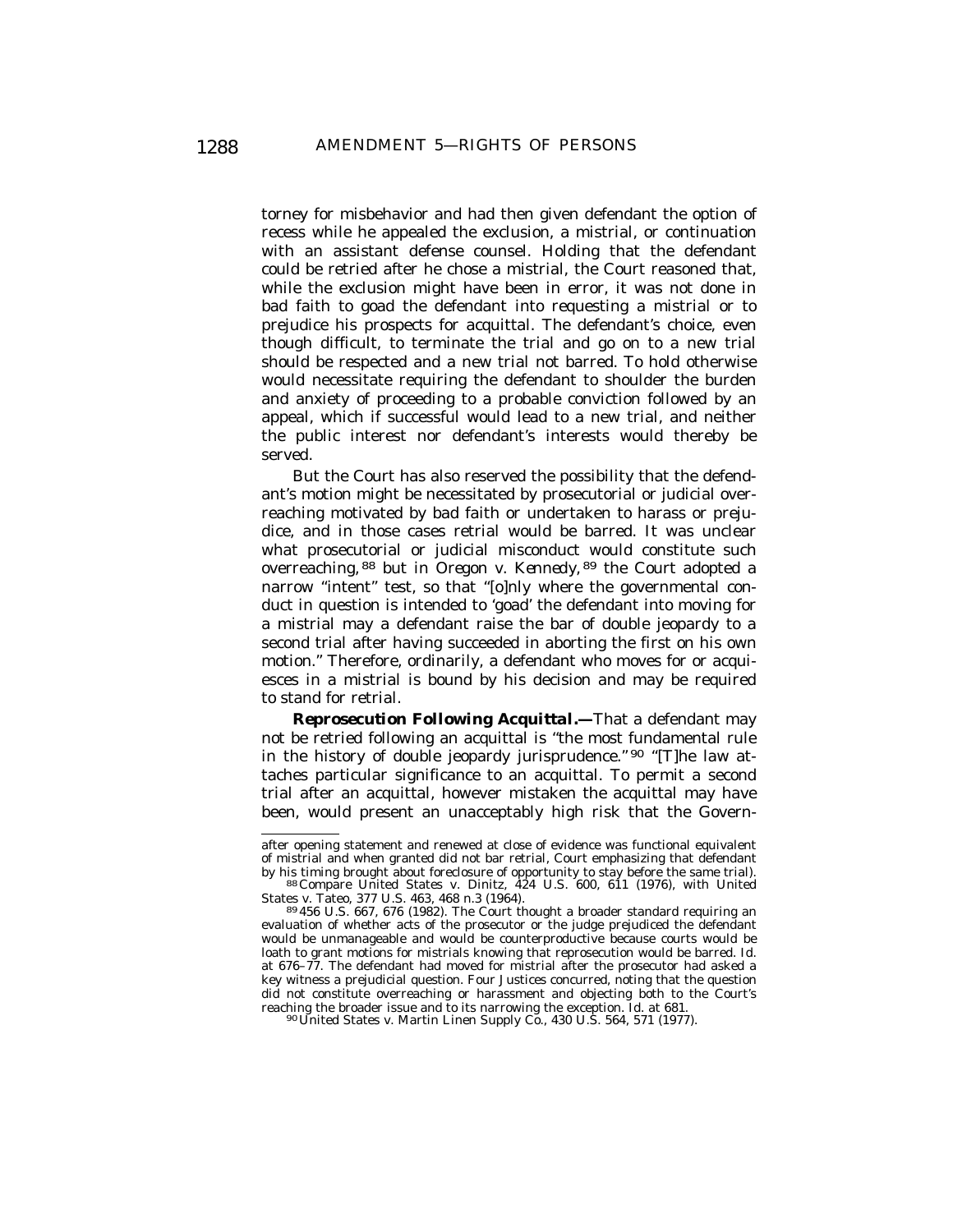torney for misbehavior and had then given defendant the option of recess while he appealed the exclusion, a mistrial, or continuation with an assistant defense counsel. Holding that the defendant could be retried after he chose a mistrial, the Court reasoned that, while the exclusion might have been in error, it was not done in bad faith to goad the defendant into requesting a mistrial or to prejudice his prospects for acquittal. The defendant's choice, even though difficult, to terminate the trial and go on to a new trial should be respected and a new trial not barred. To hold otherwise would necessitate requiring the defendant to shoulder the burden and anxiety of proceeding to a probable conviction followed by an appeal, which if successful would lead to a new trial, and neither the public interest nor defendant's interests would thereby be served.

But the Court has also reserved the possibility that the defendant's motion might be necessitated by prosecutorial or judicial overreaching motivated by bad faith or undertaken to harass or prejudice, and in those cases retrial would be barred. It was unclear what prosecutorial or judicial misconduct would constitute such overreaching,[88] but in *Oregon v. Kennedy*,[89] the Court adopted a narrow "intent" test, so that "[o]nly where the governmental conduct in question is intended to 'goad' the defendant into moving for a mistrial may a defendant raise the bar of double jeopardy to a second trial after having succeeded in aborting the first on his own motion." Therefore, ordinarily, a defendant who moves for or acquiesces in a mistrial is bound by his decision and may be required to stand for retrial.

***Reprosecution Following Acquittal.***—That a defendant may not be retried following an acquittal is "the most fundamental rule in the history of double jeopardy jurisprudence."[90] "[T]he law attaches particular significance to an acquittal. To permit a second trial after an acquittal, however mistaken the acquittal may have been, would present an unacceptably high risk that the Govern-

---

after opening statement and renewed at close of evidence was functional equivalent of mistrial and when granted did not bar retrial, Court emphasizing that defendant by his timing brought about foreclosure of opportunity to stay before the same trial).

[88] Compare United States v. Dinitz, 424 U.S. 600, 611 (1976), with United States v. Tateo, 377 U.S. 463, 468 n.3 (1964).

[89] 456 U.S. 667, 676 (1982). The Court thought a broader standard requiring an evaluation of whether acts of the prosecutor or the judge prejudiced the defendant would be unmanageable and would be counterproductive because courts would be loath to grant motions for mistrials knowing that reprosecution would be barred. Id. at 676–77. The defendant had moved for mistrial after the prosecutor had asked a key witness a prejudicial question. Four Justices concurred, noting that the question did not constitute overreaching or harassment and objecting both to the Court's reaching the broader issue and to its narrowing the exception. Id. at 681.

[90] United States v. Martin Linen Supply Co., 430 U.S. 564, 571 (1977).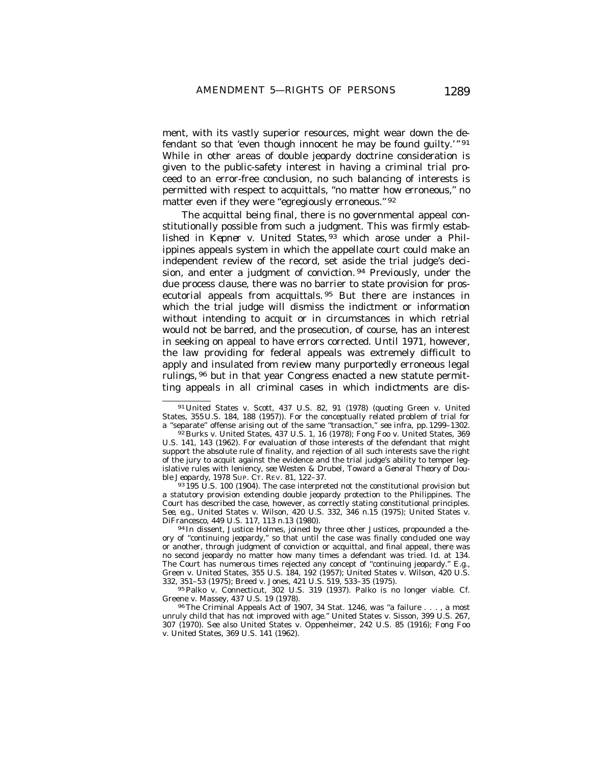ment, with its vastly superior resources, might wear down the defendant so that 'even though innocent he may be found guilty.'"[91] While in other areas of double jeopardy doctrine consideration is given to the public-safety interest in having a criminal trial proceed to an error-free conclusion, no such balancing of interests is permitted with respect to acquittals, "no matter how erroneous," no matter even if they were "egregiously erroneous."[92]

The acquittal being final, there is no governmental appeal constitutionally possible from such a judgment. This was firmly established in *Kepner v. United States*,[93] which arose under a Philippines appeals system in which the appellate court could make an independent review of the record, set aside the trial judge's decision, and enter a judgment of conviction.[94] Previously, under the due process clause, there was no barrier to state provision for prosecutorial appeals from acquittals.[95] But there are instances in which the trial judge will dismiss the indictment or information without intending to acquit or in circumstances in which retrial would not be barred, and the prosecution, of course, has an interest in seeking on appeal to have errors corrected. Until 1971, however, the law providing for federal appeals was extremely difficult to apply and insulated from review many purportedly erroneous legal rulings,[96] but in that year Congress enacted a new statute permitting appeals in all criminal cases in which indictments are dis-

---

[91] United States v. Scott, 437 U.S. 82, 91 (1978) (quoting Green v. United States, 355 U.S. 184, 188 (1957)). For the conceptually related problem of trial for a "separate" offense arising out of the same "transaction," *see infra*, pp. 1299–1302.

[92] Burks v. United States, 437 U.S. 1, 16 (1978); Fong Foo v. United States, 369 U.S. 141, 143 (1962). For evaluation of those interests of the defendant that might support the absolute rule of finality, and rejection of all such interests save the right of the jury to acquit against the evidence and the trial judge's ability to temper legislative rules with leniency, see Westen & Drubel, *Toward a General Theory of Double Jeopardy*, 1978 SUP. CT. REV. 81, 122–37.

[93] 195 U.S. 100 (1904). The case interpreted not the constitutional provision but a statutory provision extending double jeopardy protection to the Philippines. The Court has described the case, however, as correctly stating constitutional principles. *See, e.g.*, United States v. Wilson, 420 U.S. 332, 346 n.15 (1975); United States v. DiFrancesco, 449 U.S. 117, 113 n.13 (1980).

[94] In dissent, Justice Holmes, joined by three other Justices, propounded a theory of "continuing jeopardy," so that until the case was finally concluded one way or another, through judgment of conviction or acquittal, and final appeal, there was no second jeopardy no matter how many times a defendant was tried. *Id.* at 134. The Court has numerous times rejected any concept of "continuing jeopardy." *E.g.*, Green v. United States, 355 U.S. 184, 192 (1957); United States v. Wilson, 420 U.S. 332, 351–53 (1975); Breed v. Jones, 421 U.S. 519, 533–35 (1975).

[95] Palko v. Connecticut, 302 U.S. 319 (1937). *Palko* is no longer viable. *Cf.* Greene v. Massey, 437 U.S. 19 (1978).

[96] The Criminal Appeals Act of 1907, 34 Stat. 1246, was "a failure . . . , a most unruly child that has not improved with age." United States v. Sisson, 399 U.S. 267, 307 (1970). *See also* United States v. Oppenheimer, 242 U.S. 85 (1916); Fong Foo v. United States, 369 U.S. 141 (1962).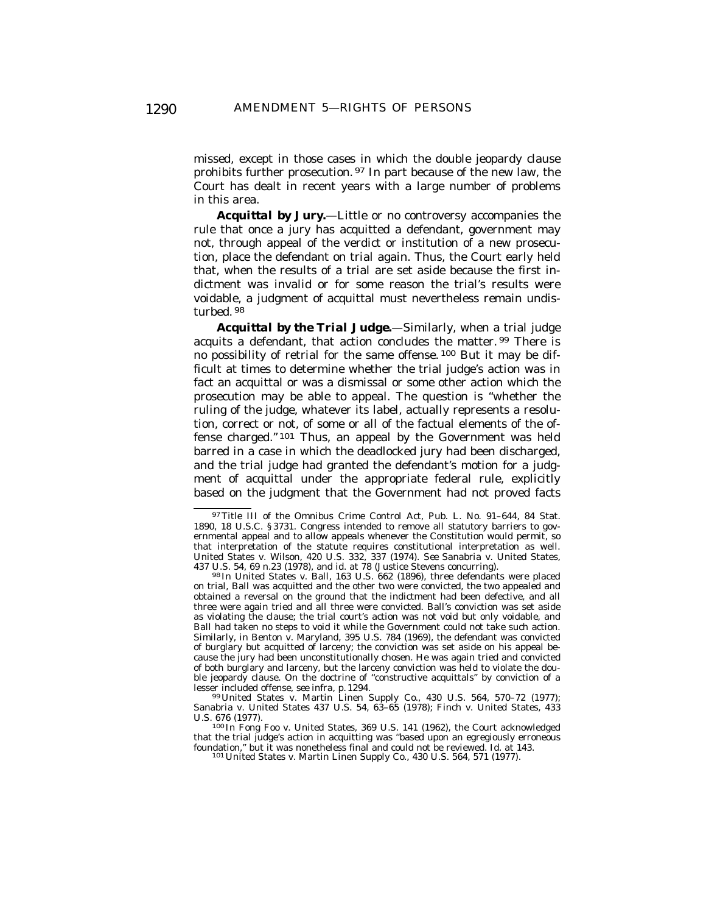missed, except in those cases in which the double jeopardy clause prohibits further prosecution.[97] In part because of the new law, the Court has dealt in recent years with a large number of problems in this area.

***Acquittal by Jury.***—Little or no controversy accompanies the rule that once a jury has acquitted a defendant, government may not, through appeal of the verdict or institution of a new prosecution, place the defendant on trial again. Thus, the Court early held that, when the results of a trial are set aside because the first indictment was invalid or for some reason the trial's results were voidable, a judgment of acquittal must nevertheless remain undisturbed.[98]

***Acquittal by the Trial Judge.***—Similarly, when a trial judge acquits a defendant, that action concludes the matter.[99] There is no possibility of retrial for the same offense.[100] But it may be difficult at times to determine whether the trial judge's action was in fact an acquittal or was a dismissal or some other action which the prosecution may be able to appeal. The question is "whether the ruling of the judge, whatever its label, actually represents a resolution, correct or not, of some or all of the factual elements of the offense charged."[101] Thus, an appeal by the Government was held barred in a case in which the deadlocked jury had been discharged, and the trial judge had granted the defendant's motion for a judgment of acquittal under the appropriate federal rule, explicitly based on the judgment that the Government had not proved facts

---

[97] Title III of the Omnibus Crime Control Act, Pub. L. No. 91–644, 84 Stat. 1890, 18 U.S.C. § 3731. Congress intended to remove all statutory barriers to governmental appeal and to allow appeals whenever the Constitution would permit, so that interpretation of the statute requires constitutional interpretation as well. United States v. Wilson, 420 U.S. 332, 337 (1974). *See* Sanabria v. United States, 437 U.S. 54, 69 n.23 (1978), and id. at 78 (Justice Stevens concurring).

[98] In United States v. Ball, 163 U.S. 662 (1896), three defendants were placed on trial, Ball was acquitted and the other two were convicted, the two appealed and obtained a reversal on the ground that the indictment had been defective, and all three were again tried and all three were convicted. Ball's conviction was set aside as violating the clause; the trial court's action was not void but only voidable, and Ball had taken no steps to void it while the Government could not take such action. Similarly, in Benton v. Maryland, 395 U.S. 784 (1969), the defendant was convicted of burglary but acquitted of larceny; the conviction was set aside on his appeal because the jury had been unconstitutionally chosen. He was again tried and convicted of both burglary and larceny, but the larceny conviction was held to violate the double jeopardy clause. On the doctrine of "constructive acquittals" by conviction of a lesser included offense, *see infra*, p. 1294.

[99] United States v. Martin Linen Supply Co., 430 U.S. 564, 570–72 (1977); Sanabria v. United States 437 U.S. 54, 63–65 (1978); Finch v. United States, 433 U.S. 676 (1977).

[100] In Fong Foo v. United States, 369 U.S. 141 (1962), the Court acknowledged that the trial judge's action in acquitting was "based upon an egregiously erroneous foundation," but it was nonetheless final and could not be reviewed. Id. at 143.

[101] United States v. Martin Linen Supply Co., 430 U.S. 564, 571 (1977).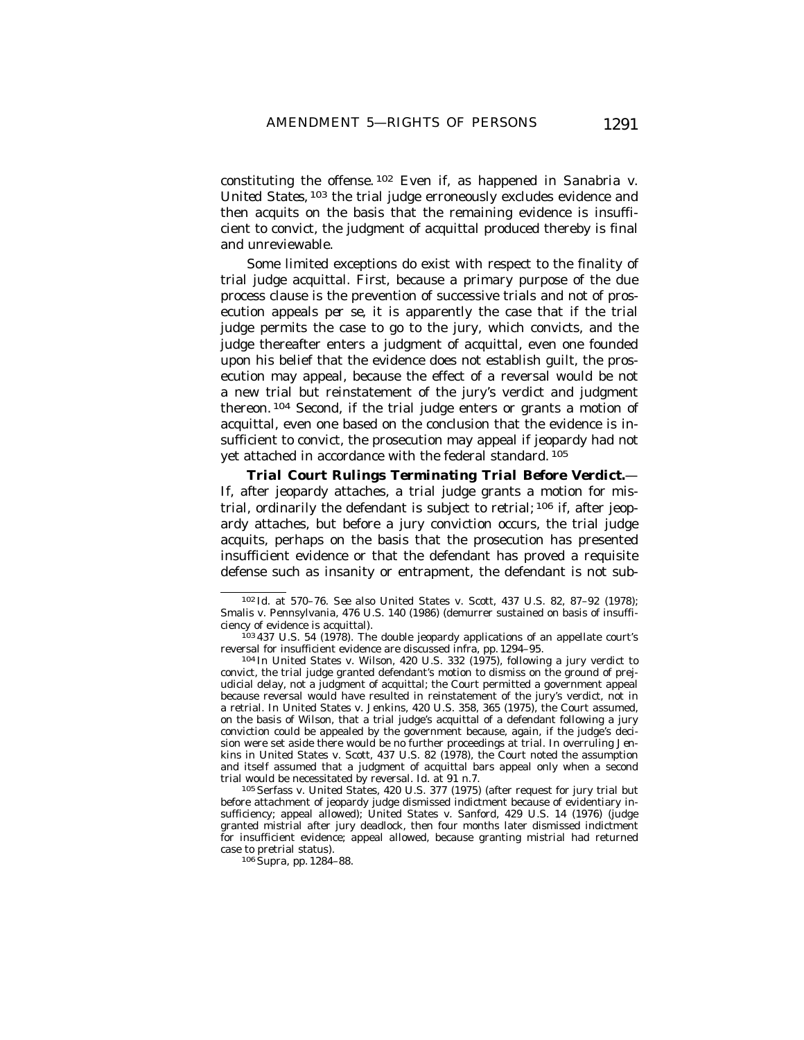constituting the offense.[102] Even if, as happened in *Sanabria v. United States*,[103] the trial judge erroneously excludes evidence and then acquits on the basis that the remaining evidence is insufficient to convict, the judgment of acquittal produced thereby is final and unreviewable.

Some limited exceptions do exist with respect to the finality of trial judge acquittal. First, because a primary purpose of the due process clause is the prevention of successive trials and not of prosecution appeals *per se*, it is apparently the case that if the trial judge permits the case to go to the jury, which convicts, and the judge thereafter enters a judgment of acquittal, even one founded upon his belief that the evidence does not establish guilt, the prosecution may appeal, because the effect of a reversal would be not a new trial but reinstatement of the jury's verdict and judgment thereon.[104] Second, if the trial judge enters or grants a motion of acquittal, even one based on the conclusion that the evidence is insufficient to convict, the prosecution may appeal if jeopardy had not yet attached in accordance with the federal standard.[105]

***Trial Court Rulings Terminating Trial Before Verdict.***— If, after jeopardy attaches, a trial judge grants a motion for mistrial, ordinarily the defendant is subject to retrial;[106] if, after jeopardy attaches, but before a jury conviction occurs, the trial judge acquits, perhaps on the basis that the prosecution has presented insufficient evidence or that the defendant has proved a requisite defense such as insanity or entrapment, the defendant is not sub-

---

[102] *Id.* at 570–76. *See also* United States v. Scott, 437 U.S. 82, 87–92 (1978); Smalis v. Pennsylvania, 476 U.S. 140 (1986) (demurrer sustained on basis of insufficiency of evidence is acquittal).

[103] 437 U.S. 54 (1978). The double jeopardy applications of an appellate court's reversal for insufficient evidence are discussed *infra*, pp. 1294–95.

[104] In United States v. Wilson, 420 U.S. 332 (1975), following a jury verdict to convict, the trial judge granted defendant's motion to dismiss on the ground of prejudicial delay, not a judgment of acquittal; the Court permitted a government appeal because reversal would have resulted in reinstatement of the jury's verdict, not in a retrial. In United States v. Jenkins, 420 U.S. 358, 365 (1975), the Court assumed, on the basis of *Wilson*, that a trial judge's acquittal of a defendant following a jury conviction could be appealed by the government because, again, if the judge's decision were set aside there would be no further proceedings at trial. In overruling *Jenkins* in United States v. Scott, 437 U.S. 82 (1978), the Court noted the assumption and itself assumed that a judgment of acquittal bars appeal only when a second trial would be necessitated by reversal. *Id.* at 91 n.7.

[105] Serfass v. United States, 420 U.S. 377 (1975) (after request for jury trial but before attachment of jeopardy judge dismissed indictment because of evidentiary insufficiency; appeal allowed); United States v. Sanford, 429 U.S. 14 (1976) (judge granted mistrial after jury deadlock, then four months later dismissed indictment for insufficient evidence; appeal allowed, because granting mistrial had returned case to pretrial status).

[106] *Supra*, pp. 1284–88.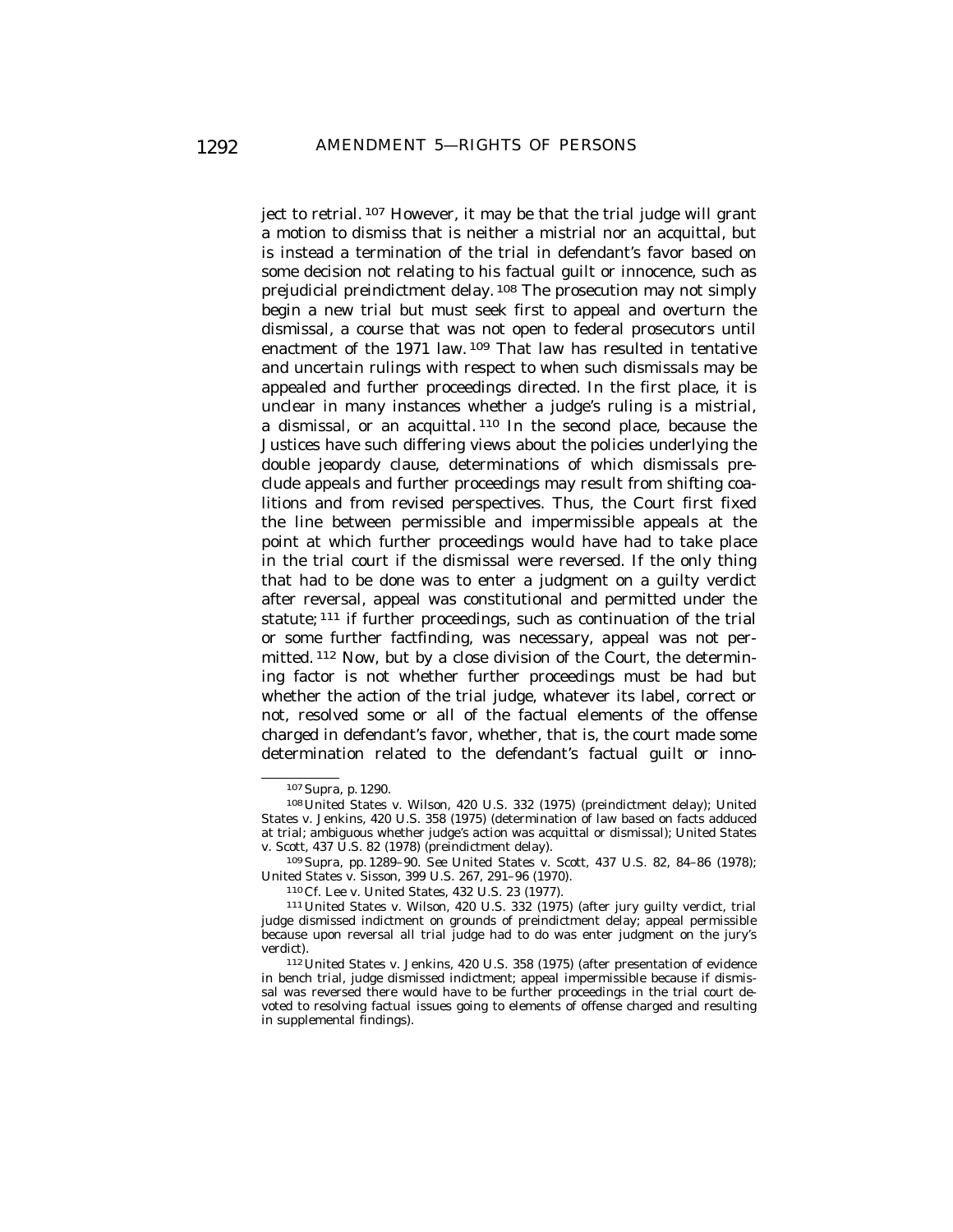ject to retrial.[107] However, it may be that the trial judge will grant a motion to dismiss that is neither a mistrial nor an acquittal, but is instead a termination of the trial in defendant's favor based on some decision not relating to his factual guilt or innocence, such as prejudicial preindictment delay.[108] The prosecution may not simply begin a new trial but must seek first to appeal and overturn the dismissal, a course that was not open to federal prosecutors until enactment of the 1971 law.[109] That law has resulted in tentative and uncertain rulings with respect to when such dismissals may be appealed and further proceedings directed. In the first place, it is unclear in many instances whether a judge's ruling is a mistrial, a dismissal, or an acquittal.[110] In the second place, because the Justices have such differing views about the policies underlying the double jeopardy clause, determinations of which dismissals preclude appeals and further proceedings may result from shifting coalitions and from revised perspectives. Thus, the Court first fixed the line between permissible and impermissible appeals at the point at which further proceedings would have had to take place in the trial court if the dismissal were reversed. If the only thing that had to be done was to enter a judgment on a guilty verdict after reversal, appeal was constitutional and permitted under the statute;[111] if further proceedings, such as continuation of the trial or some further factfinding, was necessary, appeal was not permitted.[112] Now, but by a close division of the Court, the determining factor is not whether further proceedings must be had but whether the action of the trial judge, whatever its label, correct or not, resolved some or all of the factual elements of the offense charged in defendant's favor, whether, that is, the court made some determination related to the defendant's factual guilt or inno-

---

[107] *Supra*, p. 1290.

[108] United States v. Wilson, 420 U.S. 332 (1975) (preindictment delay); United States v. Jenkins, 420 U.S. 358 (1975) (determination of law based on facts adduced at trial; ambiguous whether judge's action was acquittal or dismissal); United States v. Scott, 437 U.S. 82 (1978) (preindictment delay).

[109] *Supra*, pp. 1289–90. *See* United States v. Scott, 437 U.S. 82, 84–86 (1978); United States v. Sisson, 399 U.S. 267, 291–96 (1970).

[110] *Cf.* Lee v. United States, 432 U.S. 23 (1977).

[111] United States v. Wilson, 420 U.S. 332 (1975) (after jury guilty verdict, trial judge dismissed indictment on grounds of preindictment delay; appeal permissible because upon reversal all trial judge had to do was enter judgment on the jury's verdict).

[112] United States v. Jenkins, 420 U.S. 358 (1975) (after presentation of evidence in bench trial, judge dismissed indictment; appeal impermissible because if dismissal was reversed there would have to be further proceedings in the trial court devoted to resolving factual issues going to elements of offense charged and resulting in supplemental findings).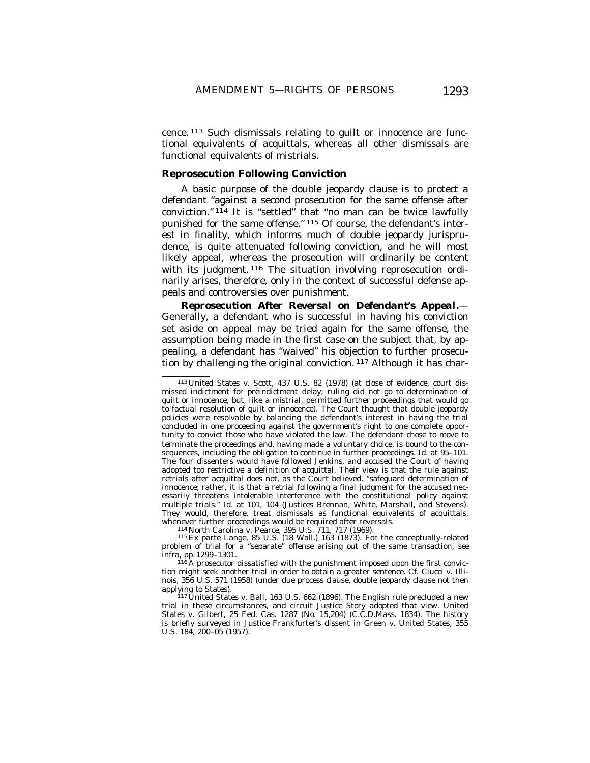cence.[113] Such dismissals relating to guilt or innocence are functional equivalents of acquittals, whereas all other dismissals are functional equivalents of mistrials.

### Reprosecution Following Conviction

A basic purpose of the double jeopardy clause is to protect a defendant "against a second prosecution for the same offense after conviction."[114] It is "settled" that "no man can be twice lawfully punished for the same offense."[115] Of course, the defendant's interest in finality, which informs much of double jeopardy jurisprudence, is quite attenuated following conviction, and he will most likely appeal, whereas the prosecution will ordinarily be content with its judgment.[116] The situation involving reprosecution ordinarily arises, therefore, only in the context of successful defense appeals and controversies over punishment.

***Reprosecution After Reversal on Defendant's Appeal.***— Generally, a defendant who is successful in having his conviction set aside on appeal may be tried again for the same offense, the assumption being made in the first case on the subject that, by appealing, a defendant has "waived" his objection to further prosecution by challenging the original conviction.[117] Although it has char-

---

[113] United States v. Scott, 437 U.S. 82 (1978) (at close of evidence, court dismissed indictment for preindictment delay; ruling did not go to determination of guilt or innocence, but, like a mistrial, permitted further proceedings that would go to factual resolution of guilt or innocence). The Court thought that double jeopardy policies were resolvable by balancing the defendant's interest in having the trial concluded in one proceeding against the government's right to one complete opportunity to convict those who have violated the law. The defendant chose to move to terminate the proceedings and, having made a voluntary choice, is bound to the consequences, including the obligation to continue in further proceedings. Id. at 95–101. The four dissenters would have followed *Jenkins*, and accused the Court of having adopted too restrictive a definition of acquittal. Their view is that the rule against retrials after acquittal does not, as the Court believed, "safeguard determination of innocence; rather, it is that a retrial following a final judgment for the accused necessarily threatens intolerable interference with the constitutional policy against multiple trials." Id. at 101, 104 (Justices Brennan, White, Marshall, and Stevens). They would, therefore, treat dismissals as functional equivalents of acquittals, whenever further proceedings would be required after reversals.

[114] North Carolina v. Pearce, 395 U.S. 711, 717 (1969).

[115] Ex parte Lange, 85 U.S. (18 Wall.) 163 (1873). For the conceptually-related problem of trial for a "separate" offense arising out of the same transaction, see infra, pp. 1299–1301.

[116] A prosecutor dissatisfied with the punishment imposed upon the first conviction might seek another trial in order to obtain a greater sentence. Cf. Ciucci v. Illinois, 356 U.S. 571 (1958) (under due process clause, double jeopardy clause not then applying to States).

[117] United States v. Ball, 163 U.S. 662 (1896). The English rule precluded a new trial in these circumstances, and circuit Justice Story adopted that view. United States v. Gilbert, 25 Fed. Cas. 1287 (No. 15,204) (C.C.D.Mass. 1834). The history is briefly surveyed in Justice Frankfurter's dissent in Green v. United States, 355 U.S. 184, 200–05 (1957).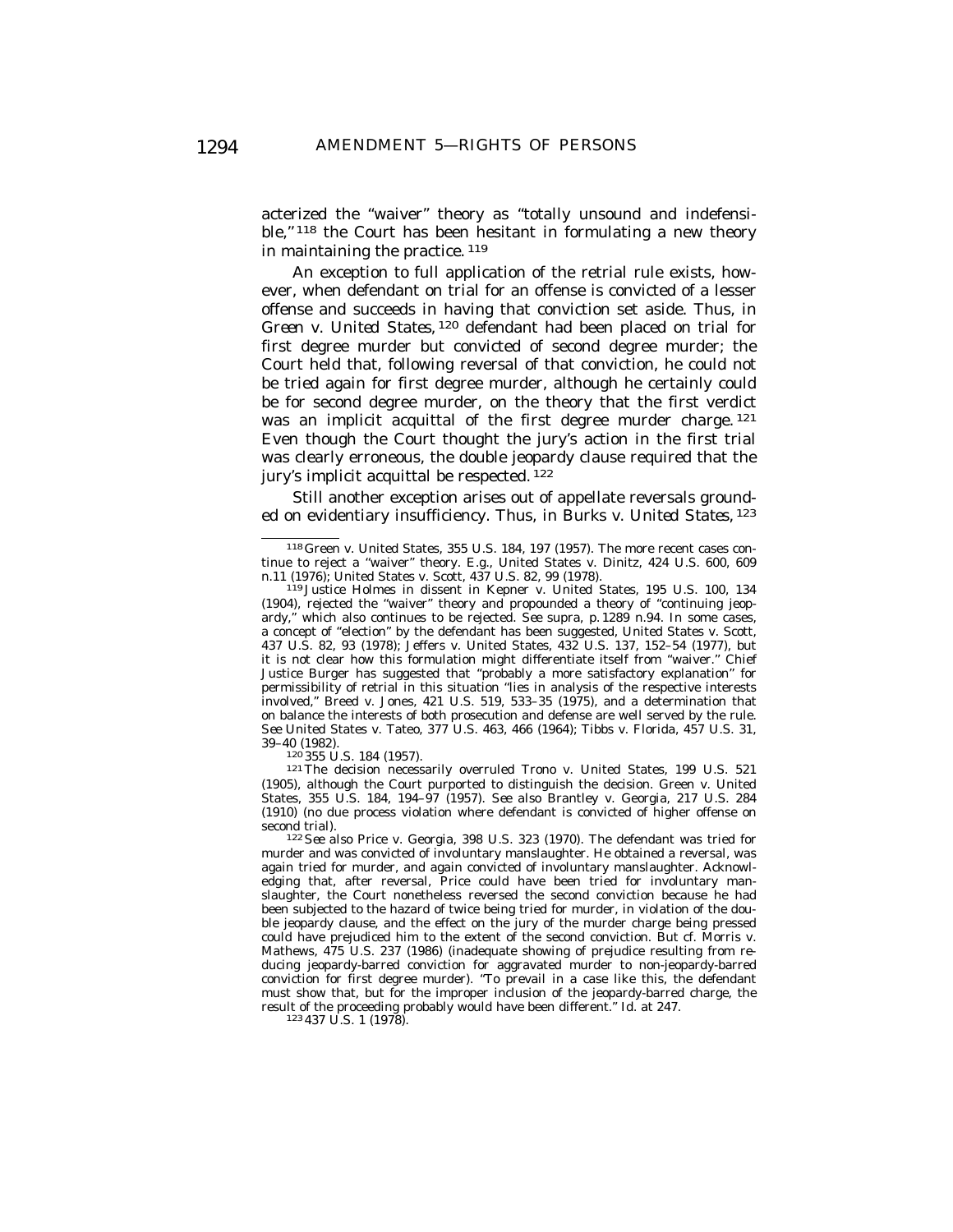acterized the "waiver" theory as "totally unsound and indefensible,"[118] the Court has been hesitant in formulating a new theory in maintaining the practice.[119]

An exception to full application of the retrial rule exists, however, when defendant on trial for an offense is convicted of a lesser offense and succeeds in having that conviction set aside. Thus, in *Green v. United States*,[120] defendant had been placed on trial for first degree murder but convicted of second degree murder; the Court held that, following reversal of that conviction, he could not be tried again for first degree murder, although he certainly could be for second degree murder, on the theory that the first verdict was an implicit acquittal of the first degree murder charge.[121] Even though the Court thought the jury's action in the first trial was clearly erroneous, the double jeopardy clause required that the jury's implicit acquittal be respected.[122]

Still another exception arises out of appellate reversals grounded on evidentiary insufficiency. Thus, in *Burks v. United States*,[123]

---

[118] Green v. United States, 355 U.S. 184, 197 (1957). The more recent cases continue to reject a "waiver" theory. *E.g.*, United States v. Dinitz, 424 U.S. 600, 609 n.11 (1976); United States v. Scott, 437 U.S. 82, 99 (1978).

[119] Justice Holmes in dissent in Kepner v. United States, 195 U.S. 100, 134 (1904), rejected the "waiver" theory and propounded a theory of "continuing jeopardy," which also continues to be rejected. *See supra*, p. 1289 n.94. In some cases, a concept of "election" by the defendant has been suggested, United States v. Scott, 437 U.S. 82, 93 (1978); Jeffers v. United States, 432 U.S. 137, 152–54 (1977), but it is not clear how this formulation might differentiate itself from "waiver." Chief Justice Burger has suggested that "probably a more satisfactory explanation" for permissibility of retrial in this situation "lies in analysis of the respective interests involved," Breed v. Jones, 421 U.S. 519, 533–35 (1975), and a determination that on balance the interests of both prosecution and defense are well served by the rule. *See* United States v. Tateo, 377 U.S. 463, 466 (1964); Tibbs v. Florida, 457 U.S. 31, 39–40 (1982).

[120] 355 U.S. 184 (1957).

[121] The decision necessarily overruled Trono v. United States, 199 U.S. 521 (1905), although the Court purported to distinguish the decision. Green v. United States, 355 U.S. 184, 194–97 (1957). *See also* Brantley v. Georgia, 217 U.S. 284 (1910) (no due process violation where defendant is convicted of higher offense on second trial).

[122] *See also* Price v. Georgia, 398 U.S. 323 (1970). The defendant was tried for murder and was convicted of involuntary manslaughter. He obtained a reversal, was again tried for murder, and again convicted of involuntary manslaughter. Acknowledging that, after reversal, Price could have been tried for involuntary manslaughter, the Court nonetheless reversed the second conviction because he had been subjected to the hazard of twice being tried for murder, in violation of the double jeopardy clause, and the effect on the jury of the murder charge being pressed could have prejudiced him to the extent of the second conviction. *But cf.* Morris v. Mathews, 475 U.S. 237 (1986) (inadequate showing of prejudice resulting from reducing jeopardy-barred conviction for aggravated murder to non-jeopardy-barred conviction for first degree murder). "To prevail in a case like this, the defendant must show that, but for the improper inclusion of the jeopardy-barred charge, the result of the proceeding probably would have been different." *Id.* at 247.

[123] 437 U.S. 1 (1978).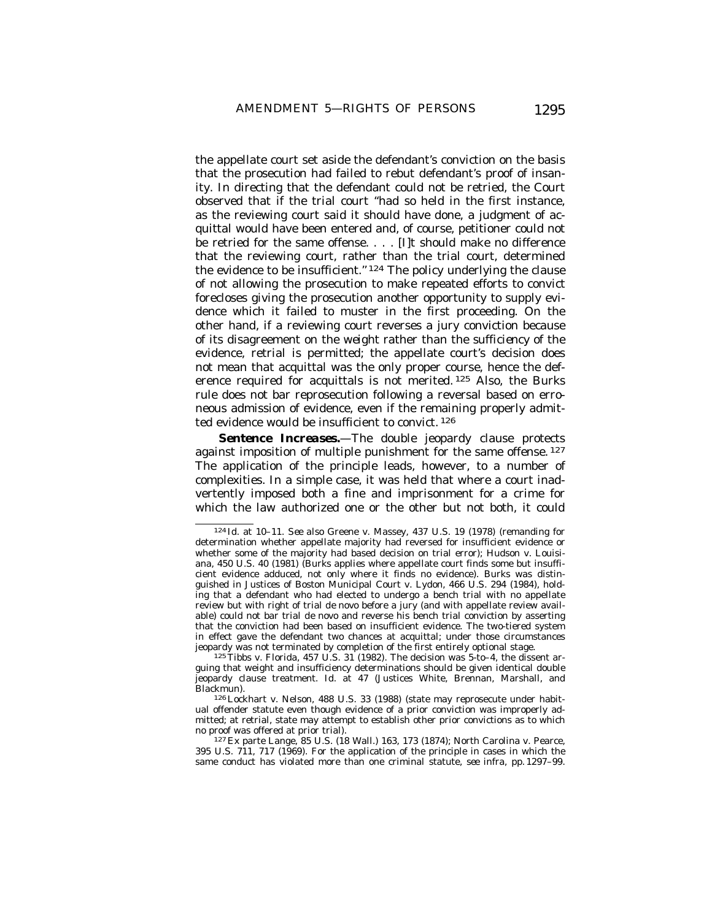the appellate court set aside the defendant's conviction on the basis that the prosecution had failed to rebut defendant's proof of insanity. In directing that the defendant could not be retried, the Court observed that if the trial court "had so held in the first instance, as the reviewing court said it should have done, a judgment of acquittal would have been entered and, of course, petitioner could not be retried for the same offense. . . . [I]t should make no difference that the reviewing court, rather than the trial court, determined the evidence to be insufficient."[124] The policy underlying the clause of not allowing the prosecution to make repeated efforts to convict forecloses giving the prosecution another opportunity to supply evidence which it failed to muster in the first proceeding. On the other hand, if a reviewing court reverses a jury conviction because of its disagreement on the *weight* rather than the *sufficiency* of the evidence, retrial is permitted; the appellate court's decision does not mean that acquittal was the only proper course, hence the deference required for acquittals is not merited.[125] Also, the Burks rule does not bar reprosecution following a reversal based on erroneous admission of evidence, even if the remaining properly admitted evidence would be insufficient to convict.[126]

***Sentence Increases.***—The double jeopardy clause protects against imposition of multiple punishment for the same offense.[127] The application of the principle leads, however, to a number of complexities. In a simple case, it was held that where a court inadvertently imposed both a fine and imprisonment for a crime for which the law authorized one or the other but not both, it could

---

[124] Id. at 10–11. *See also* Greene v. Massey, 437 U.S. 19 (1978) (remanding for determination whether appellate majority had reversed for insufficient evidence or whether some of the majority had based decision on trial error); Hudson v. Louisiana, 450 U.S. 40 (1981) (Burks applies where appellate court finds some but insufficient evidence adduced, not only where it finds no evidence). Burks was distinguished in Justices of Boston Municipal Court v. Lydon, 466 U.S. 294 (1984), holding that a defendant who had elected to undergo a bench trial with no appellate review but with right of trial de novo before a jury (and with appellate review available) could not bar trial de novo and reverse his bench trial conviction by asserting that the conviction had been based on insufficient evidence. The two-tiered system in effect gave the defendant two chances at acquittal; under those circumstances jeopardy was not terminated by completion of the first entirely optional stage.

[125] Tibbs v. Florida, 457 U.S. 31 (1982). The decision was 5-to-4, the dissent arguing that weight and insufficiency determinations should be given identical double jeopardy clause treatment. Id. at 47 (Justices White, Brennan, Marshall, and Blackmun).

[126] Lockhart v. Nelson, 488 U.S. 33 (1988) (state may reprosecute under habitual offender statute even though evidence of a prior conviction was improperly admitted; at retrial, state may attempt to establish other prior convictions as to which no proof was offered at prior trial).

[127] Ex parte Lange, 85 U.S. (18 Wall.) 163, 173 (1874); North Carolina v. Pearce, 395 U.S. 711, 717 (1969). For the application of the principle in cases in which the same conduct has violated more than one criminal statute, see infra, pp. 1297–99.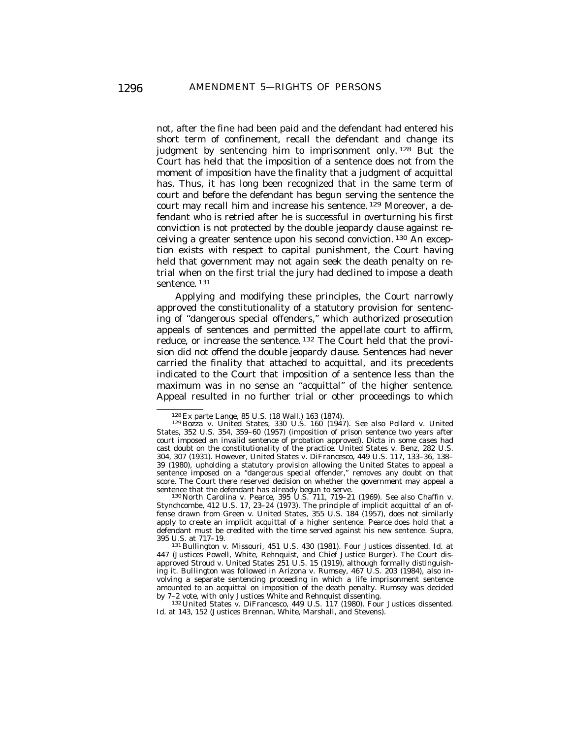not, after the fine had been paid and the defendant had entered his short term of confinement, recall the defendant and change its judgment by sentencing him to imprisonment only.[128] But the Court has held that the imposition of a sentence does not from the moment of imposition have the finality that a judgment of acquittal has. Thus, it has long been recognized that in the same term of court and before the defendant has begun serving the sentence the court may recall him and increase his sentence.[129] Moreover, a defendant who is retried after he is successful in overturning his first conviction is not protected by the double jeopardy clause against receiving a greater sentence upon his second conviction.[130] An exception exists with respect to capital punishment, the Court having held that government may not again seek the death penalty on retrial when on the first trial the jury had declined to impose a death sentence.[131]

Applying and modifying these principles, the Court narrowly approved the constitutionality of a statutory provision for sentencing of "dangerous special offenders," which authorized prosecution appeals of sentences and permitted the appellate court to affirm, reduce, or increase the sentence.[132] The Court held that the provision did not offend the double jeopardy clause. Sentences had never carried the finality that attached to acquittal, and its precedents indicated to the Court that imposition of a sentence less than the maximum was in no sense an "acquittal" of the higher sentence. Appeal resulted in no further trial or other proceedings to which

---

[128] *Ex parte Lange*, 85 U.S. (18 Wall.) 163 (1874).

[129] *Bozza v. United States*, 330 U.S. 160 (1947). *See also* *Pollard v. United States*, 352 U.S. 354, 359–60 (1957) (imposition of prison sentence two years after court imposed an invalid sentence of probation approved). Dicta in some cases had cast doubt on the constitutionality of the practice. *United States v. Benz*, 282 U.S. 304, 307 (1931). However, *United States v. DiFrancesco*, 449 U.S. 117, 133–36, 138–39 (1980), upholding a statutory provision allowing the United States to appeal a sentence imposed on a "dangerous special offender," removes any doubt on that score. The Court there reserved decision on whether the government may appeal a sentence that the defendant has already begun to serve.

[130] *North Carolina v. Pearce*, 395 U.S. 711, 719–21 (1969). *See also* *Chaffin v. Stynchcombe*, 412 U.S. 17, 23–24 (1973). The principle of implicit acquittal of an offense drawn from *Green v. United States*, 355 U.S. 184 (1957), does not similarly apply to create an implicit acquittal of a higher sentence. *Pearce* does hold that a defendant must be credited with the time served against his new sentence. *Supra*, 395 U.S. at 717–19.

[131] *Bullington v. Missouri*, 451 U.S. 430 (1981). Four Justices dissented. *Id.* at 447 (Justices Powell, White, Rehnquist, and Chief Justice Burger). The Court disapproved *Stroud v. United States* 251 U.S. 15 (1919), although formally distinguishing it. *Bullington* was followed in *Arizona v. Rumsey*, 467 U.S. 203 (1984), also involving a separate sentencing proceeding in which a life imprisonment sentence amounted to an acquittal on imposition of the death penalty. *Rumsey* was decided by 7–2 vote, with only Justices White and Rehnquist dissenting.

[132] *United States v. DiFrancesco*, 449 U.S. 117 (1980). Four Justices dissented. *Id.* at 143, 152 (Justices Brennan, White, Marshall, and Stevens).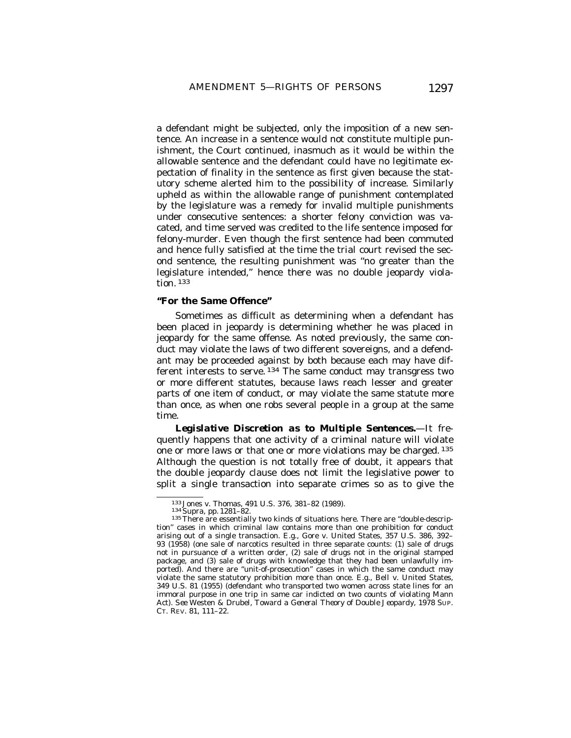a defendant might be subjected, only the imposition of a new sentence. An increase in a sentence would not constitute multiple punishment, the Court continued, inasmuch as it would be within the allowable sentence and the defendant could have no legitimate expectation of finality in the sentence as first given because the statutory scheme alerted him to the possibility of increase. Similarly upheld as within the allowable range of punishment contemplated by the legislature was a remedy for invalid multiple punishments under consecutive sentences: a shorter felony conviction was vacated, and time served was credited to the life sentence imposed for felony-murder. Even though the first sentence had been commuted and hence fully satisfied at the time the trial court revised the second sentence, the resulting punishment was "no greater than the legislature intended," hence there was no double jeopardy violation. [133]

### "For the Same Offence"

Sometimes as difficult as determining when a defendant has been placed in jeopardy is determining whether he was placed in jeopardy for the same offense. As noted previously, the same conduct may violate the laws of two different sovereigns, and a defendant may be proceeded against by both because each may have different interests to serve. [134] The same conduct may transgress two or more different statutes, because laws reach lesser and greater parts of one item of conduct, or may violate the same statute more than once, as when one robs several people in a group at the same time.

***Legislative Discretion as to Multiple Sentences.***—It frequently happens that one activity of a criminal nature will violate one or more laws or that one or more violations may be charged. [135] Although the question is not totally free of doubt, it appears that the double jeopardy clause does not limit the legislative power to split a single transaction into separate crimes so as to give the

---

[133] *Jones v. Thomas*, 491 U.S. 376, 381–82 (1989).

[134] *Supra*, pp. 1281–82.

[135] There are essentially two kinds of situations here. There are "double-description" cases in which criminal law contains more than one prohibition for conduct arising out of a single transaction. *E.g.*, *Gore v. United States*, 357 U.S. 386, 392–93 (1958) (one sale of narcotics resulted in three separate counts: (1) sale of drugs not in pursuance of a written order, (2) sale of drugs not in the original stamped package, and (3) sale of drugs with knowledge that they had been unlawfully imported). And there are "unit-of-prosecution" cases in which the same conduct may violate the same statutory prohibition more than once. *E.g.*, *Bell v. United States*, 349 U.S. 81 (1955) (defendant who transported two women across state lines for an immoral purpose in one trip in same car indicted on two counts of violating Mann Act). *See* Westen & Drubel, *Toward a General Theory of Double Jeopardy*, 1978 SUP. CT. REV. 81, 111–22.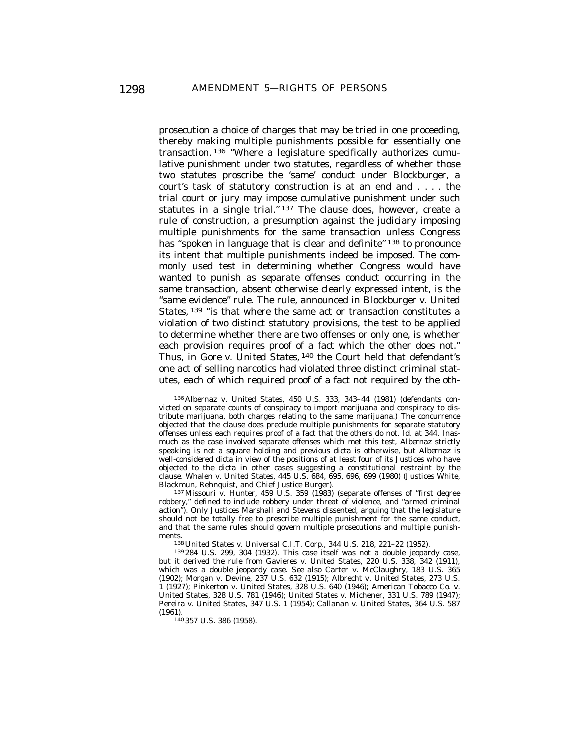prosecution a choice of charges that may be tried in one proceeding, thereby making multiple punishments possible for essentially one transaction.[136] "Where a legislature specifically authorizes cumulative punishment under two statutes, regardless of whether those two statutes proscribe the 'same' conduct under *Blockburger*, a court's task of statutory construction is at an end and . . . . the trial court or jury may impose cumulative punishment under such statutes in a single trial."[137] The clause does, however, create a rule of construction, a presumption against the judiciary imposing multiple punishments for the same transaction unless Congress has "spoken in language that is clear and definite"[138] to pronounce its intent that multiple punishments indeed be imposed. The commonly used test in determining whether Congress would have wanted to punish as separate offenses conduct occurring in the same transaction, absent otherwise clearly expressed intent, is the "same evidence" rule. The rule, announced in *Blockburger v. United States*,[139] "is that where the same act or transaction constitutes a violation of two distinct statutory provisions, the test to be applied to determine whether there are two offenses or only one, is whether each provision requires proof of a fact which the other does not." Thus, in *Gore v. United States*,[140] the Court held that defendant's one act of selling narcotics had violated three distinct criminal statutes, each of which required proof of a fact not required by the oth-

---

[136] Albernaz v. United States, 450 U.S. 333, 343–44 (1981) (defendants convicted on separate counts of conspiracy to import marijuana and conspiracy to distribute marijuana, both charges relating to the same marijuana.) The concurrence objected that the clause does preclude multiple punishments for separate statutory offenses unless each requires proof of a fact that the others do not. Id. at 344. Inasmuch as the case involved separate offenses which met this test, *Albernaz* strictly speaking is not a square holding and previous dicta is otherwise, but *Albernaz* is well-considered dicta in view of the positions of at least four of its Justices who have objected to the dicta in other cases suggesting a constitutional restraint by the clause. Whalen v. United States, 445 U.S. 684, 695, 696, 699 (1980) (Justices White, Blackmun, Rehnquist, and Chief Justice Burger).

[137] Missouri v. Hunter, 459 U.S. 359 (1983) (separate offenses of "first degree robbery," defined to include robbery under threat of violence, and "armed criminal action"). Only Justices Marshall and Stevens dissented, arguing that the legislature should not be totally free to prescribe multiple punishment for the same conduct, and that the same rules should govern multiple prosecutions and multiple punishments.

[138] United States v. Universal C.I.T. Corp., 344 U.S. 218, 221–22 (1952).

[139] 284 U.S. 299, 304 (1932). This case itself was not a double jeopardy case, but it derived the rule from Gavieres v. United States, 220 U.S. 338, 342 (1911), which was a double jeopardy case. *See also* Carter v. McClaughry, 183 U.S. 365 (1902); Morgan v. Devine, 237 U.S. 632 (1915); Albrecht v. United States, 273 U.S. 1 (1927); Pinkerton v. United States, 328 U.S. 640 (1946); American Tobacco Co. v. United States, 328 U.S. 781 (1946); United States v. Michener, 331 U.S. 789 (1947); Pereira v. United States, 347 U.S. 1 (1954); Callanan v. United States, 364 U.S. 587 (1961).

[140] 357 U.S. 386 (1958).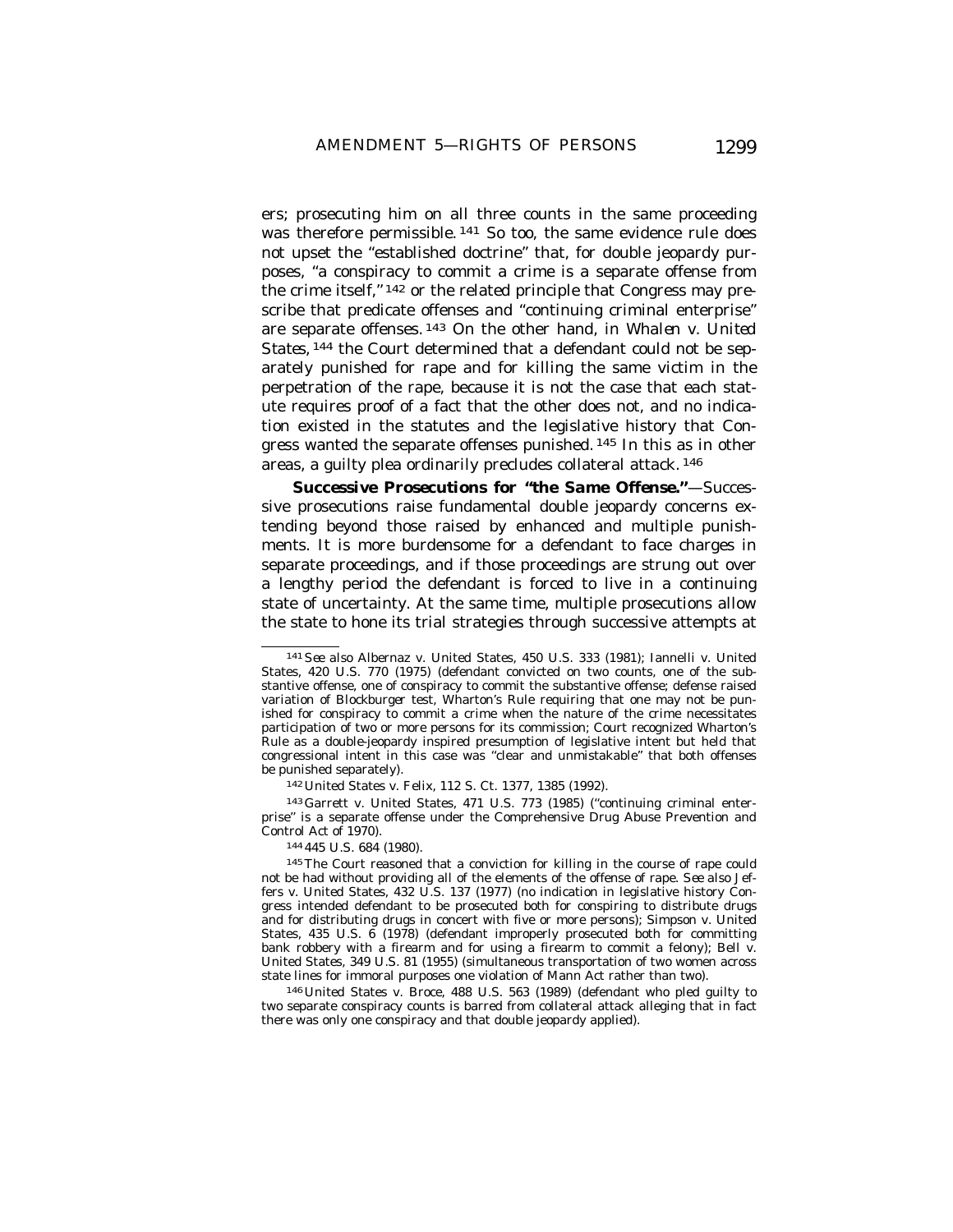ers; prosecuting him on all three counts in the same proceeding was therefore permissible.[141] So too, the same evidence rule does not upset the "established doctrine" that, for double jeopardy purposes, "a conspiracy to commit a crime is a separate offense from the crime itself,"[142] or the related principle that Congress may prescribe that predicate offenses and "continuing criminal enterprise" are separate offenses.[143] On the other hand, in *Whalen v. United States*,[144] the Court determined that a defendant could not be separately punished for rape and for killing the same victim in the perpetration of the rape, because it is not the case that each statute requires proof of a fact that the other does not, and no indication existed in the statutes and the legislative history that Congress wanted the separate offenses punished.[145] In this as in other areas, a guilty plea ordinarily precludes collateral attack.[146]

**Successive Prosecutions for "the Same Offense."**—Successive prosecutions raise fundamental double jeopardy concerns extending beyond those raised by enhanced and multiple punishments. It is more burdensome for a defendant to face charges in separate proceedings, and if those proceedings are strung out over a lengthy period the defendant is forced to live in a continuing state of uncertainty. At the same time, multiple prosecutions allow the state to hone its trial strategies through successive attempts at

---

[141] *See also* Albernaz v. United States, 450 U.S. 333 (1981); Iannelli v. United States, 420 U.S. 770 (1975) (defendant convicted on two counts, one of the substantive offense, one of conspiracy to commit the substantive offense; defense raised variation of *Blockburger* test, Wharton's Rule requiring that one may not be punished for conspiracy to commit a crime when the nature of the crime necessitates participation of two or more persons for its commission; Court recognized Wharton's Rule as a double-jeopardy inspired presumption of legislative intent but held that congressional intent in this case was "clear and unmistakable" that both offenses be punished separately).

[142] United States v. Felix, 112 S. Ct. 1377, 1385 (1992).

[143] Garrett v. United States, 471 U.S. 773 (1985) ("continuing criminal enterprise" is a separate offense under the Comprehensive Drug Abuse Prevention and Control Act of 1970).

[144] 445 U.S. 684 (1980).

[145] The Court reasoned that a conviction for killing in the course of rape could not be had without providing all of the elements of the offense of rape. *See also* Jeffers v. United States, 432 U.S. 137 (1977) (no indication in legislative history Congress intended defendant to be prosecuted both for conspiring to distribute drugs and for distributing drugs in concert with five or more persons); Simpson v. United States, 435 U.S. 6 (1978) (defendant improperly prosecuted both for committing bank robbery with a firearm and for using a firearm to commit a felony); Bell v. United States, 349 U.S. 81 (1955) (simultaneous transportation of two women across state lines for immoral purposes one violation of Mann Act rather than two).

[146] United States v. Broce, 488 U.S. 563 (1989) (defendant who pled guilty to two separate conspiracy counts is barred from collateral attack alleging that in fact there was only one conspiracy and that double jeopardy applied).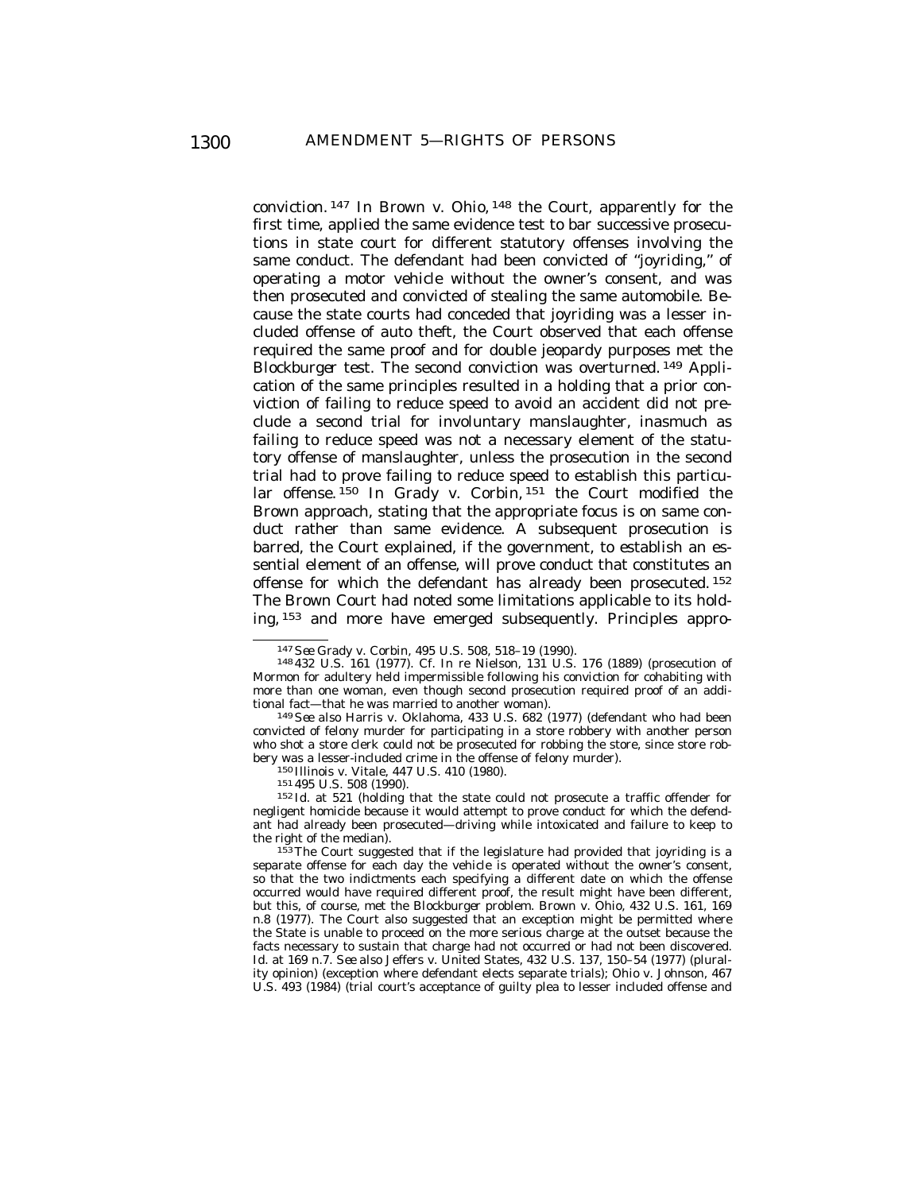conviction.[147] In *Brown v. Ohio*,[148] the Court, apparently for the first time, applied the same evidence test to bar successive prosecutions in state court for different statutory offenses involving the same conduct. The defendant had been convicted of "joyriding," of operating a motor vehicle without the owner's consent, and was then prosecuted and convicted of stealing the same automobile. Because the state courts had conceded that joyriding was a lesser included offense of auto theft, the Court observed that each offense required the same proof and for double jeopardy purposes met the *Blockburger* test. The second conviction was overturned.[149] Application of the same principles resulted in a holding that a prior conviction of failing to reduce speed to avoid an accident did not preclude a second trial for involuntary manslaughter, inasmuch as failing to reduce speed was not a necessary element of the statutory offense of manslaughter, unless the prosecution in the second trial had to prove failing to reduce speed to establish this particular offense.[150] In *Grady v. Corbin*,[151] the Court modified the *Brown* approach, stating that the appropriate focus is on same conduct rather than same evidence. A subsequent prosecution is barred, the Court explained, if the government, to establish an essential element of an offense, will prove conduct that constitutes an offense for which the defendant has already been prosecuted.[152] The *Brown* Court had noted some limitations applicable to its holding,[153] and more have emerged subsequently. Principles appro-

---

[147] *See* Grady v. Corbin, 495 U.S. 508, 518–19 (1990).

[148] 432 U.S. 161 (1977). *Cf.* In re Nielson, 131 U.S. 176 (1889) (prosecution of Mormon for adultery held impermissible following his conviction for cohabiting with more than one woman, even though second prosecution required proof of an additional fact—that he was married to another woman).

[149] *See also* Harris v. Oklahoma, 433 U.S. 682 (1977) (defendant who had been convicted of felony murder for participating in a store robbery with another person who shot a store clerk could not be prosecuted for robbing the store, since store robbery was a lesser-included crime in the offense of felony murder).

[150] Illinois v. Vitale, 447 U.S. 410 (1980).

[151] 495 U.S. 508 (1990).

[152] *Id.* at 521 (holding that the state could not prosecute a traffic offender for negligent homicide because it would attempt to prove conduct for which the defendant had already been prosecuted—driving while intoxicated and failure to keep to the right of the median).

[153] The Court suggested that if the legislature had provided that joyriding is a separate offense for each day the vehicle is operated without the owner's consent, so that the two indictments each specifying a different date on which the offense occurred would have required different proof, the result might have been different, but this, of course, met the *Blockburger* problem. Brown v. Ohio, 432 U.S. 161, 169 n.8 (1977). The Court also suggested that an exception might be permitted where the State is unable to proceed on the more serious charge at the outset because the facts necessary to sustain that charge had not occurred or had not been discovered. *Id.* at 169 n.7. *See also* Jeffers v. United States, 432 U.S. 137, 150–54 (1977) (plurality opinion) (exception where defendant elects separate trials); Ohio v. Johnson, 467 U.S. 493 (1984) (trial court's acceptance of guilty plea to lesser included offense and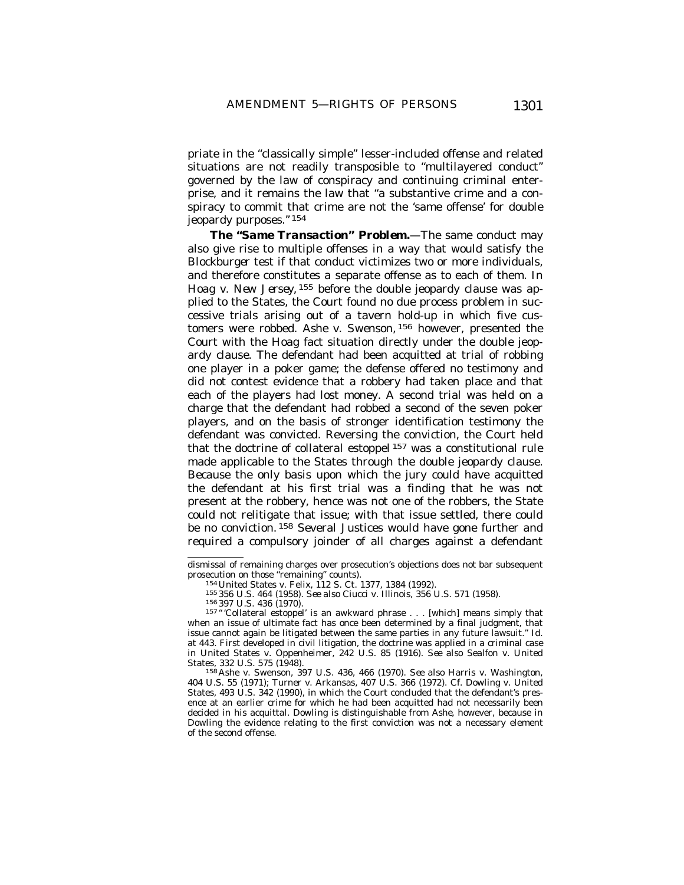priate in the "classically simple" lesser-included offense and related situations are not readily transposible to "multilayered conduct" governed by the law of conspiracy and continuing criminal enterprise, and it remains the law that "a substantive crime and a conspiracy to commit that crime are not the 'same offense' for double jeopardy purposes."[154]

***The "Same Transaction" Problem.***—The same conduct may also give rise to multiple offenses in a way that would satisfy the *Blockburger* test if that conduct victimizes two or more individuals, and therefore constitutes a separate offense as to each of them. In *Hoag v. New Jersey,*[155] before the double jeopardy clause was applied to the States, the Court found no due process problem in successive trials arising out of a tavern hold-up in which five customers were robbed. *Ashe v. Swenson,*[156] however, presented the Court with the *Hoag* fact situation directly under the double jeopardy clause. The defendant had been acquitted at trial of robbing one player in a poker game; the defense offered no testimony and did not contest evidence that a robbery had taken place and that each of the players had lost money. A second trial was held on a charge that the defendant had robbed a second of the seven poker players, and on the basis of stronger identification testimony the defendant was convicted. Reversing the conviction, the Court held that the doctrine of collateral estoppel[157] was a constitutional rule made applicable to the States through the double jeopardy clause. Because the only basis upon which the jury could have acquitted the defendant at his first trial was a finding that he was not present at the robbery, hence was not one of the robbers, the State could not relitigate that issue; with that issue settled, there could be no conviction.[158] Several Justices would have gone further and required a compulsory joinder of all charges against a defendant

---

dismissal of remaining charges over prosecution's objections does not bar subsequent prosecution on those "remaining" counts).

[154] United States v. Felix, 112 S. Ct. 1377, 1384 (1992).

[155] 356 U.S. 464 (1958). *See also* Ciucci v. Illinois, 356 U.S. 571 (1958).

[156] 397 U.S. 436 (1970).

[157] "'Collateral estoppel' is an awkward phrase . . . [which] means simply that when an issue of ultimate fact has once been determined by a final judgment, that issue cannot again be litigated between the same parties in any future lawsuit." *Id.* at 443. First developed in civil litigation, the doctrine was applied in a criminal case in United States v. Oppenheimer, 242 U.S. 85 (1916). *See also* Sealfon v. United States, 332 U.S. 575 (1948).

[158] Ashe v. Swenson, 397 U.S. 436, 466 (1970). *See also* Harris v. Washington, 404 U.S. 55 (1971); Turner v. Arkansas, 407 U.S. 366 (1972). *Cf.* Dowling v. United States, 493 U.S. 342 (1990), in which the Court concluded that the defendant's presence at an earlier crime for which he had been acquitted had not necessarily been decided in his acquittal. *Dowling* is distinguishable from *Ashe,* however, because in *Dowling* the evidence relating to the first conviction was not a necessary element of the second offense.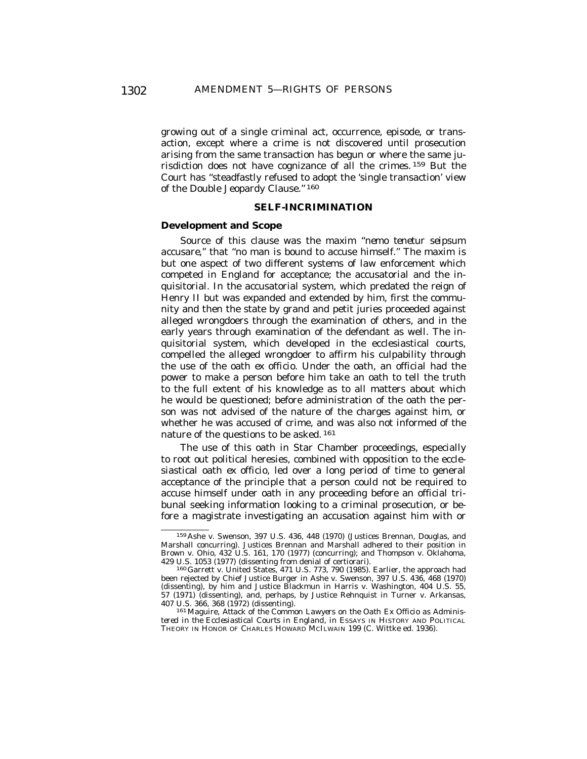growing out of a single criminal act, occurrence, episode, or transaction, except where a crime is not discovered until prosecution arising from the same transaction has begun or where the same jurisdiction does not have cognizance of all the crimes.[159] But the Court has "steadfastly refused to adopt the 'single transaction' view of the Double Jeopardy Clause."[160]

## SELF-INCRIMINATION

### Development and Scope

Source of this clause was the maxim "*nemo tenetur seipsum accusare*," that "no man is bound to accuse himself." The maxim is but one aspect of two different systems of law enforcement which competed in England for acceptance; the accusatorial and the inquisitorial. In the accusatorial system, which predated the reign of Henry II but was expanded and extended by him, first the community and then the state by grand and petit juries proceeded against alleged wrongdoers through the examination of others, and in the early years through examination of the defendant as well. The inquisitorial system, which developed in the ecclesiastical courts, compelled the alleged wrongdoer to affirm his culpability through the use of the oath *ex officio*. Under the oath, an official had the power to make a person before him take an oath to tell the truth to the full extent of his knowledge as to all matters about which he would be questioned; before administration of the oath the person was not advised of the nature of the charges against him, or whether he was accused of crime, and was also not informed of the nature of the questions to be asked.[161]

The use of this oath in Star Chamber proceedings, especially to root out political heresies, combined with opposition to the ecclesiastical oath *ex officio*, led over a long period of time to general acceptance of the principle that a person could not be required to accuse himself under oath in any proceeding before an official tribunal seeking information looking to a criminal prosecution, or before a magistrate investigating an accusation against him with or

---

[159] Ashe v. Swenson, 397 U.S. 436, 448 (1970) (Justices Brennan, Douglas, and Marshall concurring). Justices Brennan and Marshall adhered to their position in Brown v. Ohio, 432 U.S. 161, 170 (1977) (concurring); and Thompson v. Oklahoma, 429 U.S. 1053 (1977) (dissenting from denial of certiorari).

[160] Garrett v. United States, 471 U.S. 773, 790 (1985). Earlier, the approach had been rejected by Chief Justice Burger in Ashe v. Swenson, 397 U.S. 436, 468 (1970) (dissenting), by him and Justice Blackmun in Harris v. Washington, 404 U.S. 55, 57 (1971) (dissenting), and, perhaps, by Justice Rehnquist in Turner v. Arkansas, 407 U.S. 366, 368 (1972) (dissenting).

[161] Maguire, *Attack of the Common Lawyers on the Oath Ex Officio as Administered in the Ecclesiastical Courts in England*, in ESSAYS IN HISTORY AND POLITICAL THEORY IN HONOR OF CHARLES HOWARD MCILWAIN 199 (C. Wittke ed. 1936).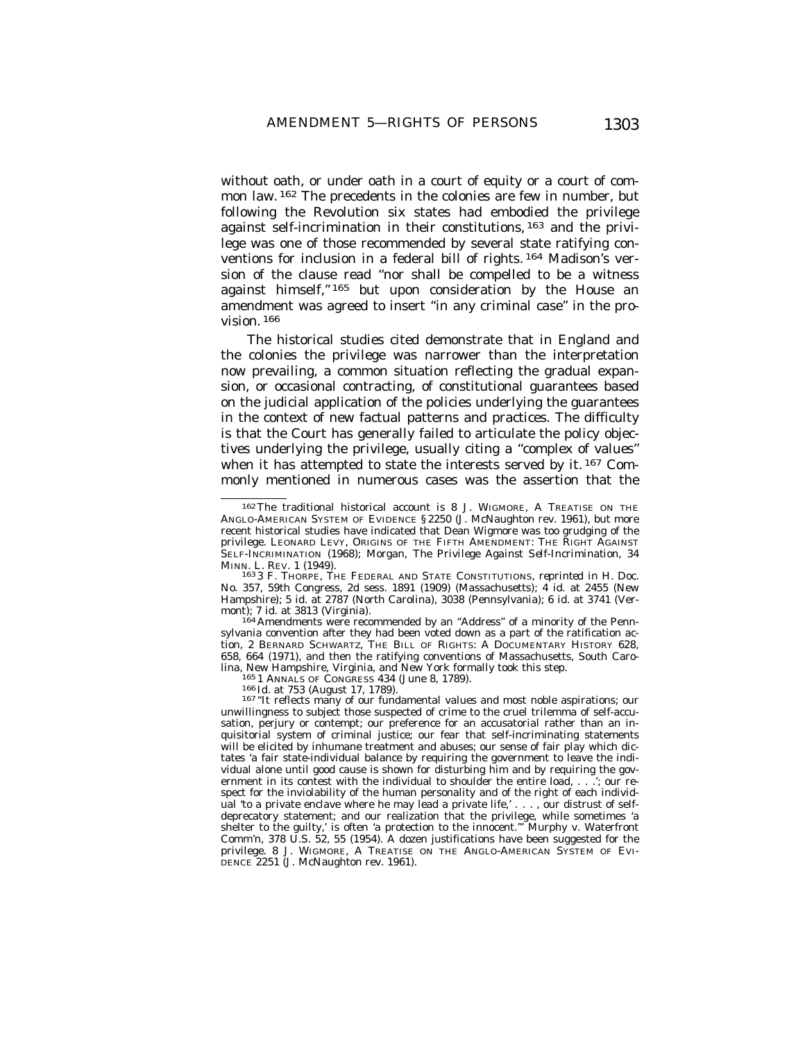without oath, or under oath in a court of equity or a court of common law.[162] The precedents in the colonies are few in number, but following the Revolution six states had embodied the privilege against self-incrimination in their constitutions,[163] and the privilege was one of those recommended by several state ratifying conventions for inclusion in a federal bill of rights.[164] Madison's version of the clause read "nor shall be compelled to be a witness against himself,"[165] but upon consideration by the House an amendment was agreed to insert "in any criminal case" in the provision.[166]

The historical studies cited demonstrate that in England and the colonies the privilege was narrower than the interpretation now prevailing, a common situation reflecting the gradual expansion, or occasional contracting, of constitutional guarantees based on the judicial application of the policies underlying the guarantees in the context of new factual patterns and practices. The difficulty is that the Court has generally failed to articulate the policy objectives underlying the privilege, usually citing a "complex of values" when it has attempted to state the interests served by it.[167] Commonly mentioned in numerous cases was the assertion that the

---

[162] The traditional historical account is 8 J. WIGMORE, A TREATISE ON THE ANGLO-AMERICAN SYSTEM OF EVIDENCE §2250 (J. McNaughton rev. 1961), but more recent historical studies have indicated that Dean Wigmore was too grudging of the privilege. LEONARD LEVY, ORIGINS OF THE FIFTH AMENDMENT: THE RIGHT AGAINST SELF-INCRIMINATION (1968); Morgan, *The Privilege Against Self-Incrimination*, 34 MINN. L. REV. 1 (1949).

[163] 3 F. THORPE, THE FEDERAL AND STATE CONSTITUTIONS, *reprinted in* H. Doc. No. 357, 59th Congress, 2d sess. 1891 (1909) (Massachusetts); 4 id. at 2455 (New Hampshire); 5 id. at 2787 (North Carolina), 3038 (Pennsylvania); 6 id. at 3741 (Vermont); 7 id. at 3813 (Virginia).

[164] Amendments were recommended by an "Address" of a minority of the Pennsylvania convention after they had been voted down as a part of the ratification action, 2 BERNARD SCHWARTZ, THE BILL OF RIGHTS: A DOCUMENTARY HISTORY 628, 658, 664 (1971), and then the ratifying conventions of Massachusetts, South Carolina, New Hampshire, Virginia, and New York formally took this step.

[165] 1 ANNALS OF CONGRESS 434 (June 8, 1789).

[166] Id. at 753 (August 17, 1789).

[167] "It reflects many of our fundamental values and most noble aspirations; our unwillingness to subject those suspected of crime to the cruel trilemma of self-accusation, perjury or contempt; our preference for an accusatorial rather than an inquisitorial system of criminal justice; our fear that self-incriminating statements will be elicited by inhumane treatment and abuses; our sense of fair play which dictates 'a fair state-individual balance by requiring the government to leave the individual alone until good cause is shown for disturbing him and by requiring the government in its contest with the individual to shoulder the entire load, . . .'; our respect for the inviolability of the human personality and of the right of each individual 'to a private enclave where he may lead a private life,' . . . , our distrust of self-deprecatory statement; and our realization that the privilege, while sometimes 'a shelter to the guilty,' is often 'a protection to the innocent.'" Murphy v. Waterfront Comm'n, 378 U.S. 52, 55 (1954). A dozen justifications have been suggested for the privilege. 8 J. WIGMORE, A TREATISE ON THE ANGLO-AMERICAN SYSTEM OF EVIDENCE 2251 (J. McNaughton rev. 1961).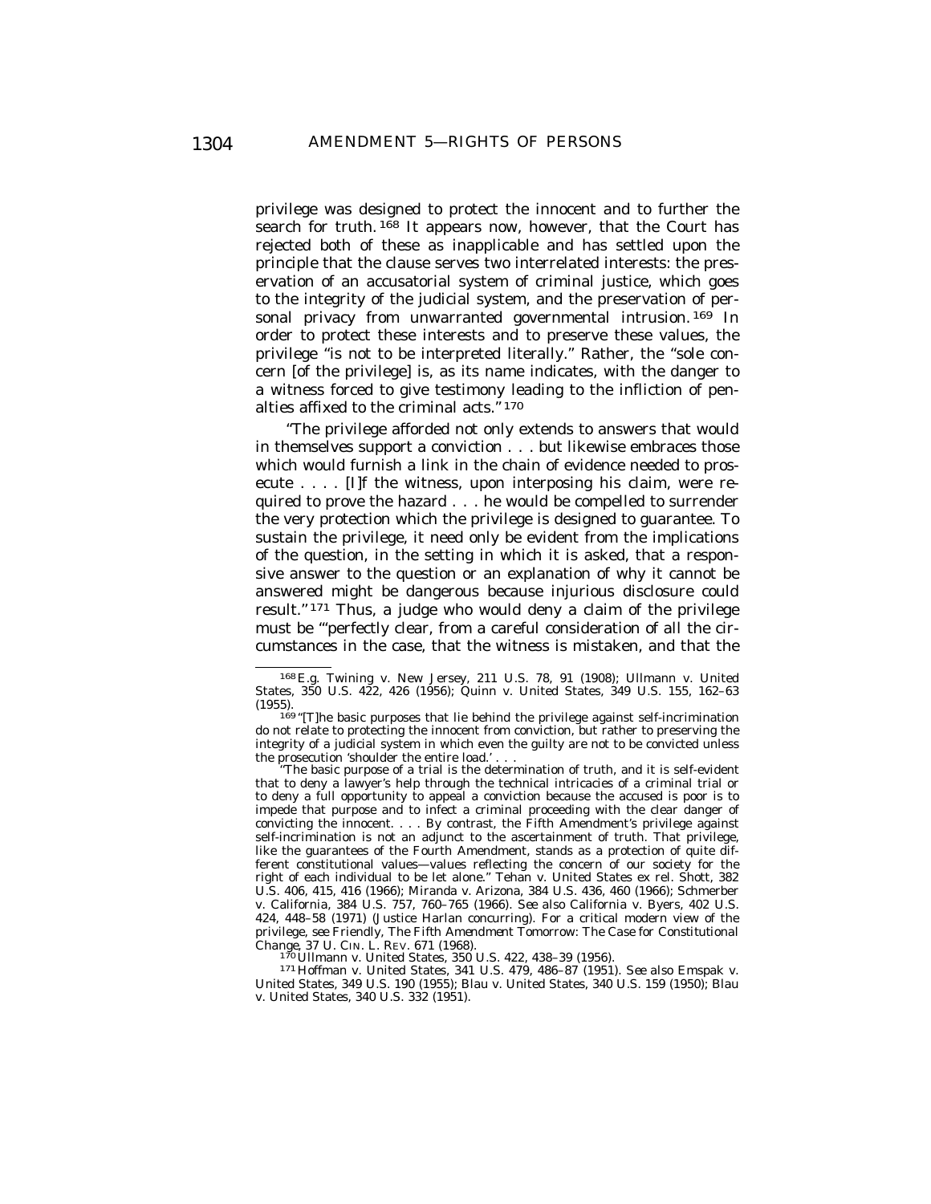privilege was designed to protect the innocent and to further the search for truth.[168] It appears now, however, that the Court has rejected both of these as inapplicable and has settled upon the principle that the clause serves two interrelated interests: the preservation of an accusatorial system of criminal justice, which goes to the integrity of the judicial system, and the preservation of personal privacy from unwarranted governmental intrusion.[169] In order to protect these interests and to preserve these values, the privilege "is not to be interpreted literally." Rather, the "sole concern [of the privilege] is, as its name indicates, with the danger to a witness forced to give testimony leading to the infliction of penalties affixed to the criminal acts."[170]

"The privilege afforded not only extends to answers that would in themselves support a conviction . . . but likewise embraces those which would furnish a link in the chain of evidence needed to prosecute . . . . [I]f the witness, upon interposing his claim, were required to prove the hazard . . . he would be compelled to surrender the very protection which the privilege is designed to guarantee. To sustain the privilege, it need only be evident from the implications of the question, in the setting in which it is asked, that a responsive answer to the question or an explanation of why it cannot be answered might be dangerous because injurious disclosure could result."[171] Thus, a judge who would deny a claim of the privilege must be "'perfectly clear, from a careful consideration of all the circumstances in the case, that the witness is mistaken, and that the

---

[168] *E.g.* Twining v. New Jersey, 211 U.S. 78, 91 (1908); Ullmann v. United States, 350 U.S. 422, 426 (1956); Quinn v. United States, 349 U.S. 155, 162–63 (1955).

[169] "[T]he basic purposes that lie behind the privilege against self-incrimination do not relate to protecting the innocent from conviction, but rather to preserving the integrity of a judicial system in which even the guilty are not to be convicted unless the prosecution 'shoulder the entire load.' . . .

"The basic purpose of a trial is the determination of truth, and it is self-evident that to deny a lawyer's help through the technical intricacies of a criminal trial or to deny a full opportunity to appeal a conviction because the accused is poor is to impede that purpose and to infect a criminal proceeding with the clear danger of convicting the innocent. . . . By contrast, the Fifth Amendment's privilege against self-incrimination is not an adjunct to the ascertainment of truth. That privilege, like the guarantees of the Fourth Amendment, stands as a protection of quite different constitutional values—values reflecting the concern of our society for the right of each individual to be let alone." Tehan v. United States ex rel. Shott, 382 U.S. 406, 415, 416 (1966); Miranda v. Arizona, 384 U.S. 436, 460 (1966); Schmerber v. California, 384 U.S. 757, 760–765 (1966). *See also* California v. Byers, 402 U.S. 424, 448–58 (1971) (Justice Harlan concurring). For a critical modern view of the privilege, *see* Friendly, *The Fifth Amendment Tomorrow: The Case for Constitutional Change*, 37 U. CIN. L. REV. 671 (1968).

[170] Ullmann v. United States, 350 U.S. 422, 438–39 (1956).

[171] Hoffman v. United States, 341 U.S. 479, 486–87 (1951). *See also* Emspak v. United States, 349 U.S. 190 (1955); Blau v. United States, 340 U.S. 159 (1950); Blau v. United States, 340 U.S. 332 (1951).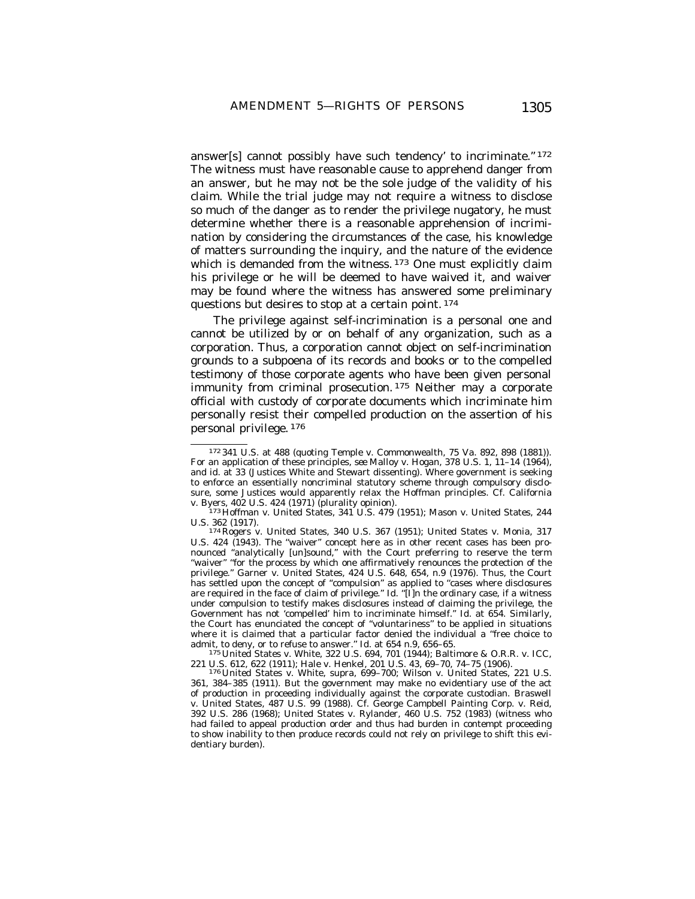answer[s] cannot possibly have such tendency' to incriminate."[172] The witness must have reasonable cause to apprehend danger from an answer, but he may not be the sole judge of the validity of his claim. While the trial judge may not require a witness to disclose so much of the danger as to render the privilege nugatory, he must determine whether there is a reasonable apprehension of incrimination by considering the circumstances of the case, his knowledge of matters surrounding the inquiry, and the nature of the evidence which is demanded from the witness.[173] One must explicitly claim his privilege or he will be deemed to have waived it, and waiver may be found where the witness has answered some preliminary questions but desires to stop at a certain point.[174]

The privilege against self-incrimination is a personal one and cannot be utilized by or on behalf of any organization, such as a corporation. Thus, a corporation cannot object on self-incrimination grounds to a subpoena of its records and books or to the compelled testimony of those corporate agents who have been given personal immunity from criminal prosecution.[175] Neither may a corporate official with custody of corporate documents which incriminate him personally resist their compelled production on the assertion of his personal privilege.[176]

---

[172] 341 U.S. at 488 (quoting Temple v. Commonwealth, 75 Va. 892, 898 (1881)). For an application of these principles, *see* Malloy v. Hogan, 378 U.S. 1, 11–14 (1964), and id. at 33 (Justices White and Stewart dissenting). Where government is seeking to enforce an essentially noncriminal statutory scheme through compulsory disclosure, some Justices would apparently relax the Hoffman principles. Cf. California v. Byers, 402 U.S. 424 (1971) (plurality opinion).

[173] Hoffman v. United States, 341 U.S. 479 (1951); Mason v. United States, 244 U.S. 362 (1917).

[174] Rogers v. United States, 340 U.S. 367 (1951); United States v. Monia, 317 U.S. 424 (1943). The "waiver" concept here as in other recent cases has been pronounced "analytically [un]sound," with the Court preferring to reserve the term "waiver" "for the process by which one affirmatively renounces the protection of the privilege." Garner v. United States, 424 U.S. 648, 654, n.9 (1976). Thus, the Court has settled upon the concept of "compulsion" as applied to "cases where disclosures are required in the face of claim of privilege." Id. "[I]n the ordinary case, if a witness under compulsion to testify makes disclosures instead of claiming the privilege, the Government has not 'compelled' him to incriminate himself." Id. at 654. Similarly, the Court has enunciated the concept of "voluntariness" to be applied in situations where it is claimed that a particular factor denied the individual a "free choice to admit, to deny, or to refuse to answer." Id. at 654 n.9, 656–65.

[175] United States v. White, 322 U.S. 694, 701 (1944); Baltimore & O.R.R. v. ICC, 221 U.S. 612, 622 (1911); Hale v. Henkel, 201 U.S. 43, 69–70, 74–75 (1906).

[176] United States v. White, supra, 699–700; Wilson v. United States, 221 U.S. 361, 384–385 (1911). But the government may make no evidentiary use of the act of production in proceeding individually against the corporate custodian. Braswell v. United States, 487 U.S. 99 (1988). Cf. George Campbell Painting Corp. v. Reid, 392 U.S. 286 (1968); United States v. Rylander, 460 U.S. 752 (1983) (witness who had failed to appeal production order and thus had burden in contempt proceeding to show inability to then produce records could not rely on privilege to shift this evidentiary burden).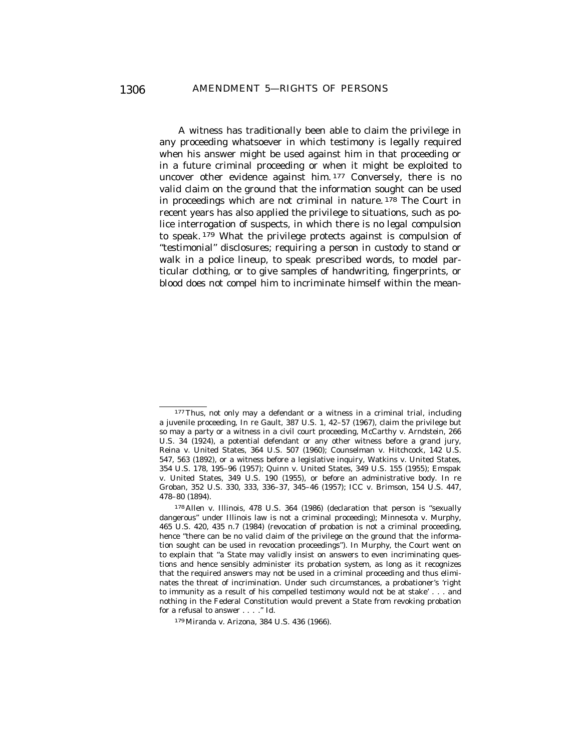A witness has traditionally been able to claim the privilege in any proceeding whatsoever in which testimony is legally required when his answer might be used against him in that proceeding or in a future criminal proceeding or when it might be exploited to uncover other evidence against him.[177] Conversely, there is no valid claim on the ground that the information sought can be used in proceedings which are not criminal in nature.[178] The Court in recent years has also applied the privilege to situations, such as police interrogation of suspects, in which there is no legal compulsion to speak.[179] What the privilege protects against is compulsion of "testimonial" disclosures; requiring a person in custody to stand or walk in a police lineup, to speak prescribed words, to model particular clothing, or to give samples of handwriting, fingerprints, or blood does not compel him to incriminate himself within the mean-

---

[177] Thus, not only may a defendant or a witness in a criminal trial, including a juvenile proceeding, In re Gault, 387 U.S. 1, 42–57 (1967), claim the privilege but so may a party or a witness in a civil court proceeding, McCarthy v. Arndstein, 266 U.S. 34 (1924), a potential defendant or any other witness before a grand jury, Reina v. United States, 364 U.S. 507 (1960); Counselman v. Hitchcock, 142 U.S. 547, 563 (1892), or a witness before a legislative inquiry, Watkins v. United States, 354 U.S. 178, 195–96 (1957); Quinn v. United States, 349 U.S. 155 (1955); Emspak v. United States, 349 U.S. 190 (1955), or before an administrative body. In re Groban, 352 U.S. 330, 333, 336–37, 345–46 (1957); ICC v. Brimson, 154 U.S. 447, 478–80 (1894).

[178] Allen v. Illinois, 478 U.S. 364 (1986) (declaration that person is "sexually dangerous" under Illinois law is not a criminal proceeding); Minnesota v. Murphy, 465 U.S. 420, 435 n.7 (1984) (revocation of probation is not a criminal proceeding, hence "there can be no valid claim of the privilege on the ground that the information sought can be used in revocation proceedings"). In Murphy, the Court went on to explain that "a State may validly insist on answers to even incriminating questions and hence sensibly administer its probation system, as long as it recognizes that the required answers may not be used in a criminal proceeding and thus eliminates the threat of incrimination. Under such circumstances, a probationer's 'right to immunity as a result of his compelled testimony would not be at stake' . . . and nothing in the Federal Constitution would prevent a State from revoking probation for a refusal to answer . . . ." Id.

[179] Miranda v. Arizona, 384 U.S. 436 (1966).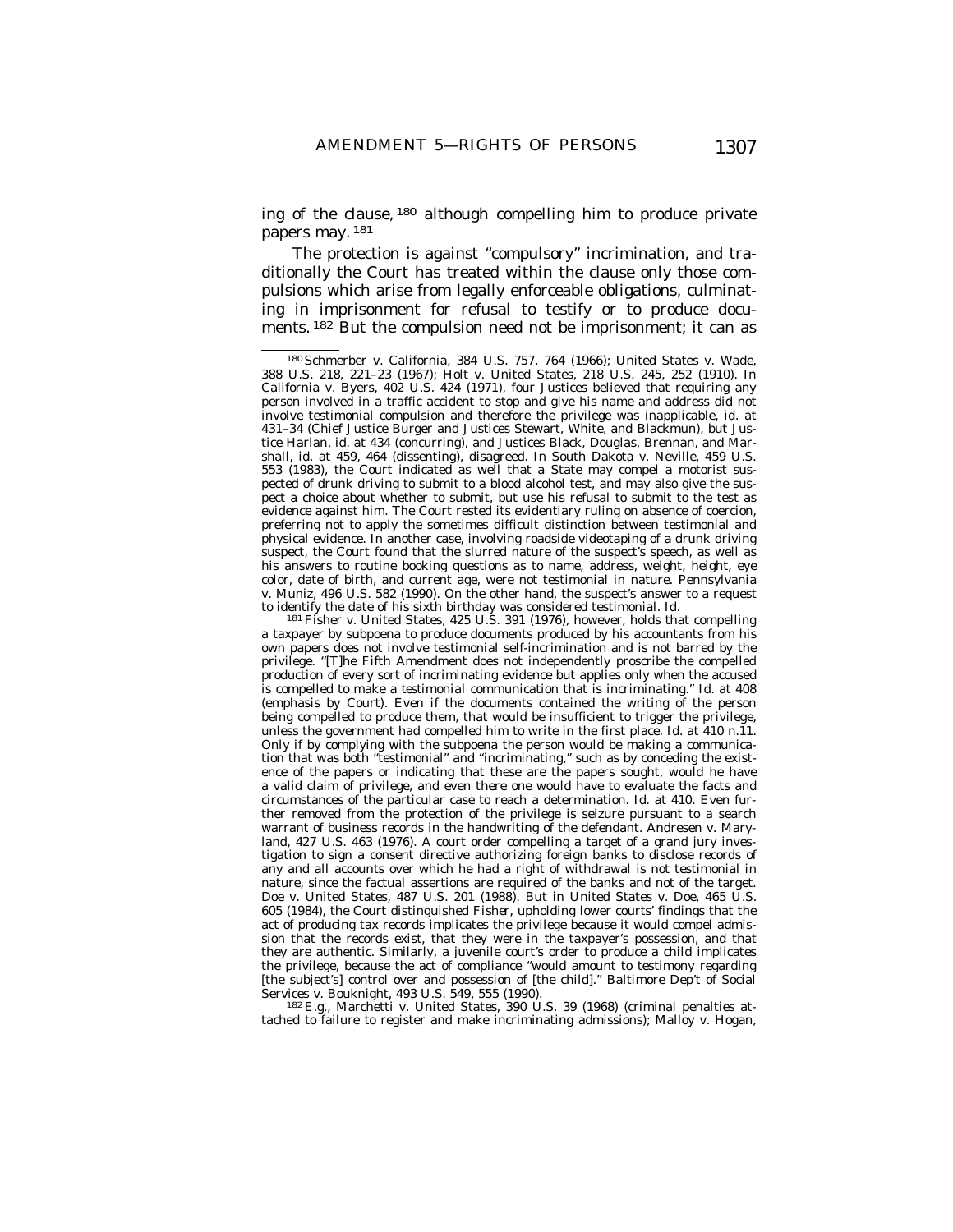ing of the clause,[180] although compelling him to produce private papers may.[181]

The protection is against "compulsory" incrimination, and traditionally the Court has treated within the clause only those compulsions which arise from legally enforceable obligations, culminating in imprisonment for refusal to testify or to produce documents.[182] But the compulsion need not be imprisonment; it can as

---

[180] *Schmerber v. California*, 384 U.S. 757, 764 (1966); *United States v. Wade*, 388 U.S. 218, 221–23 (1967); *Holt v. United States*, 218 U.S. 245, 252 (1910). In *California v. Byers*, 402 U.S. 424 (1971), four Justices believed that requiring any person involved in a traffic accident to stop and give his name and address did not involve testimonial compulsion and therefore the privilege was inapplicable, id. at 431–34 (Chief Justice Burger and Justices Stewart, White, and Blackmun), but Justice Harlan, id. at 434 (concurring), and Justices Black, Douglas, Brennan, and Marshall, id. at 459, 464 (dissenting), disagreed. In *South Dakota v. Neville*, 459 U.S. 553 (1983), the Court indicated as well that a State may compel a motorist suspected of drunk driving to submit to a blood alcohol test, and may also give the suspect a choice about whether to submit, but use his refusal to submit to the test as evidence against him. The Court rested its evidentiary ruling on absence of coercion, preferring not to apply the sometimes difficult distinction between testimonial and physical evidence. In another case, involving roadside videotaping of a drunk driving suspect, the Court found that the slurred nature of the suspect's speech, as well as his answers to routine booking questions as to name, address, weight, height, eye color, date of birth, and current age, were not testimonial in nature. *Pennsylvania v. Muniz*, 496 U.S. 582 (1990). On the other hand, the suspect's answer to a request to identify the date of his sixth birthday was considered testimonial. Id.

[181] *Fisher v. United States*, 425 U.S. 391 (1976), however, holds that compelling a taxpayer by subpoena to produce documents produced by his accountants from his own papers does not involve testimonial self-incrimination and is not barred by the privilege. "[T]he Fifth Amendment does not independently proscribe the compelled production of every sort of incriminating evidence but applies only when the accused is compelled to make a *testimonial* communication that is incriminating." Id. at 408 (emphasis by Court). Even if the documents contained the writing of the person being compelled to produce them, that would be insufficient to trigger the privilege, unless the government had compelled him to write in the first place. Id. at 410 n.11. Only if by complying with the subpoena the person would be making a communication that was both "testimonial" and "incriminating," such as by conceding the existence of the papers or indicating that these are the papers sought, would he have a valid claim of privilege, and even there one would have to evaluate the facts and circumstances of the particular case to reach a determination. Id. at 410. Even further removed from the protection of the privilege is seizure pursuant to a search warrant of business records in the handwriting of the defendant. *Andresen v. Maryland*, 427 U.S. 463 (1976). A court order compelling a target of a grand jury investigation to sign a consent directive authorizing foreign banks to disclose records of any and all accounts over which he had a right of withdrawal is not testimonial in nature, since the factual assertions are required of the banks and not of the target. *Doe v. United States*, 487 U.S. 201 (1988). But in *United States v. Doe*, 465 U.S. 605 (1984), the Court distinguished *Fisher*, upholding lower courts' findings that the act of producing tax records implicates the privilege because it would compel admission that the records exist, that they were in the taxpayer's possession, and that they are authentic. Similarly, a juvenile court's order to produce a child implicates the privilege, because the act of compliance "would amount to testimony regarding [the subject's] control over and possession of [the child]." *Baltimore Dep't of Social Services v. Bouknight*, 493 U.S. 549, 555 (1990).

[182] E.g., *Marchetti v. United States*, 390 U.S. 39 (1968) (criminal penalties attached to failure to register and make incriminating admissions); *Malloy v. Hogan*,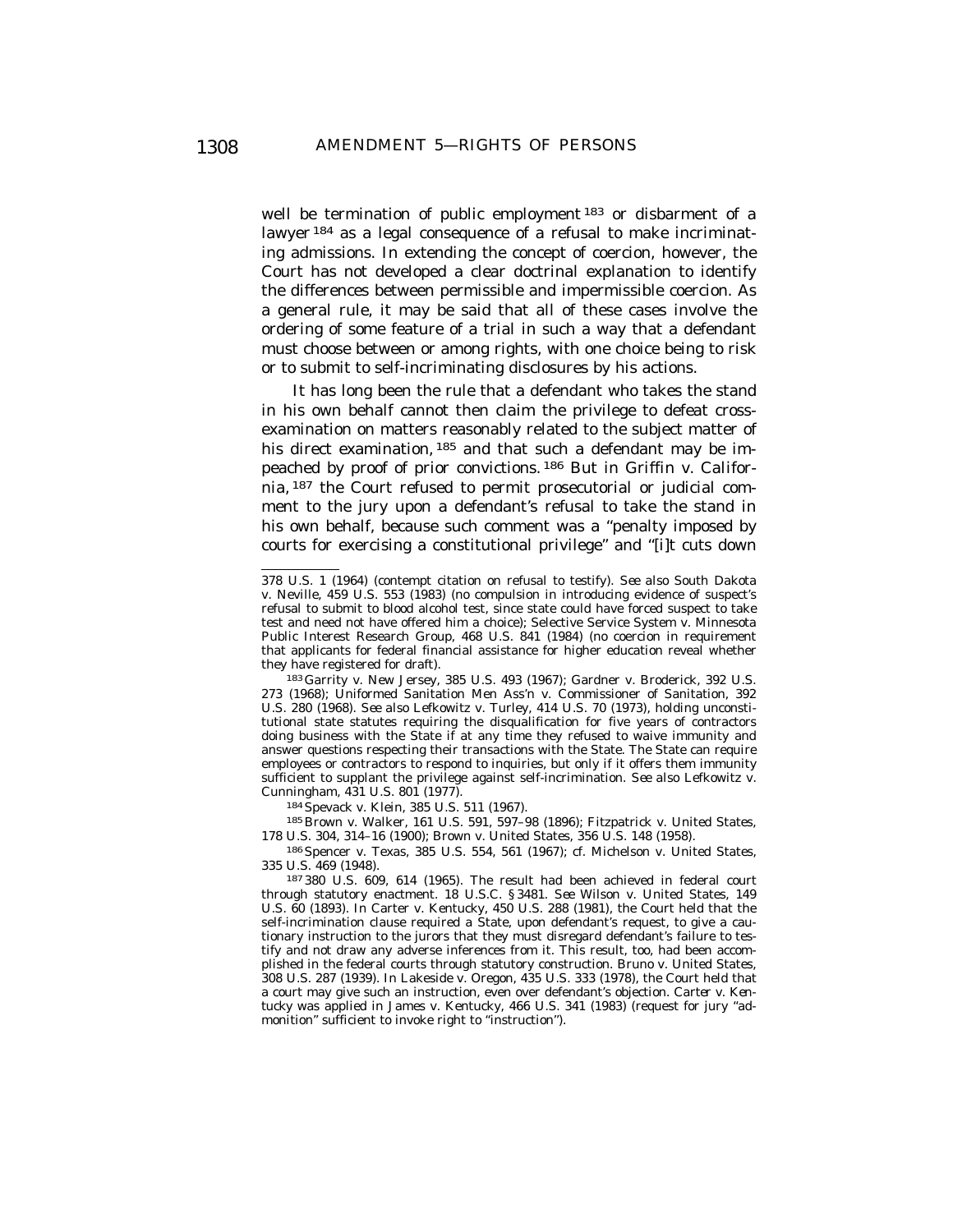well be termination of public employment [183] or disbarment of a lawyer [184] as a legal consequence of a refusal to make incriminating admissions. In extending the concept of coercion, however, the Court has not developed a clear doctrinal explanation to identify the differences between permissible and impermissible coercion. As a general rule, it may be said that all of these cases involve the ordering of some feature of a trial in such a way that a defendant must choose between or among rights, with one choice being to risk or to submit to self-incriminating disclosures by his actions.

It has long been the rule that a defendant who takes the stand in his own behalf cannot then claim the privilege to defeat cross-examination on matters reasonably related to the subject matter of his direct examination, [185] and that such a defendant may be impeached by proof of prior convictions. [186] But in *Griffin v. California,* [187] the Court refused to permit prosecutorial or judicial comment to the jury upon a defendant's refusal to take the stand in his own behalf, because such comment was a "penalty imposed by courts for exercising a constitutional privilege" and "[i]t cuts down

---

378 U.S. 1 (1964) (contempt citation on refusal to testify). *See also* South Dakota v. Neville, 459 U.S. 553 (1983) (no compulsion in introducing evidence of suspect's refusal to submit to blood alcohol test, since state could have forced suspect to take test and need not have offered him a choice); Selective Service System v. Minnesota Public Interest Research Group, 468 U.S. 841 (1984) (no coercion in requirement that applicants for federal financial assistance for higher education reveal whether they have registered for draft).

[183] Garrity v. New Jersey, 385 U.S. 493 (1967); Gardner v. Broderick, 392 U.S. 273 (1968); Uniformed Sanitation Men Ass'n v. Commissioner of Sanitation, 392 U.S. 280 (1968). *See also* Lefkowitz v. Turley, 414 U.S. 70 (1973), holding unconstitutional state statutes requiring the disqualification for five years of contractors doing business with the State if at any time they refused to waive immunity and answer questions respecting their transactions with the State. The State can require employees or contractors to respond to inquiries, but only if it offers them immunity sufficient to supplant the privilege against self-incrimination. *See also* Lefkowitz v. Cunningham, 431 U.S. 801 (1977).

[184] Spevack v. Klein, 385 U.S. 511 (1967).

[185] Brown v. Walker, 161 U.S. 591, 597–98 (1896); Fitzpatrick v. United States, 178 U.S. 304, 314–16 (1900); Brown v. United States, 356 U.S. 148 (1958).

[186] Spencer v. Texas, 385 U.S. 554, 561 (1967); *cf.* Michelson v. United States, 335 U.S. 469 (1948).

[187] 380 U.S. 609, 614 (1965). The result had been achieved in federal court through statutory enactment. 18 U.S.C. § 3481. *See* Wilson v. United States, 149 U.S. 60 (1893). In Carter v. Kentucky, 450 U.S. 288 (1981), the Court held that the self-incrimination clause required a State, upon defendant's request, to give a cautionary instruction to the jurors that they must disregard defendant's failure to testify and not draw any adverse inferences from it. This result, too, had been accomplished in the federal courts through statutory construction. Bruno v. United States, 308 U.S. 287 (1939). In Lakeside v. Oregon, 435 U.S. 333 (1978), the Court held that a court may give such an instruction, even over defendant's objection. *Carter v. Kentucky* was applied in James v. Kentucky, 466 U.S. 341 (1983) (request for jury "admonition" sufficient to invoke right to "instruction").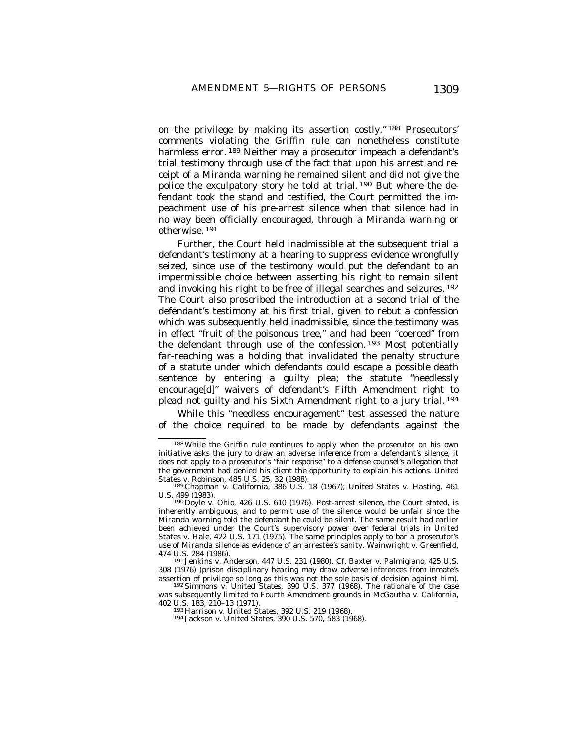on the privilege by making its assertion costly." [188] Prosecutors' comments violating the Griffin rule can nonetheless constitute harmless error. [189] Neither may a prosecutor impeach a defendant's trial testimony through use of the fact that upon his arrest and receipt of a Miranda warning he remained silent and did not give the police the exculpatory story he told at trial. [190] But where the defendant took the stand and testified, the Court permitted the impeachment use of his pre-arrest silence when that silence had in no way been officially encouraged, through a Miranda warning or otherwise. [191]

Further, the Court held inadmissible at the subsequent trial a defendant's testimony at a hearing to suppress evidence wrongfully seized, since use of the testimony would put the defendant to an impermissible choice between asserting his right to remain silent and invoking his right to be free of illegal searches and seizures. [192] The Court also proscribed the introduction at a second trial of the defendant's testimony at his first trial, given to rebut a confession which was subsequently held inadmissible, since the testimony was in effect "fruit of the poisonous tree," and had been "coerced" from the defendant through use of the confession. [193] Most potentially far-reaching was a holding that invalidated the penalty structure of a statute under which defendants could escape a possible death sentence by entering a guilty plea; the statute "needlessly encourage[d]" waivers of defendant's Fifth Amendment right to plead not guilty and his Sixth Amendment right to a jury trial. [194]

While this "needless encouragement" test assessed the nature of the choice required to be made by defendants against the

---

[188] While the Griffin rule continues to apply when the prosecutor on his own initiative asks the jury to draw an adverse inference from a defendant's silence, it does not apply to a prosecutor's "fair response" to a defense counsel's allegation that the government had denied his client the opportunity to explain his actions. United States v. Robinson, 485 U.S. 25, 32 (1988).

[189] Chapman v. California, 386 U.S. 18 (1967); United States v. Hasting, 461 U.S. 499 (1983).

[190] Doyle v. Ohio, 426 U.S. 610 (1976). Post-arrest silence, the Court stated, is inherently ambiguous, and to permit use of the silence would be unfair since the Miranda warning told the defendant he could be silent. The same result had earlier been achieved under the Court's supervisory power over federal trials in United States v. Hale, 422 U.S. 171 (1975). The same principles apply to bar a prosecutor's use of Miranda silence as evidence of an arrestee's sanity. Wainwright v. Greenfield, 474 U.S. 284 (1986).

[191] Jenkins v. Anderson, 447 U.S. 231 (1980). Cf. Baxter v. Palmigiano, 425 U.S. 308 (1976) (prison disciplinary hearing may draw adverse inferences from inmate's assertion of privilege so long as this was not the sole basis of decision against him).

[192] Simmons v. United States, 390 U.S. 377 (1968). The rationale of the case was subsequently limited to Fourth Amendment grounds in McGautha v. California, 402 U.S. 183, 210–13 (1971).

[193] Harrison v. United States, 392 U.S. 219 (1968).

[194] Jackson v. United States, 390 U.S. 570, 583 (1968).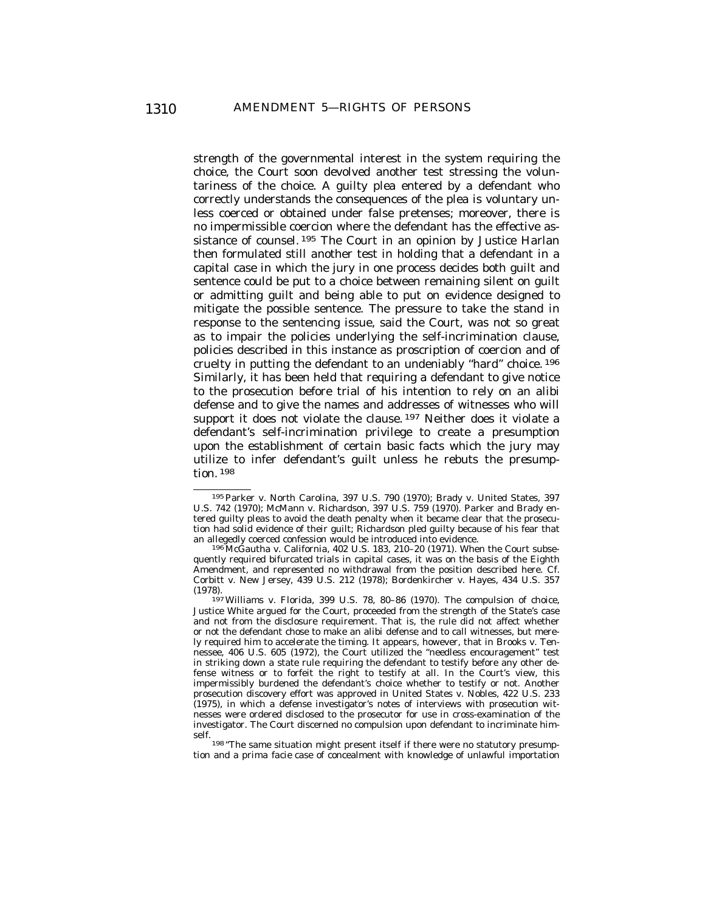strength of the governmental interest in the system requiring the choice, the Court soon devolved another test stressing the voluntariness of the choice. A guilty plea entered by a defendant who correctly understands the consequences of the plea is voluntary unless coerced or obtained under false pretenses; moreover, there is no impermissible coercion where the defendant has the effective assistance of counsel. [195] The Court in an opinion by Justice Harlan then formulated still another test in holding that a defendant in a capital case in which the jury in one process decides both guilt and sentence could be put to a choice between remaining silent on guilt or admitting guilt and being able to put on evidence designed to mitigate the possible sentence. The pressure to take the stand in response to the sentencing issue, said the Court, was not so great as to impair the policies underlying the self-incrimination clause, policies described in this instance as proscription of coercion and of cruelty in putting the defendant to an undeniably "hard" choice. [196] Similarly, it has been held that requiring a defendant to give notice to the prosecution before trial of his intention to rely on an alibi defense and to give the names and addresses of witnesses who will support it does not violate the clause. [197] Neither does it violate a defendant's self-incrimination privilege to create a presumption upon the establishment of certain basic facts which the jury may utilize to infer defendant's guilt unless he rebuts the presumption. [198]

---

[195] Parker v. North Carolina, 397 U.S. 790 (1970); Brady v. United States, 397 U.S. 742 (1970); McMann v. Richardson, 397 U.S. 759 (1970). Parker and Brady entered guilty pleas to avoid the death penalty when it became clear that the prosecution had solid evidence of their guilt; Richardson pled guilty because of his fear that an allegedly coerced confession would be introduced into evidence.

[196] McGautha v. California, 402 U.S. 183, 210–20 (1971). When the Court subsequently required bifurcated trials in capital cases, it was on the basis of the Eighth Amendment, and represented no withdrawal from the position described here. Cf. Corbitt v. New Jersey, 439 U.S. 212 (1978); Bordenkircher v. Hayes, 434 U.S. 357 (1978).

[197] Williams v. Florida, 399 U.S. 78, 80–86 (1970). The compulsion of choice, Justice White argued for the Court, proceeded from the strength of the State's case and not from the disclosure requirement. That is, the rule did not affect whether or not the defendant chose to make an alibi defense and to call witnesses, but merely required him to accelerate the timing. It appears, however, that in Brooks v. Tennessee, 406 U.S. 605 (1972), the Court utilized the "needless encouragement" test in striking down a state rule requiring the defendant to testify before any other defense witness or to forfeit the right to testify at all. In the Court's view, this impermissibly burdened the defendant's choice whether to testify or not. Another prosecution discovery effort was approved in United States v. Nobles, 422 U.S. 233 (1975), in which a defense investigator's notes of interviews with prosecution witnesses were ordered disclosed to the prosecutor for use in cross-examination of the investigator. The Court discerned no compulsion upon defendant to incriminate himself.

[198] "The same situation might present itself if there were no statutory presumption and a prima facie case of concealment with knowledge of unlawful importation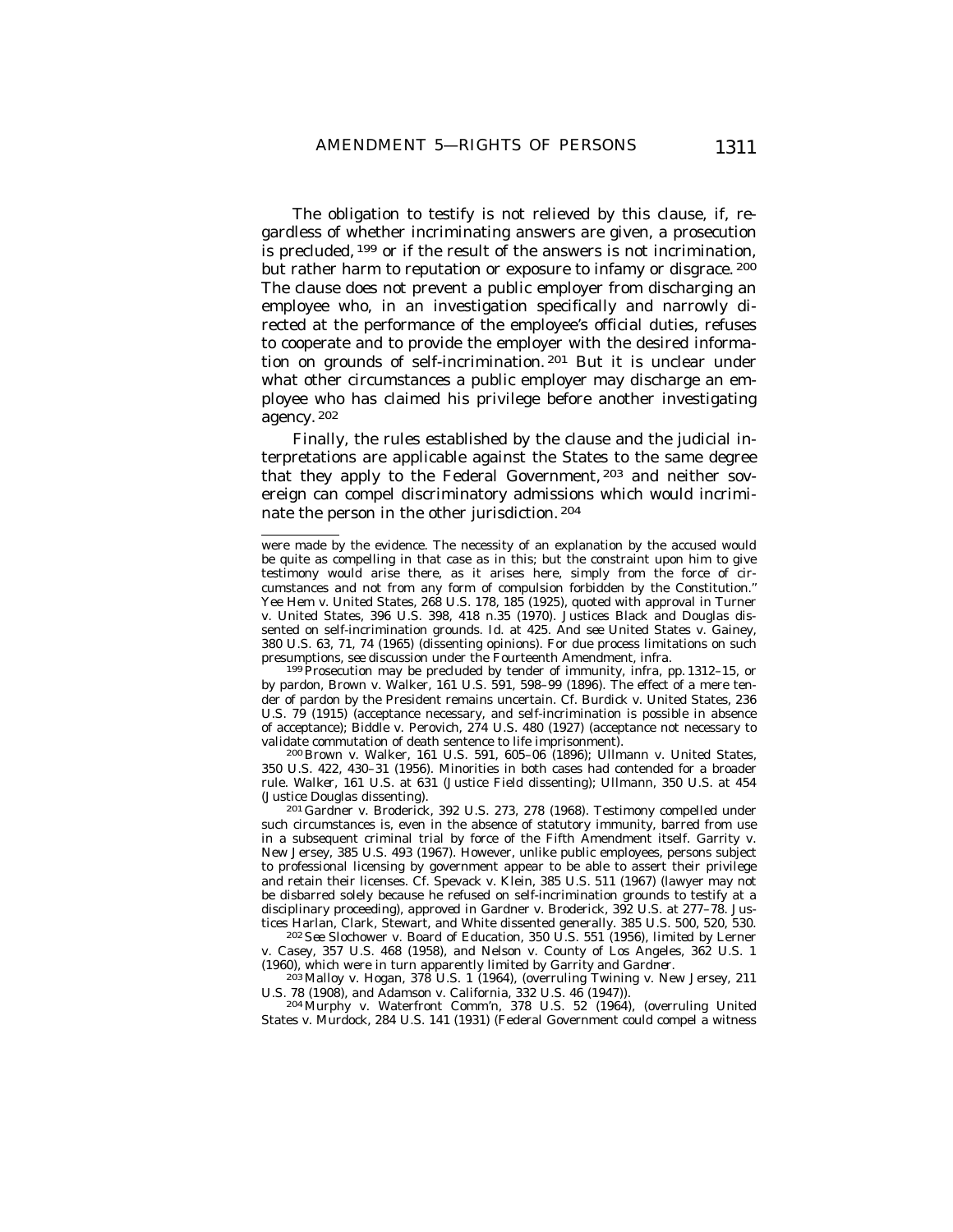The obligation to testify is not relieved by this clause, if, regardless of whether incriminating answers are given, a prosecution is precluded,[199] or if the result of the answers is not incrimination, but rather harm to reputation or exposure to infamy or disgrace.[200] The clause does not prevent a public employer from discharging an employee who, in an investigation specifically and narrowly directed at the performance of the employee's official duties, refuses to cooperate and to provide the employer with the desired information on grounds of self-incrimination.[201] But it is unclear under what other circumstances a public employer may discharge an employee who has claimed his privilege before another investigating agency.[202]

Finally, the rules established by the clause and the judicial interpretations are applicable against the States to the same degree that they apply to the Federal Government,[203] and neither sovereign can compel discriminatory admissions which would incriminate the person in the other jurisdiction.[204]

---

were made by the evidence. The necessity of an explanation by the accused would be quite as compelling in that case as in this; but the constraint upon him to give testimony would arise there, as it arises here, simply from the force of circumstances and not from any form of compulsion forbidden by the Constitution." *Yee Hem v. United States*, 268 U.S. 178, 185 (1925), quoted with approval in *Turner v. United States*, 396 U.S. 398, 418 n.35 (1970). Justices Black and Douglas dissented on self-incrimination grounds. *Id.* at 425. *And see United States v. Gainey*, 380 U.S. 63, 71, 74 (1965) (dissenting opinions). For due process limitations on such presumptions, *see* discussion under the Fourteenth Amendment, *infra*.

[199] Prosecution may be precluded by tender of immunity, *infra*, pp. 1312–15, or by pardon, *Brown v. Walker*, 161 U.S. 591, 598–99 (1896). The effect of a mere tender of pardon by the President remains uncertain. *Cf. Burdick v. United States*, 236 U.S. 79 (1915) (acceptance necessary, and self-incrimination is possible in absence of acceptance); *Biddle v. Perovich*, 274 U.S. 480 (1927) (acceptance not necessary to validate commutation of death sentence to life imprisonment).

[200] *Brown v. Walker*, 161 U.S. 591, 605–06 (1896); *Ullmann v. United States*, 350 U.S. 422, 430–31 (1956). Minorities in both cases had contended for a broader rule. *Walker*, 161 U.S. at 631 (Justice Field dissenting); *Ullmann*, 350 U.S. at 454 (Justice Douglas dissenting).

[201] *Gardner v. Broderick*, 392 U.S. 273, 278 (1968). Testimony compelled under such circumstances is, even in the absence of statutory immunity, barred from use in a subsequent criminal trial by force of the Fifth Amendment itself. *Garrity v. New Jersey*, 385 U.S. 493 (1967). However, unlike public employees, persons subject to professional licensing by government appear to be able to assert their privilege and retain their licenses. *Cf. Spevack v. Klein*, 385 U.S. 511 (1967) (lawyer may not be disbarred solely because he refused on self-incrimination grounds to testify at a disciplinary proceeding), approved in *Gardner v. Broderick*, 392 U.S. at 277–78. Justices Harlan, Clark, Stewart, and White dissented generally. 385 U.S. 500, 520, 530.

[202] *See Slochower v. Board of Education*, 350 U.S. 551 (1956), *limited by Lerner v. Casey*, 357 U.S. 468 (1958), and *Nelson v. County of Los Angeles*, 362 U.S. 1 (1960), which were in turn apparently limited by *Garrity* and *Gardner*.

[203] *Malloy v. Hogan*, 378 U.S. 1 (1964), (overruling *Twining v. New Jersey*, 211 U.S. 78 (1908), and *Adamson v. California*, 332 U.S. 46 (1947)).

[204] *Murphy v. Waterfront Comm'n*, 378 U.S. 52 (1964), (overruling *United States v. Murdock*, 284 U.S. 141 (1931) (Federal Government could compel a witness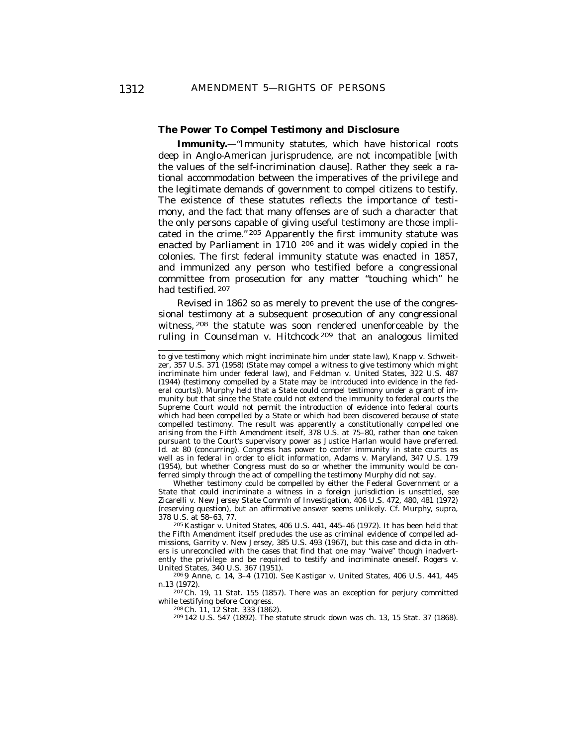### The Power To Compel Testimony and Disclosure

**Immunity.**—"Immunity statutes, which have historical roots deep in Anglo-American jurisprudence, are not incompatible [with the values of the self-incrimination clause]. Rather they seek a rational accommodation between the imperatives of the privilege and the legitimate demands of government to compel citizens to testify. The existence of these statutes reflects the importance of testimony, and the fact that many offenses are of such a character that the only persons capable of giving useful testimony are those implicated in the crime."[205] Apparently the first immunity statute was enacted by Parliament in 1710 [206] and it was widely copied in the colonies. The first federal immunity statute was enacted in 1857, and immunized any person who testified before a congressional committee from prosecution for any matter "touching which" he had testified.[207]

Revised in 1862 so as merely to prevent the use of the congressional testimony at a subsequent prosecution of any congressional witness,[208] the statute was soon rendered unenforceable by the ruling in *Counselman v. Hitchcock*[209] that an analogous limited

---

to give testimony which might incriminate him under state law), Knapp v. Schweitzer, 357 U.S. 371 (1958) (State may compel a witness to give testimony which might incriminate him under federal law), and Feldman v. United States, 322 U.S. 487 (1944) (testimony compelled by a State may be introduced into evidence in the federal courts)). Murphy held that a State could compel testimony under a grant of immunity but that since the State could not extend the immunity to federal courts the Supreme Court would not permit the introduction of evidence into federal courts which had been compelled by a State or which had been discovered because of state compelled testimony. The result was apparently a constitutionally compelled one arising from the Fifth Amendment itself, 378 U.S. at 75–80, rather than one taken pursuant to the Court's supervisory power as Justice Harlan would have preferred. Id. at 80 (concurring). Congress has power to confer immunity in state courts as well as in federal in order to elicit information, Adams v. Maryland, 347 U.S. 179 (1954), but whether Congress must do so or whether the immunity would be conferred simply through the act of compelling the testimony Murphy did not say.

Whether testimony could be compelled by either the Federal Government or a State that could incriminate a witness in a foreign jurisdiction is unsettled, see Zicarelli v. New Jersey State Comm'n of Investigation, 406 U.S. 472, 480, 481 (1972) (reserving question), but an affirmative answer seems unlikely. Cf. Murphy, supra, 378 U.S. at 58–63, 77.

[205] Kastigar v. United States, 406 U.S. 441, 445–46 (1972). It has been held that the Fifth Amendment itself precludes the use as criminal evidence of compelled admissions, Garrity v. New Jersey, 385 U.S. 493 (1967), but this case and dicta in others is unreconciled with the cases that find that one may "waive" though inadvertently the privilege and be required to testify and incriminate oneself. Rogers v. United States, 340 U.S. 367 (1951).

[206] 9 Anne, c. 14, 3–4 (1710). *See* Kastigar v. United States, 406 U.S. 441, 445 n.13 (1972).

[207] Ch. 19, 11 Stat. 155 (1857). There was an exception for perjury committed while testifying before Congress.

[208] Ch. 11, 12 Stat. 333 (1862).

[209] 142 U.S. 547 (1892). The statute struck down was ch. 13, 15 Stat. 37 (1868).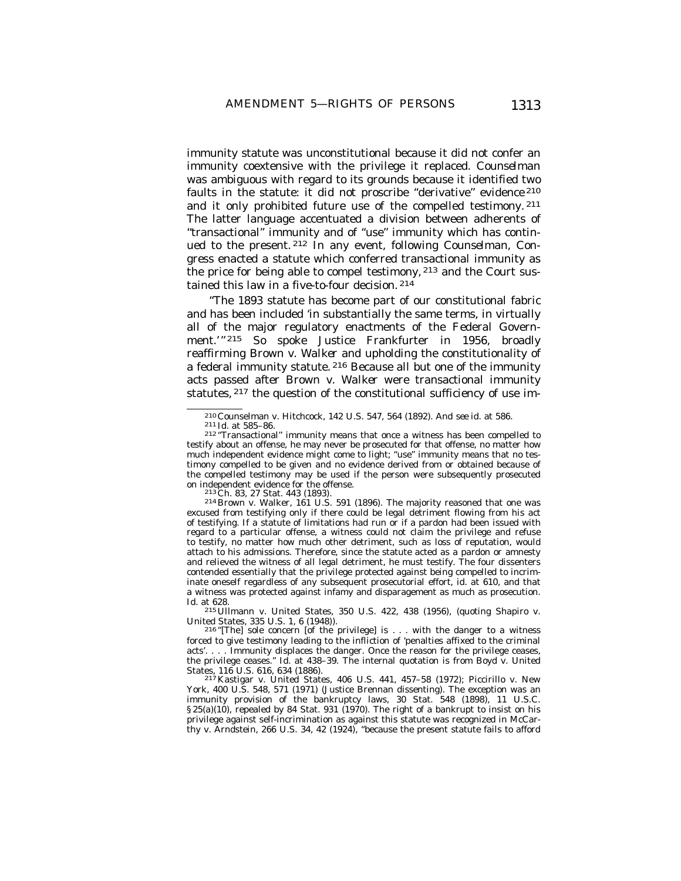immunity statute was unconstitutional because it did not confer an immunity coextensive with the privilege it replaced. *Counselman* was ambiguous with regard to its grounds because it identified two faults in the statute: it did not proscribe "derivative" evidence[210] and it only prohibited future use of the compelled testimony.[211] The latter language accentuated a division between adherents of "transactional" immunity and of "use" immunity which has continued to the present.[212] In any event, following *Counselman*, Congress enacted a statute which conferred transactional immunity as the price for being able to compel testimony,[213] and the Court sustained this law in a five-to-four decision.[214]

"The 1893 statute has become part of our constitutional fabric and has been included 'in substantially the same terms, in virtually all of the major regulatory enactments of the Federal Government.'"[215] So spoke Justice Frankfurter in 1956, broadly reaffirming *Brown v. Walker* and upholding the constitutionality of a federal immunity statute.[216] Because all but one of the immunity acts passed after *Brown v. Walker* were transactional immunity statutes,[217] the question of the constitutional sufficiency of use im-

---

[210] Counselman v. Hitchcock, 142 U.S. 547, 564 (1892). *And see id.* at 586.

[211] *Id.* at 585–86.

[212] "Transactional" immunity means that once a witness has been compelled to testify about an offense, he may never be prosecuted for that offense, no matter how much independent evidence might come to light; "use" immunity means that no testimony compelled to be given and no evidence derived from or obtained because of the compelled testimony may be used if the person were subsequently prosecuted on independent evidence for the offense.

[213] Ch. 83, 27 Stat. 443 (1893).

[214] Brown v. Walker, 161 U.S. 591 (1896). The majority reasoned that one was excused from testifying only if there could be legal detriment flowing from his act of testifying. If a statute of limitations had run or if a pardon had been issued with regard to a particular offense, a witness could not claim the privilege and refuse to testify, no matter how much other detriment, such as loss of reputation, would attach to his admissions. Therefore, since the statute acted as a pardon or amnesty and relieved the witness of all legal detriment, he must testify. The four dissenters contended essentially that the privilege protected against being compelled to incriminate oneself regardless of any subsequent prosecutorial effort, *id.* at 610, and that a witness was protected against infamy and disparagement as much as prosecution. *Id.* at 628.

[215] Ullmann v. United States, 350 U.S. 422, 438 (1956), (quoting Shapiro v. United States, 335 U.S. 1, 6 (1948)).

[216] "[The] sole concern [of the privilege] is . . . with the danger to a witness forced to give testimony leading to the infliction of 'penalties affixed to the criminal acts'. . . . Immunity displaces the danger. Once the reason for the privilege ceases, the privilege ceases." *Id.* at 438–39. The internal quotation is from Boyd v. United States, 116 U.S. 616, 634 (1886).

[217] Kastigar v. United States, 406 U.S. 441, 457–58 (1972); Piccirillo v. New York, 400 U.S. 548, 571 (1971) (Justice Brennan dissenting). The exception was an immunity provision of the bankruptcy laws, 30 Stat. 548 (1898), 11 U.S.C. § 25(a)(10), repealed by 84 Stat. 931 (1970). The right of a bankrupt to insist on his privilege against self-incrimination as against this statute was recognized in McCarthy v. Arndstein, 266 U.S. 34, 42 (1924), "because the present statute fails to afford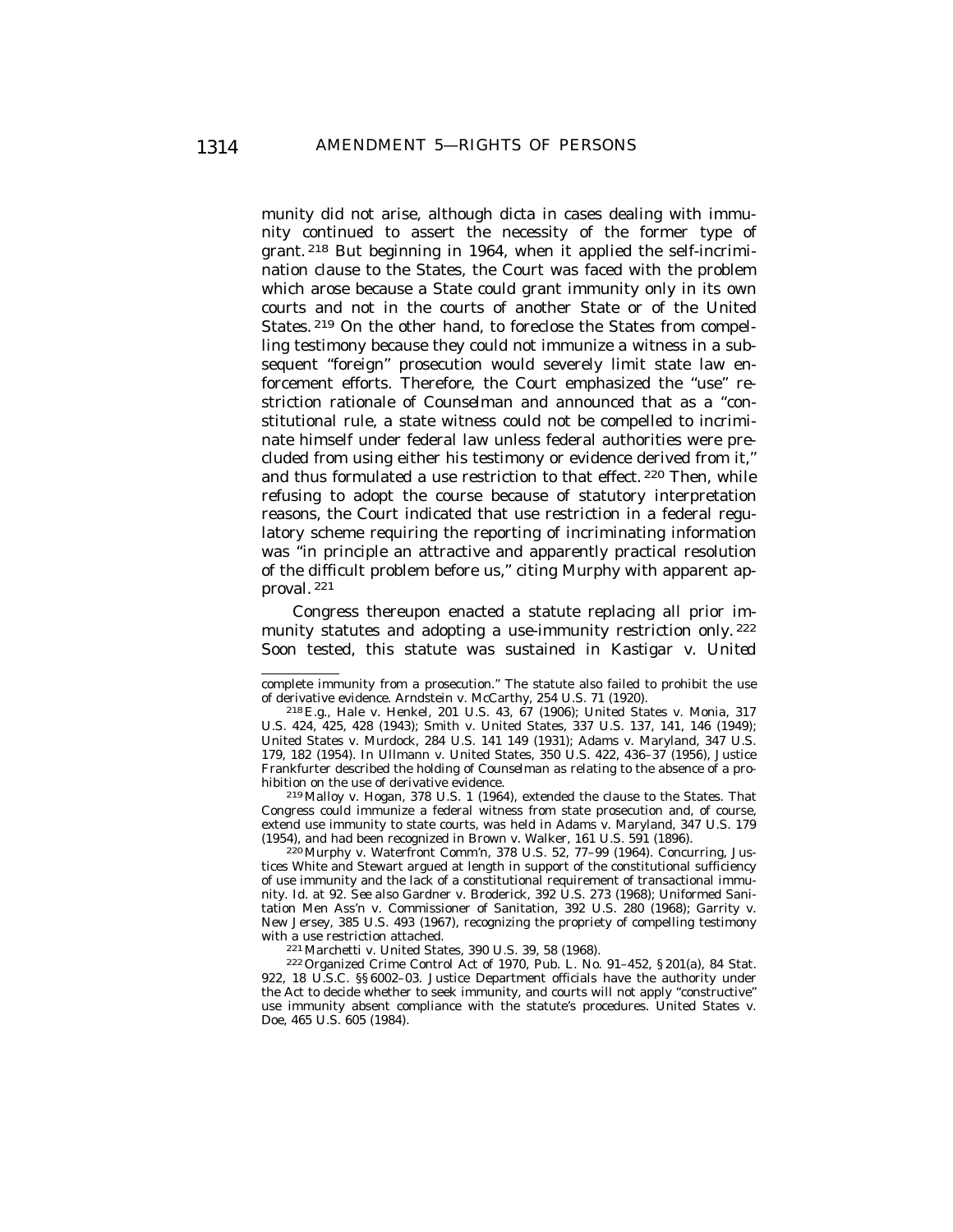munity did not arise, although dicta in cases dealing with immunity continued to assert the necessity of the former type of grant.[218] But beginning in 1964, when it applied the self-incrimination clause to the States, the Court was faced with the problem which arose because a State could grant immunity only in its own courts and not in the courts of another State or of the United States.[219] On the other hand, to foreclose the States from compelling testimony because they could not immunize a witness in a subsequent "foreign" prosecution would severely limit state law enforcement efforts. Therefore, the Court emphasized the "use" restriction rationale of *Counselman* and announced that as a "constitutional rule, a state witness could not be compelled to incriminate himself under federal law unless federal authorities were precluded from using either his testimony or evidence derived from it," and thus formulated a use restriction to that effect.[220] Then, while refusing to adopt the course because of statutory interpretation reasons, the Court indicated that use restriction in a federal regulatory scheme requiring the reporting of incriminating information was "in principle an attractive and apparently practical resolution of the difficult problem before us," citing *Murphy* with apparent approval.[221]

Congress thereupon enacted a statute replacing all prior immunity statutes and adopting a use-immunity restriction only.[222] Soon tested, this statute was sustained in *Kastigar v. United*

---

complete immunity from a prosecution." The statute also failed to prohibit the use of derivative evidence. Arndstein v. McCarthy, 254 U.S. 71 (1920).

[218] *E.g.*, Hale v. Henkel, 201 U.S. 43, 67 (1906); United States v. Monia, 317 U.S. 424, 425, 428 (1943); Smith v. United States, 337 U.S. 137, 141, 146 (1949); United States v. Murdock, 284 U.S. 141 149 (1931); Adams v. Maryland, 347 U.S. 179, 182 (1954). In Ullmann v. United States, 350 U.S. 422, 436–37 (1956), Justice Frankfurter described the holding of *Counselman* as relating to the absence of a prohibition on the use of derivative evidence.

[219] Malloy v. Hogan, 378 U.S. 1 (1964), extended the clause to the States. That Congress could immunize a federal witness from state prosecution and, of course, extend use immunity to state courts, was held in Adams v. Maryland, 347 U.S. 179 (1954), and had been recognized in Brown v. Walker, 161 U.S. 591 (1896).

[220] Murphy v. Waterfront Comm'n, 378 U.S. 52, 77–99 (1964). Concurring, Justices White and Stewart argued at length in support of the constitutional sufficiency of use immunity and the lack of a constitutional requirement of transactional immunity. *Id.* at 92. *See also* Gardner v. Broderick, 392 U.S. 273 (1968); Uniformed Sanitation Men Ass'n v. Commissioner of Sanitation, 392 U.S. 280 (1968); Garrity v. New Jersey, 385 U.S. 493 (1967), recognizing the propriety of compelling testimony with a use restriction attached.

[221] Marchetti v. United States, 390 U.S. 39, 58 (1968).

[222] Organized Crime Control Act of 1970, Pub. L. No. 91–452, § 201(a), 84 Stat. 922, 18 U.S.C. §§ 6002–03. Justice Department officials have the authority under the Act to decide whether to seek immunity, and courts will not apply "constructive" use immunity absent compliance with the statute's procedures. United States v. Doe, 465 U.S. 605 (1984).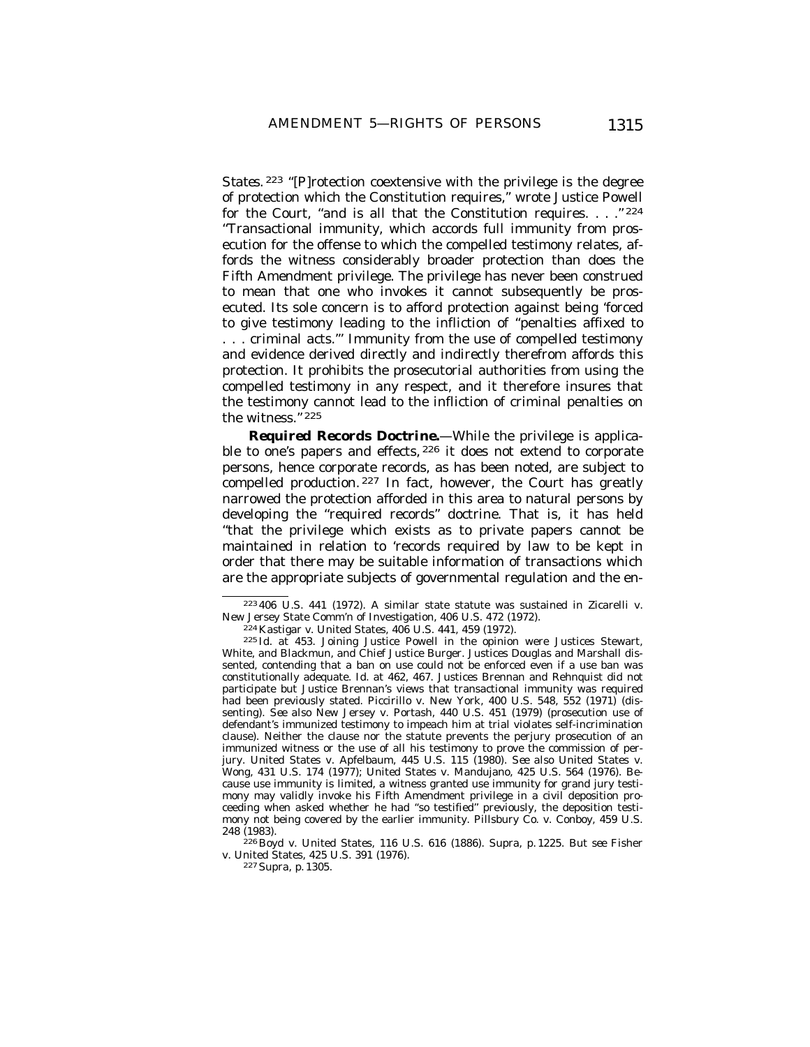States.[223] "[P]rotection coextensive with the privilege is the degree of protection which the Constitution requires," wrote Justice Powell for the Court, "and is all that the Constitution requires. . . ."[224] "Transactional immunity, which accords full immunity from prosecution for the offense to which the compelled testimony relates, affords the witness considerably broader protection than does the Fifth Amendment privilege. The privilege has never been construed to mean that one who invokes it cannot subsequently be prosecuted. Its sole concern is to afford protection against being 'forced to give testimony leading to the infliction of "penalties affixed to . . . criminal acts."' Immunity from the use of compelled testimony and evidence derived directly and indirectly therefrom affords this protection. It prohibits the prosecutorial authorities from using the compelled testimony in any respect, and it therefore insures that the testimony cannot lead to the infliction of criminal penalties on the witness."[225]

***Required Records Doctrine.***—While the privilege is applicable to one's papers and effects,[226] it does not extend to corporate persons, hence corporate records, as has been noted, are subject to compelled production.[227] In fact, however, the Court has greatly narrowed the protection afforded in this area to natural persons by developing the "required records" doctrine. That is, it has held "that the privilege which exists as to private papers cannot be maintained in relation to 'records required by law to be kept in order that there may be suitable information of transactions which are the appropriate subjects of governmental regulation and the en-

---

[223] 406 U.S. 441 (1972). A similar state statute was sustained in Zicarelli v. New Jersey State Comm'n of Investigation, 406 U.S. 472 (1972).

[224] Kastigar v. United States, 406 U.S. 441, 459 (1972).

[225] Id. at 453. Joining Justice Powell in the opinion were Justices Stewart, White, and Blackmun, and Chief Justice Burger. Justices Douglas and Marshall dissented, contending that a ban on use could not be enforced even if a use ban was constitutionally adequate. Id. at 462, 467. Justices Brennan and Rehnquist did not participate but Justice Brennan's views that transactional immunity was required had been previously stated. Piccirillo v. New York, 400 U.S. 548, 552 (1971) (dissenting). *See also* New Jersey v. Portash, 440 U.S. 451 (1979) (prosecution use of defendant's immunized testimony to impeach him at trial violates self-incrimination clause). Neither the clause nor the statute prevents the perjury prosecution of an immunized witness or the use of all his testimony to prove the commission of perjury. United States v. Apfelbaum, 445 U.S. 115 (1980). *See also* United States v. Wong, 431 U.S. 174 (1977); United States v. Mandujano, 425 U.S. 564 (1976). Because use immunity is limited, a witness granted use immunity for grand jury testimony may validly invoke his Fifth Amendment privilege in a civil deposition proceeding when asked whether he had "so testified" previously, the deposition testimony not being covered by the earlier immunity. Pillsbury Co. v. Conboy, 459 U.S. 248 (1983).

[226] Boyd v. United States, 116 U.S. 616 (1886). Supra, p. 1225. *But see* Fisher v. United States, 425 U.S. 391 (1976).

[227] Supra, p. 1305.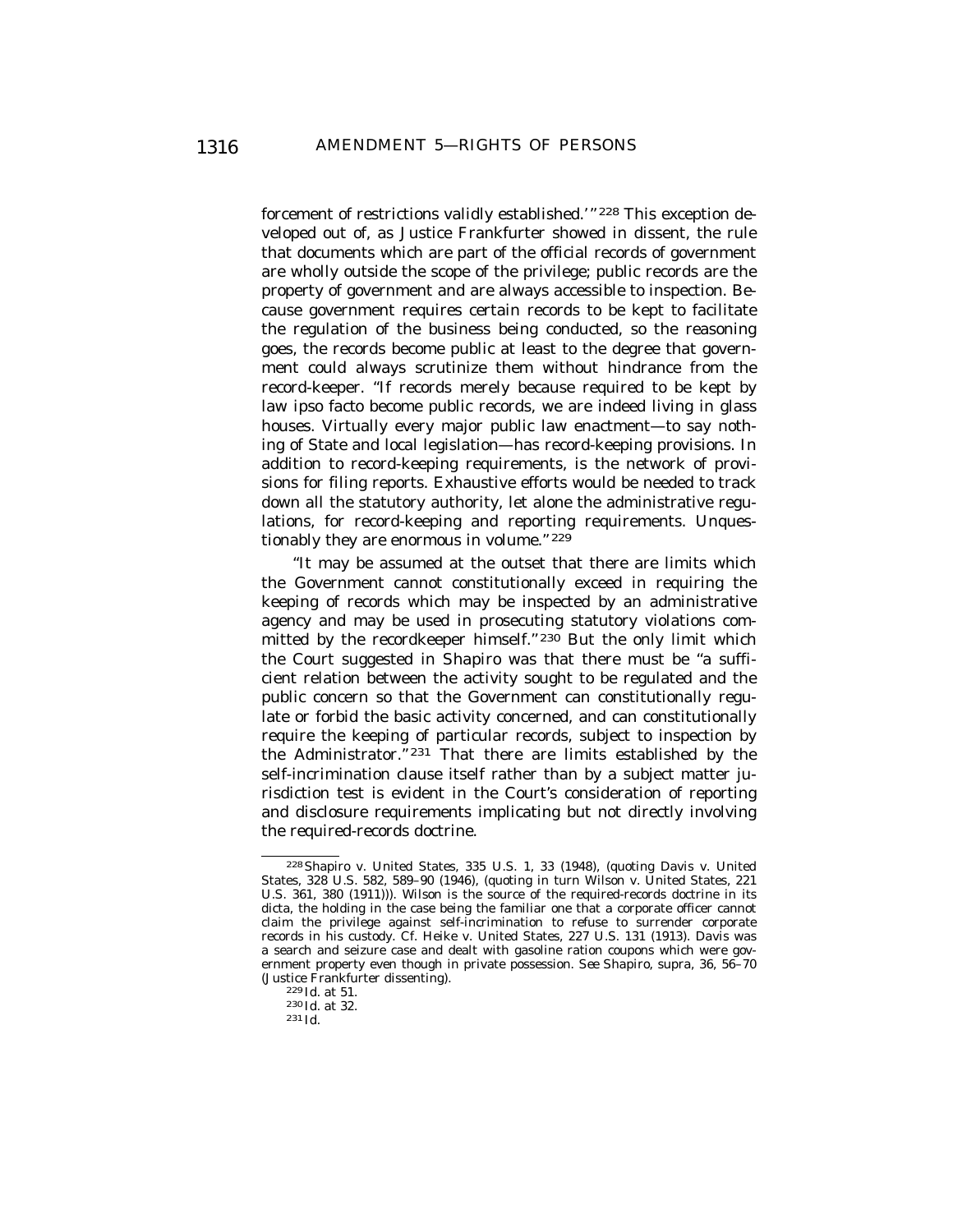forcement of restrictions validly established.'"[228] This exception developed out of, as Justice Frankfurter showed in dissent, the rule that documents which are part of the official records of government are wholly outside the scope of the privilege; public records are the property of government and are always accessible to inspection. Because government requires certain records to be kept to facilitate the regulation of the business being conducted, so the reasoning goes, the records become public at least to the degree that government could always scrutinize them without hindrance from the record-keeper. "If records merely because required to be kept by law ipso facto become public records, we are indeed living in glass houses. Virtually every major public law enactment—to say nothing of State and local legislation—has record-keeping provisions. In addition to record-keeping requirements, is the network of provisions for filing reports. Exhaustive efforts would be needed to track down all the statutory authority, let alone the administrative regulations, for record-keeping and reporting requirements. Unquestionably they are enormous in volume."[229]

"It may be assumed at the outset that there are limits which the Government cannot constitutionally exceed in requiring the keeping of records which may be inspected by an administrative agency and may be used in prosecuting statutory violations committed by the recordkeeper himself."[230] But the only limit which the Court suggested in *Shapiro* was that there must be "a sufficient relation between the activity sought to be regulated and the public concern so that the Government can constitutionally regulate or forbid the basic activity concerned, and can constitutionally require the keeping of particular records, subject to inspection by the Administrator."[231] That there are limits established by the self-incrimination clause itself rather than by a subject matter jurisdiction test is evident in the Court's consideration of reporting and disclosure requirements implicating but not directly involving the required-records doctrine.

---

[228] Shapiro v. United States, 335 U.S. 1, 33 (1948), (quoting Davis v. United States, 328 U.S. 582, 589–90 (1946), (quoting in turn Wilson v. United States, 221 U.S. 361, 380 (1911))). *Wilson* is the source of the required-records doctrine in its dicta, the holding in the case being the familiar one that a corporate officer cannot claim the privilege against self-incrimination to refuse to surrender corporate records in his custody. *Cf.* Heike v. United States, 227 U.S. 131 (1913). *Davis* was a search and seizure case and dealt with gasoline ration coupons which were government property even though in private possession. *See Shapiro, supra,* 36, 56–70 (Justice Frankfurter dissenting).

[229] *Id.* at 51.

[230] *Id.* at 32.

[231] *Id.*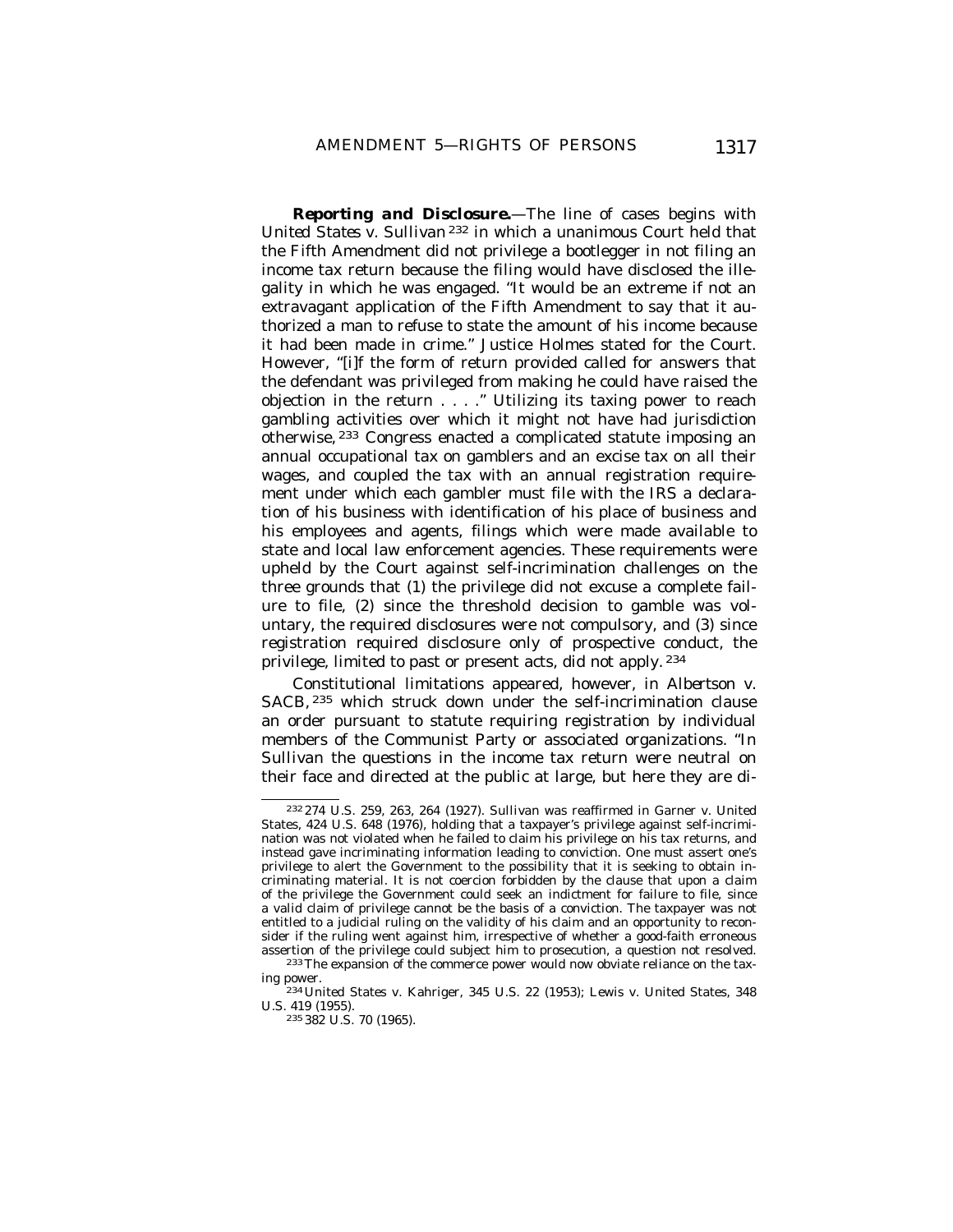***Reporting and Disclosure.***—The line of cases begins with *United States v. Sullivan* [232] in which a unanimous Court held that the Fifth Amendment did not privilege a bootlegger in not filing an income tax return because the filing would have disclosed the illegality in which he was engaged. "It would be an extreme if not an extravagant application of the Fifth Amendment to say that it authorized a man to refuse to state the amount of his income because it had been made in crime." Justice Holmes stated for the Court. However, "[i]f the form of return provided called for answers that the defendant was privileged from making he could have raised the objection in the return . . . ." Utilizing its taxing power to reach gambling activities over which it might not have had jurisdiction otherwise,[233] Congress enacted a complicated statute imposing an annual occupational tax on gamblers and an excise tax on all their wages, and coupled the tax with an annual registration requirement under which each gambler must file with the IRS a declaration of his business with identification of his place of business and his employees and agents, filings which were made available to state and local law enforcement agencies. These requirements were upheld by the Court against self-incrimination challenges on the three grounds that (1) the privilege did not excuse a complete failure to file, (2) since the threshold decision to gamble was voluntary, the required disclosures were not compulsory, and (3) since registration required disclosure only of prospective conduct, the privilege, limited to past or present acts, did not apply.[234]

Constitutional limitations appeared, however, in *Albertson v. SACB*,[235] which struck down under the self-incrimination clause an order pursuant to statute requiring registration by individual members of the Communist Party or associated organizations. "In *Sullivan* the questions in the income tax return were neutral on their face and directed at the public at large, but here they are di-

---

[232] 274 U.S. 259, 263, 264 (1927). *Sullivan* was reaffirmed in *Garner v. United States*, 424 U.S. 648 (1976), holding that a taxpayer's privilege against self-incrimination was not violated when he failed to claim his privilege on his tax returns, and instead gave incriminating information leading to conviction. One must assert one's privilege to alert the Government to the possibility that it is seeking to obtain incriminating material. It is not coercion forbidden by the clause that upon a claim of the privilege the Government could seek an indictment for failure to file, since a valid claim of privilege cannot be the basis of a conviction. The taxpayer was not entitled to a judicial ruling on the validity of his claim and an opportunity to reconsider if the ruling went against him, irrespective of whether a good-faith erroneous assertion of the privilege could subject him to prosecution, a question not resolved.

[233] The expansion of the commerce power would now obviate reliance on the taxing power.

[234] *United States v. Kahriger*, 345 U.S. 22 (1953); *Lewis v. United States*, 348 U.S. 419 (1955).

[235] 382 U.S. 70 (1965).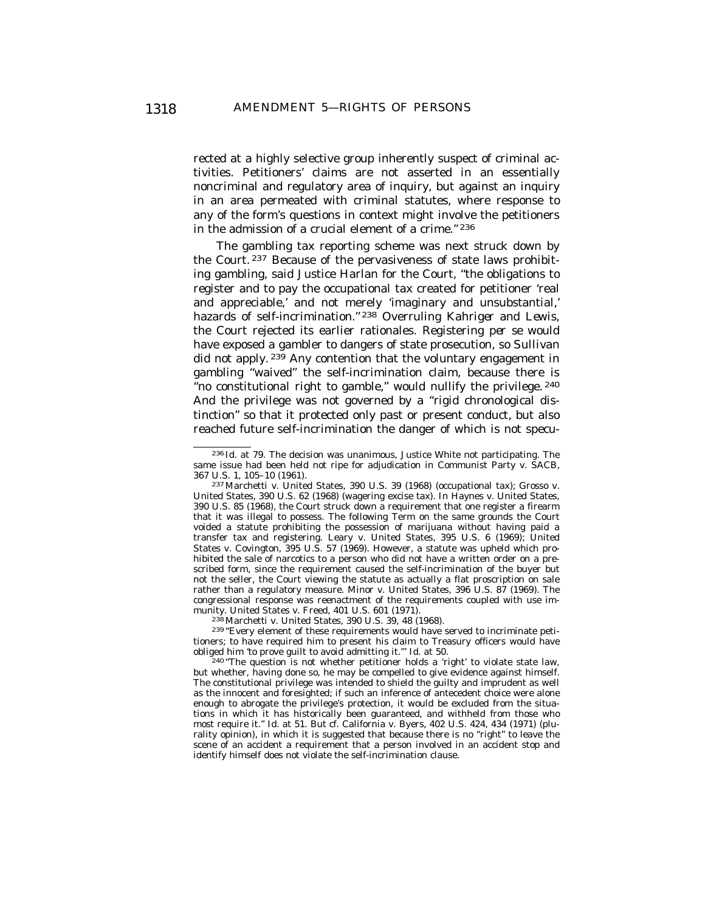rected at a highly selective group inherently suspect of criminal activities. Petitioners' claims are not asserted in an essentially noncriminal and regulatory area of inquiry, but against an inquiry in an area permeated with criminal statutes, where response to any of the form's questions in context might involve the petitioners in the admission of a crucial element of a crime." [236]

The gambling tax reporting scheme was next struck down by the Court. [237] Because of the pervasiveness of state laws prohibiting gambling, said Justice Harlan for the Court, "the obligations to register and to pay the occupational tax created for petitioner 'real and appreciable,' and not merely 'imaginary and unsubstantial,' hazards of self-incrimination." [238] Overruling *Kahriger* and *Lewis*, the Court rejected its earlier rationales. Registering *per se* would have exposed a gambler to dangers of state prosecution, so *Sullivan* did not apply. [239] Any contention that the voluntary engagement in gambling "waived" the self-incrimination claim, because there is "no constitutional right to gamble," would nullify the privilege. [240] And the privilege was not governed by a "rigid chronological distinction" so that it protected only past or present conduct, but also reached future self-incrimination the danger of which is not specu-

---

[236] *Id.* at 79. The decision was unanimous, Justice White not participating. The same issue had been held not ripe for adjudication in Communist Party v. SACB, 367 U.S. 1, 105–10 (1961).

[237] Marchetti v. United States, 390 U.S. 39 (1968) (occupational tax); Grosso v. United States, 390 U.S. 62 (1968) (wagering excise tax). In Haynes v. United States, 390 U.S. 85 (1968), the Court struck down a requirement that one register a firearm that it was illegal to possess. The following Term on the same grounds the Court voided a statute prohibiting the possession of marijuana without having paid a transfer tax and registering. Leary v. United States, 395 U.S. 6 (1969); United States v. Covington, 395 U.S. 57 (1969). However, a statute was upheld which prohibited the sale of narcotics to a person who did not have a written order on a prescribed form, since the requirement caused the self-incrimination of the buyer but not the seller, the Court viewing the statute as actually a flat proscription on sale rather than a regulatory measure. Minor v. United States, 396 U.S. 87 (1969). The congressional response was reenactment of the requirements coupled with use immunity. United States v. Freed, 401 U.S. 601 (1971).

[238] Marchetti v. United States, 390 U.S. 39, 48 (1968).

[239] "Every element of these requirements would have served to incriminate petitioners; to have required him to present his claim to Treasury officers would have obliged him 'to prove guilt to avoid admitting it.'" *Id.* at 50.

[240] "The question is not whether petitioner holds a 'right' to violate state law, but whether, having done so, he may be compelled to give evidence against himself. The constitutional privilege was intended to shield the guilty and imprudent as well as the innocent and foresighted; if such an inference of antecedent choice were alone enough to abrogate the privilege's protection, it would be excluded from the situations in which it has historically been guaranteed, and withheld from those who most require it." *Id.* at 51. *But cf.* California v. Byers, 402 U.S. 424, 434 (1971) (plurality opinion), in which it is suggested that because there is no "right" to leave the scene of an accident a requirement that a person involved in an accident stop and identify himself does not violate the self-incrimination clause.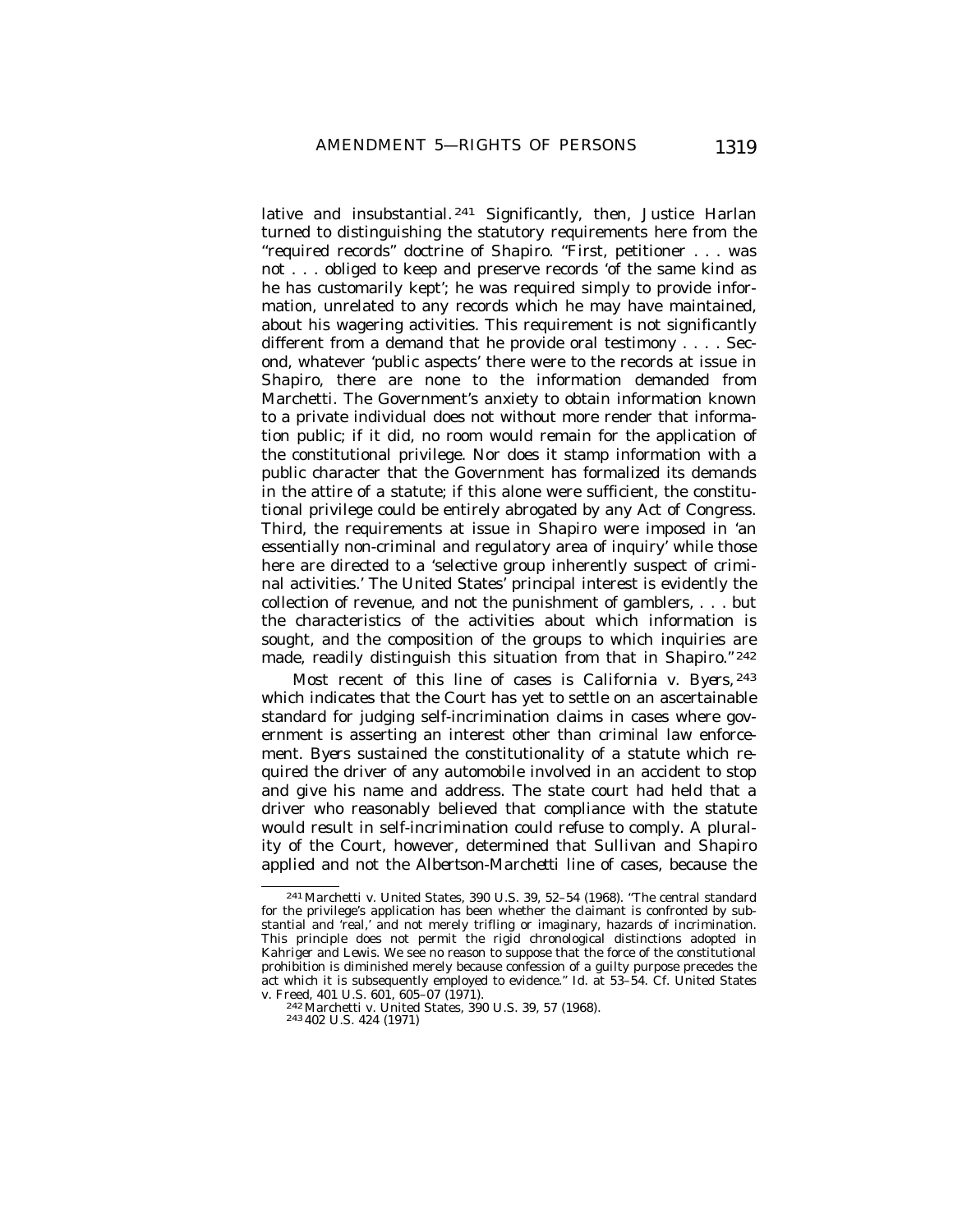lative and insubstantial.[241] Significantly, then, Justice Harlan turned to distinguishing the statutory requirements here from the "required records" doctrine of *Shapiro*. "First, petitioner . . . was not . . . obliged to keep and preserve records 'of the same kind as he has customarily kept'; he was required simply to provide information, unrelated to any records which he may have maintained, about his wagering activities. This requirement is not significantly different from a demand that he provide oral testimony . . . . Second, whatever 'public aspects' there were to the records at issue in *Shapiro*, there are none to the information demanded from Marchetti. The Government's anxiety to obtain information known to a private individual does not without more render that information public; if it did, no room would remain for the application of the constitutional privilege. Nor does it stamp information with a public character that the Government has formalized its demands in the attire of a statute; if this alone were sufficient, the constitutional privilege could be entirely abrogated by any Act of Congress. Third, the requirements at issue in *Shapiro* were imposed in 'an essentially non-criminal and regulatory area of inquiry' while those here are directed to a 'selective group inherently suspect of criminal activities.' The United States' principal interest is evidently the collection of revenue, and not the punishment of gamblers, . . . but the characteristics of the activities about which information is sought, and the composition of the groups to which inquiries are made, readily distinguish this situation from that in *Shapiro*."[242]

Most recent of this line of cases is *California v. Byers*,[243] which indicates that the Court has yet to settle on an ascertainable standard for judging self-incrimination claims in cases where government is asserting an interest other than criminal law enforcement. *Byers* sustained the constitutionality of a statute which required the driver of any automobile involved in an accident to stop and give his name and address. The state court had held that a driver who reasonably believed that compliance with the statute would result in self-incrimination could refuse to comply. A plurality of the Court, however, determined that *Sullivan* and *Shapiro* applied and not the *Albertson-Marchetti* line of cases, because the

---

[241] Marchetti v. United States, 390 U.S. 39, 52–54 (1968). "The central standard for the privilege's application has been whether the claimant is confronted by substantial and 'real,' and not merely trifling or imaginary, hazards of incrimination. This principle does not permit the rigid chronological distinctions adopted in *Kahriger* and *Lewis*. We see no reason to suppose that the force of the constitutional prohibition is diminished merely because confession of a guilty purpose precedes the act which it is subsequently employed to evidence." Id. at 53–54. Cf. United States v. Freed, 401 U.S. 601, 605–07 (1971).

[242] Marchetti v. United States, 390 U.S. 39, 57 (1968).

[243] 402 U.S. 424 (1971)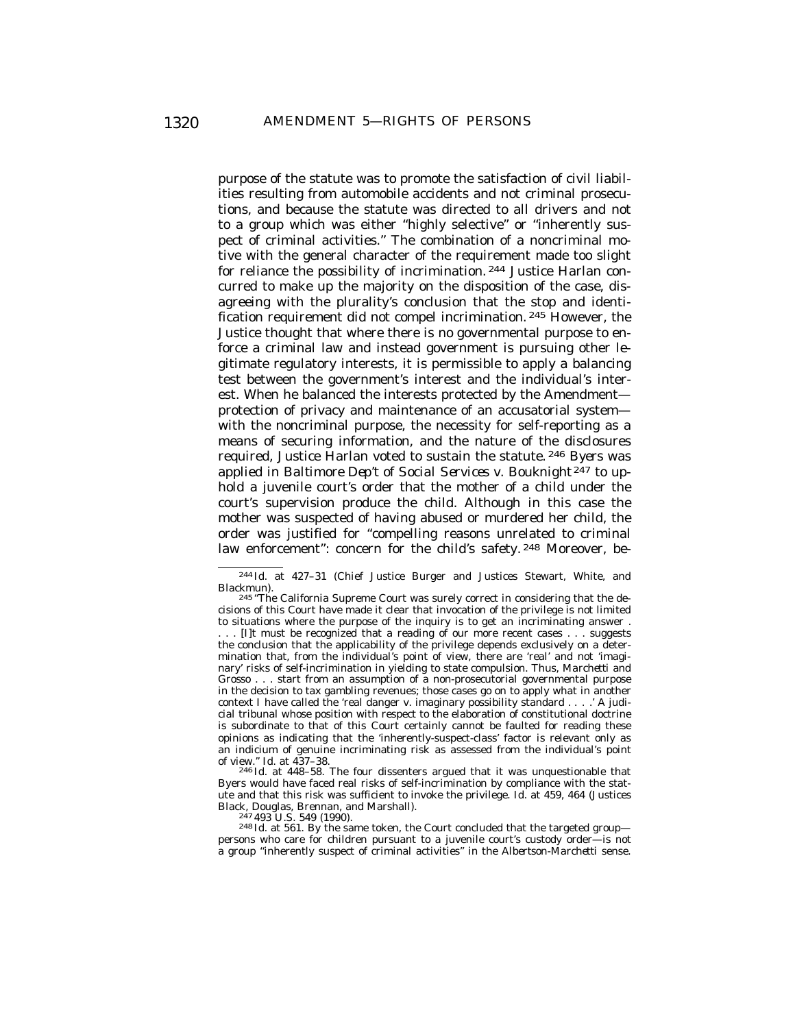purpose of the statute was to promote the satisfaction of civil liabilities resulting from automobile accidents and not criminal prosecutions, and because the statute was directed to all drivers and not to a group which was either "highly selective" or "inherently suspect of criminal activities." The combination of a noncriminal motive with the general character of the requirement made too slight for reliance the possibility of incrimination.[244] Justice Harlan concurred to make up the majority on the disposition of the case, disagreeing with the plurality's conclusion that the stop and identification requirement did not compel incrimination.[245] However, the Justice thought that where there is no governmental purpose to enforce a criminal law and instead government is pursuing other legitimate regulatory interests, it is permissible to apply a balancing test between the government's interest and the individual's interest. When he balanced the interests protected by the Amendment—protection of privacy and maintenance of an accusatorial system—with the noncriminal purpose, the necessity for self-reporting as a means of securing information, and the nature of the disclosures required, Justice Harlan voted to sustain the statute.[246] *Byers* was applied in *Baltimore Dep't of Social Services v. Bouknight*[247] to uphold a juvenile court's order that the mother of a child under the court's supervision produce the child. Although in this case the mother was suspected of having abused or murdered her child, the order was justified for "compelling reasons unrelated to criminal law enforcement": concern for the child's safety.[248] Moreover, be-

---

[244] *Id.* at 427–31 (Chief Justice Burger and Justices Stewart, White, and Blackmun).

[245] "The California Supreme Court was surely correct in considering that the decisions of this Court have made it clear that invocation of the privilege is not limited to situations where the purpose of the inquiry is to get an incriminating answer . . . . [I]t must be recognized that a reading of our more recent cases . . . suggests the conclusion that the applicability of the privilege depends exclusively on a determination that, from the individual's point of view, there are 'real' and not 'imaginary' risks of self-incrimination in yielding to state compulsion. Thus, *Marchetti* and *Grosso* . . . start from an assumption of a non-prosecutorial governmental purpose in the decision to tax gambling revenues; those cases go on to apply what in another context I have called the 'real danger v. imaginary possibility standard . . . .' A judicial tribunal whose position with respect to the elaboration of constitutional doctrine is subordinate to that of this Court certainly cannot be faulted for reading these opinions as indicating that the 'inherently-suspect-class' factor is relevant only as an indicium of genuine incriminating risk as assessed from the individual's point of view." *Id.* at 437–38.

[246] *Id.* at 448–58. The four dissenters argued that it was unquestionable that Byers would have faced real risks of self-incrimination by compliance with the statute and that this risk was sufficient to invoke the privilege. *Id.* at 459, 464 (Justices Black, Douglas, Brennan, and Marshall).

[247] 493 U.S. 549 (1990).

[248] *Id.* at 561. By the same token, the Court concluded that the targeted group—persons who care for children pursuant to a juvenile court's custody order—is not a group "inherently suspect of criminal activities" in the *Albertson-Marchetti* sense.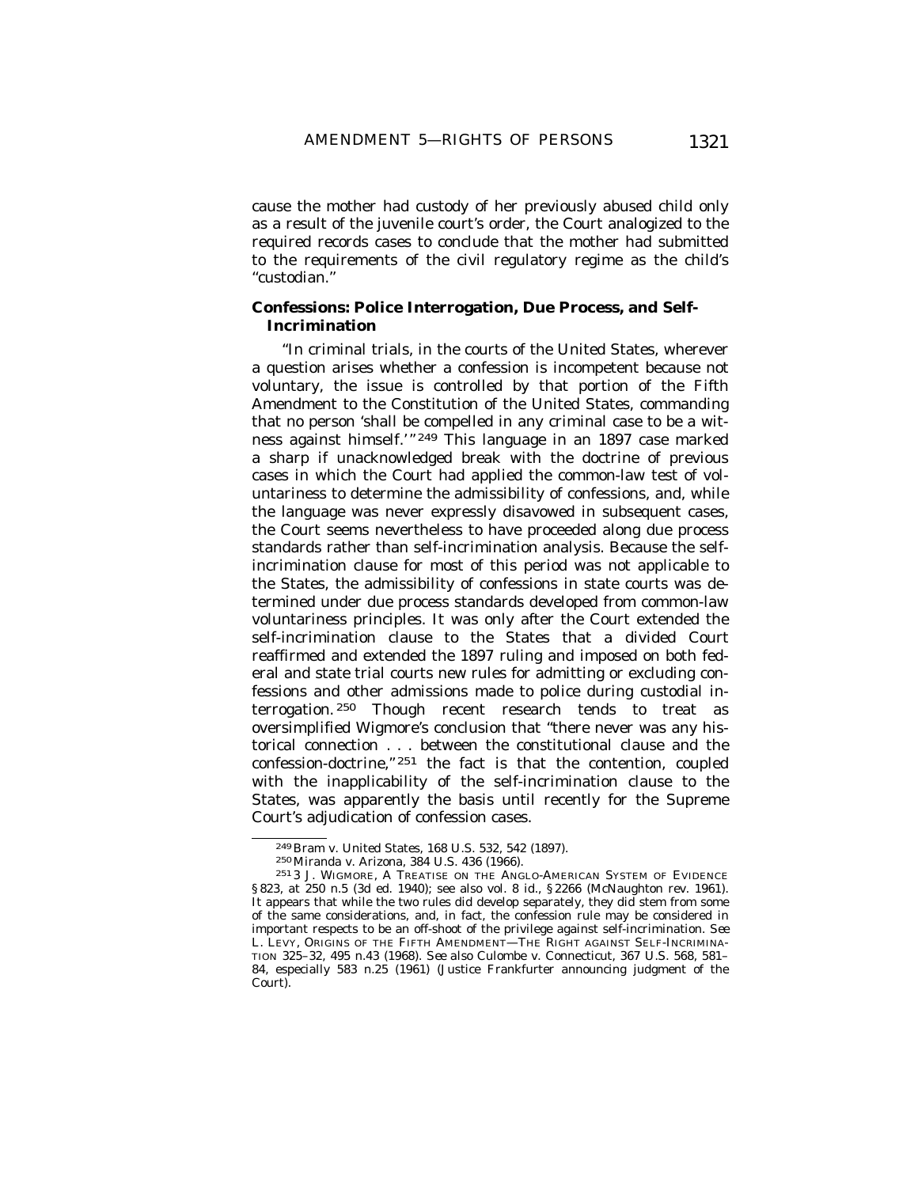cause the mother had custody of her previously abused child only as a result of the juvenile court's order, the Court analogized to the required records cases to conclude that the mother had submitted to the requirements of the civil regulatory regime as the child's "custodian."

### Confessions: Police Interrogation, Due Process, and Self-Incrimination

"In criminal trials, in the courts of the United States, wherever a question arises whether a confession is incompetent because not voluntary, the issue is controlled by that portion of the Fifth Amendment to the Constitution of the United States, commanding that no person 'shall be compelled in any criminal case to be a witness against himself.'"[249] This language in an 1897 case marked a sharp if unacknowledged break with the doctrine of previous cases in which the Court had applied the common-law test of voluntariness to determine the admissibility of confessions, and, while the language was never expressly disavowed in subsequent cases, the Court seems nevertheless to have proceeded along due process standards rather than self-incrimination analysis. Because the self-incrimination clause for most of this period was not applicable to the States, the admissibility of confessions in state courts was determined under due process standards developed from common-law voluntariness principles. It was only after the Court extended the self-incrimination clause to the States that a divided Court reaffirmed and extended the 1897 ruling and imposed on both federal and state trial courts new rules for admitting or excluding confessions and other admissions made to police during custodial interrogation.[250] Though recent research tends to treat as oversimplified Wigmore's conclusion that "there never was any historical connection . . . between the constitutional clause and the confession-doctrine,"[251] the fact is that the contention, coupled with the inapplicability of the self-incrimination clause to the States, was apparently the basis until recently for the Supreme Court's adjudication of confession cases.

---

[249] *Bram v. United States*, 168 U.S. 532, 542 (1897).

[250] *Miranda v. Arizona*, 384 U.S. 436 (1966).

[251] 3 J. Wigmore, A Treatise on the Anglo-American System of Evidence §823, at 250 n.5 (3d ed. 1940); *see also* vol. 8 *id.*, §2266 (McNaughton rev. 1961). It appears that while the two rules did develop separately, they did stem from some of the same considerations, and, in fact, the confession rule may be considered in important respects to be an off-shoot of the privilege against self-incrimination. *See* L. Levy, Origins of the Fifth Amendment—The Right against Self-Incrimination 325–32, 495 n.43 (1968). *See also* *Culombe v. Connecticut*, 367 U.S. 568, 581–84, especially 583 n.25 (1961) (Justice Frankfurter announcing judgment of the Court).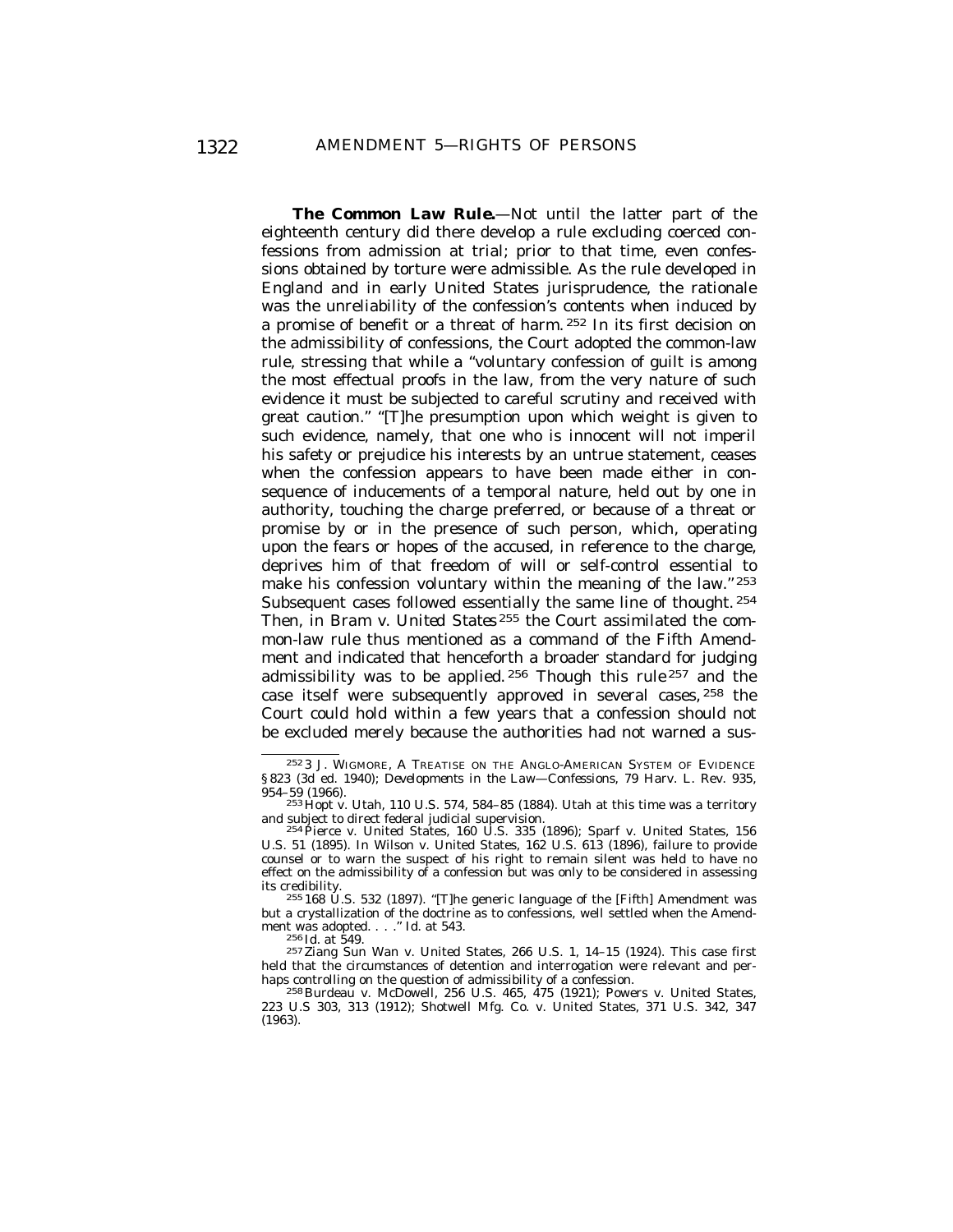***The Common Law Rule.***—Not until the latter part of the eighteenth century did there develop a rule excluding coerced confessions from admission at trial; prior to that time, even confessions obtained by torture were admissible. As the rule developed in England and in early United States jurisprudence, the rationale was the unreliability of the confession's contents when induced by a promise of benefit or a threat of harm.[252] In its first decision on the admissibility of confessions, the Court adopted the common-law rule, stressing that while a "voluntary confession of guilt is among the most effectual proofs in the law, from the very nature of such evidence it must be subjected to careful scrutiny and received with great caution." "[T]he presumption upon which weight is given to such evidence, namely, that one who is innocent will not imperil his safety or prejudice his interests by an untrue statement, ceases when the confession appears to have been made either in consequence of inducements of a temporal nature, held out by one in authority, touching the charge preferred, or because of a threat or promise by or in the presence of such person, which, operating upon the fears or hopes of the accused, in reference to the charge, deprives him of that freedom of will or self-control essential to make his confession voluntary within the meaning of the law."[253] Subsequent cases followed essentially the same line of thought.[254] Then, in *Bram v. United States*[255] the Court assimilated the common-law rule thus mentioned as a command of the Fifth Amendment and indicated that henceforth a broader standard for judging admissibility was to be applied.[256] Though this rule[257] and the case itself were subsequently approved in several cases,[258] the Court could hold within a few years that a confession should not be excluded merely because the authorities had not warned a sus-

---

[252] 3 J. WIGMORE, A TREATISE ON THE ANGLO-AMERICAN SYSTEM OF EVIDENCE §823 (3d ed. 1940); *Developments in the Law—Confessions*, 79 Harv. L. Rev. 935, 954–59 (1966).

[253] Hopt v. Utah, 110 U.S. 574, 584–85 (1884). Utah at this time was a territory and subject to direct federal judicial supervision.

[254] Pierce v. United States, 160 U.S. 335 (1896); Sparf v. United States, 156 U.S. 51 (1895). In Wilson v. United States, 162 U.S. 613 (1896), failure to provide counsel or to warn the suspect of his right to remain silent was held to have no effect on the admissibility of a confession but was only to be considered in assessing its credibility.

[255] 168 U.S. 532 (1897). "[T]he generic language of the [Fifth] Amendment was but a crystallization of the doctrine as to confessions, well settled when the Amendment was adopted. . . ." Id. at 543.

[256] Id. at 549.

[257] Ziang Sun Wan v. United States, 266 U.S. 1, 14–15 (1924). This case first held that the circumstances of detention and interrogation were relevant and perhaps controlling on the question of admissibility of a confession.

[258] Burdeau v. McDowell, 256 U.S. 465, 475 (1921); Powers v. United States, 223 U.S 303, 313 (1912); Shotwell Mfg. Co. v. United States, 371 U.S. 342, 347 (1963).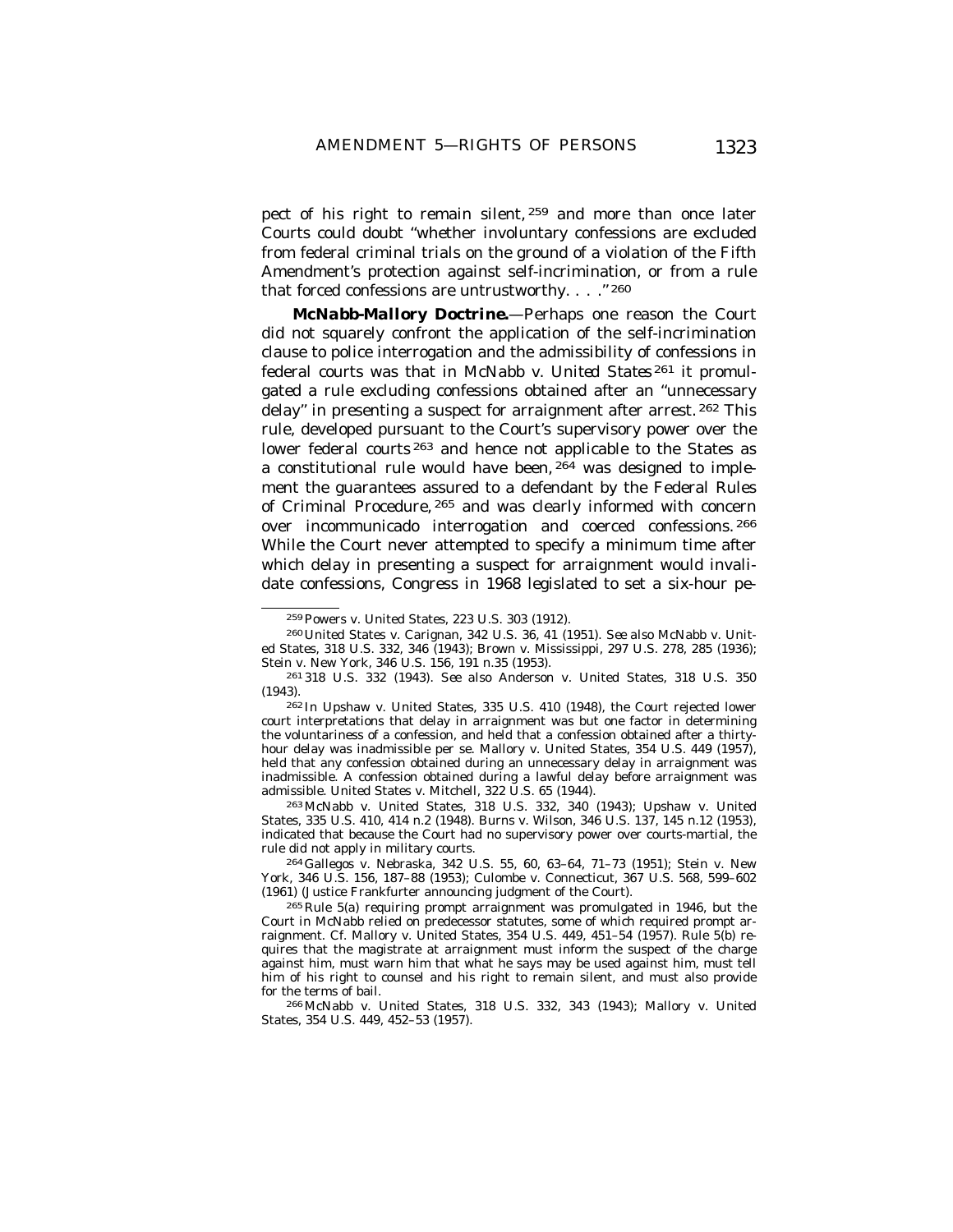pect of his right to remain silent,[259] and more than once later Courts could doubt "whether involuntary confessions are excluded from federal criminal trials on the ground of a violation of the Fifth Amendment's protection against self-incrimination, or from a rule that forced confessions are untrustworthy. . . ."[260]

***McNabb-Mallory Doctrine.***—Perhaps one reason the Court did not squarely confront the application of the self-incrimination clause to police interrogation and the admissibility of confessions in federal courts was that in *McNabb v. United States*[261] it promulgated a rule excluding confessions obtained after an "unnecessary delay" in presenting a suspect for arraignment after arrest.[262] This rule, developed pursuant to the Court's supervisory power over the lower federal courts[263] and hence not applicable to the States as a constitutional rule would have been,[264] was designed to implement the guarantees assured to a defendant by the Federal Rules of Criminal Procedure,[265] and was clearly informed with concern over incommunicado interrogation and coerced confessions.[266] While the Court never attempted to specify a minimum time after which delay in presenting a suspect for arraignment would invalidate confessions, Congress in 1968 legislated to set a six-hour pe-

---

[259] Powers v. United States, 223 U.S. 303 (1912).

[260] United States v. Carignan, 342 U.S. 36, 41 (1951). *See also* McNabb v. United States, 318 U.S. 332, 346 (1943); Brown v. Mississippi, 297 U.S. 278, 285 (1936); Stein v. New York, 346 U.S. 156, 191 n.35 (1953).

[261] 318 U.S. 332 (1943). *See also* Anderson v. United States, 318 U.S. 350 (1943).

[262] In Upshaw v. United States, 335 U.S. 410 (1948), the Court rejected lower court interpretations that delay in arraignment was but one factor in determining the voluntariness of a confession, and held that a confession obtained after a thirty-hour delay was inadmissible per se. Mallory v. United States, 354 U.S. 449 (1957), held that any confession obtained during an unnecessary delay in arraignment was inadmissible. A confession obtained during a lawful delay before arraignment was admissible. United States v. Mitchell, 322 U.S. 65 (1944).

[263] McNabb v. United States, 318 U.S. 332, 340 (1943); Upshaw v. United States, 335 U.S. 410, 414 n.2 (1948). Burns v. Wilson, 346 U.S. 137, 145 n.12 (1953), indicated that because the Court had no supervisory power over courts-martial, the rule did not apply in military courts.

[264] Gallegos v. Nebraska, 342 U.S. 55, 60, 63–64, 71–73 (1951); Stein v. New York, 346 U.S. 156, 187–88 (1953); Culombe v. Connecticut, 367 U.S. 568, 599–602 (1961) (Justice Frankfurter announcing judgment of the Court).

[265] Rule 5(a) requiring prompt arraignment was promulgated in 1946, but the Court in *McNabb* relied on predecessor statutes, some of which required prompt arraignment. *Cf.* Mallory v. United States, 354 U.S. 449, 451–54 (1957). Rule 5(b) requires that the magistrate at arraignment must inform the suspect of the charge against him, must warn him that what he says may be used against him, must tell him of his right to counsel and his right to remain silent, and must also provide for the terms of bail.

[266] McNabb v. United States, 318 U.S. 332, 343 (1943); Mallory v. United States, 354 U.S. 449, 452–53 (1957).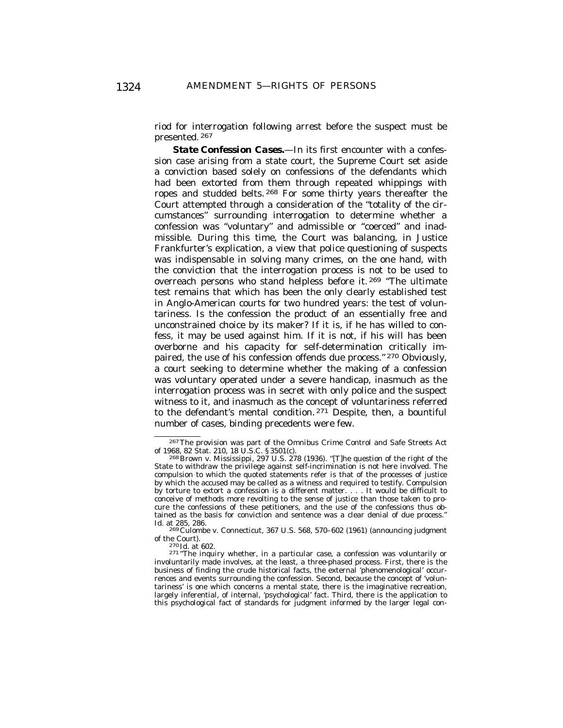riod for interrogation following arrest before the suspect must be presented.[267]

***State Confession Cases.***—In its first encounter with a confession case arising from a state court, the Supreme Court set aside a conviction based solely on confessions of the defendants which had been extorted from them through repeated whippings with ropes and studded belts.[268] For some thirty years thereafter the Court attempted through a consideration of the "totality of the circumstances" surrounding interrogation to determine whether a confession was "voluntary" and admissible or "coerced" and inadmissible. During this time, the Court was balancing, in Justice Frankfurter's explication, a view that police questioning of suspects was indispensable in solving many crimes, on the one hand, with the conviction that the interrogation process is not to be used to overreach persons who stand helpless before it.[269] "The ultimate test remains that which has been the only clearly established test in Anglo-American courts for two hundred years: the test of voluntariness. Is the confession the product of an essentially free and unconstrained choice by its maker? If it is, if he has willed to confess, it may be used against him. If it is not, if his will has been overborne and his capacity for self-determination critically impaired, the use of his confession offends due process."[270] Obviously, a court seeking to determine whether the making of a confession was voluntary operated under a severe handicap, inasmuch as the interrogation process was in secret with only police and the suspect witness to it, and inasmuch as the concept of voluntariness referred to the defendant's mental condition.[271] Despite, then, a bountiful number of cases, binding precedents were few.

---

[267] The provision was part of the Omnibus Crime Control and Safe Streets Act of 1968, 82 Stat. 210, 18 U.S.C. § 3501(c).

[268] Brown v. Mississippi, 297 U.S. 278 (1936). "[T]he question of the right of the State to withdraw the privilege against self-incrimination is not here involved. The compulsion to which the quoted statements refer is that of the processes of justice by which the accused may be called as a witness and required to testify. Compulsion by torture to extort a confession is a different matter. . . . It would be difficult to conceive of methods more revolting to the sense of justice than those taken to procure the confessions of these petitioners, and the use of the confessions thus obtained as the basis for conviction and sentence was a clear denial of due process." Id. at 285, 286.

[269] Culombe v. Connecticut, 367 U.S. 568, 570–602 (1961) (announcing judgment of the Court).

[270] Id. at 602.

[271] "The inquiry whether, in a particular case, a confession was voluntarily or involuntarily made involves, at the least, a three-phased process. First, there is the business of finding the crude historical facts, the external 'phenomenological' occurrences and events surrounding the confession. Second, because the concept of 'voluntariness' is one which concerns a mental state, there is the imaginative recreation, largely inferential, of internal, 'psychological' fact. Third, there is the application to this psychological fact of standards for judgment informed by the larger legal con-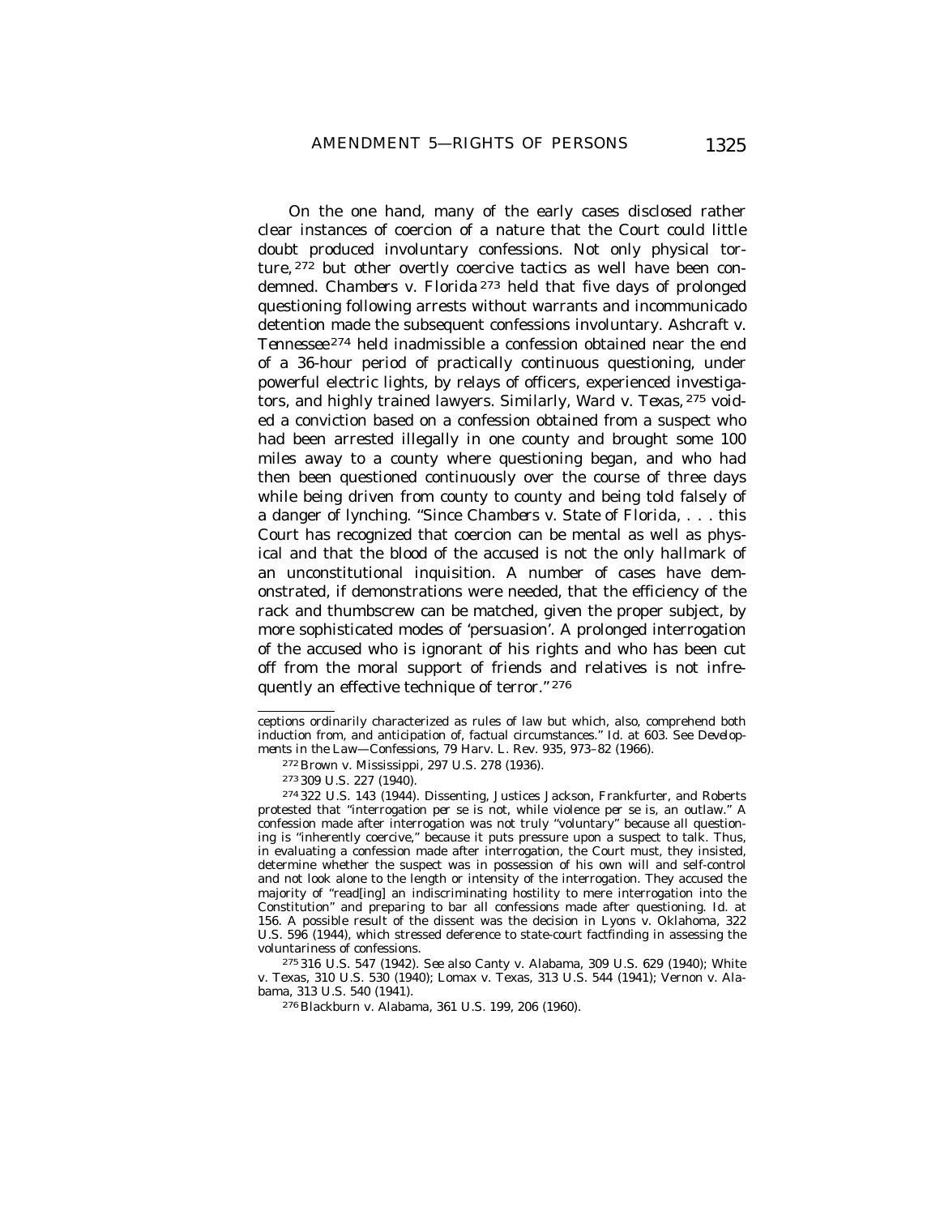On the one hand, many of the early cases disclosed rather clear instances of coercion of a nature that the Court could little doubt produced involuntary confessions. Not only physical torture,[272] but other overtly coercive tactics as well have been condemned. *Chambers v. Florida*[273] held that five days of prolonged questioning following arrests without warrants and incommunicado detention made the subsequent confessions involuntary. *Ashcraft v. Tennessee*[274] held inadmissible a confession obtained near the end of a 36-hour period of practically continuous questioning, under powerful electric lights, by relays of officers, experienced investigators, and highly trained lawyers. Similarly, *Ward v. Texas*,[275] voided a conviction based on a confession obtained from a suspect who had been arrested illegally in one county and brought some 100 miles away to a county where questioning began, and who had then been questioned continuously over the course of three days while being driven from county to county and being told falsely of a danger of lynching. "Since *Chambers v. State of Florida*, . . . this Court has recognized that coercion can be mental as well as physical and that the blood of the accused is not the only hallmark of an unconstitutional inquisition. A number of cases have demonstrated, if demonstrations were needed, that the efficiency of the rack and thumbscrew can be matched, given the proper subject, by more sophisticated modes of 'persuasion'. A prolonged interrogation of the accused who is ignorant of his rights and who has been cut off from the moral support of friends and relatives is not infrequently an effective technique of terror."[276]

---

ceptions ordinarily characterized as rules of law but which, also, comprehend both induction from, and anticipation of, factual circumstances." *Id.* at 603. *See Developments in the Law—Confessions*, 79 Harv. L. Rev. 935, 973–82 (1966).

[272] Brown v. Mississippi, 297 U.S. 278 (1936).

[273] 309 U.S. 227 (1940).

[274] 322 U.S. 143 (1944). Dissenting, Justices Jackson, Frankfurter, and Roberts protested that "interrogation *per se* is not, while violence *per se* is, an outlaw." A confession made after interrogation was not truly "voluntary" because all questioning is "inherently coercive," because it puts pressure upon a suspect to talk. Thus, in evaluating a confession made after interrogation, the Court must, they insisted, determine whether the suspect was in possession of his own will and self-control and not look alone to the length or intensity of the interrogation. They accused the majority of "read[ing] an indiscriminating hostility to mere interrogation into the Constitution" and preparing to bar all confessions made after questioning. *Id.* at 156. A possible result of the dissent was the decision in Lyons v. Oklahoma, 322 U.S. 596 (1944), which stressed deference to state-court factfinding in assessing the voluntariness of confessions.

[275] 316 U.S. 547 (1942). *See also* Canty v. Alabama, 309 U.S. 629 (1940); White v. Texas, 310 U.S. 530 (1940); Lomax v. Texas, 313 U.S. 544 (1941); Vernon v. Alabama, 313 U.S. 540 (1941).

[276] Blackburn v. Alabama, 361 U.S. 199, 206 (1960).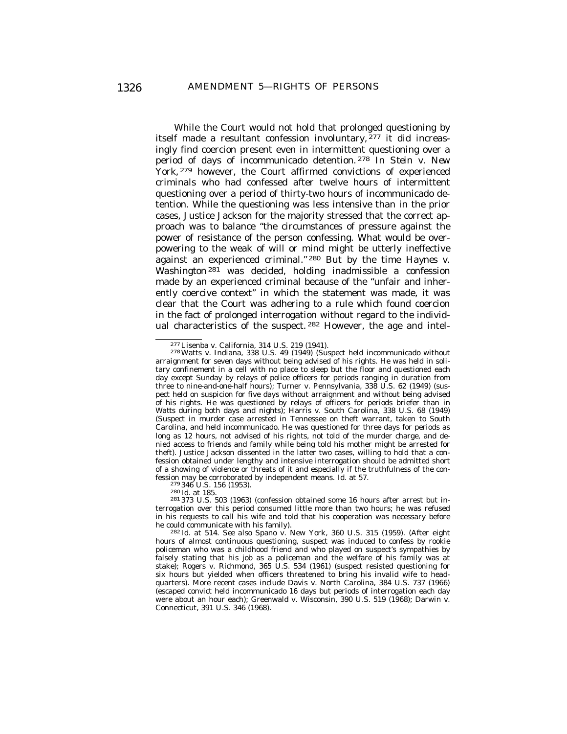While the Court would not hold that prolonged questioning by itself made a resultant confession involuntary, [277] it did increasingly find coercion present even in intermittent questioning over a period of days of incommunicado detention. [278] In *Stein v. New York*, [279] however, the Court affirmed convictions of experienced criminals who had confessed after twelve hours of intermittent questioning over a period of thirty-two hours of incommunicado detention. While the questioning was less intensive than in the prior cases, Justice Jackson for the majority stressed that the correct approach was to balance "the circumstances of pressure against the power of resistance of the person confessing. What would be overpowering to the weak of will or mind might be utterly ineffective against an experienced criminal." [280] But by the time *Haynes v. Washington* [281] was decided, holding inadmissible a confession made by an experienced criminal because of the "unfair and inherently coercive context" in which the statement was made, it was clear that the Court was adhering to a rule which found coercion in the fact of prolonged interrogation without regard to the individual characteristics of the suspect. [282] However, the age and intel-

---

[277] Lisenba v. California, 314 U.S. 219 (1941).

[278] Watts v. Indiana, 338 U.S. 49 (1949) (Suspect held incommunicado without arraignment for seven days without being advised of his rights. He was held in solitary confinement in a cell with no place to sleep but the floor and questioned each day except Sunday by relays of police officers for periods ranging in duration from three to nine-and-one-half hours); Turner v. Pennsylvania, 338 U.S. 62 (1949) (suspect held on suspicion for five days without arraignment and without being advised of his rights. He was questioned by relays of officers for periods briefer than in Watts during both days and nights); Harris v. South Carolina, 338 U.S. 68 (1949) (Suspect in murder case arrested in Tennessee on theft warrant, taken to South Carolina, and held incommunicado. He was questioned for three days for periods as long as 12 hours, not advised of his rights, not told of the murder charge, and denied access to friends and family while being told his mother might be arrested for theft). Justice Jackson dissented in the latter two cases, willing to hold that a confession obtained under lengthy and intensive interrogation should be admitted short of a showing of violence or threats of it and especially if the truthfulness of the confession may be corroborated by independent means. Id. at 57.

[279] 346 U.S. 156 (1953).

[280] Id. at 185.

[281] 373 U.S. 503 (1963) (confession obtained some 16 hours after arrest but interrogation over this period consumed little more than two hours; he was refused in his requests to call his wife and told that his cooperation was necessary before he could communicate with his family).

[282] Id. at 514. *See also* Spano v. New York, 360 U.S. 315 (1959). (After eight hours of almost continuous questioning, suspect was induced to confess by rookie policeman who was a childhood friend and who played on suspect's sympathies by falsely stating that his job as a policeman and the welfare of his family was at stake); Rogers v. Richmond, 365 U.S. 534 (1961) (suspect resisted questioning for six hours but yielded when officers threatened to bring his invalid wife to headquarters). More recent cases include Davis v. North Carolina, 384 U.S. 737 (1966) (escaped convict held incommunicado 16 days but periods of interrogation each day were about an hour each); Greenwald v. Wisconsin, 390 U.S. 519 (1968); Darwin v. Connecticut, 391 U.S. 346 (1968).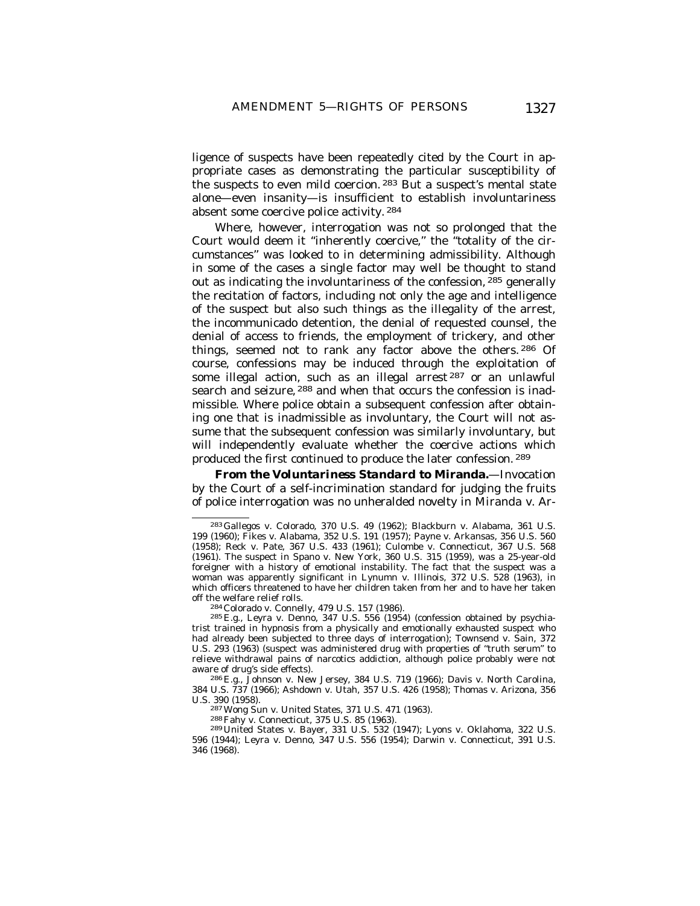ligence of suspects have been repeatedly cited by the Court in appropriate cases as demonstrating the particular susceptibility of the suspects to even mild coercion. [283] But a suspect's mental state alone—even insanity—is insufficient to establish involuntariness absent some coercive police activity. [284]

Where, however, interrogation was not so prolonged that the Court would deem it "inherently coercive," the "totality of the circumstances" was looked to in determining admissibility. Although in some of the cases a single factor may well be thought to stand out as indicating the involuntariness of the confession, [285] generally the recitation of factors, including not only the age and intelligence of the suspect but also such things as the illegality of the arrest, the incommunicado detention, the denial of requested counsel, the denial of access to friends, the employment of trickery, and other things, seemed not to rank any factor above the others. [286] Of course, confessions may be induced through the exploitation of some illegal action, such as an illegal arrest [287] or an unlawful search and seizure, [288] and when that occurs the confession is inadmissible. Where police obtain a subsequent confession after obtaining one that is inadmissible as involuntary, the Court will not assume that the subsequent confession was similarly involuntary, but will independently evaluate whether the coercive actions which produced the first continued to produce the later confession. [289]

***From the Voluntariness Standard to Miranda.***—Invocation by the Court of a self-incrimination standard for judging the fruits of police interrogation was no unheralded novelty in *Miranda v. Ar-*

---

[283] *Gallegos v. Colorado*, 370 U.S. 49 (1962); *Blackburn v. Alabama*, 361 U.S. 199 (1960); *Fikes v. Alabama*, 352 U.S. 191 (1957); *Payne v. Arkansas*, 356 U.S. 560 (1958); *Reck v. Pate*, 367 U.S. 433 (1961); *Culombe v. Connecticut*, 367 U.S. 568 (1961). The suspect in *Spano v. New York*, 360 U.S. 315 (1959), was a 25-year-old foreigner with a history of emotional instability. The fact that the suspect was a woman was apparently significant in *Lynumn v. Illinois*, 372 U.S. 528 (1963), in which officers threatened to have her children taken from her and to have her taken off the welfare relief rolls.

[284] *Colorado v. Connelly*, 479 U.S. 157 (1986).

[285] *E.g.*, *Leyra v. Denno*, 347 U.S. 556 (1954) (confession obtained by psychiatrist trained in hypnosis from a physically and emotionally exhausted suspect who had already been subjected to three days of interrogation); *Townsend v. Sain*, 372 U.S. 293 (1963) (suspect was administered drug with properties of "truth serum" to relieve withdrawal pains of narcotics addiction, although police probably were not aware of drug's side effects).

[286] *E.g.*, *Johnson v. New Jersey*, 384 U.S. 719 (1966); *Davis v. North Carolina*, 384 U.S. 737 (1966); *Ashdown v. Utah*, 357 U.S. 426 (1958); *Thomas v. Arizona*, 356 U.S. 390 (1958).

[287] *Wong Sun v. United States*, 371 U.S. 471 (1963).

[288] *Fahy v. Connecticut*, 375 U.S. 85 (1963).

[289] *United States v. Bayer*, 331 U.S. 532 (1947); *Lyons v. Oklahoma*, 322 U.S. 596 (1944); *Leyra v. Denno*, 347 U.S. 556 (1954); *Darwin v. Connecticut*, 391 U.S. 346 (1968).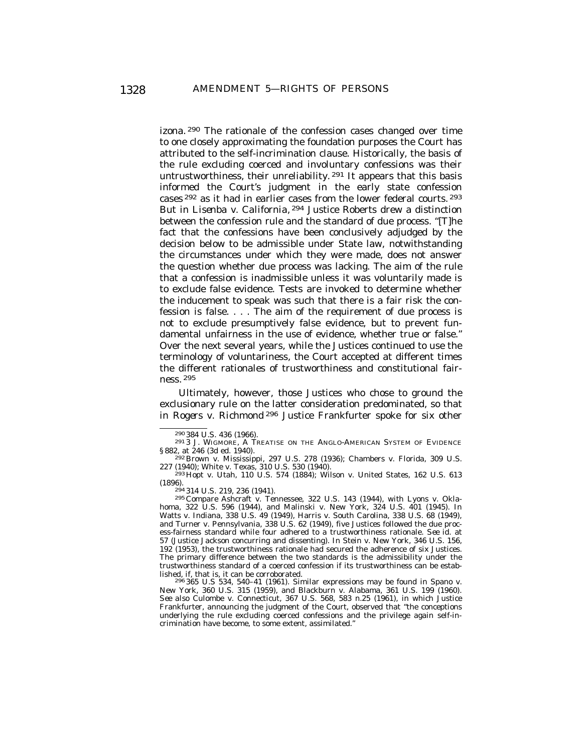izona.[290] The rationale of the confession cases changed over time to one closely approximating the foundation purposes the Court has attributed to the self-incrimination clause. Historically, the basis of the rule excluding coerced and involuntary confessions was their untrustworthiness, their unreliability.[291] It appears that this basis informed the Court's judgment in the early state confession cases[292] as it had in earlier cases from the lower federal courts.[293] But in *Lisenba v. California*,[294] Justice Roberts drew a distinction between the confession rule and the standard of due process. "[T]he fact that the confessions have been conclusively adjudged by the decision below to be admissible under State law, notwithstanding the circumstances under which they were made, does not answer the question whether due process was lacking. The aim of the rule that a confession is inadmissible unless it was voluntarily made is to exclude false evidence. Tests are invoked to determine whether the inducement to speak was such that there is a fair risk the confession is false. . . . The aim of the requirement of due process is not to exclude presumptively false evidence, but to prevent fundamental unfairness in the use of evidence, whether true or false." Over the next several years, while the Justices continued to use the terminology of voluntariness, the Court accepted at different times the different rationales of trustworthiness and constitutional fairness.[295]

Ultimately, however, those Justices who chose to ground the exclusionary rule on the latter consideration predominated, so that in *Rogers v. Richmond*[296] Justice Frankfurter spoke for six other

---

[290] 384 U.S. 436 (1966).

[291] 3 J. WIGMORE, A TREATISE ON THE ANGLO-AMERICAN SYSTEM OF EVIDENCE §882, at 246 (3d ed. 1940).

[292] Brown v. Mississippi, 297 U.S. 278 (1936); Chambers v. Florida, 309 U.S. 227 (1940); White v. Texas, 310 U.S. 530 (1940).

[293] Hopt v. Utah, 110 U.S. 574 (1884); Wilson v. United States, 162 U.S. 613 (1896).

[294] 314 U.S. 219, 236 (1941).

[295] Compare Ashcraft v. Tennessee, 322 U.S. 143 (1944), with Lyons v. Oklahoma, 322 U.S. 596 (1944), and Malinski v. New York, 324 U.S. 401 (1945). In Watts v. Indiana, 338 U.S. 49 (1949), Harris v. South Carolina, 338 U.S. 68 (1949), and Turner v. Pennsylvania, 338 U.S. 62 (1949), five Justices followed the due process-fairness standard while four adhered to a trustworthiness rationale. *See id.* at 57 (Justice Jackson concurring and dissenting). In Stein v. New York, 346 U.S. 156, 192 (1953), the trustworthiness rationale had secured the adherence of six Justices. The primary difference between the two standards is the admissibility under the trustworthiness standard of a coerced confession if its trustworthiness can be established, if, that is, it can be corroborated.

[296] 365 U.S 534, 540–41 (1961). Similar expressions may be found in Spano v. New York, 360 U.S. 315 (1959), and Blackburn v. Alabama, 361 U.S. 199 (1960). *See also* Culombe v. Connecticut, 367 U.S. 568, 583 n.25 (1961), in which Justice Frankfurter, announcing the judgment of the Court, observed that "the conceptions underlying the rule excluding coerced confessions and the privilege again self-incrimination have become, to some extent, assimilated."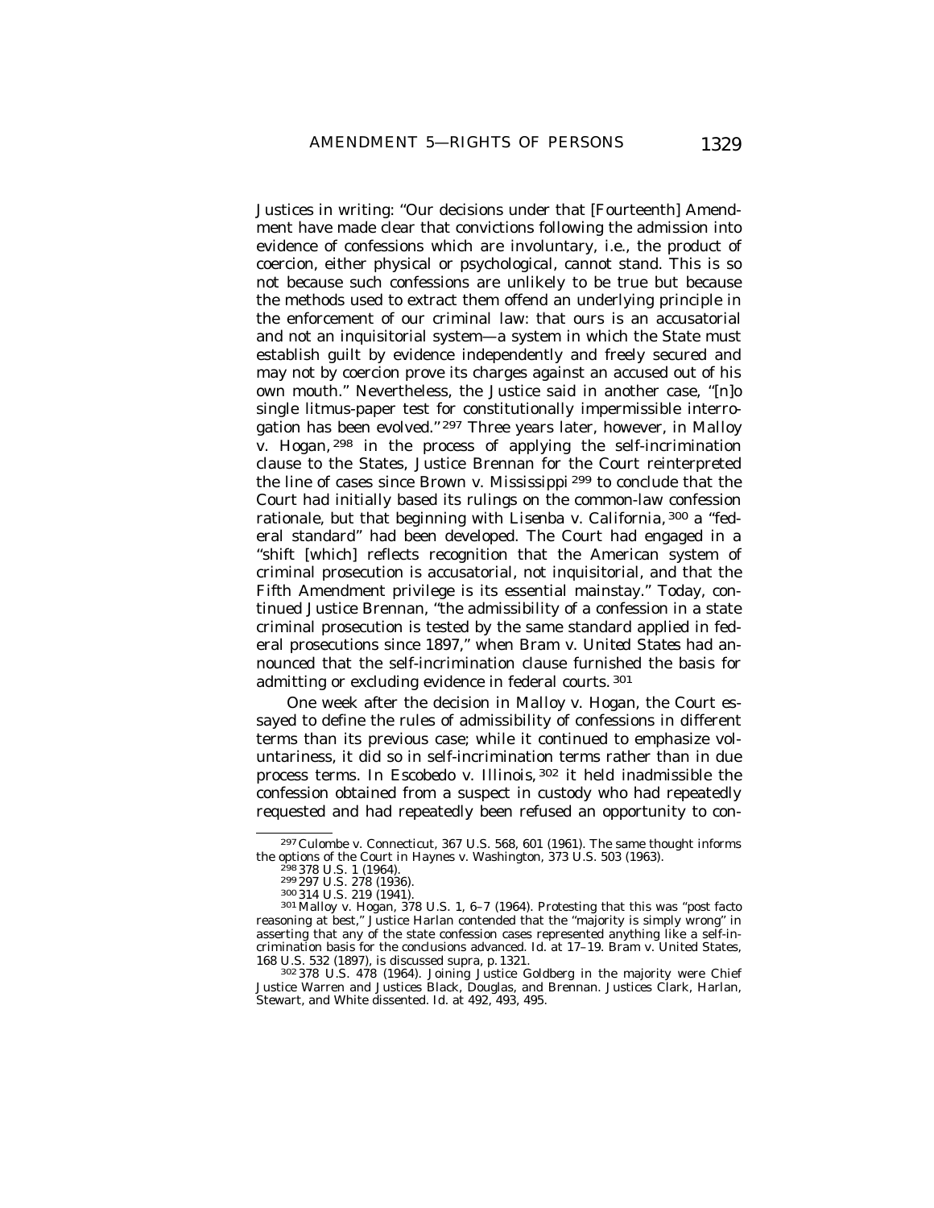Justices in writing: "Our decisions under that [Fourteenth] Amendment have made clear that convictions following the admission into evidence of confessions which are involuntary, i.e., the product of coercion, either physical or psychological, cannot stand. This is so not because such confessions are unlikely to be true but because the methods used to extract them offend an underlying principle in the enforcement of our criminal law: that ours is an accusatorial and not an inquisitorial system—a system in which the State must establish guilt by evidence independently and freely secured and may not by coercion prove its charges against an accused out of his own mouth." Nevertheless, the Justice said in another case, "[n]o single litmus-paper test for constitutionally impermissible interrogation has been evolved."[297] Three years later, however, in *Malloy v. Hogan*,[298] in the process of applying the self-incrimination clause to the States, Justice Brennan for the Court reinterpreted the line of cases since *Brown v. Mississippi*[299] to conclude that the Court had initially based its rulings on the common-law confession rationale, but that beginning with *Lisenba v. California*,[300] a "federal standard" had been developed. The Court had engaged in a "shift [which] reflects recognition that the American system of criminal prosecution is accusatorial, not inquisitorial, and that the Fifth Amendment privilege is its essential mainstay." Today, continued Justice Brennan, "the admissibility of a confession in a state criminal prosecution is tested by the same standard applied in federal prosecutions since 1897," when *Bram v. United States* had announced that the self-incrimination clause furnished the basis for admitting or excluding evidence in federal courts.[301]

One week after the decision in *Malloy v. Hogan*, the Court essayed to define the rules of admissibility of confessions in different terms than its previous case; while it continued to emphasize voluntariness, it did so in self-incrimination terms rather than in due process terms. In *Escobedo v. Illinois*,[302] it held inadmissible the confession obtained from a suspect in custody who had repeatedly requested and had repeatedly been refused an opportunity to con-

---

[297] Culombe v. Connecticut, 367 U.S. 568, 601 (1961). The same thought informs the options of the Court in Haynes v. Washington, 373 U.S. 503 (1963).

[298] 378 U.S. 1 (1964).

[299] 297 U.S. 278 (1936).

[300] 314 U.S. 219 (1941).

[301] Malloy v. Hogan, 378 U.S. 1, 6–7 (1964). Protesting that this was "post facto reasoning at best," Justice Harlan contended that the "majority is simply wrong" in asserting that any of the state confession cases represented anything like a self-incrimination basis for the conclusions advanced. Id. at 17–19. Bram v. United States, 168 U.S. 532 (1897), is discussed supra, p. 1321.

[302] 378 U.S. 478 (1964). Joining Justice Goldberg in the majority were Chief Justice Warren and Justices Black, Douglas, and Brennan. Justices Clark, Harlan, Stewart, and White dissented. Id. at 492, 493, 495.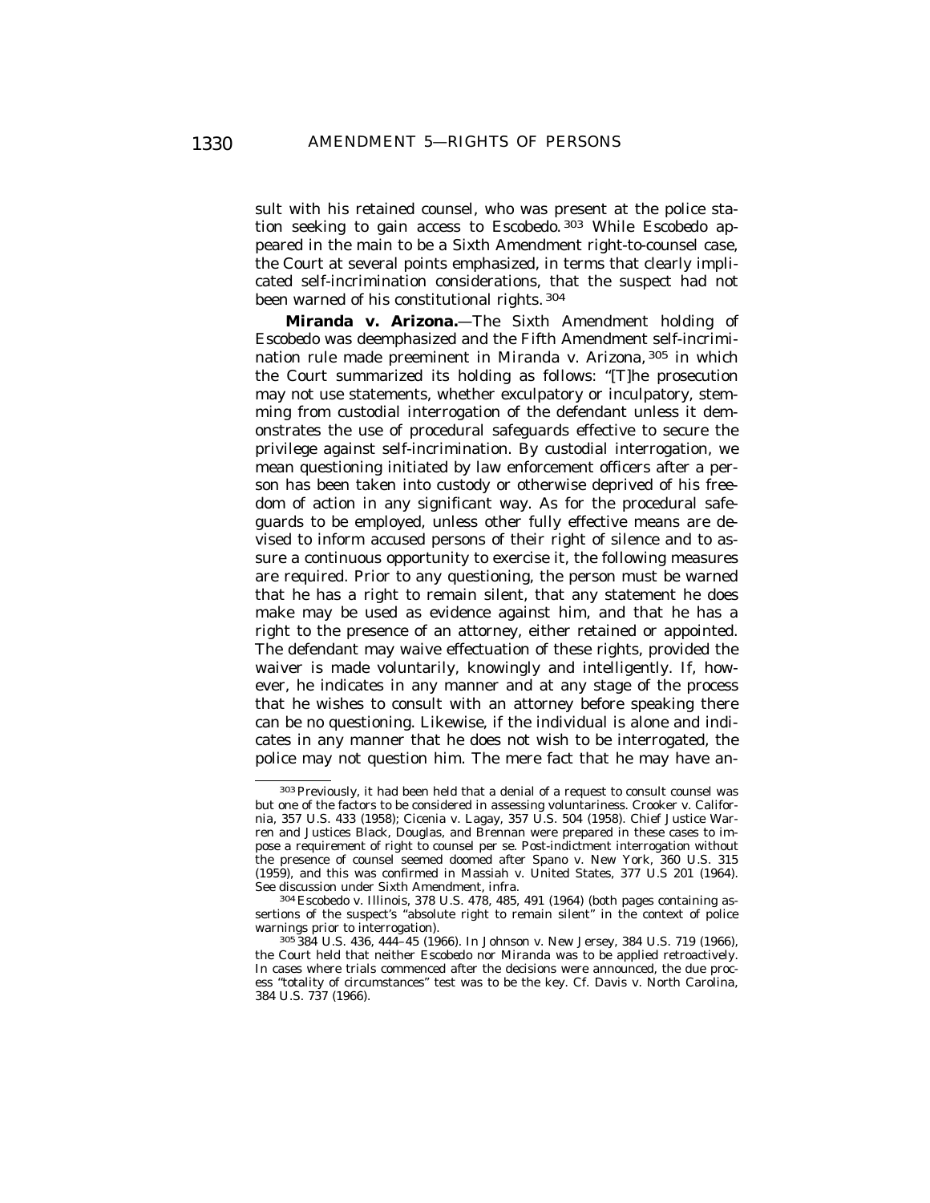sult with his retained counsel, who was present at the police station seeking to gain access to Escobedo.[303] While *Escobedo* appeared in the main to be a Sixth Amendment right-to-counsel case, the Court at several points emphasized, in terms that clearly implicated self-incrimination considerations, that the suspect had not been warned of his constitutional rights.[304]

**Miranda v. Arizona.**—The Sixth Amendment holding of *Escobedo* was deemphasized and the Fifth Amendment self-incrimination rule made preeminent in *Miranda v. Arizona*,[305] in which the Court summarized its holding as follows: "[T]he prosecution may not use statements, whether exculpatory or inculpatory, stemming from custodial interrogation of the defendant unless it demonstrates the use of procedural safeguards effective to secure the privilege against self-incrimination. By custodial interrogation, we mean questioning initiated by law enforcement officers after a person has been taken into custody or otherwise deprived of his freedom of action in any significant way. As for the procedural safeguards to be employed, unless other fully effective means are devised to inform accused persons of their right of silence and to assure a continuous opportunity to exercise it, the following measures are required. Prior to any questioning, the person must be warned that he has a right to remain silent, that any statement he does make may be used as evidence against him, and that he has a right to the presence of an attorney, either retained or appointed. The defendant may waive effectuation of these rights, provided the waiver is made voluntarily, knowingly and intelligently. If, however, he indicates in any manner and at any stage of the process that he wishes to consult with an attorney before speaking there can be no questioning. Likewise, if the individual is alone and indicates in any manner that he does not wish to be interrogated, the police may not question him. The mere fact that he may have an-

---

[303] Previously, it had been held that a denial of a request to consult counsel was but one of the factors to be considered in assessing voluntariness. *Crooker v. California*, 357 U.S. 433 (1958); *Cicenia v. Lagay*, 357 U.S. 504 (1958). Chief Justice Warren and Justices Black, Douglas, and Brennan were prepared in these cases to impose a requirement of right to counsel per se. Post-indictment interrogation without the presence of counsel seemed doomed after *Spano v. New York*, 360 U.S. 315 (1959), and this was confirmed in *Massiah v. United States*, 377 U.S 201 (1964). See discussion under Sixth Amendment, infra.

[304] *Escobedo v. Illinois*, 378 U.S. 478, 485, 491 (1964) (both pages containing assertions of the suspect's "absolute right to remain silent" in the context of police warnings prior to interrogation).

[305] 384 U.S. 436, 444–45 (1966). In *Johnson v. New Jersey*, 384 U.S. 719 (1966), the Court held that neither *Escobedo* nor *Miranda* was to be applied retroactively. In cases where trials commenced after the decisions were announced, the due process "totality of circumstances" test was to be the key. Cf. *Davis v. North Carolina*, 384 U.S. 737 (1966).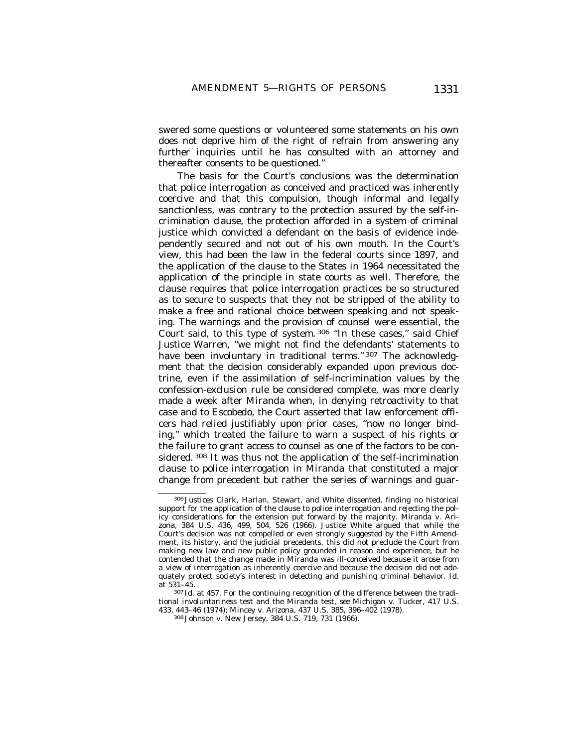swered some questions or volunteered some statements on his own does not deprive him of the right of refrain from answering any further inquiries until he has consulted with an attorney and thereafter consents to be questioned."

The basis for the Court's conclusions was the determination that police interrogation as conceived and practiced was inherently coercive and that this compulsion, though informal and legally sanctionless, was contrary to the protection assured by the self-incrimination clause, the protection afforded in a system of criminal justice which convicted a defendant on the basis of evidence independently secured and not out of his own mouth. In the Court's view, this had been the law in the federal courts since 1897, and the application of the clause to the States in 1964 necessitated the application of the principle in state courts as well. Therefore, the clause requires that police interrogation practices be so structured as to secure to suspects that they not be stripped of the ability to make a free and rational choice between speaking and not speaking. The warnings and the provision of counsel were essential, the Court said, to this type of system.[306] "In these cases," said Chief Justice Warren, "we might not find the defendants' statements to have been involuntary in traditional terms."[307] The acknowledgment that the decision considerably expanded upon previous doctrine, even if the assimilation of self-incrimination values by the confession-exclusion rule be considered complete, was more clearly made a week after *Miranda* when, in denying retroactivity to that case and to *Escobedo*, the Court asserted that law enforcement officers had relied justifiably upon prior cases, "now no longer binding," which treated the failure to warn a suspect of his rights or the failure to grant access to counsel as one of the factors to be considered.[308] It was thus not the application of the self-incrimination clause to police interrogation in *Miranda* that constituted a major change from precedent but rather the series of warnings and guar-

---

[306] Justices Clark, Harlan, Stewart, and White dissented, finding no historical support for the application of the clause to police interrogation and rejecting the policy considerations for the extension put forward by the majority. Miranda v. Arizona, 384 U.S. 436, 499, 504, 526 (1966). Justice White argued that while the Court's decision was not compelled or even strongly suggested by the Fifth Amendment, its history, and the judicial precedents, this did not preclude the Court from making new law and new public policy grounded in reason and experience, but he contended that the change made in *Miranda* was ill-conceived because it arose from a view of interrogation as inherently coercive and because the decision did not adequately protect society's interest in detecting and punishing criminal behavior. Id. at 531–45.

[307] Id. at 457. For the continuing recognition of the difference between the traditional involuntariness test and the *Miranda* test, see Michigan v. Tucker, 417 U.S. 433, 443–46 (1974); Mincey v. Arizona, 437 U.S. 385, 396–402 (1978).

[308] Johnson v. New Jersey, 384 U.S. 719, 731 (1966).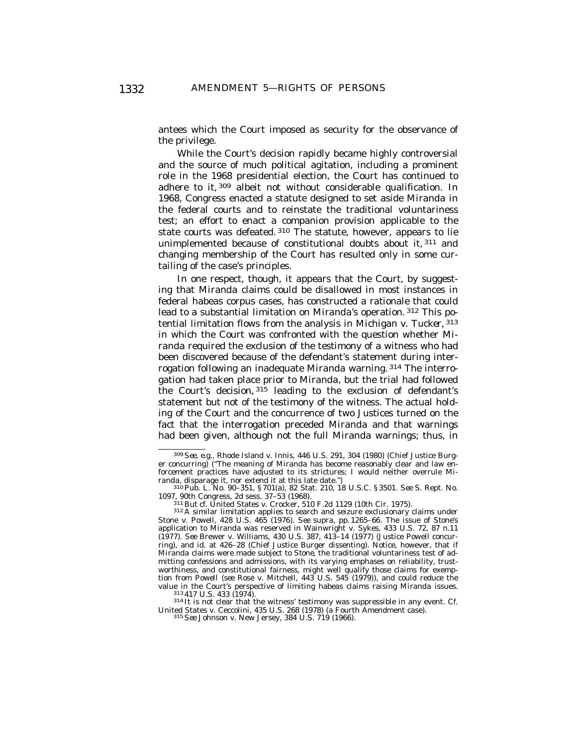antees which the Court imposed as security for the observance of the privilege.

While the Court's decision rapidly became highly controversial and the source of much political agitation, including a prominent role in the 1968 presidential election, the Court has continued to adhere to it,[309] albeit not without considerable qualification. In 1968, Congress enacted a statute designed to set aside *Miranda* in the federal courts and to reinstate the traditional voluntariness test; an effort to enact a companion provision applicable to the state courts was defeated.[310] The statute, however, appears to lie unimplemented because of constitutional doubts about it,[311] and changing membership of the Court has resulted only in some curtailing of the case's principles.

In one respect, though, it appears that the Court, by suggesting that *Miranda* claims could be disallowed in most instances in federal habeas corpus cases, has constructed a rationale that could lead to a substantial limitation on *Miranda's* operation.[312] This potential limitation flows from the analysis in *Michigan v. Tucker*,[313] in which the Court was confronted with the question whether *Miranda* required the exclusion of the testimony of a witness who had been discovered because of the defendant's statement during interrogation following an inadequate *Miranda* warning.[314] The interrogation had taken place prior to *Miranda*, but the trial had followed the Court's decision,[315] leading to the exclusion of defendant's statement but not of the testimony of the witness. The actual holding of the Court and the concurrence of two Justices turned on the fact that the interrogation preceded *Miranda* and that warnings had been given, although not the full *Miranda* warnings; thus, in

---

[309] *See, e.g.*, Rhode Island v. Innis, 446 U.S. 291, 304 (1980) (Chief Justice Burger concurring) ("The meaning of *Miranda* has become reasonably clear and law enforcement practices have adjusted to its strictures; I would neither overrule *Miranda*, disparage it, nor extend it at this late date.")

[310] Pub. L. No. 90–351, § 701(a), 82 Stat. 210, 18 U.S.C. § 3501. *See* S. Rept. No. 1097, 90th Congress, 2d sess. 37–53 (1968).

[311] *But cf.* United States v. Crocker, 510 F.2d 1129 (10th Cir. 1975).

[312] A similar limitation applies to search and seizure exclusionary claims under Stone v. Powell, 428 U.S. 465 (1976). *See supra*, pp. 1265–66. The issue of *Stone's* application to *Miranda* was reserved in Wainwright v. Sykes, 433 U.S. 72, 87 n.11 (1977). *See* Brewer v. Williams, 430 U.S. 387, 413–14 (1977) (Justice Powell concurring), and *id.* at 426–28 (Chief Justice Burger dissenting). Notice, however, that if *Miranda* claims were made subject to *Stone*, the traditional voluntariness test of admitting confessions and admissions, with its varying emphases on reliability, trustworthiness, and constitutional fairness, might well qualify those claims for exemption from *Powell* (*see* Rose v. Mitchell, 443 U.S. 545 (1979)), and could reduce the value in the Court's perspective of limiting habeas claims raising *Miranda* issues.

[313] 417 U.S. 433 (1974).

[314] It is not clear that the witness' testimony was suppressible in any event. *Cf.* United States v. Ceccolini, 435 U.S. 268 (1978) (a Fourth Amendment case).

[315] *See* Johnson v. New Jersey, 384 U.S. 719 (1966).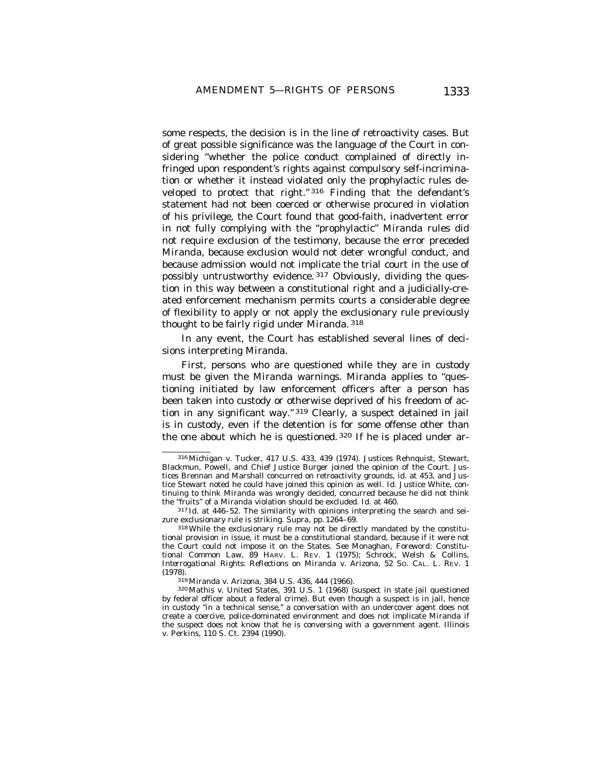some respects, the decision is in the line of retroactivity cases. But of great possible significance was the language of the Court in considering "whether the police conduct complained of directly infringed upon respondent's rights against compulsory self-incrimination or whether it instead violated only the prophylactic rules developed to protect that right."[316] Finding that the defendant's statement had not been coerced or otherwise procured in violation of his privilege, the Court found that good-faith, inadvertent error in not fully complying with the "prophylactic" *Miranda* rules did not require exclusion of the testimony, because the error preceded *Miranda*, because exclusion would not deter wrongful conduct, and because admission would not implicate the trial court in the use of possibly untrustworthy evidence.[317] Obviously, dividing the question in this way between a constitutional right and a judicially-created enforcement mechanism permits courts a considerable degree of flexibility to apply or not apply the exclusionary rule previously thought to be fairly rigid under *Miranda*.[318]

In any event, the Court has established several lines of decisions interpreting *Miranda*.

First, persons who are questioned while they are in custody must be given the *Miranda* warnings. *Miranda* applies to "questioning initiated by law enforcement officers after a person has been taken into custody or otherwise deprived of his freedom of action in any significant way."[319] Clearly, a suspect detained in jail is in custody, even if the detention is for some offense other than the one about which he is questioned.[320] If he is placed under ar-

---

[316] Michigan v. Tucker, 417 U.S. 433, 439 (1974). Justices Rehnquist, Stewart, Blackmun, Powell, and Chief Justice Burger joined the opinion of the Court. Justices Brennan and Marshall concurred on retroactivity grounds, id. at 453, and Justice Stewart noted he could have joined this opinion as well. Id. Justice White, continuing to think *Miranda* was wrongly decided, concurred because he did not think the "fruits" of a *Miranda* violation should be excluded. Id. at 460.

[317] Id. at 446–52. The similarity with opinions interpreting the search and seizure exclusionary rule is striking. Supra, pp. 1264–69.

[318] While the exclusionary rule may not be directly mandated by the constitutional provision in issue, it must be a constitutional standard, because if it were not the Court could not impose it on the States. *See* Monaghan, *Foreword: Constitutional Common Law*, 89 HARV. L. REV. 1 (1975); Schrock, Welsh & Collins, *Interrogational Rights: Reflections on Miranda v. Arizona*, 52 SO. CAL. L. REV. 1 (1978).

[319] Miranda v. Arizona, 384 U.S. 436, 444 (1966).

[320] Mathis v. United States, 391 U.S. 1 (1968) (suspect in state jail questioned by federal officer about a federal crime). But even though a suspect is in jail, hence in custody "in a technical sense," a conversation with an undercover agent does not create a coercive, police-dominated environment and does not implicate *Miranda* if the suspect does not know that he is conversing with a government agent. Illinois v. Perkins, 110 S. Ct. 2394 (1990).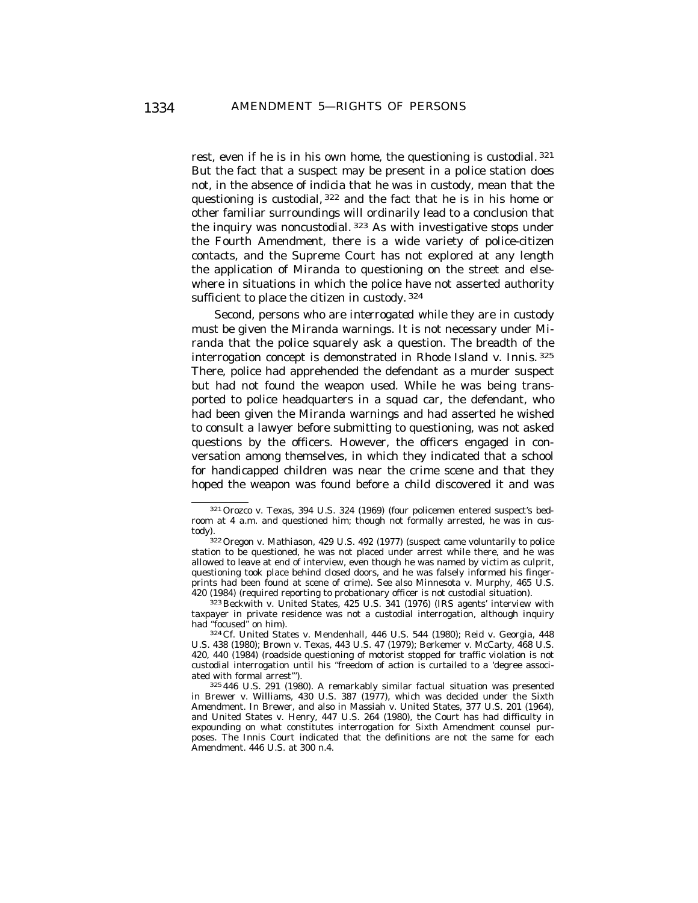rest, even if he is in his own home, the questioning is custodial.[321] But the fact that a suspect may be present in a police station does not, in the absence of indicia that he was in custody, mean that the questioning is custodial,[322] and the fact that he is in his home or other familiar surroundings will ordinarily lead to a conclusion that the inquiry was noncustodial.[323] As with investigative stops under the Fourth Amendment, there is a wide variety of police-citizen contacts, and the Supreme Court has not explored at any length the application of *Miranda* to questioning on the street and elsewhere in situations in which the police have not asserted authority sufficient to place the citizen in custody.[324]

Second, persons who are *interrogated* while they are in custody must be given the *Miranda* warnings. It is not necessary under *Miranda* that the police squarely ask a question. The breadth of the interrogation concept is demonstrated in *Rhode Island v. Innis*.[325] There, police had apprehended the defendant as a murder suspect but had not found the weapon used. While he was being transported to police headquarters in a squad car, the defendant, who had been given the *Miranda* warnings and had asserted he wished to consult a lawyer before submitting to questioning, was not asked questions by the officers. However, the officers engaged in conversation among themselves, in which they indicated that a school for handicapped children was near the crime scene and that they hoped the weapon was found before a child discovered it and was

---

[321] *Orozco v. Texas*, 394 U.S. 324 (1969) (four policemen entered suspect's bedroom at 4 a.m. and questioned him; though not formally arrested, he was in custody).

[322] *Oregon v. Mathiason*, 429 U.S. 492 (1977) (suspect came voluntarily to police station to be questioned, he was not placed under arrest while there, and he was allowed to leave at end of interview, even though he was named by victim as culprit, questioning took place behind closed doors, and he was falsely informed his fingerprints had been found at scene of crime). *See also* *Minnesota v. Murphy*, 465 U.S. 420 (1984) (required reporting to probationary officer is not custodial situation).

[323] *Beckwith v. United States*, 425 U.S. 341 (1976) (IRS agents' interview with taxpayer in private residence was not a custodial interrogation, although inquiry had "focused" on him).

[324] *Cf.* *United States v. Mendenhall*, 446 U.S. 544 (1980); *Reid v. Georgia*, 448 U.S. 438 (1980); *Brown v. Texas*, 443 U.S. 47 (1979); *Berkemer v. McCarty*, 468 U.S. 420, 440 (1984) (roadside questioning of motorist stopped for traffic violation is not custodial interrogation until his "freedom of action is curtailed to a 'degree associated with formal arrest'").

[325] 446 U.S. 291 (1980). A remarkably similar factual situation was presented in *Brewer v. Williams*, 430 U.S. 387 (1977), which was decided under the Sixth Amendment. In *Brewer*, and also in *Massiah v. United States*, 377 U.S. 201 (1964), and *United States v. Henry*, 447 U.S. 264 (1980), the Court has had difficulty in expounding on what constitutes interrogation for Sixth Amendment counsel purposes. The *Innis* Court indicated that the definitions are not the same for each Amendment. 446 U.S. at 300 n.4.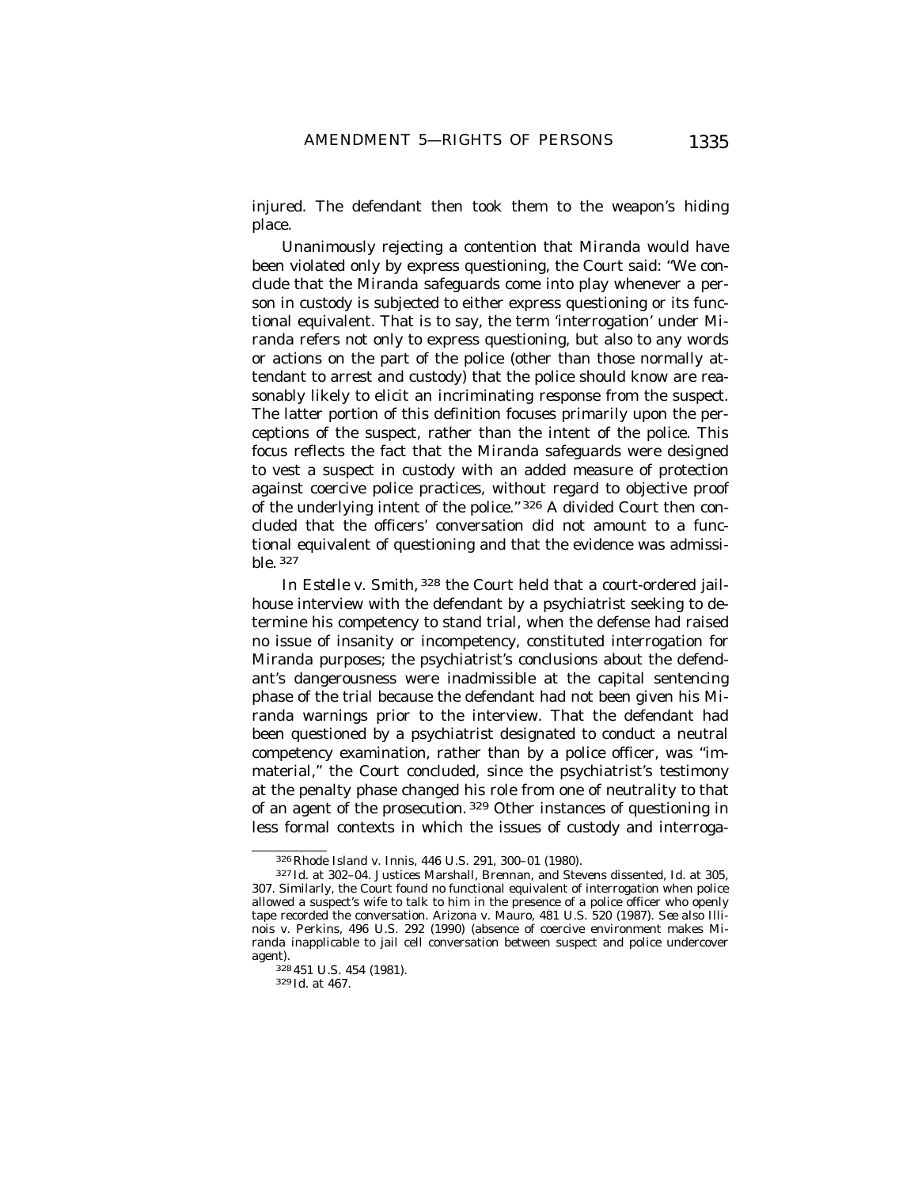injured. The defendant then took them to the weapon's hiding place.

Unanimously rejecting a contention that *Miranda* would have been violated only by express questioning, the Court said: "We conclude that the *Miranda* safeguards come into play whenever a person in custody is subjected to either express questioning or its functional equivalent. That is to say, the term 'interrogation' under *Miranda* refers not only to express questioning, but also to any words or actions on the part of the police (other than those normally attendant to arrest and custody) that the police should know are reasonably likely to elicit an incriminating response from the suspect. The latter portion of this definition focuses primarily upon the perceptions of the suspect, rather than the intent of the police. This focus reflects the fact that the *Miranda* safeguards were designed to vest a suspect in custody with an added measure of protection against coercive police practices, without regard to objective proof of the underlying intent of the police." [326] A divided Court then concluded that the officers' conversation did not amount to a functional equivalent of questioning and that the evidence was admissible. [327]

In *Estelle v. Smith*, [328] the Court held that a court-ordered jailhouse interview with the defendant by a psychiatrist seeking to determine his competency to stand trial, when the defense had raised no issue of insanity or incompetency, constituted interrogation for *Miranda* purposes; the psychiatrist's conclusions about the defendant's dangerousness were inadmissible at the capital sentencing phase of the trial because the defendant had not been given his *Miranda* warnings prior to the interview. That the defendant had been questioned by a psychiatrist designated to conduct a neutral competency examination, rather than by a police officer, was "immaterial," the Court concluded, since the psychiatrist's testimony at the penalty phase changed his role from one of neutrality to that of an agent of the prosecution. [329] Other instances of questioning in less formal contexts in which the issues of custody and interroga-

---

[326] Rhode Island v. Innis, 446 U.S. 291, 300–01 (1980).

[327] Id. at 302–04. Justices Marshall, Brennan, and Stevens dissented, Id. at 305, 307. Similarly, the Court found no functional equivalent of interrogation when police allowed a suspect's wife to talk to him in the presence of a police officer who openly tape recorded the conversation. Arizona v. Mauro, 481 U.S. 520 (1987). *See also* Illinois v. Perkins, 496 U.S. 292 (1990) (absence of coercive environment makes *Miranda* inapplicable to jail cell conversation between suspect and police undercover agent).

[328] 451 U.S. 454 (1981).

[329] Id. at 467.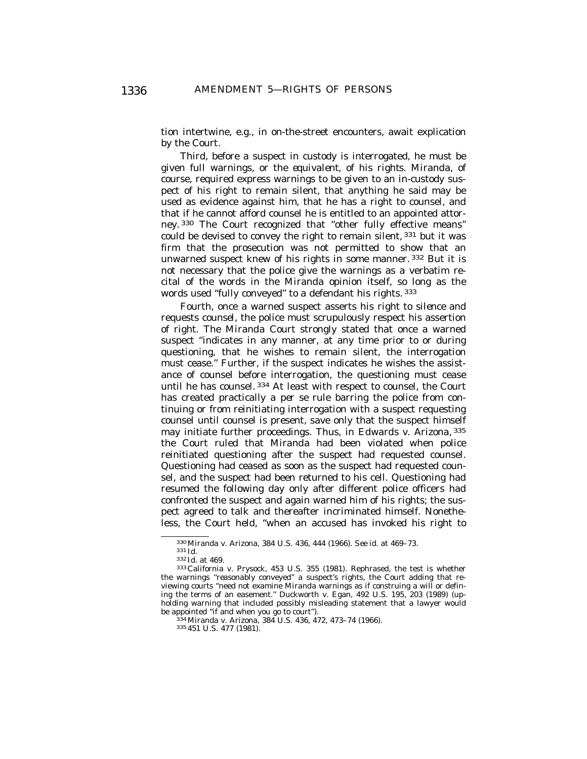tion intertwine, e.g., in on-the-street encounters, await explication by the Court.

Third, before a suspect in custody is interrogated, he must be given full warnings, or the equivalent, of his rights. *Miranda*, of course, required express warnings to be given to an in-custody suspect of his right to remain silent, that anything he said may be used as evidence against him, that he has a right to counsel, and that if he cannot afford counsel he is entitled to an appointed attorney. [330] The Court recognized that "other fully effective means" could be devised to convey the right to remain silent, [331] but it was firm that the prosecution was not permitted to show that an unwarned suspect knew of his rights in some manner. [332] But it is not necessary that the police give the warnings as a verbatim recital of the words in the *Miranda* opinion itself, so long as the words used "fully conveyed" to a defendant his rights. [333]

Fourth, once a warned suspect asserts his right to silence and requests counsel, the police must scrupulously respect his assertion of right. The *Miranda* Court strongly stated that once a warned suspect "indicates in any manner, at any time prior to or during questioning, that he wishes to remain silent, the interrogation must cease." Further, if the suspect indicates he wishes the assistance of counsel before interrogation, the questioning must cease until he has counsel. [334] At least with respect to counsel, the Court has created practically a *per se* rule barring the police from continuing or from reinitiating interrogation with a suspect requesting counsel until counsel is present, save only that the suspect himself may initiate further proceedings. Thus, in *Edwards v. Arizona*, [335] the Court ruled that *Miranda* had been violated when police reinitiated questioning after the suspect had requested counsel. Questioning had ceased as soon as the suspect had requested counsel, and the suspect had been returned to his cell. Questioning had resumed the following day only after different police officers had confronted the suspect and again warned him of his rights; the suspect agreed to talk and thereafter incriminated himself. Nonetheless, the Court held, "when an accused has invoked his right to

---

[330] *Miranda v. Arizona*, 384 U.S. 436, 444 (1966). *See id.* at 469–73.

[331] *Id.*

[332] *Id.* at 469.

[333] *California v. Prysock*, 453 U.S. 355 (1981). Rephrased, the test is whether the warnings "reasonably conveyed" a suspect's rights, the Court adding that reviewing courts "need not examine *Miranda* warnings as if construing a will or defining the terms of an easement." *Duckworth v. Egan*, 492 U.S. 195, 203 (1989) (upholding warning that included possibly misleading statement that a lawyer would be appointed "if and when you go to court").

[334] *Miranda v. Arizona*, 384 U.S. 436, 472, 473–74 (1966).

[335] 451 U.S. 477 (1981).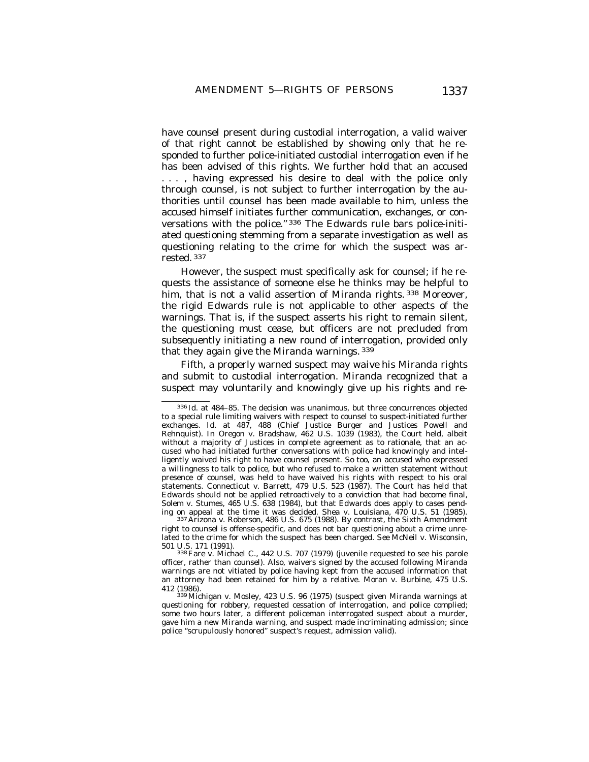have counsel present during custodial interrogation, a valid waiver of that right cannot be established by showing only that he responded to further police-initiated custodial interrogation even if he has been advised of this rights. We further hold that an accused . . . , having expressed his desire to deal with the police only through counsel, is not subject to further interrogation by the authorities until counsel has been made available to him, unless the accused himself initiates further communication, exchanges, or conversations with the police."[336] The *Edwards* rule bars police-initiated questioning stemming from a separate investigation as well as questioning relating to the crime for which the suspect was arrested.[337]

However, the suspect must specifically ask for counsel; if he requests the assistance of someone else he thinks may be helpful to him, that is not a valid assertion of *Miranda* rights.[338] Moreover, the rigid *Edwards* rule is not applicable to other aspects of the warnings. That is, if the suspect asserts his right to remain silent, the questioning must cease, but officers are not precluded from subsequently initiating a new round of interrogation, provided only that they again give the *Miranda* warnings.[339]

Fifth, a properly warned suspect may waive his *Miranda* rights and submit to custodial interrogation. *Miranda* recognized that a suspect may voluntarily and knowingly give up his rights and re-

---

[336] *Id.* at 484–85. The decision was unanimous, but three concurrences objected to a special rule limiting waivers with respect to counsel to suspect-initiated further exchanges. *Id.* at 487, 488 (Chief Justice Burger and Justices Powell and Rehnquist). In Oregon v. Bradshaw, 462 U.S. 1039 (1983), the Court held, albeit without a majority of Justices in complete agreement as to rationale, that an accused who had initiated further conversations with police had knowingly and intelligently waived his right to have counsel present. So too, an accused who expressed a willingness to talk to police, but who refused to make a written statement without presence of counsel, was held to have waived his rights with respect to his oral statements. Connecticut v. Barrett, 479 U.S. 523 (1987). The Court has held that *Edwards* should not be applied retroactively to a conviction that had become final, Solem v. Stumes, 465 U.S. 638 (1984), but that *Edwards* does apply to cases pending on appeal at the time it was decided. Shea v. Louisiana, 470 U.S. 51 (1985).

[337] Arizona v. Roberson, 486 U.S. 675 (1988). By contrast, the Sixth Amendment right to counsel is offense-specific, and does not bar questioning about a crime unrelated to the crime for which the suspect has been charged. *See* McNeil v. Wisconsin, 501 U.S. 171 (1991).

[338] Fare v. Michael C., 442 U.S. 707 (1979) (juvenile requested to see his parole officer, rather than counsel). Also, waivers signed by the accused following *Miranda* warnings are not vitiated by police having kept from the accused information that an attorney had been retained for him by a relative. Moran v. Burbine, 475 U.S. 412 (1986).

[339] Michigan v. Mosley, 423 U.S. 96 (1975) (suspect given *Miranda* warnings at questioning for robbery, requested cessation of interrogation, and police complied; some two hours later, a different policeman interrogated suspect about a murder, gave him a new *Miranda* warning, and suspect made incriminating admission; since police "scrupulously honored" suspect's request, admission valid).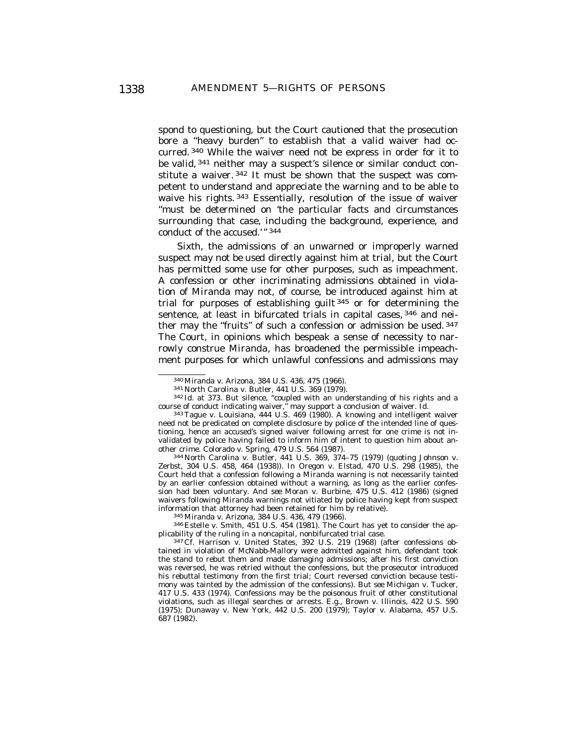spond to questioning, but the Court cautioned that the prosecution bore a "heavy burden" to establish that a valid waiver had occurred.[340] While the waiver need not be express in order for it to be valid,[341] neither may a suspect's silence or similar conduct constitute a waiver.[342] It must be shown that the suspect was competent to understand and appreciate the warning and to be able to waive his rights.[343] Essentially, resolution of the issue of waiver "must be determined on 'the particular facts and circumstances surrounding that case, including the background, experience, and conduct of the accused.'"[344]

Sixth, the admissions of an unwarned or improperly warned suspect may not be used directly against him at trial, but the Court has permitted some use for other purposes, such as impeachment. A confession or other incriminating admissions obtained in violation of *Miranda* may not, of course, be introduced against him at trial for purposes of establishing guilt[345] or for determining the sentence, at least in bifurcated trials in capital cases,[346] and neither may the "fruits" of such a confession or admission be used.[347] The Court, in opinions which bespeak a sense of necessity to narrowly construe *Miranda*, has broadened the permissible impeachment purposes for which unlawful confessions and admissions may

---

[340] Miranda v. Arizona, 384 U.S. 436, 475 (1966).

[341] North Carolina v. Butler, 441 U.S. 369 (1979).

[342] *Id.* at 373. But silence, "coupled with an understanding of his rights and a course of conduct indicating waiver," may support a conclusion of waiver. *Id.*

[343] Tague v. Louisiana, 444 U.S. 469 (1980). A knowing and intelligent waiver need not be predicated on complete disclosure by police of the intended line of questioning, hence an accused's signed waiver following arrest for one crime is not invalidated by police having failed to inform him of intent to question him about another crime. Colorado v. Spring, 479 U.S. 564 (1987).

[344] North Carolina v. Butler, 441 U.S. 369, 374–75 (1979) (quoting Johnson v. Zerbst, 304 U.S. 458, 464 (1938)). In Oregon v. Elstad, 470 U.S. 298 (1985), the Court held that a confession following a Miranda warning is not necessarily tainted by an earlier confession obtained without a warning, as long as the earlier confession had been voluntary. *And see* Moran v. Burbine, 475 U.S. 412 (1986) (signed waivers following Miranda warnings not vitiated by police having kept from suspect information that attorney had been retained for him by relative).

[345] Miranda v. Arizona, 384 U.S. 436, 479 (1966).

[346] Estelle v. Smith, 451 U.S. 454 (1981). The Court has yet to consider the applicability of the ruling in a noncapital, nonbifurcated trial case.

[347] *Cf.* Harrison v. United States, 392 U.S. 219 (1968) (after confessions obtained in violation of McNabb-Mallory were admitted against him, defendant took the stand to rebut them and made damaging admissions; after his first conviction was reversed, he was retried without the confessions, but the prosecutor introduced his rebuttal testimony from the first trial; Court reversed conviction because testimony was tainted by the admission of the confessions). *But see* Michigan v. Tucker, 417 U.S. 433 (1974). Confessions may be the poisonous fruit of other constitutional violations, such as illegal searches or arrests. *E.g.,* Brown v. Illinois, 422 U.S. 590 (1975); Dunaway v. New York, 442 U.S. 200 (1979); Taylor v. Alabama, 457 U.S. 687 (1982).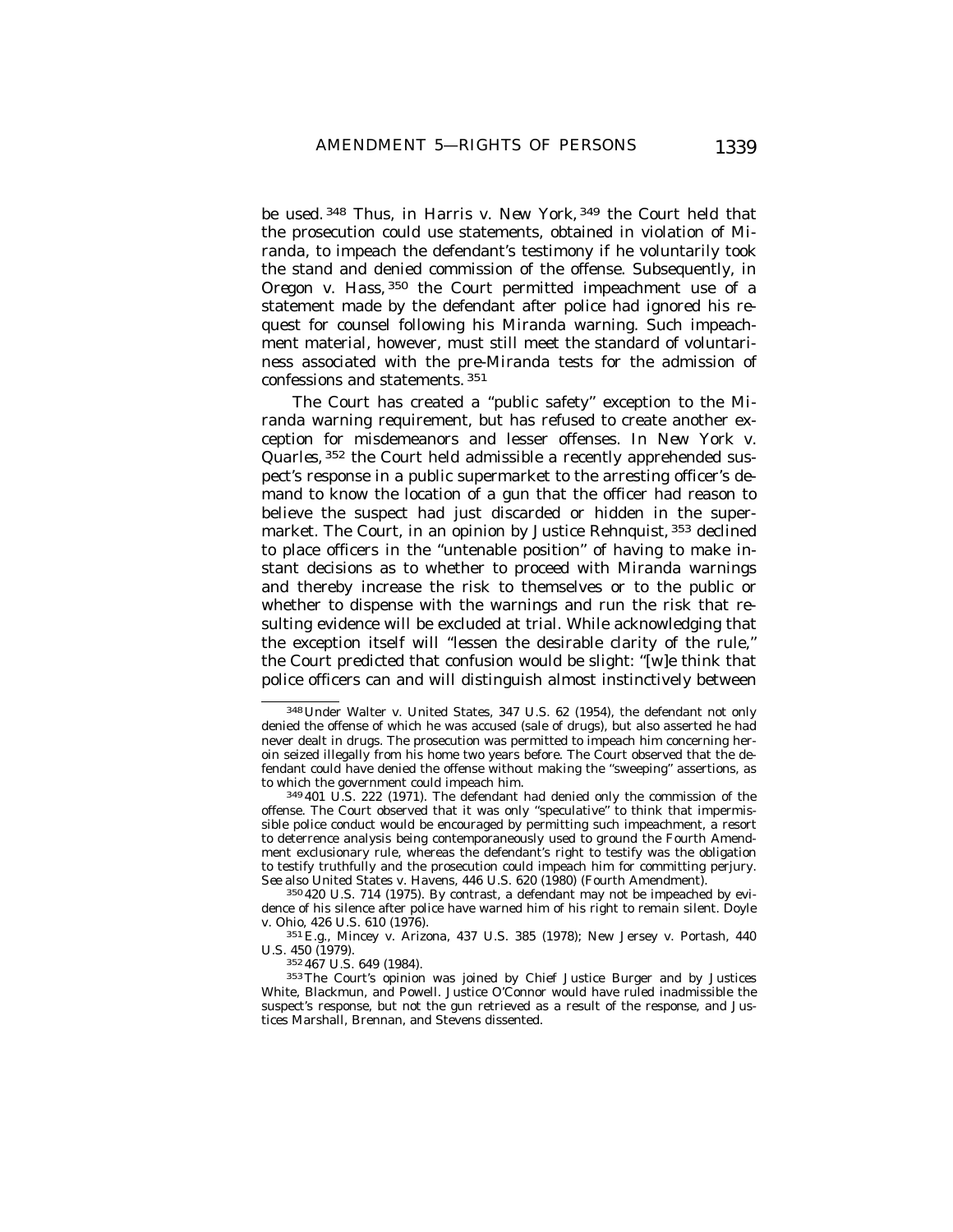be used.[348] Thus, in *Harris v. New York*,[349] the Court held that the prosecution could use statements, obtained in violation of *Miranda*, to impeach the defendant's testimony if he voluntarily took the stand and denied commission of the offense. Subsequently, in *Oregon v. Hass*,[350] the Court permitted impeachment use of a statement made by the defendant after police had ignored his request for counsel following his *Miranda* warning. Such impeachment material, however, must still meet the standard of voluntariness associated with the pre-*Miranda* tests for the admission of confessions and statements.[351]

The Court has created a "public safety" exception to the *Miranda* warning requirement, but has refused to create another exception for misdemeanors and lesser offenses. In *New York v. Quarles*,[352] the Court held admissible a recently apprehended suspect's response in a public supermarket to the arresting officer's demand to know the location of a gun that the officer had reason to believe the suspect had just discarded or hidden in the supermarket. The Court, in an opinion by Justice Rehnquist,[353] declined to place officers in the "untenable position" of having to make instant decisions as to whether to proceed with *Miranda* warnings and thereby increase the risk to themselves or to the public or whether to dispense with the warnings and run the risk that resulting evidence will be excluded at trial. While acknowledging that the exception itself will "lessen the desirable clarity of the rule," the Court predicted that confusion would be slight: "[w]e think that police officers can and will distinguish almost instinctively between

---

[348] Under *Walter v. United States*, 347 U.S. 62 (1954), the defendant not only denied the offense of which he was accused (sale of drugs), but also asserted he had never dealt in drugs. The prosecution was permitted to impeach him concerning heroin seized illegally from his home two years before. The Court observed that the defendant could have denied the offense without making the "sweeping" assertions, as to which the government could impeach him.

[349] 401 U.S. 222 (1971). The defendant had denied only the commission of the offense. The Court observed that it was only "speculative" to think that impermissible police conduct would be encouraged by permitting such impeachment, a resort to deterrence analysis being contemporaneously used to ground the Fourth Amendment exclusionary rule, whereas the defendant's right to testify was the obligation to testify truthfully and the prosecution could impeach him for committing perjury. *See also* *United States v. Havens*, 446 U.S. 620 (1980) (Fourth Amendment).

[350] 420 U.S. 714 (1975). By contrast, a defendant may not be impeached by evidence of his silence after police have warned him of his right to remain silent. *Doyle v. Ohio*, 426 U.S. 610 (1976).

[351] *E.g.*, *Mincey v. Arizona*, 437 U.S. 385 (1978); *New Jersey v. Portash*, 440 U.S. 450 (1979).

[352] 467 U.S. 649 (1984).

[353] The Court's opinion was joined by Chief Justice Burger and by Justices White, Blackmun, and Powell. Justice O'Connor would have ruled inadmissible the suspect's response, but not the gun retrieved as a result of the response, and Justices Marshall, Brennan, and Stevens dissented.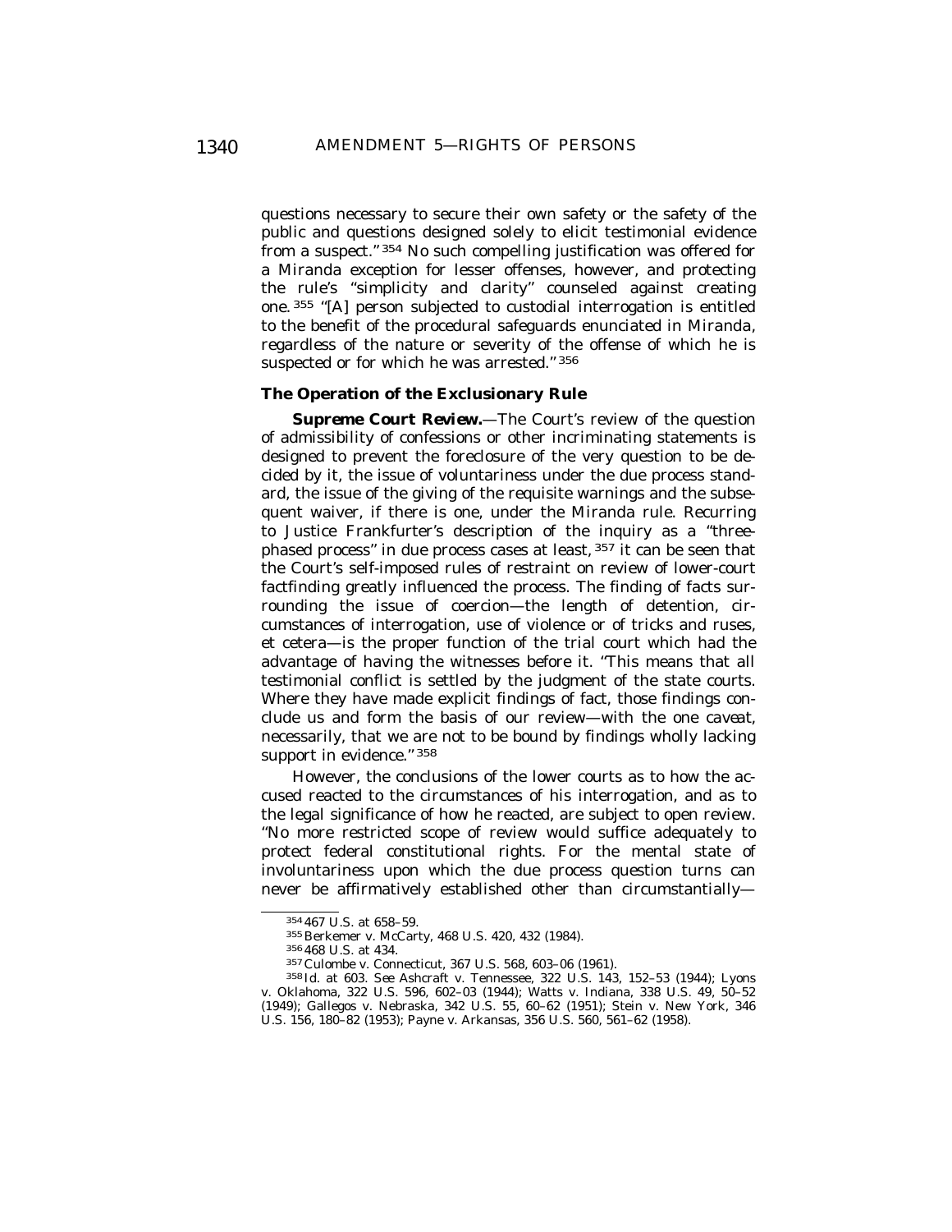questions necessary to secure their own safety or the safety of the public and questions designed solely to elicit testimonial evidence from a suspect." [354] No such compelling justification was offered for a Miranda exception for lesser offenses, however, and protecting the rule's "simplicity and clarity" counseled against creating one. [355] "[A] person subjected to custodial interrogation is entitled to the benefit of the procedural safeguards enunciated in Miranda, regardless of the nature or severity of the offense of which he is suspected or for which he was arrested." [356]

### The Operation of the Exclusionary Rule

***Supreme Court Review.***—The Court's review of the question of admissibility of confessions or other incriminating statements is designed to prevent the foreclosure of the very question to be decided by it, the issue of voluntariness under the due process standard, the issue of the giving of the requisite warnings and the subsequent waiver, if there is one, under the Miranda rule. Recurring to Justice Frankfurter's description of the inquiry as a "three-phased process" in due process cases at least, [357] it can be seen that the Court's self-imposed rules of restraint on review of lower-court factfinding greatly influenced the process. The finding of facts surrounding the issue of coercion—the length of detention, circumstances of interrogation, use of violence or of tricks and ruses, et cetera—is the proper function of the trial court which had the advantage of having the witnesses before it. "This means that all testimonial conflict is settled by the judgment of the state courts. Where they have made explicit findings of fact, those findings conclude us and form the basis of our review—with the one *caveat*, necessarily, that we are not to be bound by findings wholly lacking support in evidence." [358]

However, the conclusions of the lower courts as to how the accused reacted to the circumstances of his interrogation, and as to the legal significance of how he reacted, are subject to open review. "No more restricted scope of review would suffice adequately to protect federal constitutional rights. For the mental state of involuntariness upon which the due process question turns can never be affirmatively established other than circumstantially—

---

[354] 467 U.S. at 658–59.

[355] Berkemer v. McCarty, 468 U.S. 420, 432 (1984).

[356] 468 U.S. at 434.

[357] Culombe v. Connecticut, 367 U.S. 568, 603–06 (1961).

[358] *Id.* at 603. *See* Ashcraft v. Tennessee, 322 U.S. 143, 152–53 (1944); Lyons v. Oklahoma, 322 U.S. 596, 602–03 (1944); Watts v. Indiana, 338 U.S. 49, 50–52 (1949); Gallegos v. Nebraska, 342 U.S. 55, 60–62 (1951); Stein v. New York, 346 U.S. 156, 180–82 (1953); Payne v. Arkansas, 356 U.S. 560, 561–62 (1958).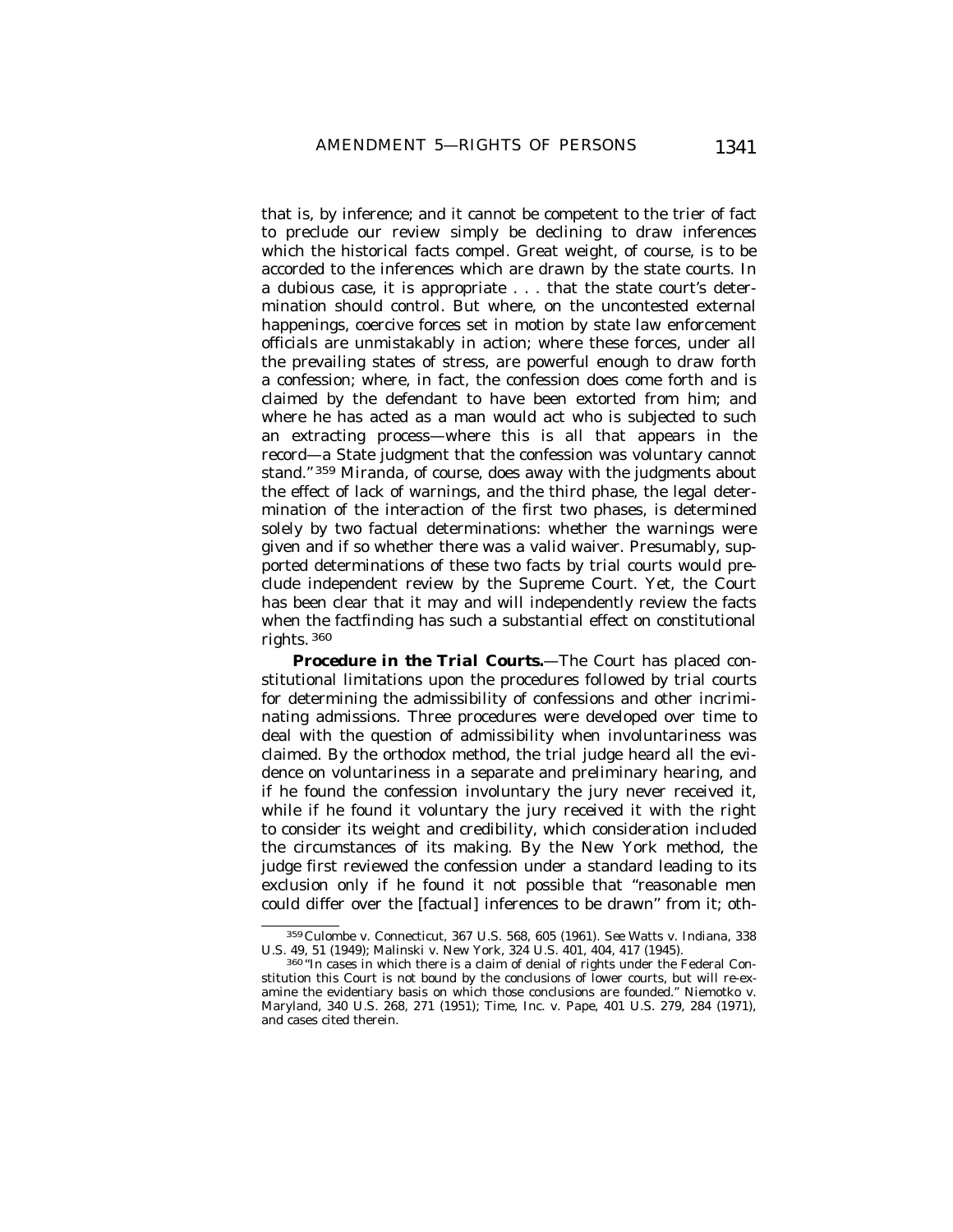that is, by inference; and it cannot be competent to the trier of fact to preclude our review simply be declining to draw inferences which the historical facts compel. Great weight, of course, is to be accorded to the inferences which are drawn by the state courts. In a dubious case, it is appropriate . . . that the state court's determination should control. But where, on the uncontested external happenings, coercive forces set in motion by state law enforcement officials are unmistakably in action; where these forces, under all the prevailing states of stress, are powerful enough to draw forth a confession; where, in fact, the confession does come forth and is claimed by the defendant to have been extorted from him; and where he has acted as a man would act who is subjected to such an extracting process—where this is all that appears in the record—a State judgment that the confession was voluntary cannot stand."[359] *Miranda*, of course, does away with the judgments about the effect of lack of warnings, and the third phase, the legal determination of the interaction of the first two phases, is determined solely by two factual determinations: whether the warnings were given and if so whether there was a valid waiver. Presumably, supported determinations of these two facts by trial courts would preclude independent review by the Supreme Court. Yet, the Court has been clear that it may and will independently review the facts when the factfinding has such a substantial effect on constitutional rights.[360]

***Procedure in the Trial Courts.***—The Court has placed constitutional limitations upon the procedures followed by trial courts for determining the admissibility of confessions and other incriminating admissions. Three procedures were developed over time to deal with the question of admissibility when involuntariness was claimed. By the orthodox method, the trial judge heard all the evidence on voluntariness in a separate and preliminary hearing, and if he found the confession involuntary the jury never received it, while if he found it voluntary the jury received it with the right to consider its weight and credibility, which consideration included the circumstances of its making. By the New York method, the judge first reviewed the confession under a standard leading to its exclusion only if he found it not possible that "reasonable men could differ over the [factual] inferences to be drawn" from it; oth-

---

[359] Culombe v. Connecticut, 367 U.S. 568, 605 (1961). *See* Watts v. Indiana, 338 U.S. 49, 51 (1949); Malinski v. New York, 324 U.S. 401, 404, 417 (1945).

[360] "In cases in which there is a claim of denial of rights under the Federal Constitution this Court is not bound by the conclusions of lower courts, but will re-examine the evidentiary basis on which those conclusions are founded." Niemotko v. Maryland, 340 U.S. 268, 271 (1951); Time, Inc. v. Pape, 401 U.S. 279, 284 (1971), and cases cited therein.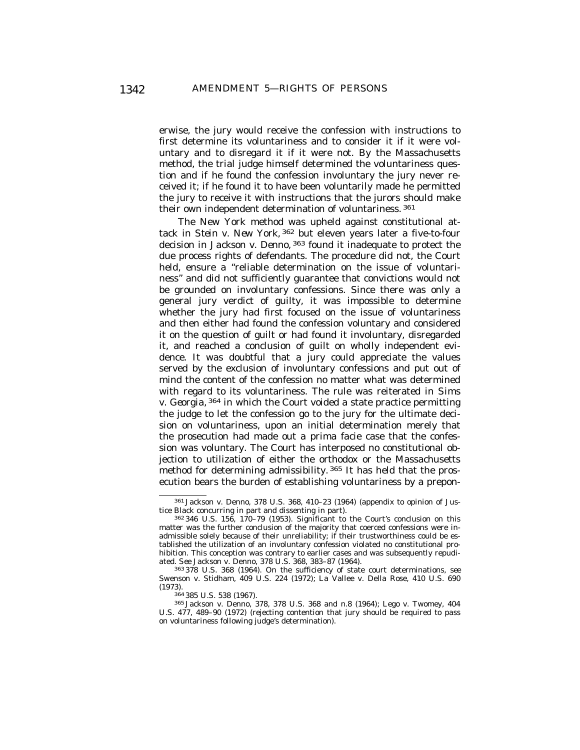erwise, the jury would receive the confession with instructions to first determine its voluntariness and to consider it if it were voluntary and to disregard it if it were not. By the Massachusetts method, the trial judge himself determined the voluntariness question and if he found the confession involuntary the jury never received it; if he found it to have been voluntarily made he permitted the jury to receive it with instructions that the jurors should make their own independent determination of voluntariness.[361]

The New York method was upheld against constitutional attack in *Stein v. New York,*[362] but eleven years later a five-to-four decision in *Jackson v. Denno,*[363] found it inadequate to protect the due process rights of defendants. The procedure did not, the Court held, ensure a "reliable determination on the issue of voluntariness" and did not sufficiently guarantee that convictions would not be grounded on involuntary confessions. Since there was only a general jury verdict of guilty, it was impossible to determine whether the jury had first focused on the issue of voluntariness and then either had found the confession voluntary and considered it on the question of guilt or had found it involuntary, disregarded it, and reached a conclusion of guilt on wholly independent evidence. It was doubtful that a jury could appreciate the values served by the exclusion of involuntary confessions and put out of mind the content of the confession no matter what was determined with regard to its voluntariness. The rule was reiterated in *Sims v. Georgia,*[364] in which the Court voided a state practice permitting the judge to let the confession go to the jury for the ultimate decision on voluntariness, upon an initial determination merely that the prosecution had made out a prima facie case that the confession was voluntary. The Court has interposed no constitutional objection to utilization of either the orthodox or the Massachusetts method for determining admissibility.[365] It has held that the prosecution bears the burden of establishing voluntariness by a prepon-

---

[361] Jackson v. Denno, 378 U.S. 368, 410–23 (1964) (appendix to opinion of Justice Black concurring in part and dissenting in part).

[362] 346 U.S. 156, 170–79 (1953). Significant to the Court's conclusion on this matter was the further conclusion of the majority that coerced confessions were inadmissible solely because of their unreliability; if their trustworthiness could be established the utilization of an involuntary confession violated no constitutional prohibition. This conception was contrary to earlier cases and was subsequently repudiated. See Jackson v. Denno, 378 U.S. 368, 383–87 (1964).

[363] 378 U.S. 368 (1964). On the sufficiency of state court determinations, see Swenson v. Stidham, 409 U.S. 224 (1972); La Vallee v. Della Rose, 410 U.S. 690 (1973).

[364] 385 U.S. 538 (1967).

[365] Jackson v. Denno, 378, 378 U.S. 368 and n.8 (1964); Lego v. Twomey, 404 U.S. 477, 489–90 (1972) (rejecting contention that jury should be required to pass on voluntariness following judge's determination).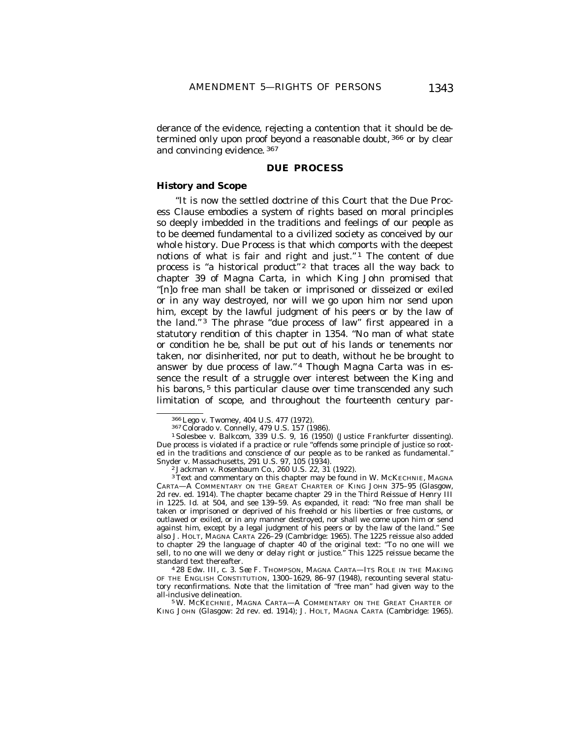derance of the evidence, rejecting a contention that it should be determined only upon proof beyond a reasonable doubt, [366] or by clear and convincing evidence. [367]

## DUE PROCESS

### History and Scope

"It is now the settled doctrine of this Court that the Due Process Clause embodies a system of rights based on moral principles so deeply imbedded in the traditions and feelings of our people as to be deemed fundamental to a civilized society as conceived by our whole history. Due Process is that which comports with the deepest notions of what is fair and right and just." [1] The content of due process is "a historical product" [2] that traces all the way back to chapter 39 of Magna Carta, in which King John promised that "[n]o free man shall be taken or imprisoned or disseized or exiled or in any way destroyed, nor will we go upon him nor send upon him, except by the lawful judgment of his peers or by the law of the land." [3] The phrase "due process of law" first appeared in a statutory rendition of this chapter in 1354. "No man of what state or condition he be, shall be put out of his lands or tenements nor taken, nor disinherited, nor put to death, without he be brought to answer by due process of law." [4] Though Magna Carta was in essence the result of a struggle over interest between the King and his barons, [5] this particular clause over time transcended any such limitation of scope, and throughout the fourteenth century par-

---

[366] Lego v. Twomey, 404 U.S. 477 (1972).

[367] Colorado v. Connelly, 479 U.S. 157 (1986).

[1] Solesbee v. Balkcom, 339 U.S. 9, 16 (1950) (Justice Frankfurter dissenting). Due process is violated if a practice or rule "offends some principle of justice so rooted in the traditions and conscience of our people as to be ranked as fundamental." Snyder v. Massachusetts, 291 U.S. 97, 105 (1934).

[2] Jackman v. Rosenbaum Co., 260 U.S. 22, 31 (1922).

[3] Text and commentary on this chapter may be found in W. MCKECHNIE, MAGNA CARTA—A COMMENTARY ON THE GREAT CHARTER OF KING JOHN 375–95 (Glasgow, 2d rev. ed. 1914). The chapter became chapter 29 in the Third Reissue of Henry III in 1225. Id. at 504, and see 139–59. As expanded, it read: "No free man shall be taken or imprisoned or deprived of his freehold or his liberties or free customs, or outlawed or exiled, or in any manner destroyed, nor shall we come upon him or send against him, except by a legal judgment of his peers or by the law of the land." *See also* J. HOLT, MAGNA CARTA 226–29 (Cambridge: 1965). The 1225 reissue also added to chapter 29 the language of chapter 40 of the original text: "To no one will we sell, to no one will we deny or delay right or justice." This 1225 reissue became the standard text thereafter.

[4] 28 Edw. III, c. 3. *See* F. THOMPSON, MAGNA CARTA—ITS ROLE IN THE MAKING OF THE ENGLISH CONSTITUTION, 1300–1629, 86–97 (1948), recounting several statutory reconfirmations. Note that the limitation of "free man" had given way to the all-inclusive delineation.

[5] W. MCKECHNIE, MAGNA CARTA—A COMMENTARY ON THE GREAT CHARTER OF KING JOHN (Glasgow: 2d rev. ed. 1914); J. HOLT, MAGNA CARTA (Cambridge: 1965).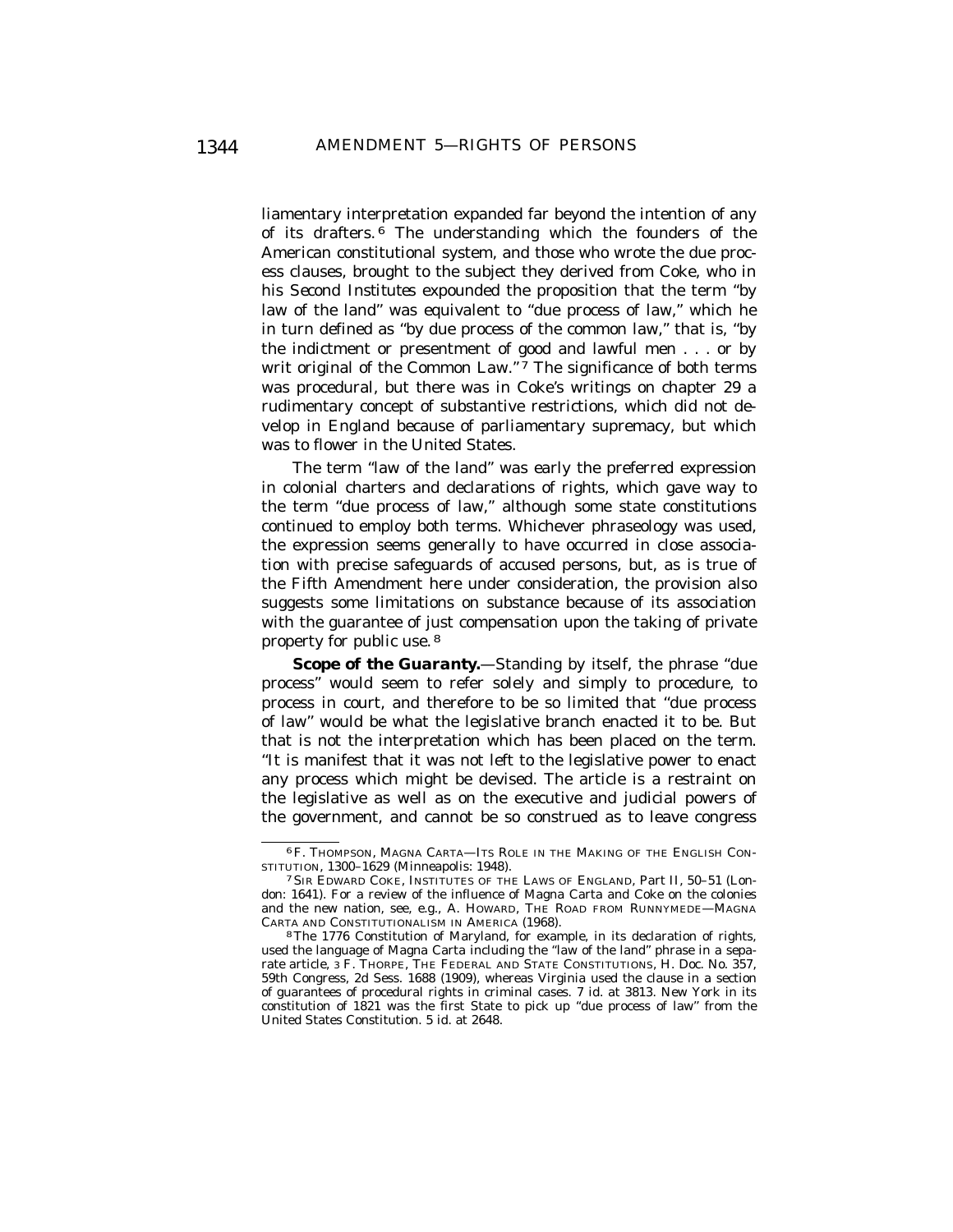liamentary interpretation expanded far beyond the intention of any of its drafters.[6] The understanding which the founders of the American constitutional system, and those who wrote the due process clauses, brought to the subject they derived from Coke, who in his *Second Institutes* expounded the proposition that the term "by law of the land" was equivalent to "due process of law," which he in turn defined as "by due process of the common law," that is, "by the indictment or presentment of good and lawful men . . . or by writ original of the Common Law."[7] The significance of both terms was procedural, but there was in Coke's writings on chapter 29 a rudimentary concept of substantive restrictions, which did not develop in England because of parliamentary supremacy, but which was to flower in the United States.

The term "law of the land" was early the preferred expression in colonial charters and declarations of rights, which gave way to the term "due process of law," although some state constitutions continued to employ both terms. Whichever phraseology was used, the expression seems generally to have occurred in close association with precise safeguards of accused persons, but, as is true of the Fifth Amendment here under consideration, the provision also suggests some limitations on substance because of its association with the guarantee of just compensation upon the taking of private property for public use.[8]

**Scope of the Guaranty.**—Standing by itself, the phrase "due process" would seem to refer solely and simply to procedure, to process in court, and therefore to be so limited that "due process of law" would be what the legislative branch enacted it to be. But that is not the interpretation which has been placed on the term. "It is manifest that it was not left to the legislative power to enact any process which might be devised. The article is a restraint on the legislative as well as on the executive and judicial powers of the government, and cannot be so construed as to leave congress

---

[6] F. THOMPSON, MAGNA CARTA—ITS ROLE IN THE MAKING OF THE ENGLISH CONSTITUTION, 1300–1629 (Minneapolis: 1948).

[7] SIR EDWARD COKE, INSTITUTES OF THE LAWS OF ENGLAND, Part II, 50–51 (London: 1641). For a review of the influence of Magna Carta and Coke on the colonies and the new nation, see, e.g., A. HOWARD, THE ROAD FROM RUNNYMEDE—MAGNA CARTA AND CONSTITUTIONALISM IN AMERICA (1968).

[8] The 1776 Constitution of Maryland, for example, in its declaration of rights, used the language of Magna Carta including the "law of the land" phrase in a separate article, 3 F. THORPE, THE FEDERAL AND STATE CONSTITUTIONS, H. Doc. No. 357, 59th Congress, 2d Sess. 1688 (1909), whereas Virginia used the clause in a section of guarantees of procedural rights in criminal cases. 7 id. at 3813. New York in its constitution of 1821 was the first State to pick up "due process of law" from the United States Constitution. 5 id. at 2648.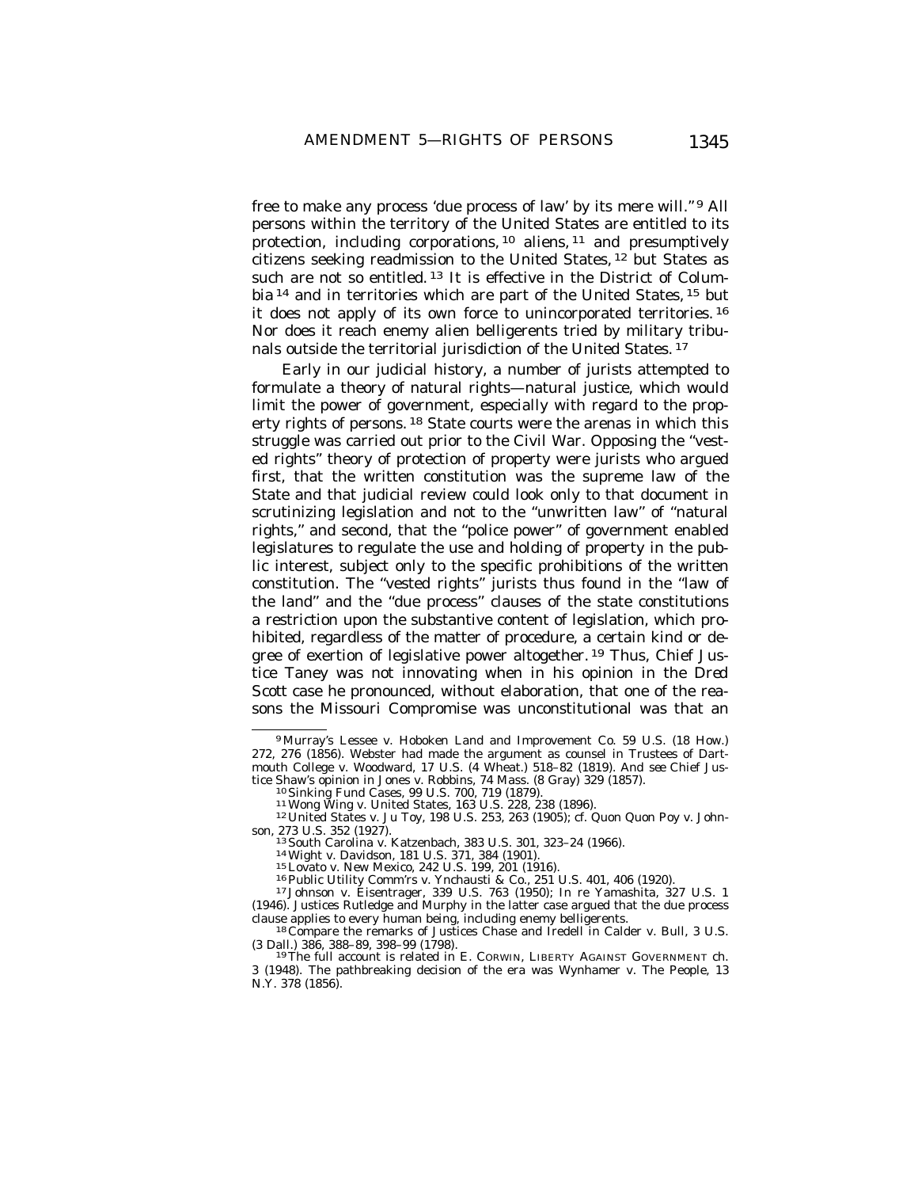free to make any process 'due process of law' by its mere will."[9] All persons within the territory of the United States are entitled to its protection, including corporations,[10] aliens,[11] and presumptively citizens seeking readmission to the United States,[12] but States as such are not so entitled.[13] It is effective in the District of Columbia[14] and in territories which are part of the United States,[15] but it does not apply of its own force to unincorporated territories.[16] Nor does it reach enemy alien belligerents tried by military tribunals outside the territorial jurisdiction of the United States.[17]

Early in our judicial history, a number of jurists attempted to formulate a theory of natural rights—natural justice, which would limit the power of government, especially with regard to the property rights of persons.[18] State courts were the arenas in which this struggle was carried out prior to the Civil War. Opposing the "vested rights" theory of protection of property were jurists who argued first, that the written constitution was the supreme law of the State and that judicial review could look only to that document in scrutinizing legislation and not to the "unwritten law" of "natural rights," and second, that the "police power" of government enabled legislatures to regulate the use and holding of property in the public interest, subject only to the specific prohibitions of the written constitution. The "vested rights" jurists thus found in the "law of the land" and the "due process" clauses of the state constitutions a restriction upon the substantive content of legislation, which prohibited, regardless of the matter of procedure, a certain kind or degree of exertion of legislative power altogether.[19] Thus, Chief Justice Taney was not innovating when in his opinion in the *Dred Scott* case he pronounced, without elaboration, that one of the reasons the Missouri Compromise was unconstitutional was that an

---

[9] Murray's Lessee v. Hoboken Land and Improvement Co. 59 U.S. (18 How.) 272, 276 (1856). Webster had made the argument as counsel in Trustees of Dartmouth College v. Woodward, 17 U.S. (4 Wheat.) 518–82 (1819). And see Chief Justice Shaw's opinion in Jones v. Robbins, 74 Mass. (8 Gray) 329 (1857).

[10] Sinking Fund Cases, 99 U.S. 700, 719 (1879).

[11] Wong Wing v. United States, 163 U.S. 228, 238 (1896).

[12] United States v. Ju Toy, 198 U.S. 253, 263 (1905); cf. Quon Quon Poy v. Johnson, 273 U.S. 352 (1927).

[13] South Carolina v. Katzenbach, 383 U.S. 301, 323–24 (1966).

[14] Wight v. Davidson, 181 U.S. 371, 384 (1901).

[15] Lovato v. New Mexico, 242 U.S. 199, 201 (1916).

[16] Public Utility Comm'rs v. Ynchausti & Co., 251 U.S. 401, 406 (1920).

[17] Johnson v. Eisentrager, 339 U.S. 763 (1950); In re Yamashita, 327 U.S. 1 (1946). Justices Rutledge and Murphy in the latter case argued that the due process clause applies to every human being, including enemy belligerents.

[18] Compare the remarks of Justices Chase and Iredell in Calder v. Bull, 3 U.S. (3 Dall.) 386, 388–89, 398–99 (1798).

[19] The full account is related in E. Corwin, Liberty Against Government ch. 3 (1948). The pathbreaking decision of the era was Wynhamer v. The People, 13 N.Y. 378 (1856).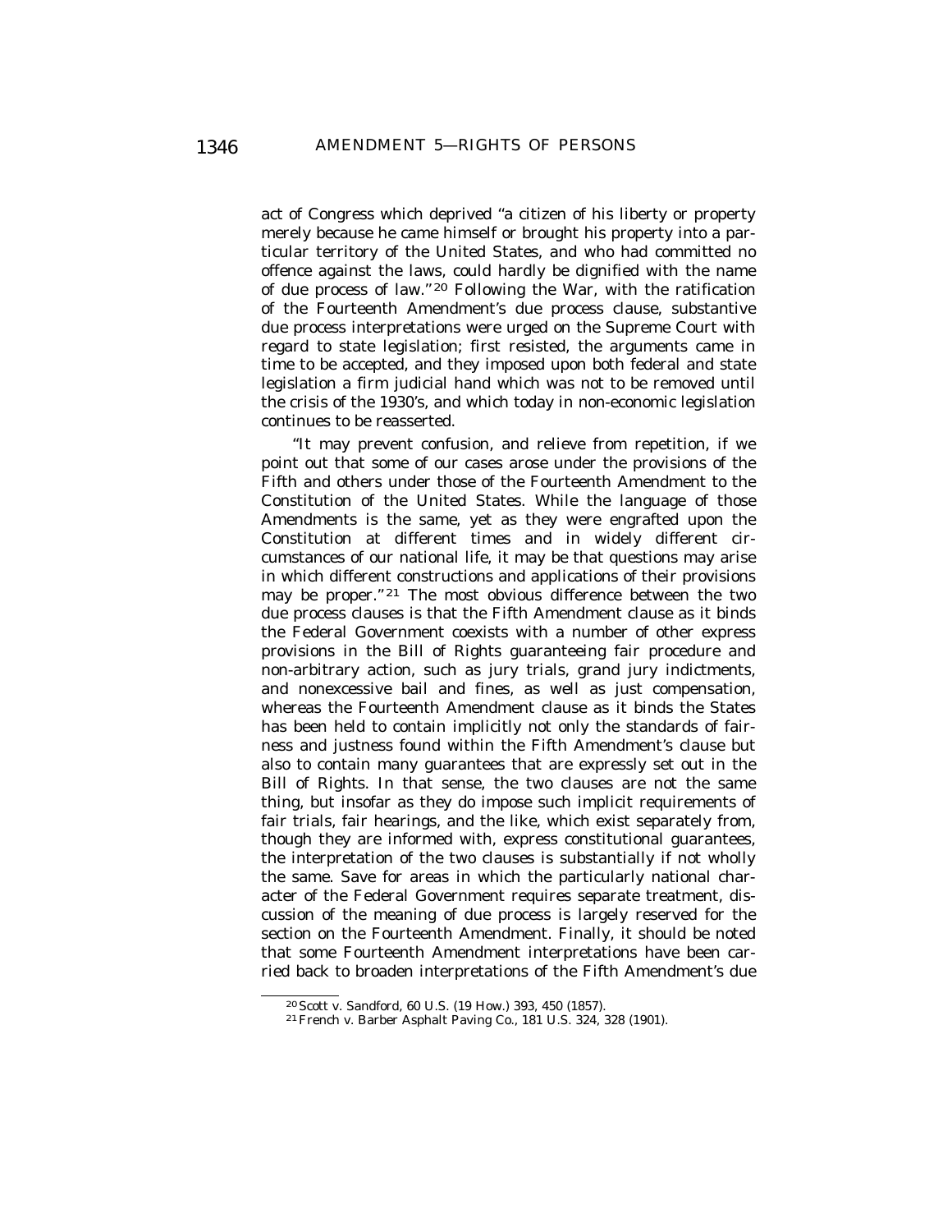act of Congress which deprived "a citizen of his liberty or property merely because he came himself or brought his property into a particular territory of the United States, and who had committed no offence against the laws, could hardly be dignified with the name of due process of law."[20] Following the War, with the ratification of the Fourteenth Amendment's due process clause, substantive due process interpretations were urged on the Supreme Court with regard to state legislation; first resisted, the arguments came in time to be accepted, and they imposed upon both federal and state legislation a firm judicial hand which was not to be removed until the crisis of the 1930's, and which today in non-economic legislation continues to be reasserted.

"It may prevent confusion, and relieve from repetition, if we point out that some of our cases arose under the provisions of the Fifth and others under those of the Fourteenth Amendment to the Constitution of the United States. While the language of those Amendments is the same, yet as they were engrafted upon the Constitution at different times and in widely different circumstances of our national life, it may be that questions may arise in which different constructions and applications of their provisions may be proper."[21] The most obvious difference between the two due process clauses is that the Fifth Amendment clause as it binds the Federal Government coexists with a number of other express provisions in the Bill of Rights guaranteeing fair procedure and non-arbitrary action, such as jury trials, grand jury indictments, and nonexcessive bail and fines, as well as just compensation, whereas the Fourteenth Amendment clause as it binds the States has been held to contain implicitly not only the standards of fairness and justness found within the Fifth Amendment's clause but also to contain many guarantees that are expressly set out in the Bill of Rights. In that sense, the two clauses are not the same thing, but insofar as they do impose such implicit requirements of fair trials, fair hearings, and the like, which exist separately from, though they are informed with, express constitutional guarantees, the interpretation of the two clauses is substantially if not wholly the same. Save for areas in which the particularly national character of the Federal Government requires separate treatment, discussion of the meaning of due process is largely reserved for the section on the Fourteenth Amendment. Finally, it should be noted that some Fourteenth Amendment interpretations have been carried back to broaden interpretations of the Fifth Amendment's due

[20] *Scott v. Sandford*, 60 U.S. (19 How.) 393, 450 (1857).

[21] *French v. Barber Asphalt Paving Co.*, 181 U.S. 324, 328 (1901).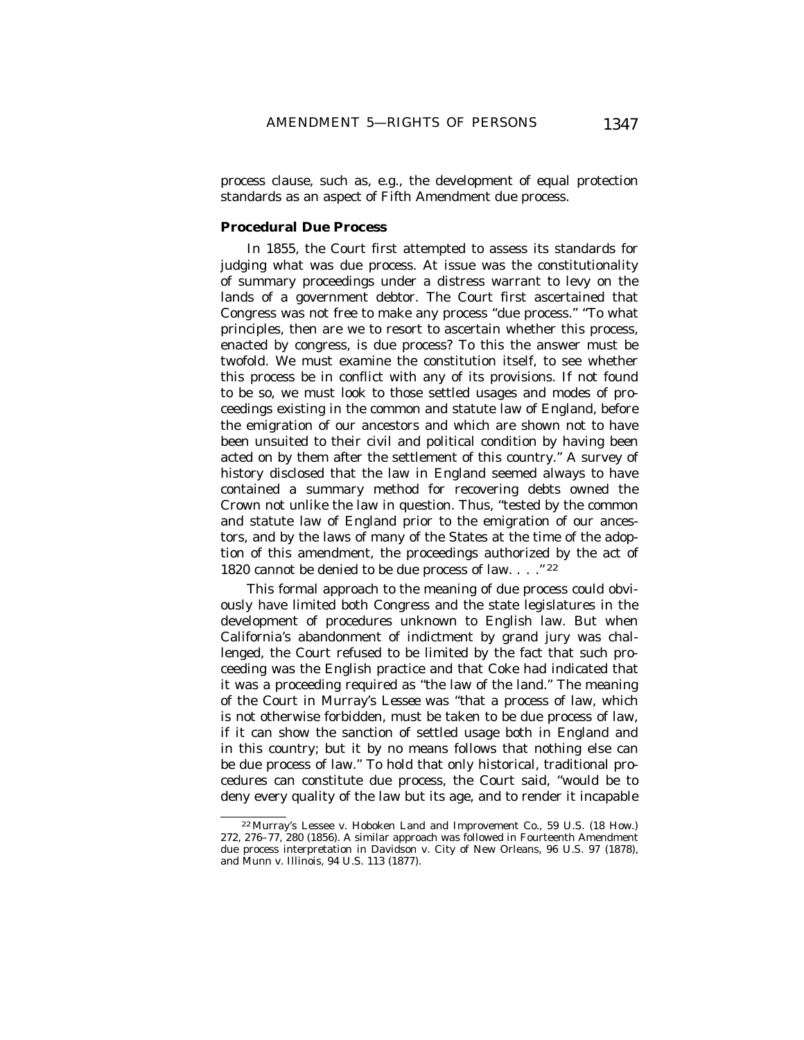process clause, such as, e.g., the development of equal protection standards as an aspect of Fifth Amendment due process.

### Procedural Due Process

In 1855, the Court first attempted to assess its standards for judging what was due process. At issue was the constitutionality of summary proceedings under a distress warrant to levy on the lands of a government debtor. The Court first ascertained that Congress was not free to make any process "due process." "To what principles, then are we to resort to ascertain whether this process, enacted by congress, is due process? To this the answer must be twofold. We must examine the constitution itself, to see whether this process be in conflict with any of its provisions. If not found to be so, we must look to those settled usages and modes of proceedings existing in the common and statute law of England, before the emigration of our ancestors and which are shown not to have been unsuited to their civil and political condition by having been acted on by them after the settlement of this country." A survey of history disclosed that the law in England seemed always to have contained a summary method for recovering debts owned the Crown not unlike the law in question. Thus, "tested by the common and statute law of England prior to the emigration of our ancestors, and by the laws of many of the States at the time of the adoption of this amendment, the proceedings authorized by the act of 1820 cannot be denied to be due process of law. . . ."[22]

This formal approach to the meaning of due process could obviously have limited both Congress and the state legislatures in the development of procedures unknown to English law. But when California's abandonment of indictment by grand jury was challenged, the Court refused to be limited by the fact that such proceeding was the English practice and that Coke had indicated that it was a proceeding required as "the law of the land." The meaning of the Court in *Murray's Lessee* was "that a process of law, which is not otherwise forbidden, must be taken to be due process of law, if it can show the sanction of settled usage both in England and in this country; but it by no means follows that nothing else can be due process of law." To hold that only historical, traditional procedures can constitute due process, the Court said, "would be to deny every quality of the law but its age, and to render it incapable

---

[22] Murray's Lessee v. Hoboken Land and Improvement Co., 59 U.S. (18 How.) 272, 276–77, 280 (1856). A similar approach was followed in Fourteenth Amendment due process interpretation in Davidson v. City of New Orleans, 96 U.S. 97 (1878), and Munn v. Illinois, 94 U.S. 113 (1877).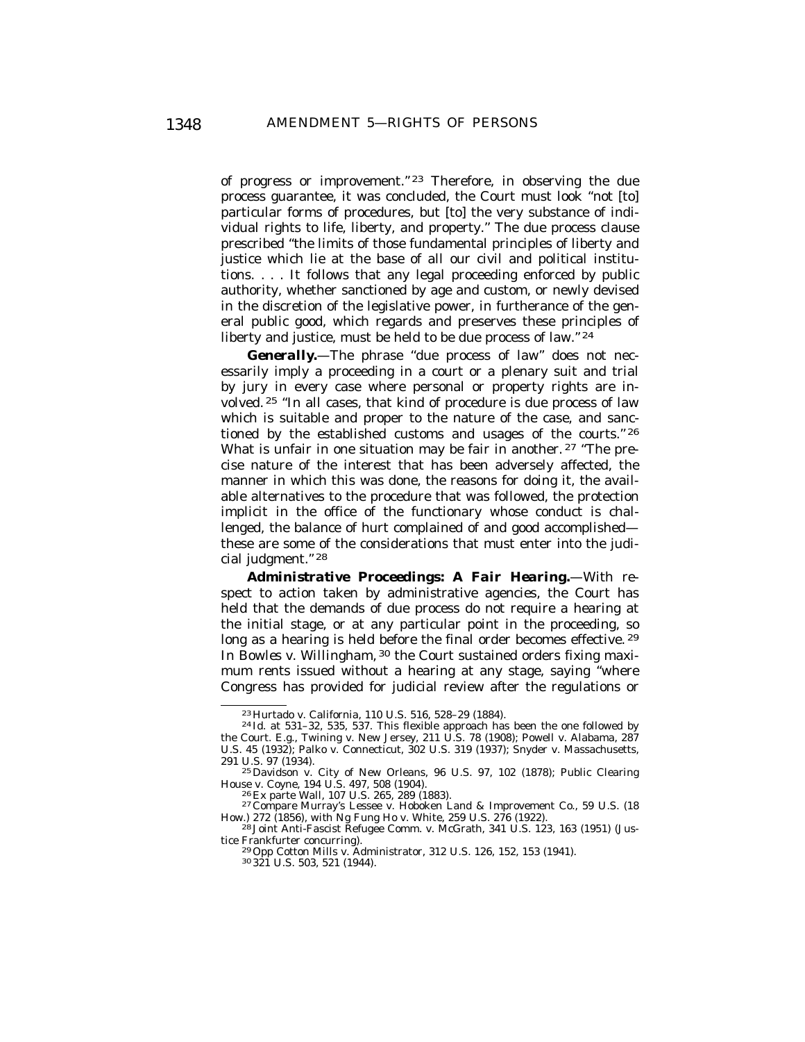of progress or improvement."[23] Therefore, in observing the due process guarantee, it was concluded, the Court must look "not [to] particular forms of procedures, but [to] the very substance of individual rights to life, liberty, and property." The due process clause prescribed "the limits of those fundamental principles of liberty and justice which lie at the base of all our civil and political institutions. . . . It follows that any legal proceeding enforced by public authority, whether sanctioned by age and custom, or newly devised in the discretion of the legislative power, in furtherance of the general public good, which regards and preserves these principles of liberty and justice, must be held to be due process of law."[24]

***Generally.***—The phrase "due process of law" does not necessarily imply a proceeding in a court or a plenary suit and trial by jury in every case where personal or property rights are involved.[25] "In all cases, that kind of procedure is due process of law which is suitable and proper to the nature of the case, and sanctioned by the established customs and usages of the courts."[26] What is unfair in one situation may be fair in another.[27] "The precise nature of the interest that has been adversely affected, the manner in which this was done, the reasons for doing it, the available alternatives to the procedure that was followed, the protection implicit in the office of the functionary whose conduct is challenged, the balance of hurt complained of and good accomplished—these are some of the considerations that must enter into the judicial judgment."[28]

***Administrative Proceedings: A Fair Hearing.***—With respect to action taken by administrative agencies, the Court has held that the demands of due process do not require a hearing at the initial stage, or at any particular point in the proceeding, so long as a hearing is held before the final order becomes effective.[29] In *Bowles v. Willingham*,[30] the Court sustained orders fixing maximum rents issued without a hearing at any stage, saying "where Congress has provided for judicial review after the regulations or

---

[23] Hurtado v. California, 110 U.S. 516, 528–29 (1884).

[24] Id. at 531–32, 535, 537. This flexible approach has been the one followed by the Court. E.g., Twining v. New Jersey, 211 U.S. 78 (1908); Powell v. Alabama, 287 U.S. 45 (1932); Palko v. Connecticut, 302 U.S. 319 (1937); Snyder v. Massachusetts, 291 U.S. 97 (1934).

[25] Davidson v. City of New Orleans, 96 U.S. 97, 102 (1878); Public Clearing House v. Coyne, 194 U.S. 497, 508 (1904).

[26] Ex parte Wall, 107 U.S. 265, 289 (1883).

[27] Compare Murray's Lessee v. Hoboken Land & Improvement Co., 59 U.S. (18 How.) 272 (1856), with Ng Fung Ho v. White, 259 U.S. 276 (1922).

[28] Joint Anti-Fascist Refugee Comm. v. McGrath, 341 U.S. 123, 163 (1951) (Justice Frankfurter concurring).

[29] Opp Cotton Mills v. Administrator, 312 U.S. 126, 152, 153 (1941).

[30] 321 U.S. 503, 521 (1944).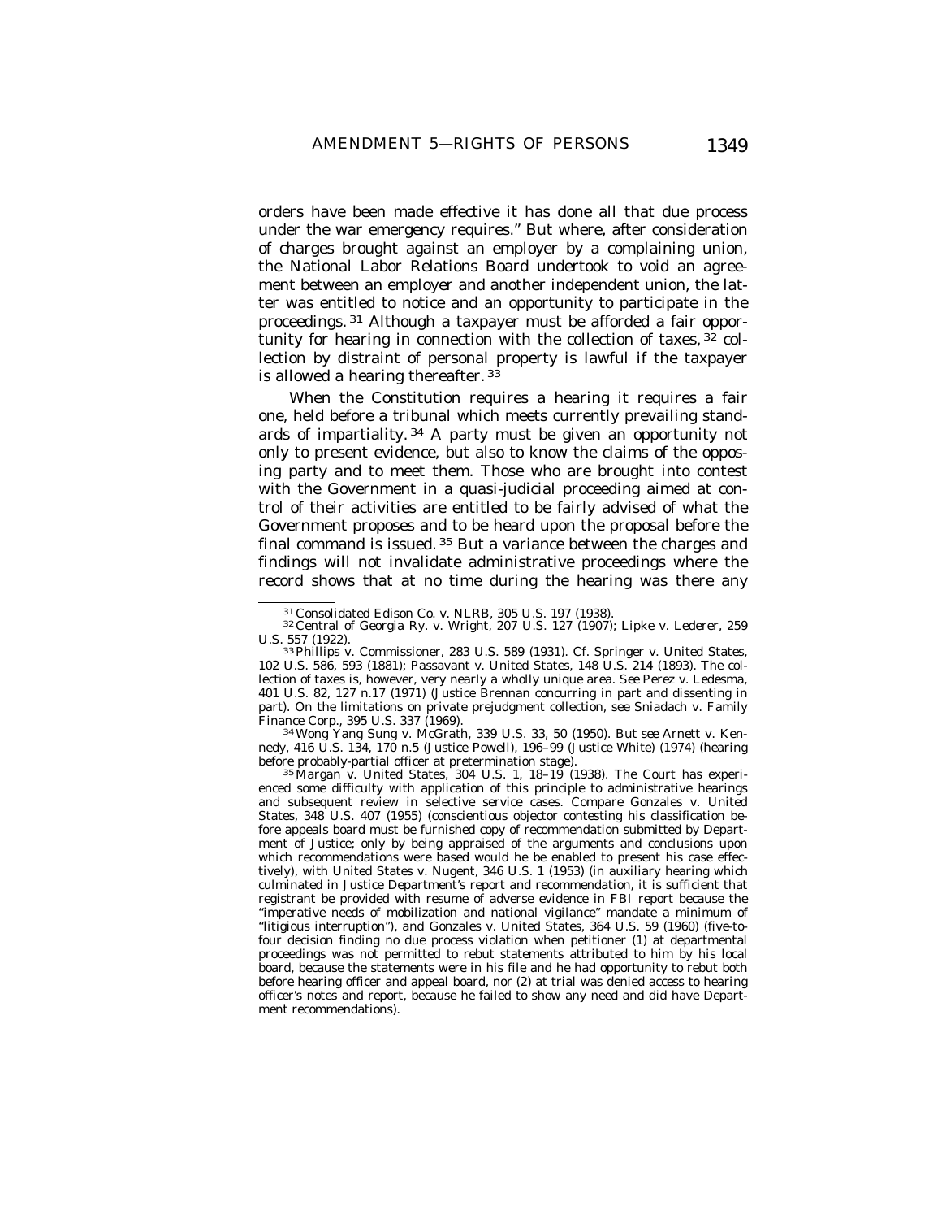orders have been made effective it has done all that due process under the war emergency requires." But where, after consideration of charges brought against an employer by a complaining union, the National Labor Relations Board undertook to void an agreement between an employer and another independent union, the latter was entitled to notice and an opportunity to participate in the proceedings.[31] Although a taxpayer must be afforded a fair opportunity for hearing in connection with the collection of taxes,[32] collection by distraint of personal property is lawful if the taxpayer is allowed a hearing thereafter.[33]

When the Constitution requires a hearing it requires a fair one, held before a tribunal which meets currently prevailing standards of impartiality.[34] A party must be given an opportunity not only to present evidence, but also to know the claims of the opposing party and to meet them. Those who are brought into contest with the Government in a quasi-judicial proceeding aimed at control of their activities are entitled to be fairly advised of what the Government proposes and to be heard upon the proposal before the final command is issued.[35] But a variance between the charges and findings will not invalidate administrative proceedings where the record shows that at no time during the hearing was there any

---

[31] Consolidated Edison Co. v. NLRB, 305 U.S. 197 (1938).

[32] Central of Georgia Ry. v. Wright, 207 U.S. 127 (1907); Lipke v. Lederer, 259 U.S. 557 (1922).

[33] Phillips v. Commissioner, 283 U.S. 589 (1931). Cf. Springer v. United States, 102 U.S. 586, 593 (1881); Passavant v. United States, 148 U.S. 214 (1893). The collection of taxes is, however, very nearly a wholly unique area. *See* Perez v. Ledesma, 401 U.S. 82, 127 n.17 (1971) (Justice Brennan concurring in part and dissenting in part). On the limitations on private prejudgment collection, see Sniadach v. Family Finance Corp., 395 U.S. 337 (1969).

[34] Wong Yang Sung v. McGrath, 339 U.S. 33, 50 (1950). *But see* Arnett v. Kennedy, 416 U.S. 134, 170 n.5 (Justice Powell), 196–99 (Justice White) (1974) (hearing before probably-partial officer at pretermination stage).

[35] Margan v. United States, 304 U.S. 1, 18–19 (1938). The Court has experienced some difficulty with application of this principle to administrative hearings and subsequent review in selective service cases. *Compare* Gonzales v. United States, 348 U.S. 407 (1955) (conscientious objector contesting his classification before appeals board must be furnished copy of recommendation submitted by Department of Justice; only by being appraised of the arguments and conclusions upon which recommendations were based would he be enabled to present his case effectively), *with* United States v. Nugent, 346 U.S. 1 (1953) (in auxiliary hearing which culminated in Justice Department's report and recommendation, it is sufficient that registrant be provided with resume of adverse evidence in FBI report because the "imperative needs of mobilization and national vigilance" mandate a minimum of "litigious interruption"), *and* Gonzales v. United States, 364 U.S. 59 (1960) (five-to-four decision finding no due process violation when petitioner (1) at departmental proceedings was not permitted to rebut statements attributed to him by his local board, because the statements were in his file and he had opportunity to rebut both before hearing officer and appeal board, nor (2) at trial was denied access to hearing officer's notes and report, because he failed to show any need and did have Department recommendations).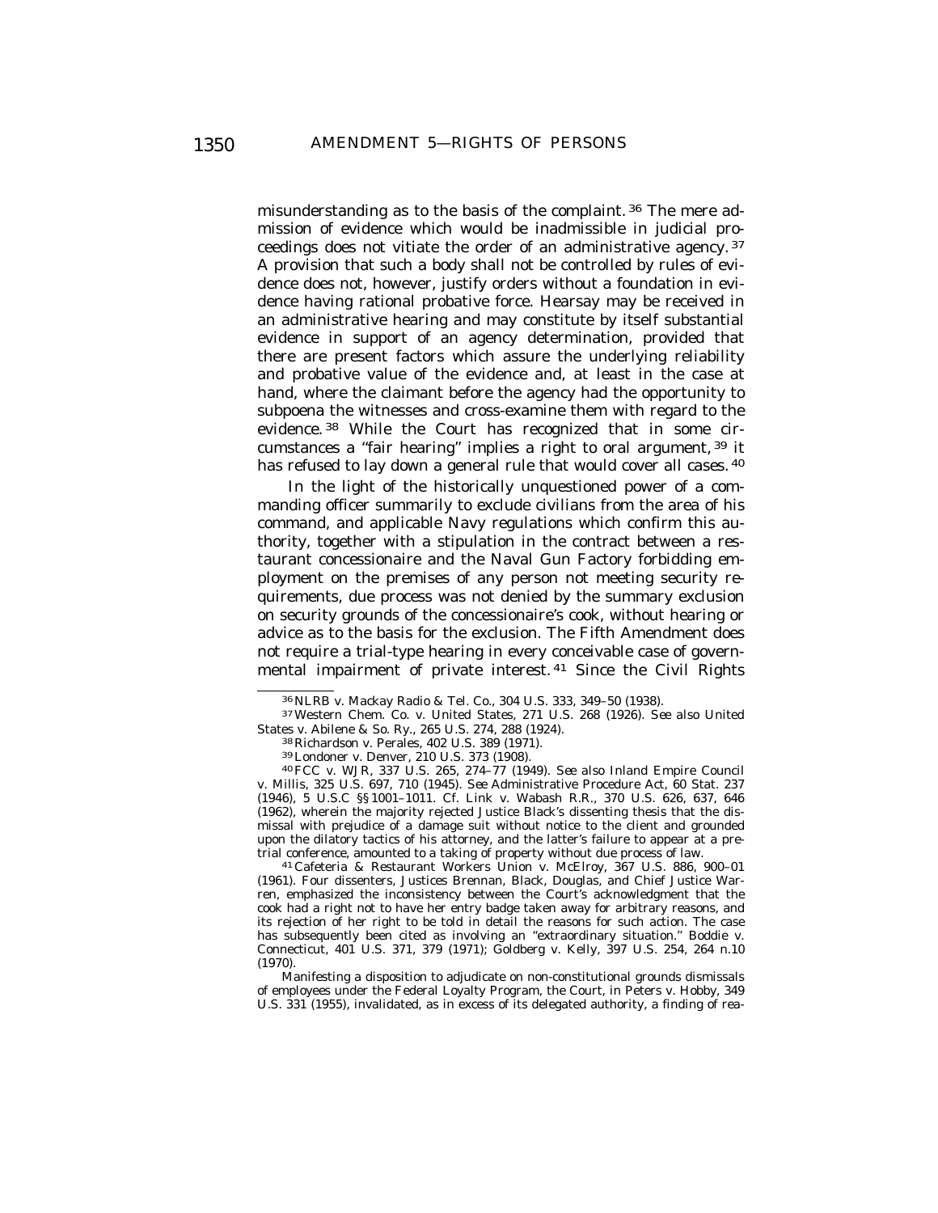misunderstanding as to the basis of the complaint.[36] The mere admission of evidence which would be inadmissible in judicial proceedings does not vitiate the order of an administrative agency.[37] A provision that such a body shall not be controlled by rules of evidence does not, however, justify orders without a foundation in evidence having rational probative force. Hearsay may be received in an administrative hearing and may constitute by itself substantial evidence in support of an agency determination, provided that there are present factors which assure the underlying reliability and probative value of the evidence and, at least in the case at hand, where the claimant before the agency had the opportunity to subpoena the witnesses and cross-examine them with regard to the evidence.[38] While the Court has recognized that in some circumstances a "fair hearing" implies a right to oral argument,[39] it has refused to lay down a general rule that would cover all cases.[40]

In the light of the historically unquestioned power of a commanding officer summarily to exclude civilians from the area of his command, and applicable Navy regulations which confirm this authority, together with a stipulation in the contract between a restaurant concessionaire and the Naval Gun Factory forbidding employment on the premises of any person not meeting security requirements, due process was not denied by the summary exclusion on security grounds of the concessionaire's cook, without hearing or advice as to the basis for the exclusion. The Fifth Amendment does not require a trial-type hearing in every conceivable case of governmental impairment of private interest.[41] Since the Civil Rights

---

[36] NLRB v. Mackay Radio & Tel. Co., 304 U.S. 333, 349–50 (1938).

[37] Western Chem. Co. v. United States, 271 U.S. 268 (1926). *See also* United States v. Abilene & So. Ry., 265 U.S. 274, 288 (1924).

[38] Richardson v. Perales, 402 U.S. 389 (1971).

[39] Londoner v. Denver, 210 U.S. 373 (1908).

[40] FCC v. WJR, 337 U.S. 265, 274–77 (1949). *See also* Inland Empire Council v. Millis, 325 U.S. 697, 710 (1945). *See* Administrative Procedure Act, 60 Stat. 237 (1946), 5 U.S.C §§ 1001–1011. *Cf.* Link v. Wabash R.R., 370 U.S. 626, 637, 646 (1962), wherein the majority rejected Justice Black's dissenting thesis that the dismissal with prejudice of a damage suit without notice to the client and grounded upon the dilatory tactics of his attorney, and the latter's failure to appear at a pretrial conference, amounted to a taking of property without due process of law.

[41] Cafeteria & Restaurant Workers Union v. McElroy, 367 U.S. 886, 900–01 (1961). Four dissenters, Justices Brennan, Black, Douglas, and Chief Justice Warren, emphasized the inconsistency between the Court's acknowledgment that the cook had a right not to have her entry badge taken away for arbitrary reasons, and its rejection of her right to be told in detail the reasons for such action. The case has subsequently been cited as involving an "extraordinary situation." Boddie v. Connecticut, 401 U.S. 371, 379 (1971); Goldberg v. Kelly, 397 U.S. 254, 264 n.10 (1970).

Manifesting a disposition to adjudicate on non-constitutional grounds dismissals of employees under the Federal Loyalty Program, the Court, in Peters v. Hobby, 349 U.S. 331 (1955), invalidated, as in excess of its delegated authority, a finding of rea-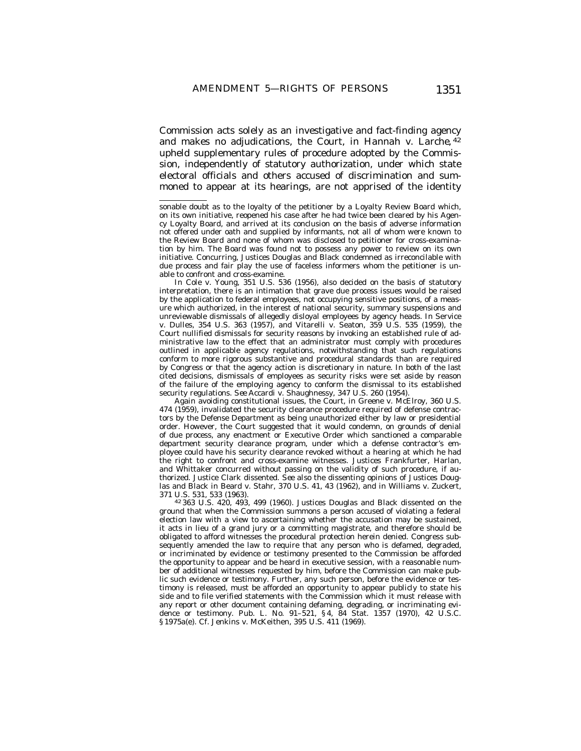Commission acts solely as an investigative and fact-finding agency and makes no adjudications, the Court, in *Hannah v. Larche*,[42] upheld supplementary rules of procedure adopted by the Commission, independently of statutory authorization, under which state electoral officials and others accused of discrimination and summoned to appear at its hearings, are not apprised of the identity

---

sonable doubt as to the loyalty of the petitioner by a Loyalty Review Board which, on its own initiative, reopened his case after he had twice been cleared by his Agency Loyalty Board, and arrived at its conclusion on the basis of adverse information not offered under oath and supplied by informants, not all of whom were known to the Review Board and none of whom was disclosed to petitioner for cross-examination by him. The Board was found not to possess any power to review on its own initiative. Concurring, Justices Douglas and Black condemned as irreconcilable with due process and fair play the use of faceless informers whom the petitioner is unable to confront and cross-examine.

In *Cole v. Young*, 351 U.S. 536 (1956), also decided on the basis of statutory interpretation, there is an intimation that grave due process issues would be raised by the application to federal employees, not occupying sensitive positions, of a measure which authorized, in the interest of national security, summary suspensions and unreviewable dismissals of allegedly disloyal employees by agency heads. In *Service v. Dulles*, 354 U.S. 363 (1957), and *Vitarelli v. Seaton*, 359 U.S. 535 (1959), the Court nullified dismissals for security reasons by invoking an established rule of administrative law to the effect that an administrator must comply with procedures outlined in applicable agency regulations, notwithstanding that such regulations conform to more rigorous substantive and procedural standards than are required by Congress or that the agency action is discretionary in nature. In both of the last cited decisions, dismissals of employees as security risks were set aside by reason of the failure of the employing agency to conform the dismissal to its established security regulations. *See* *Accardi v. Shaughnessy*, 347 U.S. 260 (1954).

Again avoiding constitutional issues, the Court, in *Greene v. McElroy*, 360 U.S. 474 (1959), invalidated the security clearance procedure required of defense contractors by the Defense Department as being unauthorized either by law or presidential order. However, the Court suggested that it would condemn, on grounds of denial of due process, any enactment or Executive Order which sanctioned a comparable department security clearance program, under which a defense contractor's employee could have his security clearance revoked without a hearing at which he had the right to confront and cross-examine witnesses. Justices Frankfurter, Harlan, and Whittaker concurred without passing on the validity of such procedure, if authorized. Justice Clark dissented. *See also* the dissenting opinions of Justices Douglas and Black in *Beard v. Stahr*, 370 U.S. 41, 43 (1962), and in *Williams v. Zuckert*, 371 U.S. 531, 533 (1963).

[42] 363 U.S. 420, 493, 499 (1960). Justices Douglas and Black dissented on the ground that when the Commission summons a person accused of violating a federal election law with a view to ascertaining whether the accusation may be sustained, it acts in lieu of a grand jury or a committing magistrate, and therefore should be obligated to afford witnesses the procedural protection herein denied. Congress subsequently amended the law to require that any person who is defamed, degraded, or incriminated by evidence or testimony presented to the Commission be afforded the opportunity to appear and be heard in executive session, with a reasonable number of additional witnesses requested by him, before the Commission can make public such evidence or testimony. Further, any such person, before the evidence or testimony is released, must be afforded an opportunity to appear publicly to state his side and to file verified statements with the Commission which it must release with any report or other document containing defaming, degrading, or incriminating evidence or testimony. Pub. L. No. 91–521, § 4, 84 Stat. 1357 (1970), 42 U.S.C. § 1975a(e). *Cf.* *Jenkins v. McKeithen*, 395 U.S. 411 (1969).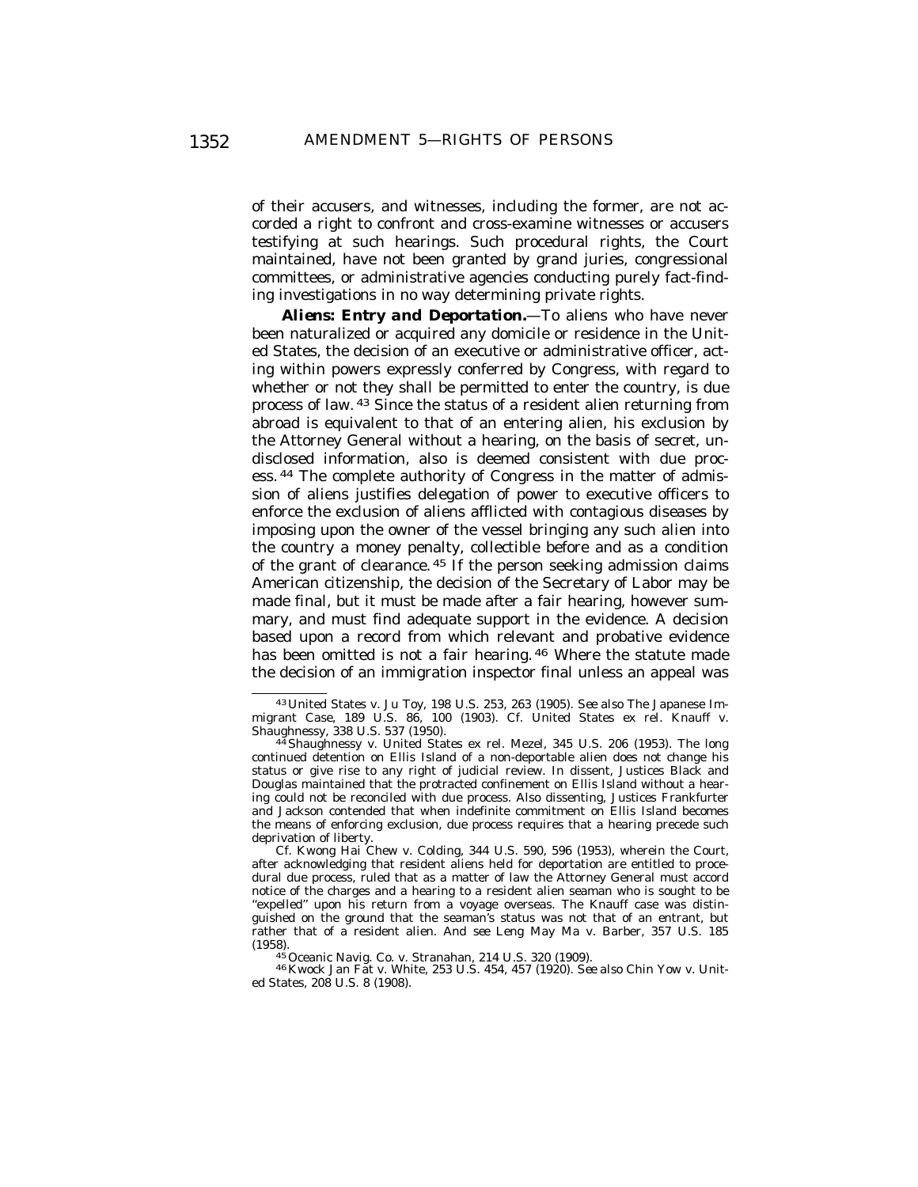of their accusers, and witnesses, including the former, are not accorded a right to confront and cross-examine witnesses or accusers testifying at such hearings. Such procedural rights, the Court maintained, have not been granted by grand juries, congressional committees, or administrative agencies conducting purely fact-finding investigations in no way determining private rights.

***Aliens: Entry and Deportation.***—To aliens who have never been naturalized or acquired any domicile or residence in the United States, the decision of an executive or administrative officer, acting within powers expressly conferred by Congress, with regard to whether or not they shall be permitted to enter the country, is due process of law.[43] Since the status of a resident alien returning from abroad is equivalent to that of an entering alien, his exclusion by the Attorney General without a hearing, on the basis of secret, undisclosed information, also is deemed consistent with due process.[44] The complete authority of Congress in the matter of admission of aliens justifies delegation of power to executive officers to enforce the exclusion of aliens afflicted with contagious diseases by imposing upon the owner of the vessel bringing any such alien into the country a money penalty, collectible before and as a condition of the grant of clearance.[45] If the person seeking admission claims American citizenship, the decision of the Secretary of Labor may be made final, but it must be made after a fair hearing, however summary, and must find adequate support in the evidence. A decision based upon a record from which relevant and probative evidence has been omitted is not a fair hearing.[46] Where the statute made the decision of an immigration inspector final unless an appeal was

---

[43] United States v. Ju Toy, 198 U.S. 253, 263 (1905). *See also* The Japanese Immigrant Case, 189 U.S. 86, 100 (1903). *Cf.* United States ex rel. Knauff v. Shaughnessy, 338 U.S. 537 (1950).

[44] Shaughnessy v. United States ex rel. Mezel, 345 U.S. 206 (1953). The long continued detention on Ellis Island of a non-deportable alien does not change his status or give rise to any right of judicial review. In dissent, Justices Black and Douglas maintained that the protracted confinement on Ellis Island without a hearing could not be reconciled with due process. Also dissenting, Justices Frankfurter and Jackson contended that when indefinite commitment on Ellis Island becomes the means of enforcing exclusion, due process requires that a hearing precede such deprivation of liberty.

*Cf.* Kwong Hai Chew v. Colding, 344 U.S. 590, 596 (1953), wherein the Court, after acknowledging that resident aliens held for deportation are entitled to procedural due process, ruled that as a matter of law the Attorney General must accord notice of the charges and a hearing to a resident alien seaman who is sought to be "expelled" upon his return from a voyage overseas. The Knauff case was distinguished on the ground that the seaman's status was not that of an entrant, but rather that of a resident alien. And see Leng May Ma v. Barber, 357 U.S. 185 (1958).

[45] Oceanic Navig. Co. v. Stranahan, 214 U.S. 320 (1909).

[46] Kwock Jan Fat v. White, 253 U.S. 454, 457 (1920). *See also* Chin Yow v. United States, 208 U.S. 8 (1908).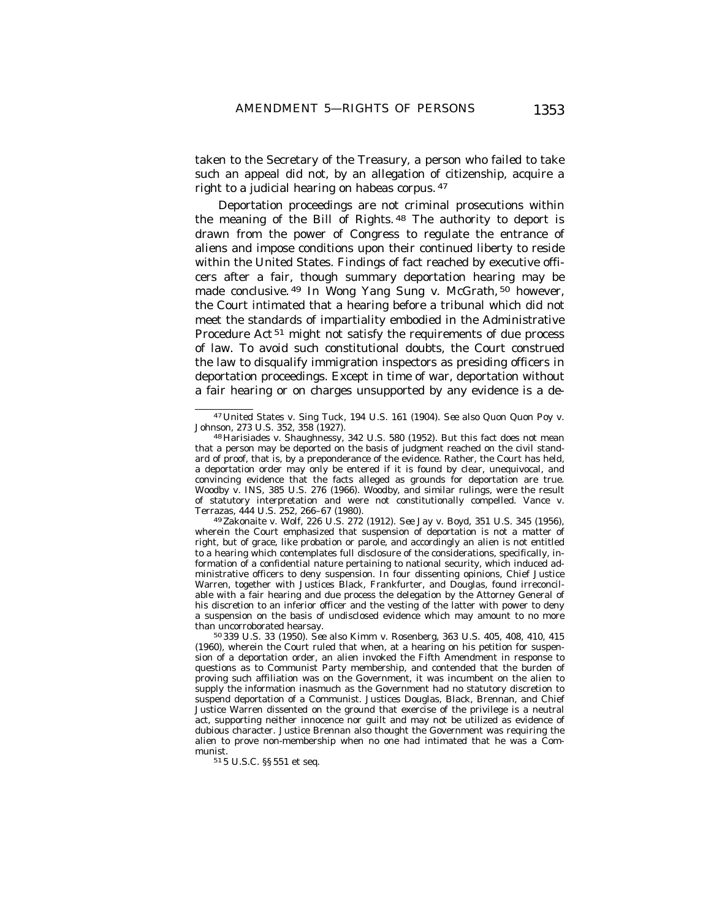taken to the Secretary of the Treasury, a person who failed to take such an appeal did not, by an allegation of citizenship, acquire a right to a judicial hearing on habeas corpus.[47]

Deportation proceedings are not criminal prosecutions within the meaning of the Bill of Rights.[48] The authority to deport is drawn from the power of Congress to regulate the entrance of aliens and impose conditions upon their continued liberty to reside within the United States. Findings of fact reached by executive officers after a fair, though summary deportation hearing may be made conclusive.[49] In *Wong Yang Sung v. McGrath*,[50] however, the Court intimated that a hearing before a tribunal which did not meet the standards of impartiality embodied in the Administrative Procedure Act[51] might not satisfy the requirements of due process of law. To avoid such constitutional doubts, the Court construed the law to disqualify immigration inspectors as presiding officers in deportation proceedings. Except in time of war, deportation without a fair hearing or on charges unsupported by any evidence is a de-

---

[47] United States v. Sing Tuck, 194 U.S. 161 (1904). *See also* Quon Quon Poy v. Johnson, 273 U.S. 352, 358 (1927).

[48] Harisiades v. Shaughnessy, 342 U.S. 580 (1952). But this fact does not mean that a person may be deported on the basis of judgment reached on the civil standard of proof, that is, by a preponderance of the evidence. Rather, the Court has held, a deportation order may only be entered if it is found by clear, unequivocal, and convincing evidence that the facts alleged as grounds for deportation are true. Woodby v. INS, 385 U.S. 276 (1966). *Woodby*, and similar rulings, were the result of statutory interpretation and were not constitutionally compelled. Vance v. Terrazas, 444 U.S. 252, 266–67 (1980).

[49] Zakonaite v. Wolf, 226 U.S. 272 (1912). *See* Jay v. Boyd, 351 U.S. 345 (1956), wherein the Court emphasized that suspension of deportation is not a matter of right, but of grace, like probation or parole, and accordingly an alien is not entitled to a hearing which contemplates full disclosure of the considerations, specifically, information of a confidential nature pertaining to national security, which induced administrative officers to deny suspension. In four dissenting opinions, Chief Justice Warren, together with Justices Black, Frankfurter, and Douglas, found irreconcilable with a fair hearing and due process the delegation by the Attorney General of his discretion to an inferior officer and the vesting of the latter with power to deny a suspension on the basis of undisclosed evidence which may amount to no more than uncorroborated hearsay.

[50] 339 U.S. 33 (1950). *See also* Kimm v. Rosenberg, 363 U.S. 405, 408, 410, 415 (1960), wherein the Court ruled that when, at a hearing on his petition for suspension of a deportation order, an alien invoked the Fifth Amendment in response to questions as to Communist Party membership, and contended that the burden of proving such affiliation was on the Government, it was incumbent on the alien to supply the information inasmuch as the Government had no statutory discretion to suspend deportation of a Communist. Justices Douglas, Black, Brennan, and Chief Justice Warren dissented on the ground that exercise of the privilege is a neutral act, supporting neither innocence nor guilt and may not be utilized as evidence of dubious character. Justice Brennan also thought the Government was requiring the alien to prove non-membership when no one had intimated that he was a Communist.

[51] 5 U.S.C. §§ 551 *et seq.*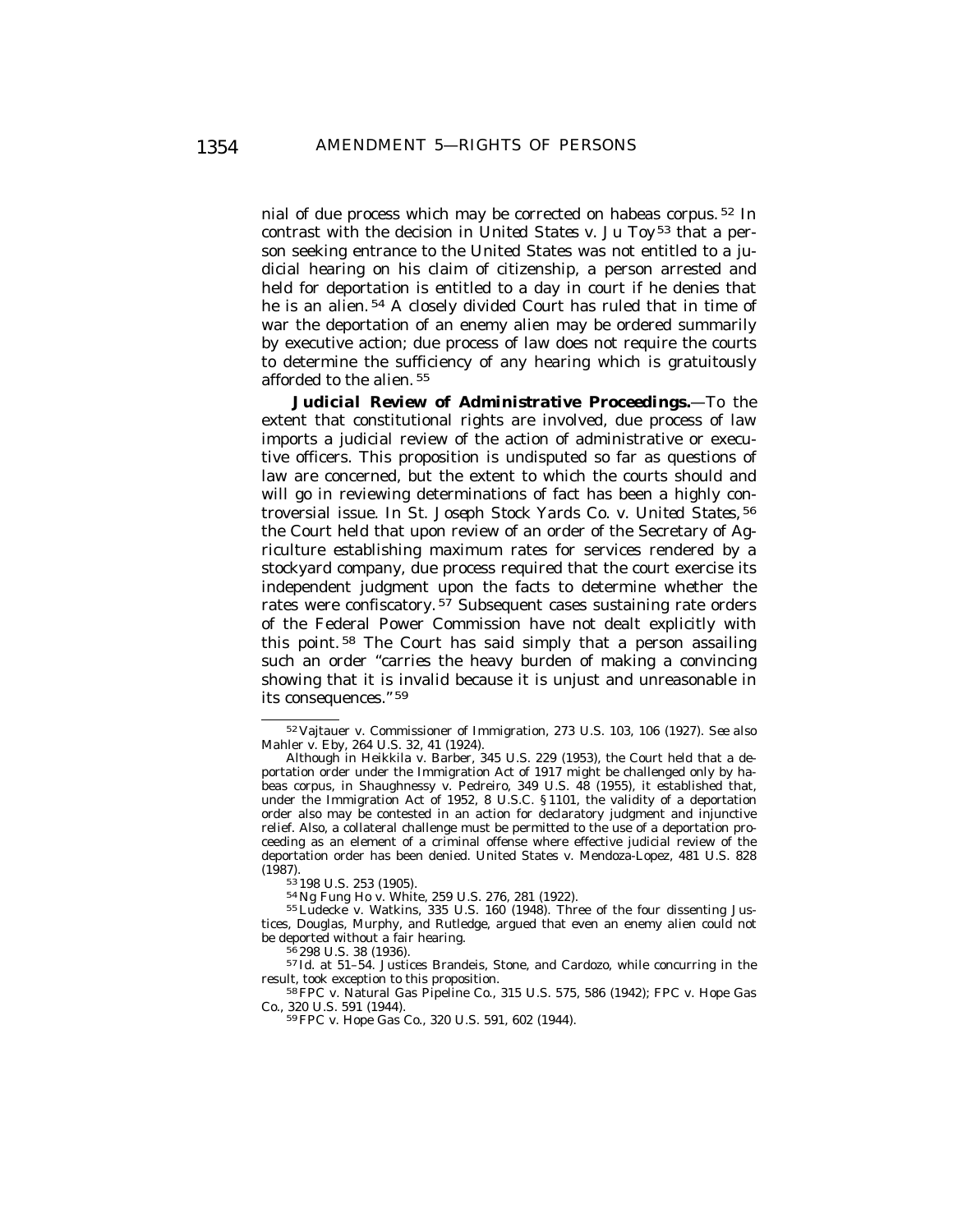nial of due process which may be corrected on habeas corpus.[52] In contrast with the decision in *United States v. Ju Toy*[53] that a person seeking entrance to the United States was not entitled to a judicial hearing on his claim of citizenship, a person arrested and held for deportation is entitled to a day in court if he denies that he is an alien.[54] A closely divided Court has ruled that in time of war the deportation of an enemy alien may be ordered summarily by executive action; due process of law does not require the courts to determine the sufficiency of any hearing which is gratuitously afforded to the alien.[55]

**Judicial Review of Administrative Proceedings.**—To the extent that constitutional rights are involved, due process of law imports a judicial review of the action of administrative or executive officers. This proposition is undisputed so far as questions of law are concerned, but the extent to which the courts should and will go in reviewing determinations of fact has been a highly controversial issue. In *St. Joseph Stock Yards Co. v. United States*,[56] the Court held that upon review of an order of the Secretary of Agriculture establishing maximum rates for services rendered by a stockyard company, due process required that the court exercise its independent judgment upon the facts to determine whether the rates were confiscatory.[57] Subsequent cases sustaining rate orders of the Federal Power Commission have not dealt explicitly with this point.[58] The Court has said simply that a person assailing such an order "carries the heavy burden of making a convincing showing that it is invalid because it is unjust and unreasonable in its consequences."[59]

---

[52] Vajtauer v. Commissioner of Immigration, 273 U.S. 103, 106 (1927). *See also* Mahler v. Eby, 264 U.S. 32, 41 (1924).

Although in Heikkila v. Barber, 345 U.S. 229 (1953), the Court held that a deportation order under the Immigration Act of 1917 might be challenged only by habeas corpus, in Shaughnessy v. Pedreiro, 349 U.S. 48 (1955), it established that, under the Immigration Act of 1952, 8 U.S.C. § 1101, the validity of a deportation order also may be contested in an action for declaratory judgment and injunctive relief. Also, a collateral challenge must be permitted to the use of a deportation proceeding as an element of a criminal offense where effective judicial review of the deportation order has been denied. United States v. Mendoza-Lopez, 481 U.S. 828 (1987).

[53] 198 U.S. 253 (1905).

[54] Ng Fung Ho v. White, 259 U.S. 276, 281 (1922).

[55] Ludecke v. Watkins, 335 U.S. 160 (1948). Three of the four dissenting Justices, Douglas, Murphy, and Rutledge, argued that even an enemy alien could not be deported without a fair hearing.

[56] 298 U.S. 38 (1936).

[57] Id. at 51–54. Justices Brandeis, Stone, and Cardozo, while concurring in the result, took exception to this proposition.

[58] FPC v. Natural Gas Pipeline Co., 315 U.S. 575, 586 (1942); FPC v. Hope Gas Co., 320 U.S. 591 (1944).

[59] FPC v. Hope Gas Co., 320 U.S. 591, 602 (1944).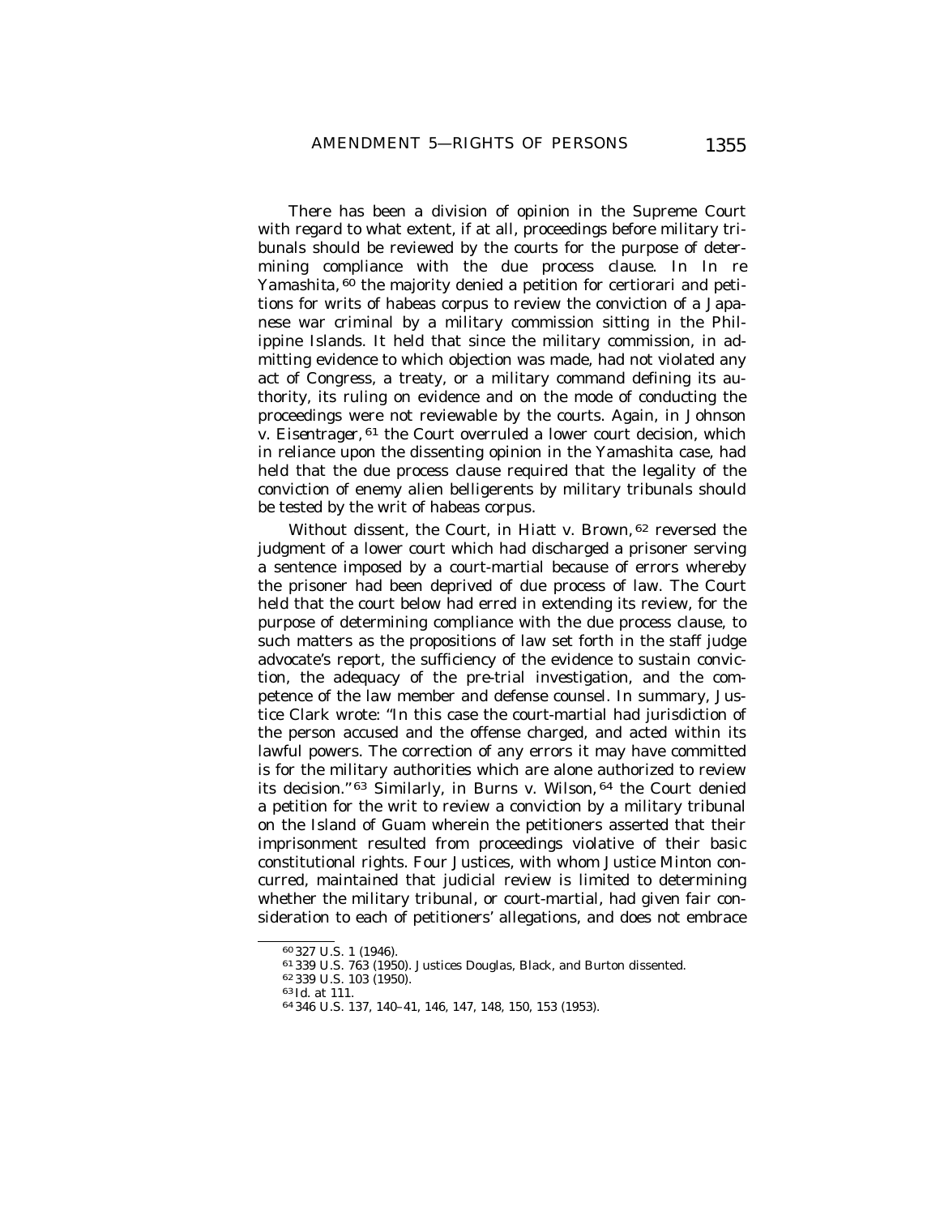There has been a division of opinion in the Supreme Court with regard to what extent, if at all, proceedings before military tribunals should be reviewed by the courts for the purpose of determining compliance with the due process clause. In *In re Yamashita*,[60] the majority denied a petition for certiorari and petitions for writs of habeas corpus to review the conviction of a Japanese war criminal by a military commission sitting in the Philippine Islands. It held that since the military commission, in admitting evidence to which objection was made, had not violated any act of Congress, a treaty, or a military command defining its authority, its ruling on evidence and on the mode of conducting the proceedings were not reviewable by the courts. Again, in *Johnson v. Eisentrager*,[61] the Court overruled a lower court decision, which in reliance upon the dissenting opinion in the Yamashita case, had held that the due process clause required that the legality of the conviction of enemy alien belligerents by military tribunals should be tested by the writ of habeas corpus.

Without dissent, the Court, in *Hiatt v. Brown*,[62] reversed the judgment of a lower court which had discharged a prisoner serving a sentence imposed by a court-martial because of errors whereby the prisoner had been deprived of due process of law. The Court held that the court below had erred in extending its review, for the purpose of determining compliance with the due process clause, to such matters as the propositions of law set forth in the staff judge advocate's report, the sufficiency of the evidence to sustain conviction, the adequacy of the pre-trial investigation, and the competence of the law member and defense counsel. In summary, Justice Clark wrote: "In this case the court-martial had jurisdiction of the person accused and the offense charged, and acted within its lawful powers. The correction of any errors it may have committed is for the military authorities which are alone authorized to review its decision."[63] Similarly, in *Burns v. Wilson*,[64] the Court denied a petition for the writ to review a conviction by a military tribunal on the Island of Guam wherein the petitioners asserted that their imprisonment resulted from proceedings violative of their basic constitutional rights. Four Justices, with whom Justice Minton concurred, maintained that judicial review is limited to determining whether the military tribunal, or court-martial, had given fair consideration to each of petitioners' allegations, and does not embrace

---

[60] 327 U.S. 1 (1946).

[61] 339 U.S. 763 (1950). Justices Douglas, Black, and Burton dissented.

[62] 339 U.S. 103 (1950).

[63] *Id.* at 111.

[64] 346 U.S. 137, 140–41, 146, 147, 148, 150, 153 (1953).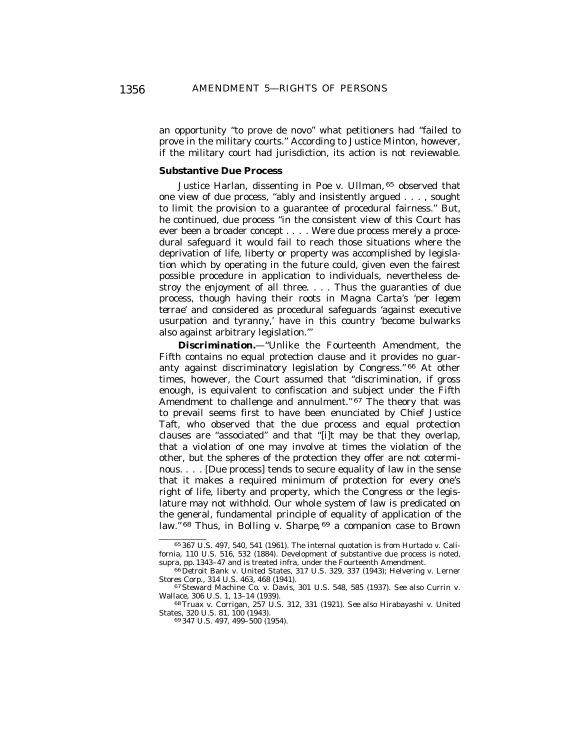an opportunity "to prove de novo" what petitioners had "failed to prove in the military courts." According to Justice Minton, however, if the military court had jurisdiction, its action is not reviewable.

### Substantive Due Process

Justice Harlan, dissenting in *Poe v. Ullman*,[65] observed that one view of due process, "ably and insistently argued . . . , sought to limit the provision to a guarantee of procedural fairness." But, he continued, due process "in the consistent view of this Court has ever been a broader concept . . . . Were due process merely a procedural safeguard it would fail to reach those situations where the deprivation of life, liberty or property was accomplished by legislation which by operating in the future could, given even the fairest possible procedure in application to individuals, nevertheless destroy the enjoyment of all three. . . . Thus the guaranties of due process, though having their roots in Magna Carta's '*per legem terrae*' and considered as procedural safeguards 'against executive usurpation and tyranny,' have in this country 'become bulwarks also against arbitrary legislation.'"

***Discrimination.***—"Unlike the Fourteenth Amendment, the Fifth contains no equal protection clause and it provides no guaranty against discriminatory legislation by Congress."[66] At other times, however, the Court assumed that "discrimination, if gross enough, is equivalent to confiscation and subject under the Fifth Amendment to challenge and annulment."[67] The theory that was to prevail seems first to have been enunciated by Chief Justice Taft, who observed that the due process and equal protection clauses are "associated" and that "[i]t may be that they overlap, that a violation of one may involve at times the violation of the other, but the spheres of the protection they offer are not coterminous. . . . [Due process] tends to secure equality of law in the sense that it makes a required minimum of protection for every one's right of life, liberty and property, which the Congress or the legislature may not withhold. Our whole system of law is predicated on the general, fundamental principle of equality of application of the law."[68] Thus, in *Bolling v. Sharpe*,[69] a companion case to *Brown*

---

[65] 367 U.S. 497, 540, 541 (1961). The internal quotation is from *Hurtado v. California*, 110 U.S. 516, 532 (1884). Development of substantive due process is noted, supra, pp. 1343–47 and is treated infra, under the Fourteenth Amendment.

[66] *Detroit Bank v. United States*, 317 U.S. 329, 337 (1943); *Helvering v. Lerner Stores Corp.*, 314 U.S. 463, 468 (1941).

[67] *Steward Machine Co. v. Davis*, 301 U.S. 548, 585 (1937). *See also Currin v. Wallace*, 306 U.S. 1, 13–14 (1939).

[68] *Truax v. Corrigan*, 257 U.S. 312, 331 (1921). *See also Hirabayashi v. United States*, 320 U.S. 81, 100 (1943).

[69] 347 U.S. 497, 499–500 (1954).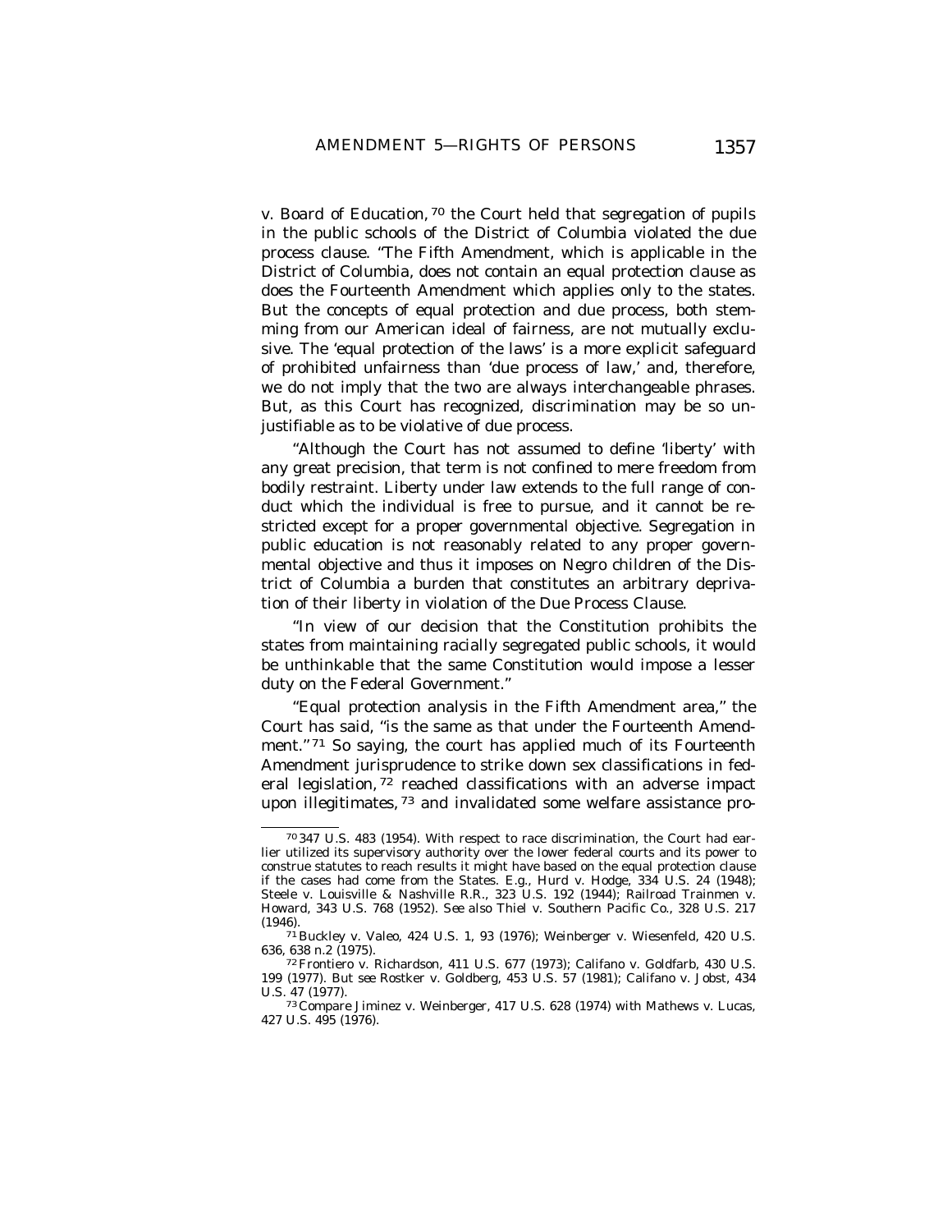*v. Board of Education,* [70] the Court held that segregation of pupils in the public schools of the District of Columbia violated the due process clause. ''The Fifth Amendment, which is applicable in the District of Columbia, does not contain an equal protection clause as does the Fourteenth Amendment which applies only to the states. But the concepts of equal protection and due process, both stemming from our American ideal of fairness, are not mutually exclusive. The 'equal protection of the laws' is a more explicit safeguard of prohibited unfairness than 'due process of law,' and, therefore, we do not imply that the two are always interchangeable phrases. But, as this Court has recognized, discrimination may be so unjustifiable as to be violative of due process.

''Although the Court has not assumed to define 'liberty' with any great precision, that term is not confined to mere freedom from bodily restraint. Liberty under law extends to the full range of conduct which the individual is free to pursue, and it cannot be restricted except for a proper governmental objective. Segregation in public education is not reasonably related to any proper governmental objective and thus it imposes on Negro children of the District of Columbia a burden that constitutes an arbitrary deprivation of their liberty in violation of the Due Process Clause.

''In view of our decision that the Constitution prohibits the states from maintaining racially segregated public schools, it would be unthinkable that the same Constitution would impose a lesser duty on the Federal Government.''

''Equal protection analysis in the Fifth Amendment area,'' the Court has said, ''is the same as that under the Fourteenth Amendment.'' [71] So saying, the court has applied much of its Fourteenth Amendment jurisprudence to strike down sex classifications in federal legislation, [72] reached classifications with an adverse impact upon illegitimates, [73] and invalidated some welfare assistance pro-

---

[70] 347 U.S. 483 (1954). With respect to race discrimination, the Court had earlier utilized its supervisory authority over the lower federal courts and its power to construe statutes to reach results it might have based on the equal protection clause if the cases had come from the States. *E.g.,* Hurd v. Hodge, 334 U.S. 24 (1948); Steele v. Louisville & Nashville R.R., 323 U.S. 192 (1944); Railroad Trainmen v. Howard, 343 U.S. 768 (1952). *See also* Thiel v. Southern Pacific Co., 328 U.S. 217 (1946).

[71] Buckley v. Valeo, 424 U.S. 1, 93 (1976); Weinberger v. Wiesenfeld, 420 U.S. 636, 638 n.2 (1975).

[72] Frontiero v. Richardson, 411 U.S. 677 (1973); Califano v. Goldfarb, 430 U.S. 199 (1977). *But see* Rostker v. Goldberg, 453 U.S. 57 (1981); Califano v. Jobst, 434 U.S. 47 (1977).

[73] *Compare* Jiminez v. Weinberger, 417 U.S. 628 (1974) *with* Mathews v. Lucas, 427 U.S. 495 (1976).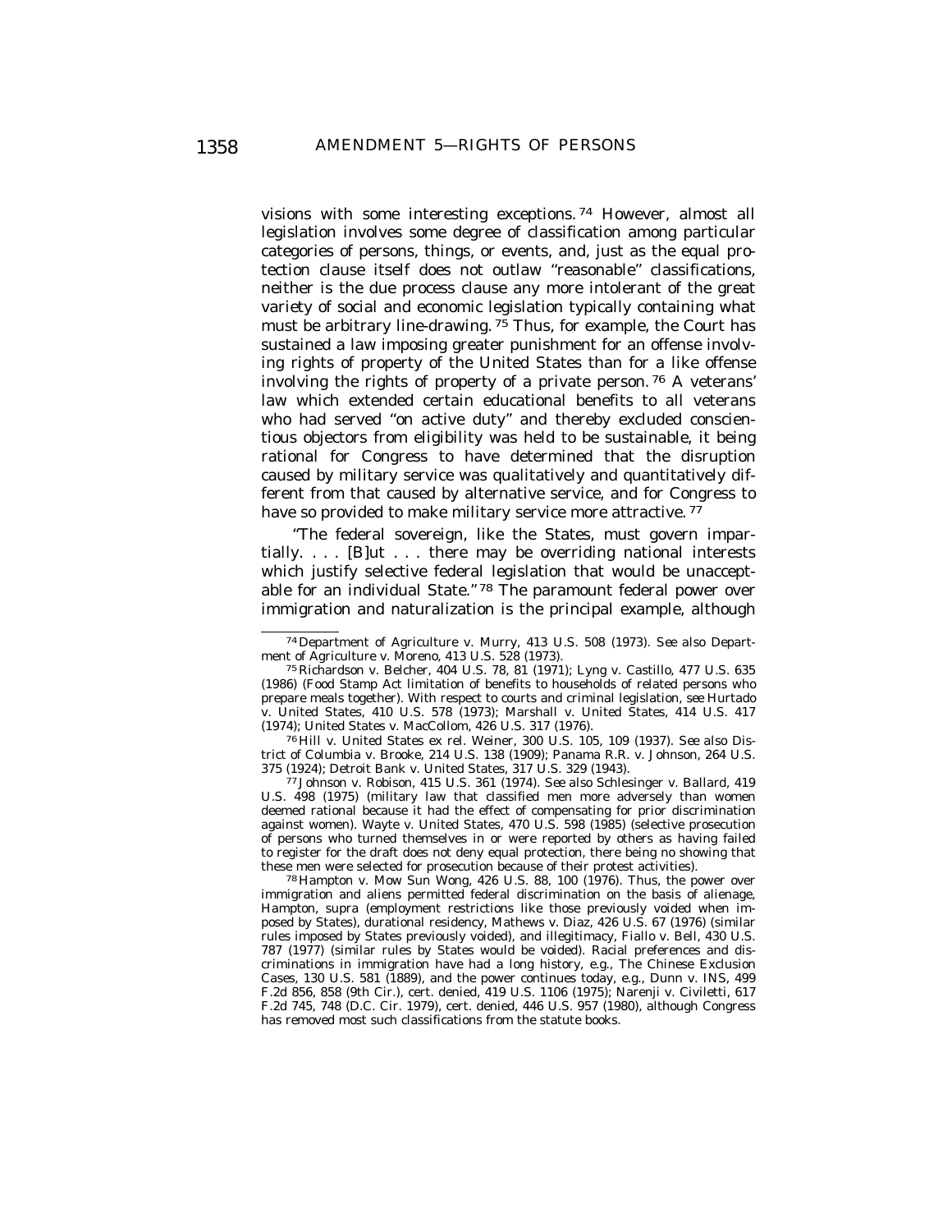visions with some interesting exceptions.[74] However, almost all legislation involves some degree of classification among particular categories of persons, things, or events, and, just as the equal protection clause itself does not outlaw "reasonable" classifications, neither is the due process clause any more intolerant of the great variety of social and economic legislation typically containing what must be arbitrary line-drawing.[75] Thus, for example, the Court has sustained a law imposing greater punishment for an offense involving rights of property of the United States than for a like offense involving the rights of property of a private person.[76] A veterans' law which extended certain educational benefits to all veterans who had served "on active duty" and thereby excluded conscientious objectors from eligibility was held to be sustainable, it being rational for Congress to have determined that the disruption caused by military service was qualitatively and quantitatively different from that caused by alternative service, and for Congress to have so provided to make military service more attractive.[77]

"The federal sovereign, like the States, must govern impartially. . . . [B]ut . . . there may be overriding national interests which justify selective federal legislation that would be unacceptable for an individual State."[78] The paramount federal power over immigration and naturalization is the principal example, although

---

[74] Department of Agriculture v. Murry, 413 U.S. 508 (1973). *See also* Department of Agriculture v. Moreno, 413 U.S. 528 (1973).

[75] Richardson v. Belcher, 404 U.S. 78, 81 (1971); Lyng v. Castillo, 477 U.S. 635 (1986) (Food Stamp Act limitation of benefits to households of related persons who prepare meals together). With respect to courts and criminal legislation, *see* Hurtado v. United States, 410 U.S. 578 (1973); Marshall v. United States, 414 U.S. 417 (1974); United States v. MacCollom, 426 U.S. 317 (1976).

[76] Hill v. United States ex rel. Weiner, 300 U.S. 105, 109 (1937). *See also* District of Columbia v. Brooke, 214 U.S. 138 (1909); Panama R.R. v. Johnson, 264 U.S. 375 (1924); Detroit Bank v. United States, 317 U.S. 329 (1943).

[77] Johnson v. Robison, 415 U.S. 361 (1974). *See also* Schlesinger v. Ballard, 419 U.S. 498 (1975) (military law that classified men more adversely than women deemed rational because it had the effect of compensating for prior discrimination against women). Wayte v. United States, 470 U.S. 598 (1985) (selective prosecution of persons who turned themselves in or were reported by others as having failed to register for the draft does not deny equal protection, there being no showing that these men were selected for prosecution because of their protest activities).

[78] Hampton v. Mow Sun Wong, 426 U.S. 88, 100 (1976). Thus, the power over immigration and aliens permitted federal discrimination on the basis of alienage, Hampton, supra (employment restrictions like those previously voided when imposed by States), durational residency, Mathews v. Diaz, 426 U.S. 67 (1976) (similar rules imposed by States previously voided), and illegitimacy, Fiallo v. Bell, 430 U.S. 787 (1977) (similar rules by States would be voided). Racial preferences and discriminations in immigration have had a long history, e.g., The Chinese Exclusion Cases, 130 U.S. 581 (1889), and the power continues today, e.g., Dunn v. INS, 499 F.2d 856, 858 (9th Cir.), cert. denied, 419 U.S. 1106 (1975); Narenji v. Civiletti, 617 F.2d 745, 748 (D.C. Cir. 1979), cert. denied, 446 U.S. 957 (1980), although Congress has removed most such classifications from the statute books.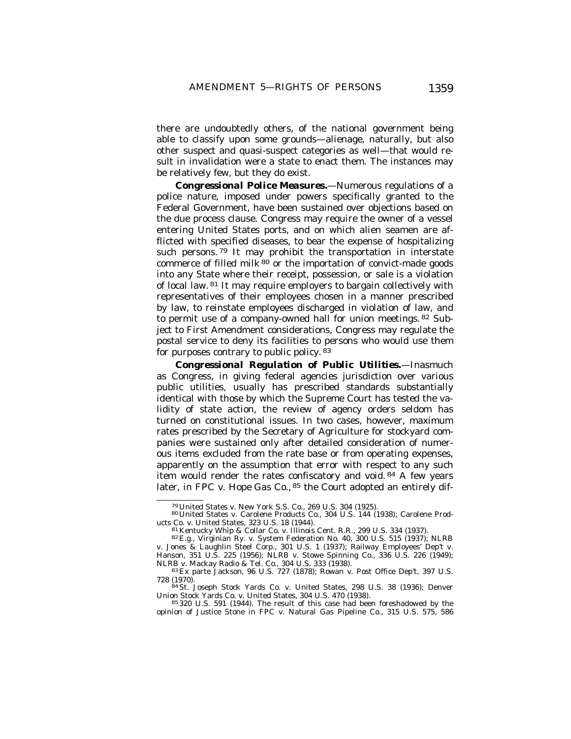there are undoubtedly others, of the national government being able to classify upon some grounds—alienage, naturally, but also other suspect and quasi-suspect categories as well—that would result in invalidation were a state to enact them. The instances may be relatively few, but they do exist.

***Congressional Police Measures.***—Numerous regulations of a police nature, imposed under powers specifically granted to the Federal Government, have been sustained over objections based on the due process clause. Congress may require the owner of a vessel entering United States ports, and on which alien seamen are afflicted with specified diseases, to bear the expense of hospitalizing such persons.[79] It may prohibit the transportation in interstate commerce of filled milk[80] or the importation of convict-made goods into any State where their receipt, possession, or sale is a violation of local law.[81] It may require employers to bargain collectively with representatives of their employees chosen in a manner prescribed by law, to reinstate employees discharged in violation of law, and to permit use of a company-owned hall for union meetings.[82] Subject to First Amendment considerations, Congress may regulate the postal service to deny its facilities to persons who would use them for purposes contrary to public policy.[83]

***Congressional Regulation of Public Utilities.***—Inasmuch as Congress, in giving federal agencies jurisdiction over various public utilities, usually has prescribed standards substantially identical with those by which the Supreme Court has tested the validity of state action, the review of agency orders seldom has turned on constitutional issues. In two cases, however, maximum rates prescribed by the Secretary of Agriculture for stockyard companies were sustained only after detailed consideration of numerous items excluded from the rate base or from operating expenses, apparently on the assumption that error with respect to any such item would render the rates confiscatory and void.[84] A few years later, in *FPC v. Hope Gas Co.*,[85] the Court adopted an entirely dif-

---

[79] United States v. New York S.S. Co., 269 U.S. 304 (1925).

[80] United States v. Carolene Products Co., 304 U.S. 144 (1938); Carolene Products Co. v. United States, 323 U.S. 18 (1944).

[81] Kentucky Whip & Collar Co. v. Illinois Cent. R.R., 299 U.S. 334 (1937).

[82] E.g., Virginian Ry. v. System Federation No. 40, 300 U.S. 515 (1937); NLRB v. Jones & Laughlin Steel Corp., 301 U.S. 1 (1937); Railway Employees' Dep't v. Hanson, 351 U.S. 225 (1956); NLRB v. Stowe Spinning Co., 336 U.S. 226 (1949); NLRB v. Mackay Radio & Tel. Co., 304 U.S. 333 (1938).

[83] Ex parte Jackson, 96 U.S. 727 (1878); Rowan v. Post Office Dep't, 397 U.S. 728 (1970).

[84] St. Joseph Stock Yards Co. v. United States, 298 U.S. 38 (1936); Denver Union Stock Yards Co. v. United States, 304 U.S. 470 (1938).

[85] 320 U.S. 591 (1944). The result of this case had been foreshadowed by the opinion of Justice Stone in FPC v. Natural Gas Pipeline Co., 315 U.S. 575, 586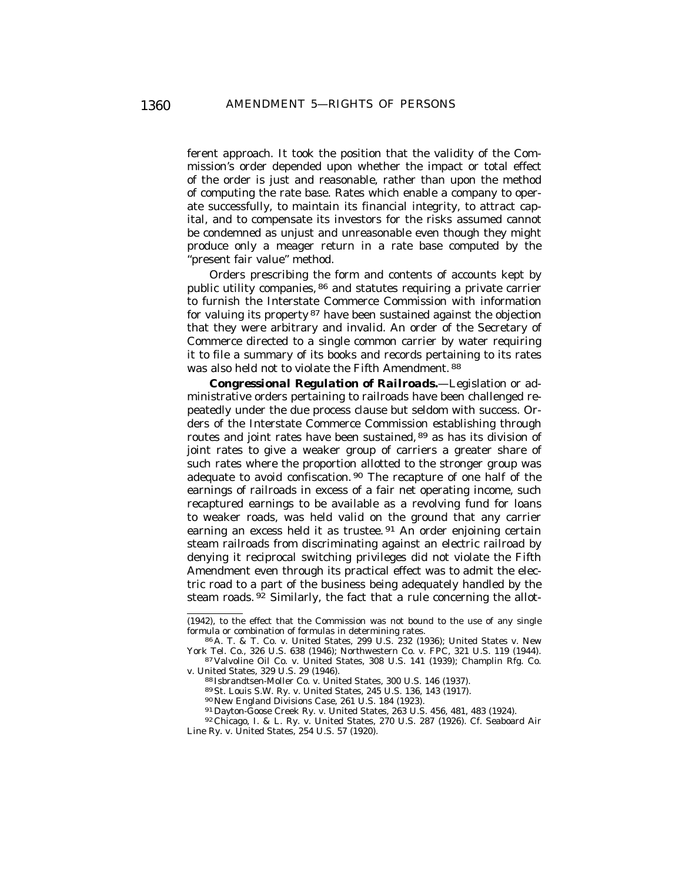ferent approach. It took the position that the validity of the Commission's order depended upon whether the impact or total effect of the order is just and reasonable, rather than upon the method of computing the rate base. Rates which enable a company to operate successfully, to maintain its financial integrity, to attract capital, and to compensate its investors for the risks assumed cannot be condemned as unjust and unreasonable even though they might produce only a meager return in a rate base computed by the "present fair value" method.

Orders prescribing the form and contents of accounts kept by public utility companies,[86] and statutes requiring a private carrier to furnish the Interstate Commerce Commission with information for valuing its property[87] have been sustained against the objection that they were arbitrary and invalid. An order of the Secretary of Commerce directed to a single common carrier by water requiring it to file a summary of its books and records pertaining to its rates was also held not to violate the Fifth Amendment.[88]

***Congressional Regulation of Railroads.***—Legislation or administrative orders pertaining to railroads have been challenged repeatedly under the due process clause but seldom with success. Orders of the Interstate Commerce Commission establishing through routes and joint rates have been sustained,[89] as has its division of joint rates to give a weaker group of carriers a greater share of such rates where the proportion allotted to the stronger group was adequate to avoid confiscation.[90] The recapture of one half of the earnings of railroads in excess of a fair net operating income, such recaptured earnings to be available as a revolving fund for loans to weaker roads, was held valid on the ground that any carrier earning an excess held it as trustee.[91] An order enjoining certain steam railroads from discriminating against an electric railroad by denying it reciprocal switching privileges did not violate the Fifth Amendment even through its practical effect was to admit the electric road to a part of the business being adequately handled by the steam roads.[92] Similarly, the fact that a rule concerning the allot-

---

(1942), to the effect that the Commission was not bound to the use of any single formula or combination of formulas in determining rates.

[86] A. T. & T. Co. v. United States, 299 U.S. 232 (1936); United States v. New York Tel. Co., 326 U.S. 638 (1946); Northwestern Co. v. FPC, 321 U.S. 119 (1944).

[87] Valvoline Oil Co. v. United States, 308 U.S. 141 (1939); Champlin Rfg. Co. v. United States, 329 U.S. 29 (1946).

[88] Isbrandtsen-Moller Co. v. United States, 300 U.S. 146 (1937).

[89] St. Louis S.W. Ry. v. United States, 245 U.S. 136, 143 (1917).

[90] New England Divisions Case, 261 U.S. 184 (1923).

[91] Dayton-Goose Creek Ry. v. United States, 263 U.S. 456, 481, 483 (1924).

[92] Chicago, I. & L. Ry. v. United States, 270 U.S. 287 (1926). Cf. Seaboard Air Line Ry. v. United States, 254 U.S. 57 (1920).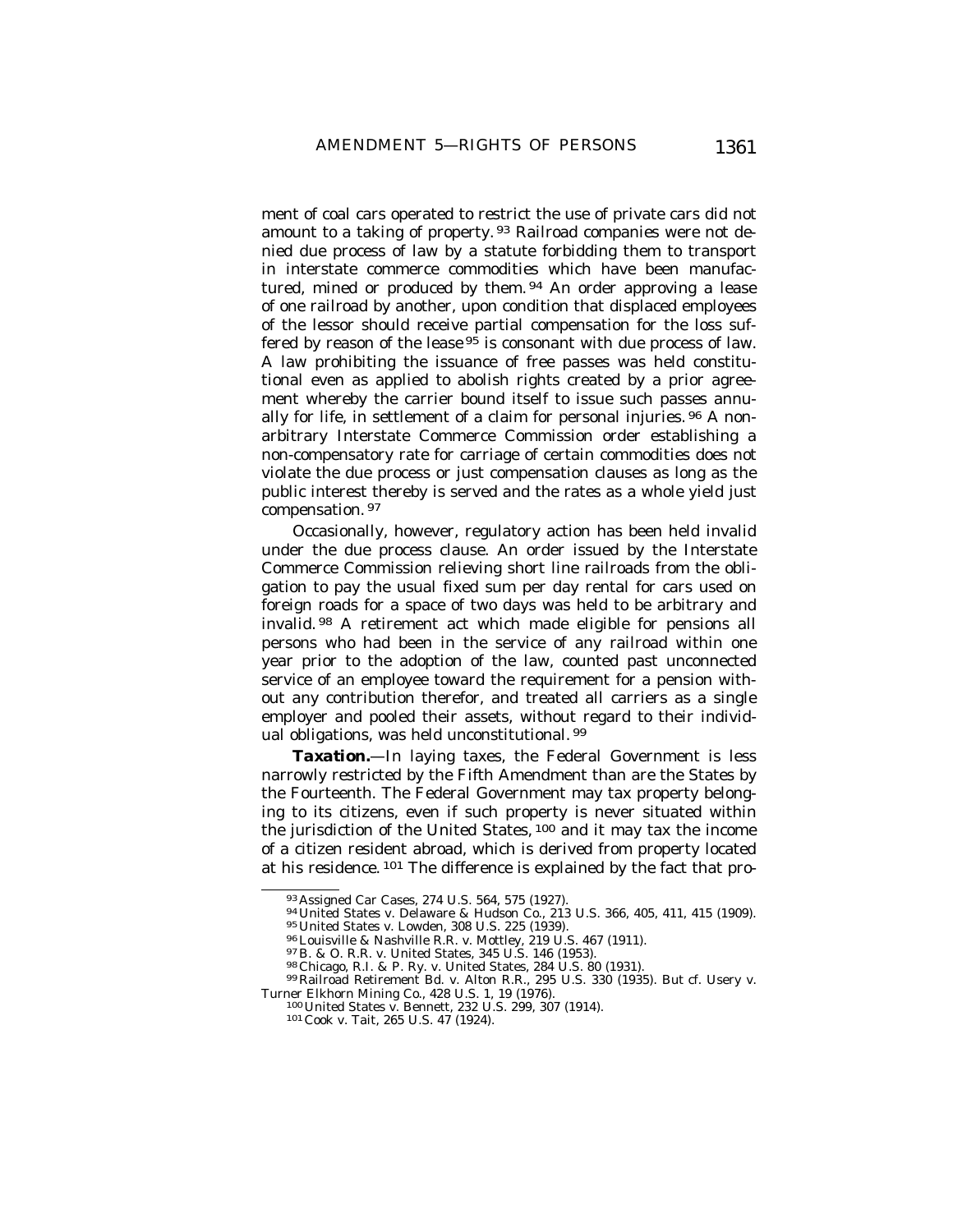ment of coal cars operated to restrict the use of private cars did not amount to a taking of property.[93] Railroad companies were not denied due process of law by a statute forbidding them to transport in interstate commerce commodities which have been manufactured, mined or produced by them.[94] An order approving a lease of one railroad by another, upon condition that displaced employees of the lessor should receive partial compensation for the loss suffered by reason of the lease[95] is consonant with due process of law. A law prohibiting the issuance of free passes was held constitutional even as applied to abolish rights created by a prior agreement whereby the carrier bound itself to issue such passes annually for life, in settlement of a claim for personal injuries.[96] A non-arbitrary Interstate Commerce Commission order establishing a non-compensatory rate for carriage of certain commodities does not violate the due process or just compensation clauses as long as the public interest thereby is served and the rates as a whole yield just compensation.[97]

Occasionally, however, regulatory action has been held invalid under the due process clause. An order issued by the Interstate Commerce Commission relieving short line railroads from the obligation to pay the usual fixed sum per day rental for cars used on foreign roads for a space of two days was held to be arbitrary and invalid.[98] A retirement act which made eligible for pensions all persons who had been in the service of any railroad within one year prior to the adoption of the law, counted past unconnected service of an employee toward the requirement for a pension without any contribution therefor, and treated all carriers as a single employer and pooled their assets, without regard to their individual obligations, was held unconstitutional.[99]

***Taxation.***—In laying taxes, the Federal Government is less narrowly restricted by the Fifth Amendment than are the States by the Fourteenth. The Federal Government may tax property belonging to its citizens, even if such property is never situated within the jurisdiction of the United States,[100] and it may tax the income of a citizen resident abroad, which is derived from property located at his residence.[101] The difference is explained by the fact that pro-

---

[93] Assigned Car Cases, 274 U.S. 564, 575 (1927).

[94] United States v. Delaware & Hudson Co., 213 U.S. 366, 405, 411, 415 (1909).

[95] United States v. Lowden, 308 U.S. 225 (1939).

[96] Louisville & Nashville R.R. v. Mottley, 219 U.S. 467 (1911).

[97] B. & O. R.R. v. United States, 345 U.S. 146 (1953).

[98] Chicago, R.I. & P. Ry. v. United States, 284 U.S. 80 (1931).

[99] Railroad Retirement Bd. v. Alton R.R., 295 U.S. 330 (1935). But cf. Usery v. Turner Elkhorn Mining Co., 428 U.S. 1, 19 (1976).

[100] United States v. Bennett, 232 U.S. 299, 307 (1914).

[101] Cook v. Tait, 265 U.S. 47 (1924).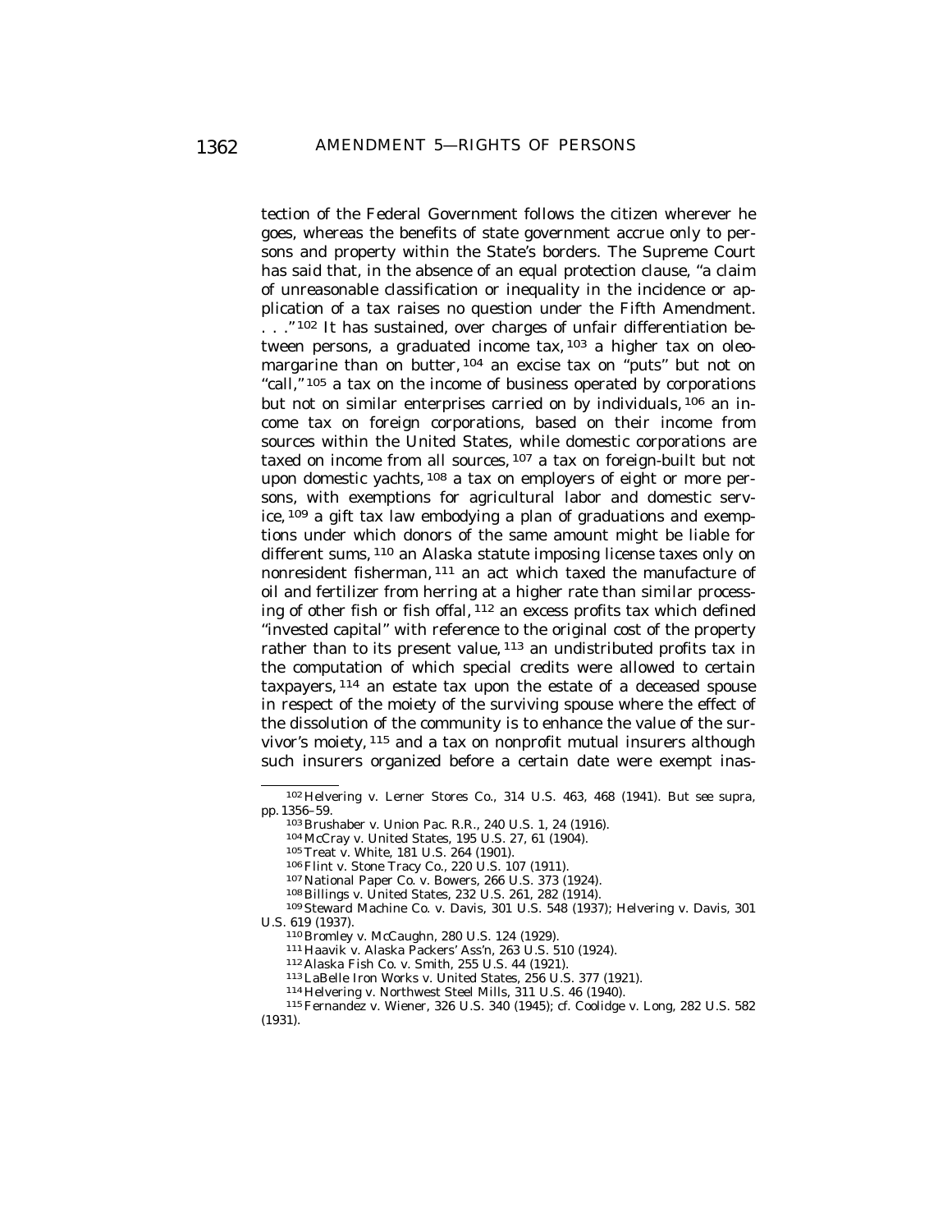tection of the Federal Government follows the citizen wherever he goes, whereas the benefits of state government accrue only to persons and property within the State's borders. The Supreme Court has said that, in the absence of an equal protection clause, "a claim of unreasonable classification or inequality in the incidence or application of a tax raises no question under the Fifth Amendment. . . ."[102] It has sustained, over charges of unfair differentiation between persons, a graduated income tax,[103] a higher tax on oleomargarine than on butter,[104] an excise tax on "puts" but not on "call,"[105] a tax on the income of business operated by corporations but not on similar enterprises carried on by individuals,[106] an income tax on foreign corporations, based on their income from sources within the United States, while domestic corporations are taxed on income from all sources,[107] a tax on foreign-built but not upon domestic yachts,[108] a tax on employers of eight or more persons, with exemptions for agricultural labor and domestic service,[109] a gift tax law embodying a plan of graduations and exemptions under which donors of the same amount might be liable for different sums,[110] an Alaska statute imposing license taxes only on nonresident fisherman,[111] an act which taxed the manufacture of oil and fertilizer from herring at a higher rate than similar processing of other fish or fish offal,[112] an excess profits tax which defined "invested capital" with reference to the original cost of the property rather than to its present value,[113] an undistributed profits tax in the computation of which special credits were allowed to certain taxpayers,[114] an estate tax upon the estate of a deceased spouse in respect of the moiety of the surviving spouse where the effect of the dissolution of the community is to enhance the value of the survivor's moiety,[115] and a tax on nonprofit mutual insurers although such insurers organized before a certain date were exempt inas-

---

[102] Helvering v. Lerner Stores Co., 314 U.S. 463, 468 (1941). But see supra, pp. 1356–59.

[103] Brushaber v. Union Pac. R.R., 240 U.S. 1, 24 (1916).

[104] McCray v. United States, 195 U.S. 27, 61 (1904).

[105] Treat v. White, 181 U.S. 264 (1901).

[106] Flint v. Stone Tracy Co., 220 U.S. 107 (1911).

[107] National Paper Co. v. Bowers, 266 U.S. 373 (1924).

[108] Billings v. United States, 232 U.S. 261, 282 (1914).

[109] Steward Machine Co. v. Davis, 301 U.S. 548 (1937); Helvering v. Davis, 301 U.S. 619 (1937).

[110] Bromley v. McCaughn, 280 U.S. 124 (1929).

[111] Haavik v. Alaska Packers' Ass'n, 263 U.S. 510 (1924).

[112] Alaska Fish Co. v. Smith, 255 U.S. 44 (1921).

[113] LaBelle Iron Works v. United States, 256 U.S. 377 (1921).

[114] Helvering v. Northwest Steel Mills, 311 U.S. 46 (1940).

[115] Fernandez v. Wiener, 326 U.S. 340 (1945); cf. Coolidge v. Long, 282 U.S. 582 (1931).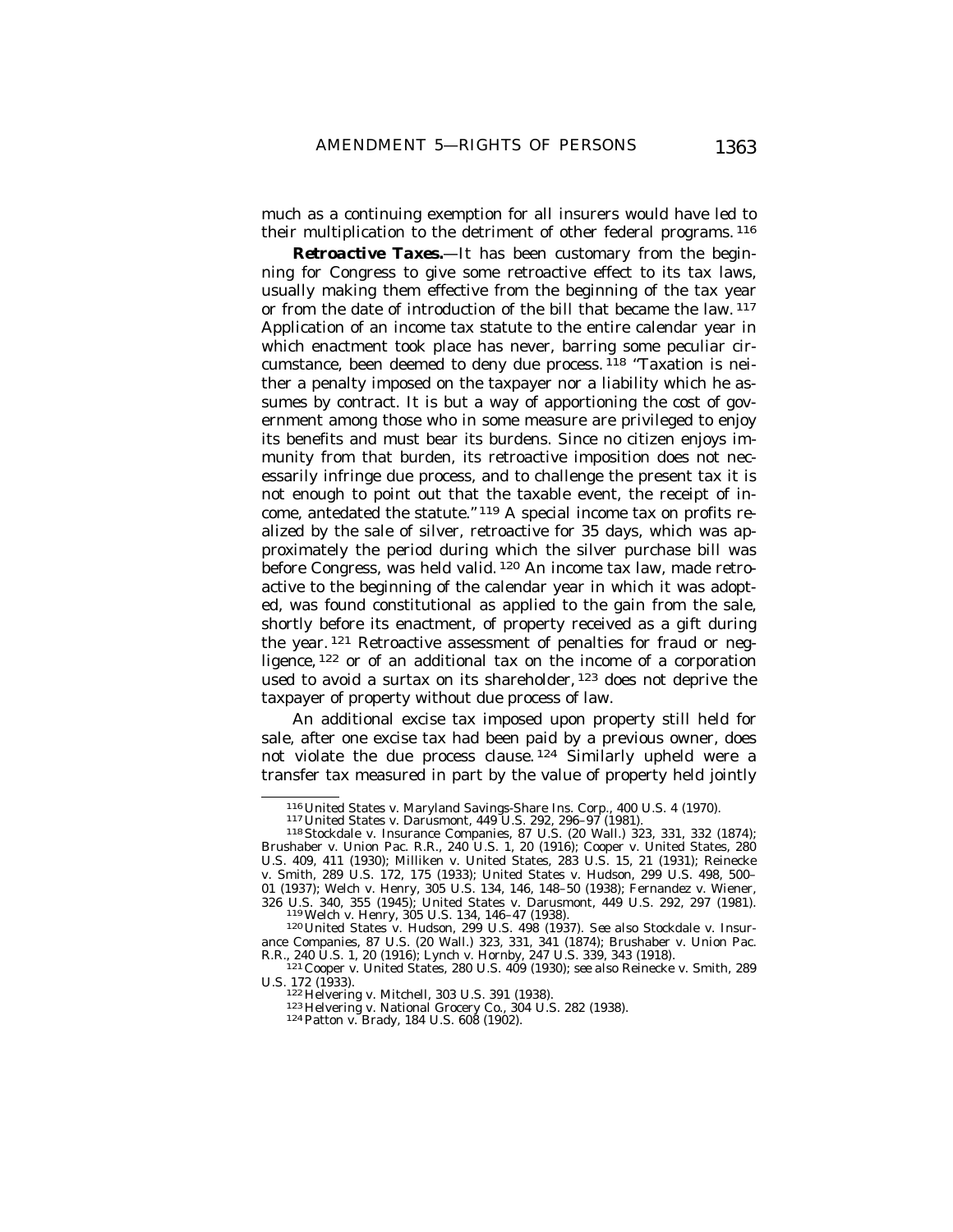much as a continuing exemption for all insurers would have led to their multiplication to the detriment of other federal programs.[116]

***Retroactive Taxes.***—It has been customary from the beginning for Congress to give some retroactive effect to its tax laws, usually making them effective from the beginning of the tax year or from the date of introduction of the bill that became the law.[117] Application of an income tax statute to the entire calendar year in which enactment took place has never, barring some peculiar circumstance, been deemed to deny due process.[118] "Taxation is neither a penalty imposed on the taxpayer nor a liability which he assumes by contract. It is but a way of apportioning the cost of government among those who in some measure are privileged to enjoy its benefits and must bear its burdens. Since no citizen enjoys immunity from that burden, its retroactive imposition does not necessarily infringe due process, and to challenge the present tax it is not enough to point out that the taxable event, the receipt of income, antedated the statute."[119] A special income tax on profits realized by the sale of silver, retroactive for 35 days, which was approximately the period during which the silver purchase bill was before Congress, was held valid.[120] An income tax law, made retroactive to the beginning of the calendar year in which it was adopted, was found constitutional as applied to the gain from the sale, shortly before its enactment, of property received as a gift during the year.[121] Retroactive assessment of penalties for fraud or negligence,[122] or of an additional tax on the income of a corporation used to avoid a surtax on its shareholder,[123] does not deprive the taxpayer of property without due process of law.

An additional excise tax imposed upon property still held for sale, after one excise tax had been paid by a previous owner, does not violate the due process clause.[124] Similarly upheld were a transfer tax measured in part by the value of property held jointly

---

[116] United States v. Maryland Savings-Share Ins. Corp., 400 U.S. 4 (1970).

[117] United States v. Darusmont, 449 U.S. 292, 296–97 (1981).

[118] Stockdale v. Insurance Companies, 87 U.S. (20 Wall.) 323, 331, 332 (1874); Brushaber v. Union Pac. R.R., 240 U.S. 1, 20 (1916); Cooper v. United States, 280 U.S. 409, 411 (1930); Milliken v. United States, 283 U.S. 15, 21 (1931); Reinecke v. Smith, 289 U.S. 172, 175 (1933); United States v. Hudson, 299 U.S. 498, 500–01 (1937); Welch v. Henry, 305 U.S. 134, 146, 148–50 (1938); Fernandez v. Wiener, 326 U.S. 340, 355 (1945); United States v. Darusmont, 449 U.S. 292, 297 (1981).

[119] Welch v. Henry, 305 U.S. 134, 146–47 (1938).

[120] United States v. Hudson, 299 U.S. 498 (1937). *See also* Stockdale v. Insurance Companies, 87 U.S. (20 Wall.) 323, 331, 341 (1874); Brushaber v. Union Pac. R.R., 240 U.S. 1, 20 (1916); Lynch v. Hornby, 247 U.S. 339, 343 (1918).

[121] Cooper v. United States, 280 U.S. 409 (1930); *see also* Reinecke v. Smith, 289 U.S. 172 (1933).

[122] Helvering v. Mitchell, 303 U.S. 391 (1938).

[123] Helvering v. National Grocery Co., 304 U.S. 282 (1938).

[124] Patton v. Brady, 184 U.S. 608 (1902).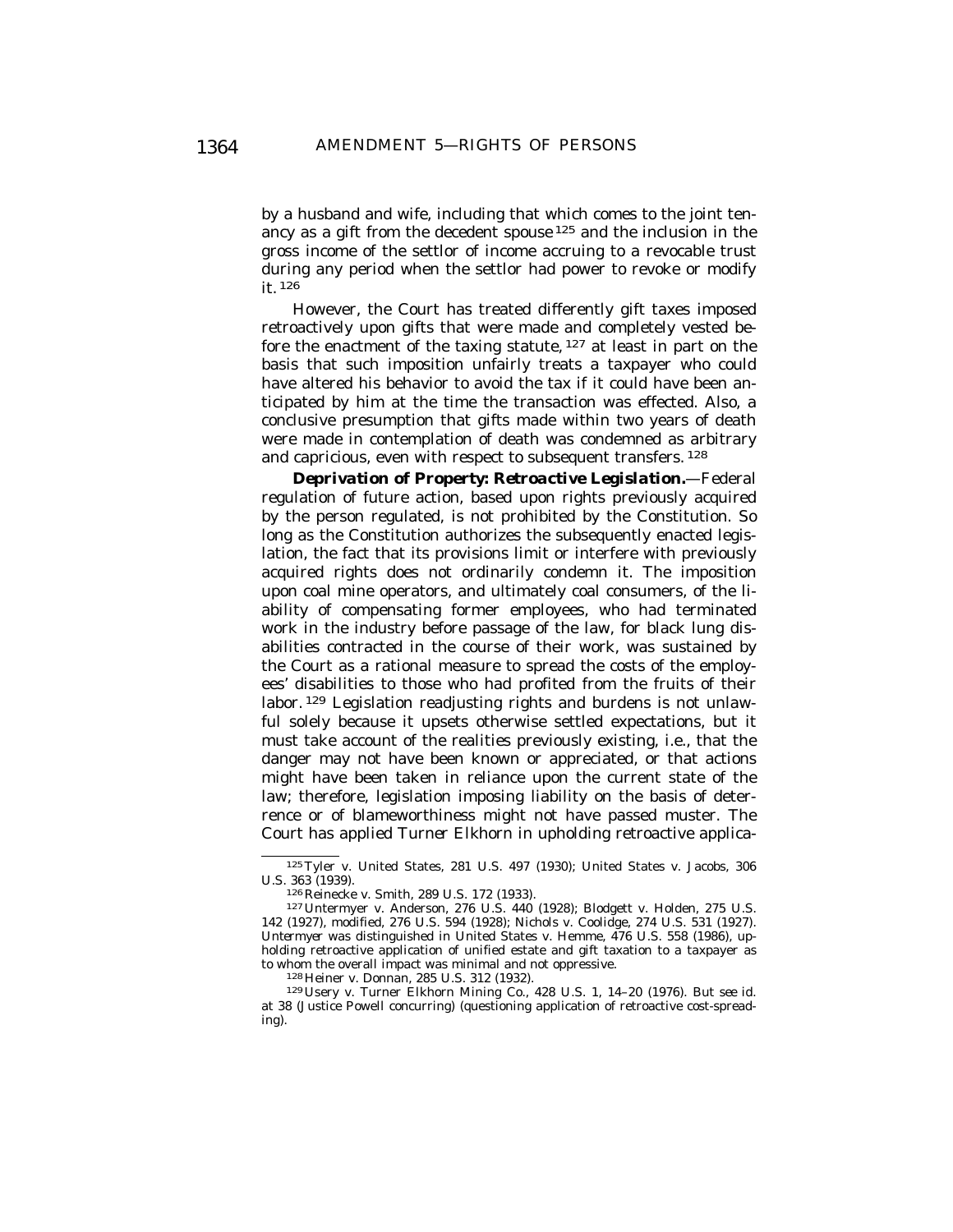by a husband and wife, including that which comes to the joint tenancy as a gift from the decedent spouse[125] and the inclusion in the gross income of the settlor of income accruing to a revocable trust during any period when the settlor had power to revoke or modify it.[126]

However, the Court has treated differently gift taxes imposed retroactively upon gifts that were made and completely vested before the enactment of the taxing statute,[127] at least in part on the basis that such imposition unfairly treats a taxpayer who could have altered his behavior to avoid the tax if it could have been anticipated by him at the time the transaction was effected. Also, a conclusive presumption that gifts made within two years of death were made in contemplation of death was condemned as arbitrary and capricious, even with respect to subsequent transfers.[128]

***Deprivation of Property: Retroactive Legislation.***—Federal regulation of future action, based upon rights previously acquired by the person regulated, is not prohibited by the Constitution. So long as the Constitution authorizes the subsequently enacted legislation, the fact that its provisions limit or interfere with previously acquired rights does not ordinarily condemn it. The imposition upon coal mine operators, and ultimately coal consumers, of the liability of compensating former employees, who had terminated work in the industry before passage of the law, for black lung disabilities contracted in the course of their work, was sustained by the Court as a rational measure to spread the costs of the employees' disabilities to those who had profited from the fruits of their labor.[129] Legislation readjusting rights and burdens is not unlawful solely because it upsets otherwise settled expectations, but it must take account of the realities previously existing, i.e., that the danger may not have been known or appreciated, or that actions might have been taken in reliance upon the current state of the law; therefore, legislation imposing liability on the basis of deterrence or of blameworthiness might not have passed muster. The Court has applied *Turner Elkhorn* in upholding retroactive applica-

---

[125] Tyler v. United States, 281 U.S. 497 (1930); United States v. Jacobs, 306 U.S. 363 (1939).

[126] Reinecke v. Smith, 289 U.S. 172 (1933).

[127] Untermyer v. Anderson, 276 U.S. 440 (1928); Blodgett v. Holden, 275 U.S. 142 (1927), modified, 276 U.S. 594 (1928); Nichols v. Coolidge, 274 U.S. 531 (1927). *Untermyer* was distinguished in United States v. Hemme, 476 U.S. 558 (1986), upholding retroactive application of unified estate and gift taxation to a taxpayer as to whom the overall impact was minimal and not oppressive.

[128] Heiner v. Donnan, 285 U.S. 312 (1932).

[129] Usery v. Turner Elkhorn Mining Co., 428 U.S. 1, 14–20 (1976). But see id. at 38 (Justice Powell concurring) (questioning application of retroactive cost-spreading).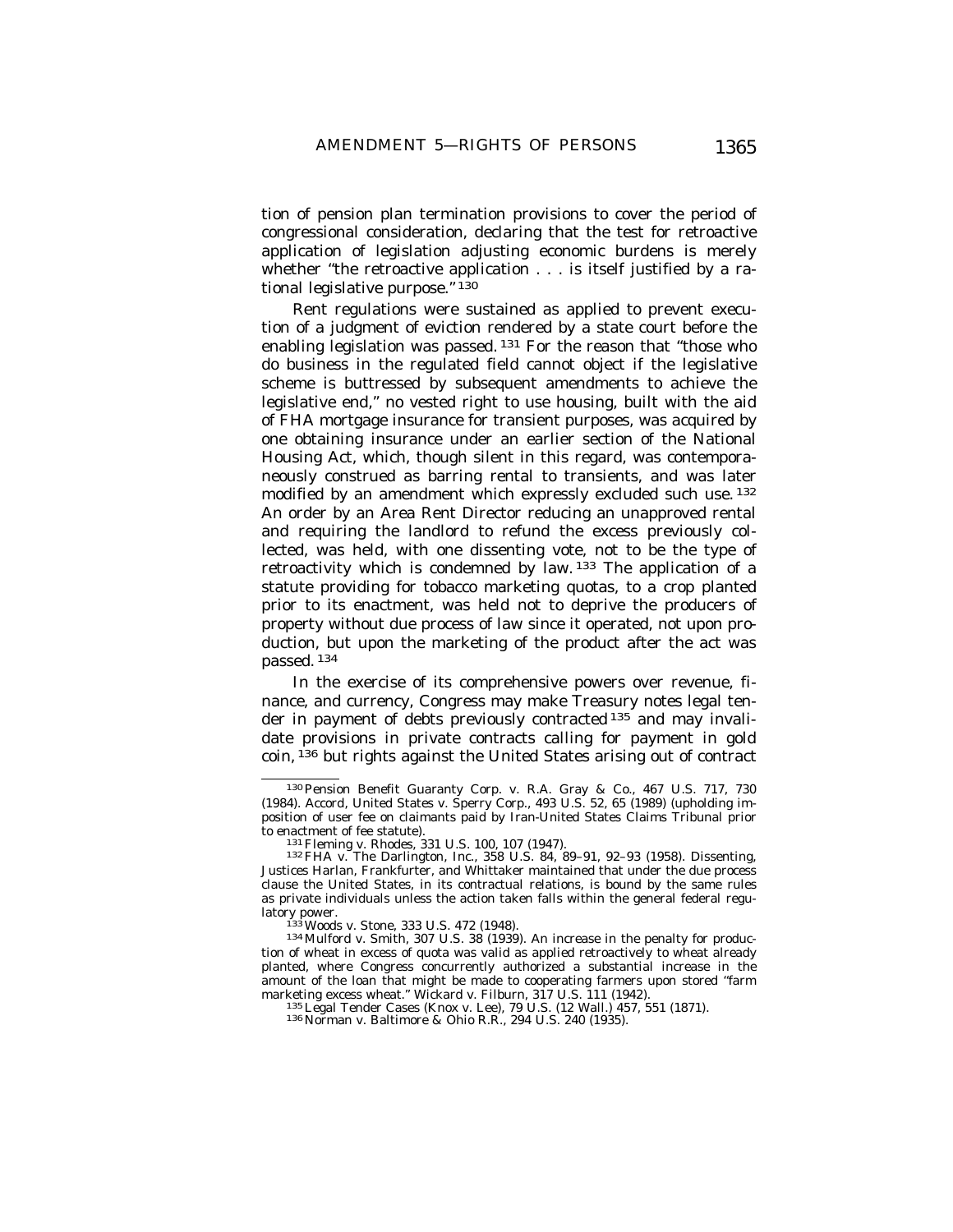tion of pension plan termination provisions to cover the period of congressional consideration, declaring that the test for retroactive application of legislation adjusting economic burdens is merely whether "the retroactive application . . . is itself justified by a rational legislative purpose."[130]

Rent regulations were sustained as applied to prevent execution of a judgment of eviction rendered by a state court before the enabling legislation was passed.[131] For the reason that "those who do business in the regulated field cannot object if the legislative scheme is buttressed by subsequent amendments to achieve the legislative end," no vested right to use housing, built with the aid of FHA mortgage insurance for transient purposes, was acquired by one obtaining insurance under an earlier section of the National Housing Act, which, though silent in this regard, was contemporaneously construed as barring rental to transients, and was later modified by an amendment which expressly excluded such use.[132] An order by an Area Rent Director reducing an unapproved rental and requiring the landlord to refund the excess previously collected, was held, with one dissenting vote, not to be the type of retroactivity which is condemned by law.[133] The application of a statute providing for tobacco marketing quotas, to a crop planted prior to its enactment, was held not to deprive the producers of property without due process of law since it operated, not upon production, but upon the marketing of the product after the act was passed.[134]

In the exercise of its comprehensive powers over revenue, finance, and currency, Congress may make Treasury notes legal tender in payment of debts previously contracted[135] and may invalidate provisions in private contracts calling for payment in gold coin,[136] but rights against the United States arising out of contract

---

[130] Pension Benefit Guaranty Corp. v. R.A. Gray & Co., 467 U.S. 717, 730 (1984). Accord, United States v. Sperry Corp., 493 U.S. 52, 65 (1989) (upholding imposition of user fee on claimants paid by Iran-United States Claims Tribunal prior to enactment of fee statute).

[131] Fleming v. Rhodes, 331 U.S. 100, 107 (1947).

[132] FHA v. The Darlington, Inc., 358 U.S. 84, 89–91, 92–93 (1958). Dissenting, Justices Harlan, Frankfurter, and Whittaker maintained that under the due process clause the United States, in its contractual relations, is bound by the same rules as private individuals unless the action taken falls within the general federal regulatory power.

[133] Woods v. Stone, 333 U.S. 472 (1948).

[134] Mulford v. Smith, 307 U.S. 38 (1939). An increase in the penalty for production of wheat in excess of quota was valid as applied retroactively to wheat already planted, where Congress concurrently authorized a substantial increase in the amount of the loan that might be made to cooperating farmers upon stored "farm marketing excess wheat." Wickard v. Filburn, 317 U.S. 111 (1942).

[135] Legal Tender Cases (Knox v. Lee), 79 U.S. (12 Wall.) 457, 551 (1871).

[136] Norman v. Baltimore & Ohio R.R., 294 U.S. 240 (1935).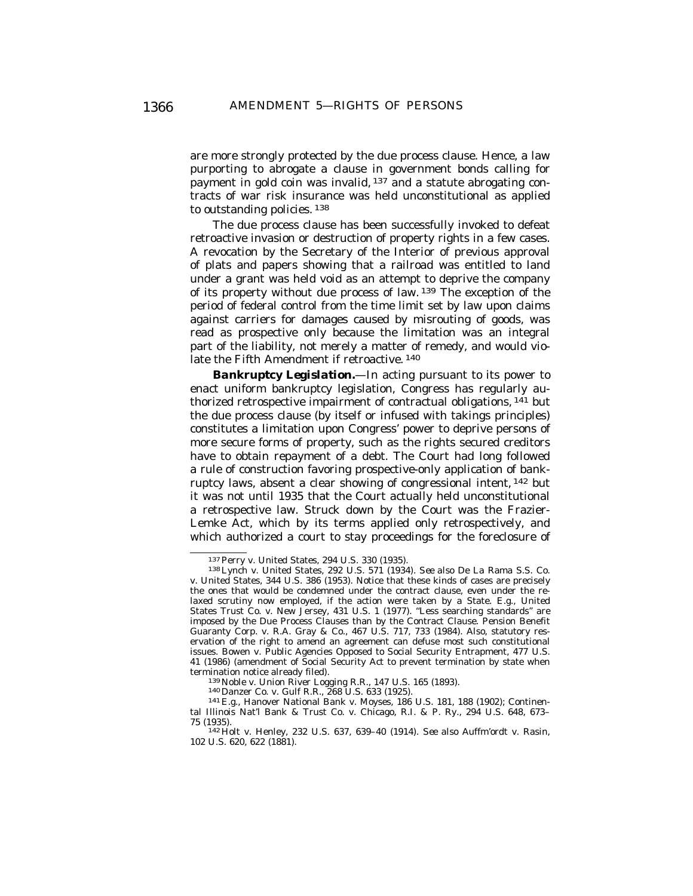are more strongly protected by the due process clause. Hence, a law purporting to abrogate a clause in government bonds calling for payment in gold coin was invalid,[137] and a statute abrogating contracts of war risk insurance was held unconstitutional as applied to outstanding policies.[138]

The due process clause has been successfully invoked to defeat retroactive invasion or destruction of property rights in a few cases. A revocation by the Secretary of the Interior of previous approval of plats and papers showing that a railroad was entitled to land under a grant was held void as an attempt to deprive the company of its property without due process of law.[139] The exception of the period of federal control from the time limit set by law upon claims against carriers for damages caused by misrouting of goods, was read as prospective only because the limitation was an integral part of the liability, not merely a matter of remedy, and would violate the Fifth Amendment if retroactive.[140]

***Bankruptcy Legislation.***—In acting pursuant to its power to enact uniform bankruptcy legislation, Congress has regularly authorized retrospective impairment of contractual obligations,[141] but the due process clause (by itself or infused with takings principles) constitutes a limitation upon Congress' power to deprive persons of more secure forms of property, such as the rights secured creditors have to obtain repayment of a debt. The Court had long followed a rule of construction favoring prospective-only application of bankruptcy laws, absent a clear showing of congressional intent,[142] but it was not until 1935 that the Court actually held unconstitutional a retrospective law. Struck down by the Court was the Frazier-Lemke Act, which by its terms applied only retrospectively, and which authorized a court to stay proceedings for the foreclosure of

---

[137] Perry v. United States, 294 U.S. 330 (1935).

[138] Lynch v. United States, 292 U.S. 571 (1934). *See also* De La Rama S.S. Co. v. United States, 344 U.S. 386 (1953). Notice that these kinds of cases are precisely the ones that would be condemned under the contract clause, even under the relaxed scrutiny now employed, if the action were taken by a State. *E.g.,* United States Trust Co. v. New Jersey, 431 U.S. 1 (1977). "Less searching standards" are imposed by the Due Process Clauses than by the Contract Clause. Pension Benefit Guaranty Corp. v. R.A. Gray & Co., 467 U.S. 717, 733 (1984). Also, statutory reservation of the right to amend an agreement can defuse most such constitutional issues. Bowen v. Public Agencies Opposed to Social Security Entrapment, 477 U.S. 41 (1986) (amendment of Social Security Act to prevent termination by state when termination notice already filed).

[139] Noble v. Union River Logging R.R., 147 U.S. 165 (1893).

[140] Danzer Co. v. Gulf R.R., 268 U.S. 633 (1925).

[141] *E.g.,* Hanover National Bank v. Moyses, 186 U.S. 181, 188 (1902); Continental Illinois Nat'l Bank & Trust Co. v. Chicago, R.I. & P. Ry., 294 U.S. 648, 673–75 (1935).

[142] Holt v. Henley, 232 U.S. 637, 639–40 (1914). *See also* Auffm'ordt v. Rasin, 102 U.S. 620, 622 (1881).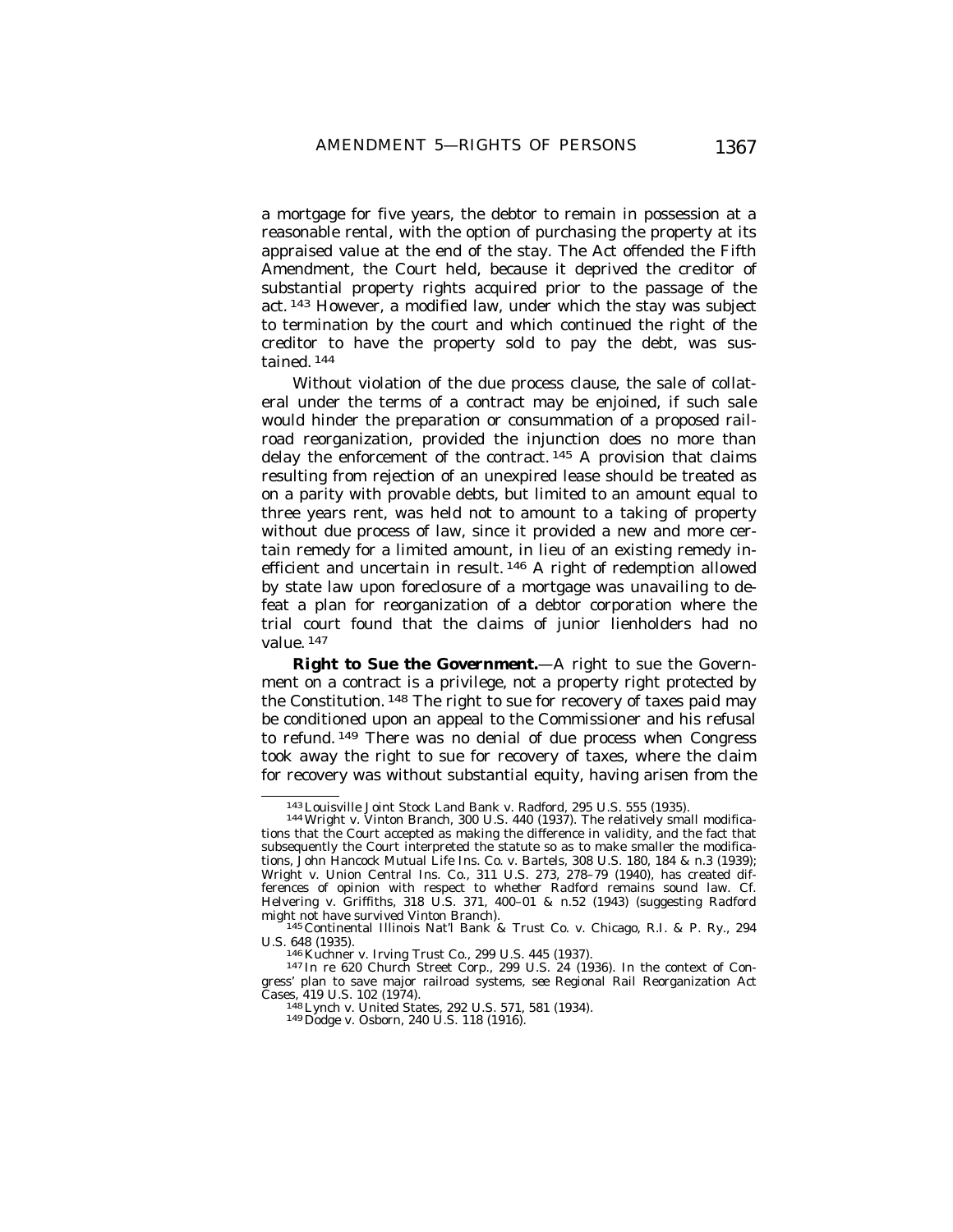a mortgage for five years, the debtor to remain in possession at a reasonable rental, with the option of purchasing the property at its appraised value at the end of the stay. The Act offended the Fifth Amendment, the Court held, because it deprived the creditor of substantial property rights acquired prior to the passage of the act.[143] However, a modified law, under which the stay was subject to termination by the court and which continued the right of the creditor to have the property sold to pay the debt, was sustained.[144]

Without violation of the due process clause, the sale of collateral under the terms of a contract may be enjoined, if such sale would hinder the preparation or consummation of a proposed railroad reorganization, provided the injunction does no more than delay the enforcement of the contract.[145] A provision that claims resulting from rejection of an unexpired lease should be treated as on a parity with provable debts, but limited to an amount equal to three years rent, was held not to amount to a taking of property without due process of law, since it provided a new and more certain remedy for a limited amount, in lieu of an existing remedy inefficient and uncertain in result.[146] A right of redemption allowed by state law upon foreclosure of a mortgage was unavailing to defeat a plan for reorganization of a debtor corporation where the trial court found that the claims of junior lienholders had no value.[147]

***Right to Sue the Government.***—A right to sue the Government on a contract is a privilege, not a property right protected by the Constitution.[148] The right to sue for recovery of taxes paid may be conditioned upon an appeal to the Commissioner and his refusal to refund.[149] There was no denial of due process when Congress took away the right to sue for recovery of taxes, where the claim for recovery was without substantial equity, having arisen from the

---

[143] Louisville Joint Stock Land Bank v. Radford, 295 U.S. 555 (1935).

[144] Wright v. Vinton Branch, 300 U.S. 440 (1937). The relatively small modifications that the Court accepted as making the difference in validity, and the fact that subsequently the Court interpreted the statute so as to make smaller the modifications, John Hancock Mutual Life Ins. Co. v. Bartels, 308 U.S. 180, 184 & n.3 (1939); Wright v. Union Central Ins. Co., 311 U.S. 273, 278–79 (1940), has created differences of opinion with respect to whether Radford remains sound law. Cf. Helvering v. Griffiths, 318 U.S. 371, 400–01 & n.52 (1943) (suggesting Radford might not have survived Vinton Branch).

[145] Continental Illinois Nat'l Bank & Trust Co. v. Chicago, R.I. & P. Ry., 294 U.S. 648 (1935).

[146] Kuchner v. Irving Trust Co., 299 U.S. 445 (1937).

[147] In re 620 Church Street Corp., 299 U.S. 24 (1936). In the context of Congress' plan to save major railroad systems, see Regional Rail Reorganization Act Cases, 419 U.S. 102 (1974).

[148] Lynch v. United States, 292 U.S. 571, 581 (1934).

[149] Dodge v. Osborn, 240 U.S. 118 (1916).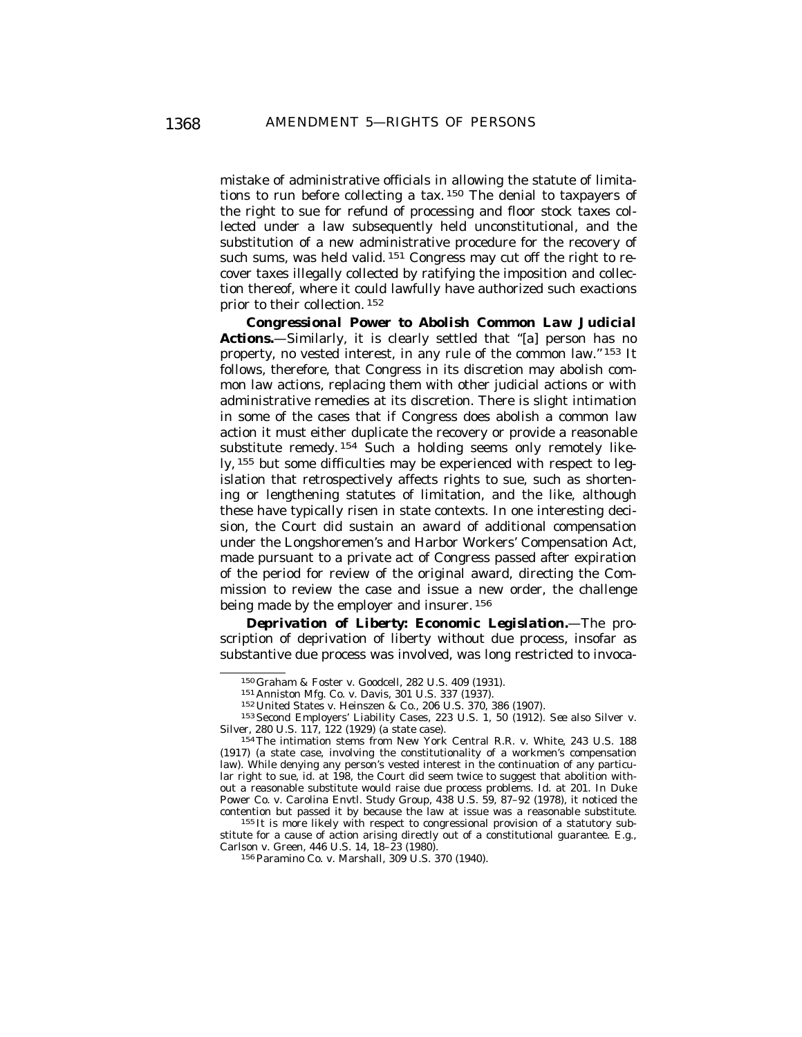mistake of administrative officials in allowing the statute of limitations to run before collecting a tax.[150] The denial to taxpayers of the right to sue for refund of processing and floor stock taxes collected under a law subsequently held unconstitutional, and the substitution of a new administrative procedure for the recovery of such sums, was held valid.[151] Congress may cut off the right to recover taxes illegally collected by ratifying the imposition and collection thereof, where it could lawfully have authorized such exactions prior to their collection.[152]

***Congressional Power to Abolish Common Law Judicial Actions.***—Similarly, it is clearly settled that "[a] person has no property, no vested interest, in any rule of the common law."[153] It follows, therefore, that Congress in its discretion may abolish common law actions, replacing them with other judicial actions or with administrative remedies at its discretion. There is slight intimation in some of the cases that if Congress does abolish a common law action it must either duplicate the recovery or provide a reasonable substitute remedy.[154] Such a holding seems only remotely likely,[155] but some difficulties may be experienced with respect to legislation that retrospectively affects rights to sue, such as shortening or lengthening statutes of limitation, and the like, although these have typically risen in state contexts. In one interesting decision, the Court did sustain an award of additional compensation under the Longshoremen's and Harbor Workers' Compensation Act, made pursuant to a private act of Congress passed after expiration of the period for review of the original award, directing the Commission to review the case and issue a new order, the challenge being made by the employer and insurer.[156]

***Deprivation of Liberty: Economic Legislation.***—The proscription of deprivation of liberty without due process, insofar as substantive due process was involved, was long restricted to invoca-

---

[150] Graham & Foster v. Goodcell, 282 U.S. 409 (1931).

[151] Anniston Mfg. Co. v. Davis, 301 U.S. 337 (1937).

[152] United States v. Heinszen & Co., 206 U.S. 370, 386 (1907).

[153] Second Employers' Liability Cases, 223 U.S. 1, 50 (1912). *See also* Silver v. Silver, 280 U.S. 117, 122 (1929) (a state case).

[154] The intimation stems from New York Central R.R. v. White, 243 U.S. 188 (1917) (a state case, involving the constitutionality of a workmen's compensation law). While denying any person's vested interest in the continuation of any particular right to sue, id. at 198, the Court did seem twice to suggest that abolition without a reasonable substitute would raise due process problems. Id. at 201. In Duke Power Co. v. Carolina Envtl. Study Group, 438 U.S. 59, 87–92 (1978), it noticed the contention but passed it by because the law at issue was a reasonable substitute.

[155] It is more likely with respect to congressional provision of a statutory substitute for a cause of action arising directly out of a constitutional guarantee. *E.g.*, Carlson v. Green, 446 U.S. 14, 18–23 (1980).

[156] Paramino Co. v. Marshall, 309 U.S. 370 (1940).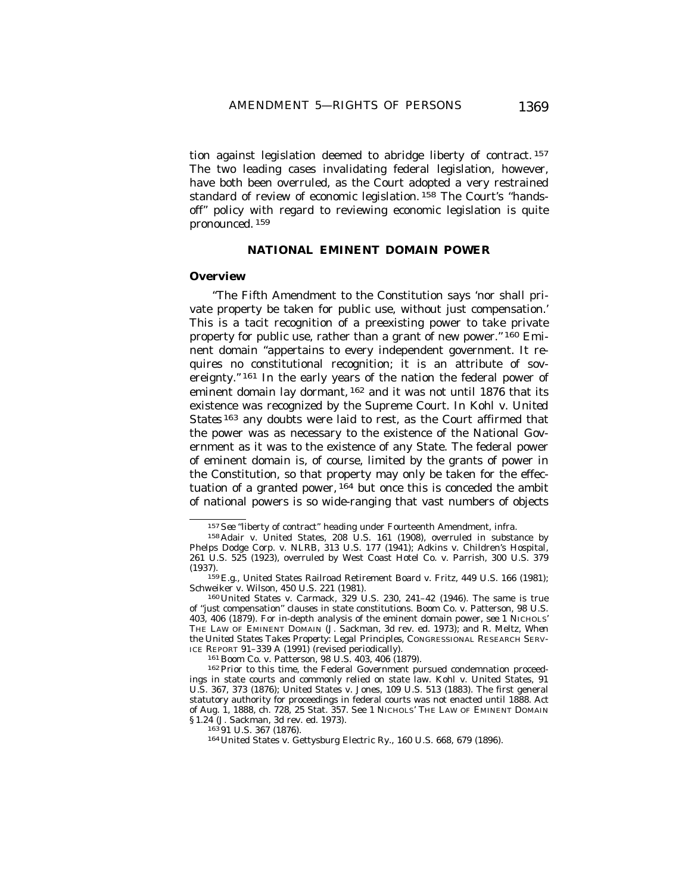tion against legislation deemed to abridge liberty of contract.[157] The two leading cases invalidating federal legislation, however, have both been overruled, as the Court adopted a very restrained standard of review of economic legislation.[158] The Court's "hands-off" policy with regard to reviewing economic legislation is quite pronounced.[159]

## NATIONAL EMINENT DOMAIN POWER

### Overview

"The Fifth Amendment to the Constitution says 'nor shall private property be taken for public use, without just compensation.' This is a tacit recognition of a preexisting power to take private property for public use, rather than a grant of new power."[160] Eminent domain "appertains to every independent government. It requires no constitutional recognition; it is an attribute of sovereignty."[161] In the early years of the nation the federal power of eminent domain lay dormant,[162] and it was not until 1876 that its existence was recognized by the Supreme Court. In *Kohl v. United States*[163] any doubts were laid to rest, as the Court affirmed that the power was as necessary to the existence of the National Government as it was to the existence of any State. The federal power of eminent domain is, of course, limited by the grants of power in the Constitution, so that property may only be taken for the effectuation of a granted power,[164] but once this is conceded the ambit of national powers is so wide-ranging that vast numbers of objects

---

[157] *See* "liberty of contract" heading under Fourteenth Amendment, infra.

[158] Adair v. United States, 208 U.S. 161 (1908), overruled in substance by Phelps Dodge Corp. v. NLRB, 313 U.S. 177 (1941); Adkins v. Children's Hospital, 261 U.S. 525 (1923), overruled by West Coast Hotel Co. v. Parrish, 300 U.S. 379 (1937).

[159] E.g., United States Railroad Retirement Board v. Fritz, 449 U.S. 166 (1981); Schweiker v. Wilson, 450 U.S. 221 (1981).

[160] United States v. Carmack, 329 U.S. 230, 241–42 (1946). The same is true of "just compensation" clauses in state constitutions. Boom Co. v. Patterson, 98 U.S. 403, 406 (1879). For in-depth analysis of the eminent domain power, see 1 NICHOLS' THE LAW OF EMINENT DOMAIN (J. Sackman, 3d rev. ed. 1973); and R. Meltz, *When the United States Takes Property: Legal Principles*, CONGRESSIONAL RESEARCH SERVICE REPORT 91–339 A (1991) (revised periodically).

[161] Boom Co. v. Patterson, 98 U.S. 403, 406 (1879).

[162] Prior to this time, the Federal Government pursued condemnation proceedings in state courts and commonly relied on state law. Kohl v. United States, 91 U.S. 367, 373 (1876); United States v. Jones, 109 U.S. 513 (1883). The first general statutory authority for proceedings in federal courts was not enacted until 1888. Act of Aug. 1, 1888, ch. 728, 25 Stat. 357. See 1 NICHOLS' THE LAW OF EMINENT DOMAIN § 1.24 (J. Sackman, 3d rev. ed. 1973).

[163] 91 U.S. 367 (1876).

[164] United States v. Gettysburg Electric Ry., 160 U.S. 668, 679 (1896).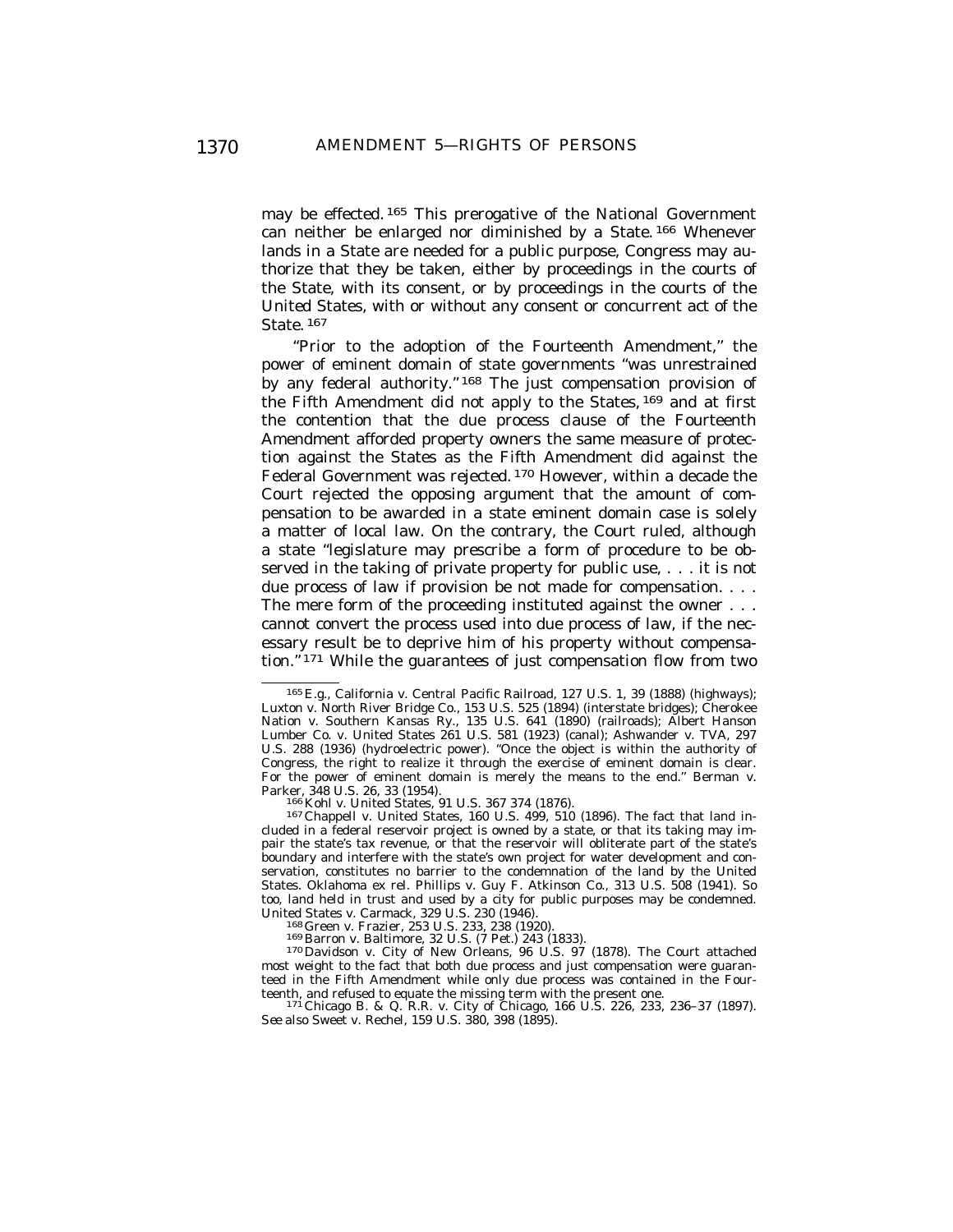may be effected.[165] This prerogative of the National Government can neither be enlarged nor diminished by a State.[166] Whenever lands in a State are needed for a public purpose, Congress may authorize that they be taken, either by proceedings in the courts of the State, with its consent, or by proceedings in the courts of the United States, with or without any consent or concurrent act of the State.[167]

"Prior to the adoption of the Fourteenth Amendment," the power of eminent domain of state governments "was unrestrained by any federal authority."[168] The just compensation provision of the Fifth Amendment did not apply to the States,[169] and at first the contention that the due process clause of the Fourteenth Amendment afforded property owners the same measure of protection against the States as the Fifth Amendment did against the Federal Government was rejected.[170] However, within a decade the Court rejected the opposing argument that the amount of compensation to be awarded in a state eminent domain case is solely a matter of local law. On the contrary, the Court ruled, although a state "legislature may prescribe a form of procedure to be observed in the taking of private property for public use, . . . it is not due process of law if provision be not made for compensation. . . . The mere form of the proceeding instituted against the owner . . . cannot convert the process used into due process of law, if the necessary result be to deprive him of his property without compensation."[171] While the guarantees of just compensation flow from two

---

[165] *E.g.*, California v. Central Pacific Railroad, 127 U.S. 1, 39 (1888) (highways); Luxton v. North River Bridge Co., 153 U.S. 525 (1894) (interstate bridges); Cherokee Nation v. Southern Kansas Ry., 135 U.S. 641 (1890) (railroads); Albert Hanson Lumber Co. v. United States 261 U.S. 581 (1923) (canal); Ashwander v. TVA, 297 U.S. 288 (1936) (hydroelectric power). "Once the object is within the authority of Congress, the right to realize it through the exercise of eminent domain is clear. For the power of eminent domain is merely the means to the end." Berman v. Parker, 348 U.S. 26, 33 (1954).

[166] Kohl v. United States, 91 U.S. 367 374 (1876).

[167] Chappell v. United States, 160 U.S. 499, 510 (1896). The fact that land included in a federal reservoir project is owned by a state, or that its taking may impair the state's tax revenue, or that the reservoir will obliterate part of the state's boundary and interfere with the state's own project for water development and conservation, constitutes no barrier to the condemnation of the land by the United States. Oklahoma ex rel. Phillips v. Guy F. Atkinson Co., 313 U.S. 508 (1941). So too, land held in trust and used by a city for public purposes may be condemned. United States v. Carmack, 329 U.S. 230 (1946).

[168] Green v. Frazier, 253 U.S. 233, 238 (1920).

[169] Barron v. Baltimore, 32 U.S. (7 Pet.) 243 (1833).

[170] Davidson v. City of New Orleans, 96 U.S. 97 (1878). The Court attached most weight to the fact that both due process and just compensation were guaranteed in the Fifth Amendment while only due process was contained in the Fourteenth, and refused to equate the missing term with the present one.

[171] Chicago B. & Q. R.R. v. City of Chicago, 166 U.S. 226, 233, 236–37 (1897). *See also* Sweet v. Rechel, 159 U.S. 380, 398 (1895).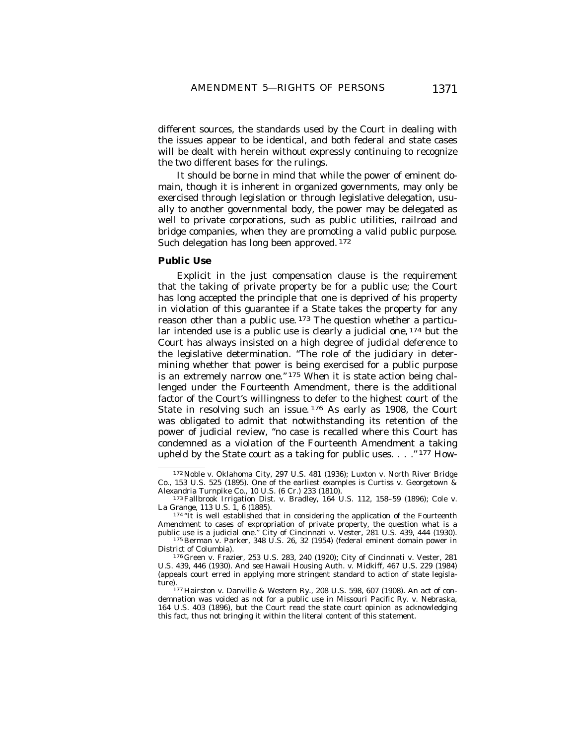different sources, the standards used by the Court in dealing with the issues appear to be identical, and both federal and state cases will be dealt with herein without expressly continuing to recognize the two different bases for the rulings.

It should be borne in mind that while the power of eminent domain, though it is inherent in organized governments, may only be exercised through legislation or through legislative delegation, usually to another governmental body, the power may be delegated as well to private corporations, such as public utilities, railroad and bridge companies, when they are promoting a valid public purpose. Such delegation has long been approved.[172]

### Public Use

Explicit in the just compensation clause is the requirement that the taking of private property be for a public use; the Court has long accepted the principle that one is deprived of his property in violation of this guarantee if a State takes the property for any reason other than a public use.[173] The question whether a particular intended use is a public use is clearly a judicial one,[174] but the Court has always insisted on a high degree of judicial deference to the legislative determination. "The role of the judiciary in determining whether that power is being exercised for a public purpose is an extremely narrow one."[175] When it is state action being challenged under the Fourteenth Amendment, there is the additional factor of the Court's willingness to defer to the highest court of the State in resolving such an issue.[176] As early as 1908, the Court was obligated to admit that notwithstanding its retention of the power of judicial review, "no case is recalled where this Court has condemned as a violation of the Fourteenth Amendment a taking upheld by the State court as a taking for public uses. . . ."[177] How-

---

[172] *Noble v. Oklahoma City*, 297 U.S. 481 (1936); *Luxton v. North River Bridge Co.*, 153 U.S. 525 (1895). One of the earliest examples is *Curtiss v. Georgetown & Alexandria Turnpike Co.*, 10 U.S. (6 Cr.) 233 (1810).

[173] *Fallbrook Irrigation Dist. v. Bradley*, 164 U.S. 112, 158–59 (1896); *Cole v. La Grange*, 113 U.S. 1, 6 (1885).

[174] "It is well established that in considering the application of the Fourteenth Amendment to cases of expropriation of private property, the question what is a public use is a judicial one." *City of Cincinnati v. Vester*, 281 U.S. 439, 444 (1930).

[175] *Berman v. Parker*, 348 U.S. 26, 32 (1954) (federal eminent domain power in District of Columbia).

[176] *Green v. Frazier*, 253 U.S. 283, 240 (1920); *City of Cincinnati v. Vester*, 281 U.S. 439, 446 (1930). And see *Hawaii Housing Auth. v. Midkiff*, 467 U.S. 229 (1984) (appeals court erred in applying more stringent standard to action of state legislature).

[177] *Hairston v. Danville & Western Ry.*, 208 U.S. 598, 607 (1908). An act of condemnation was voided as not for a public use in *Missouri Pacific Ry. v. Nebraska*, 164 U.S. 403 (1896), but the Court read the state court opinion as acknowledging this fact, thus not bringing it within the literal content of this statement.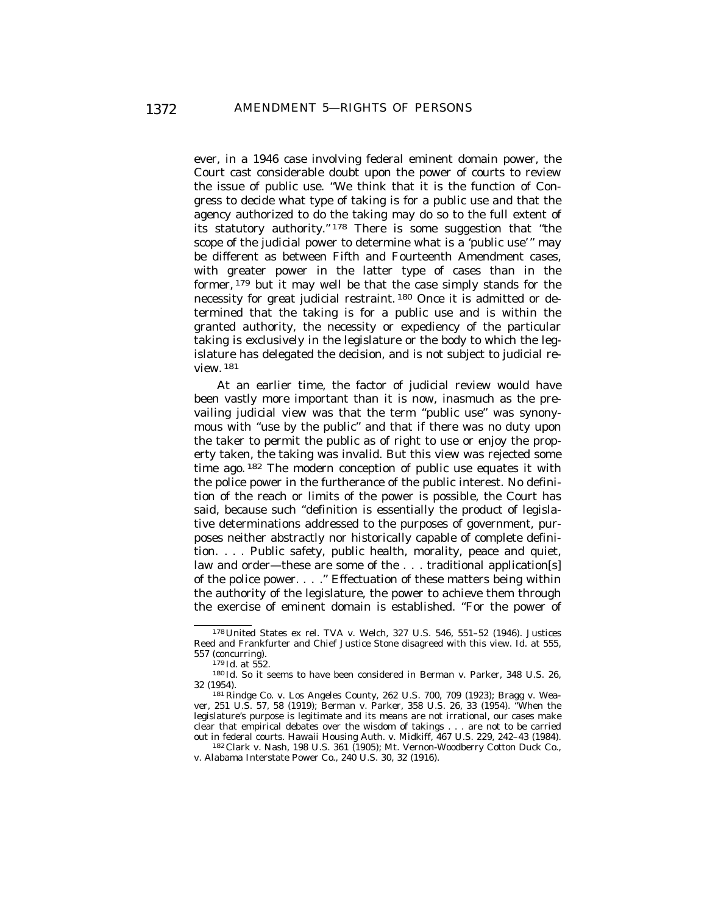ever, in a 1946 case involving federal eminent domain power, the Court cast considerable doubt upon the power of courts to review the issue of public use. "We think that it is the function of Congress to decide what type of taking is for a public use and that the agency authorized to do the taking may do so to the full extent of its statutory authority."[178] There is some suggestion that "the scope of the judicial power to determine what is a 'public use'" may be different as between Fifth and Fourteenth Amendment cases, with greater power in the latter type of cases than in the former,[179] but it may well be that the case simply stands for the necessity for great judicial restraint.[180] Once it is admitted or determined that the taking is for a public use and is within the granted authority, the necessity or expediency of the particular taking is exclusively in the legislature or the body to which the legislature has delegated the decision, and is not subject to judicial review.[181]

At an earlier time, the factor of judicial review would have been vastly more important than it is now, inasmuch as the prevailing judicial view was that the term "public use" was synonymous with "use by the public" and that if there was no duty upon the taker to permit the public as of right to use or enjoy the property taken, the taking was invalid. But this view was rejected some time ago.[182] The modern conception of public use equates it with the police power in the furtherance of the public interest. No definition of the reach or limits of the power is possible, the Court has said, because such "definition is essentially the product of legislative determinations addressed to the purposes of government, purposes neither abstractly nor historically capable of complete definition. . . . Public safety, public health, morality, peace and quiet, law and order—these are some of the . . . traditional application[s] of the police power. . . ." Effectuation of these matters being within the authority of the legislature, the power to achieve them through the exercise of eminent domain is established. "For the power of

---

[178] *United States ex rel. TVA v. Welch*, 327 U.S. 546, 551–52 (1946). Justices Reed and Frankfurter and Chief Justice Stone disagreed with this view. *Id.* at 555, 557 (concurring).

[179] *Id.* at 552.

[180] *Id.* So it seems to have been considered in *Berman v. Parker*, 348 U.S. 26, 32 (1954).

[181] *Rindge Co. v. Los Angeles County*, 262 U.S. 700, 709 (1923); *Bragg v. Weaver*, 251 U.S. 57, 58 (1919); *Berman v. Parker*, 358 U.S. 26, 33 (1954). "When the legislature's purpose is legitimate and its means are not irrational, our cases make clear that empirical debates over the wisdom of takings . . . are not to be carried out in federal courts. *Hawaii Housing Auth. v. Midkiff*, 467 U.S. 229, 242–43 (1984).

[182] *Clark v. Nash*, 198 U.S. 361 (1905); *Mt. Vernon-Woodberry Cotton Duck Co., v. Alabama Interstate Power Co.*, 240 U.S. 30, 32 (1916).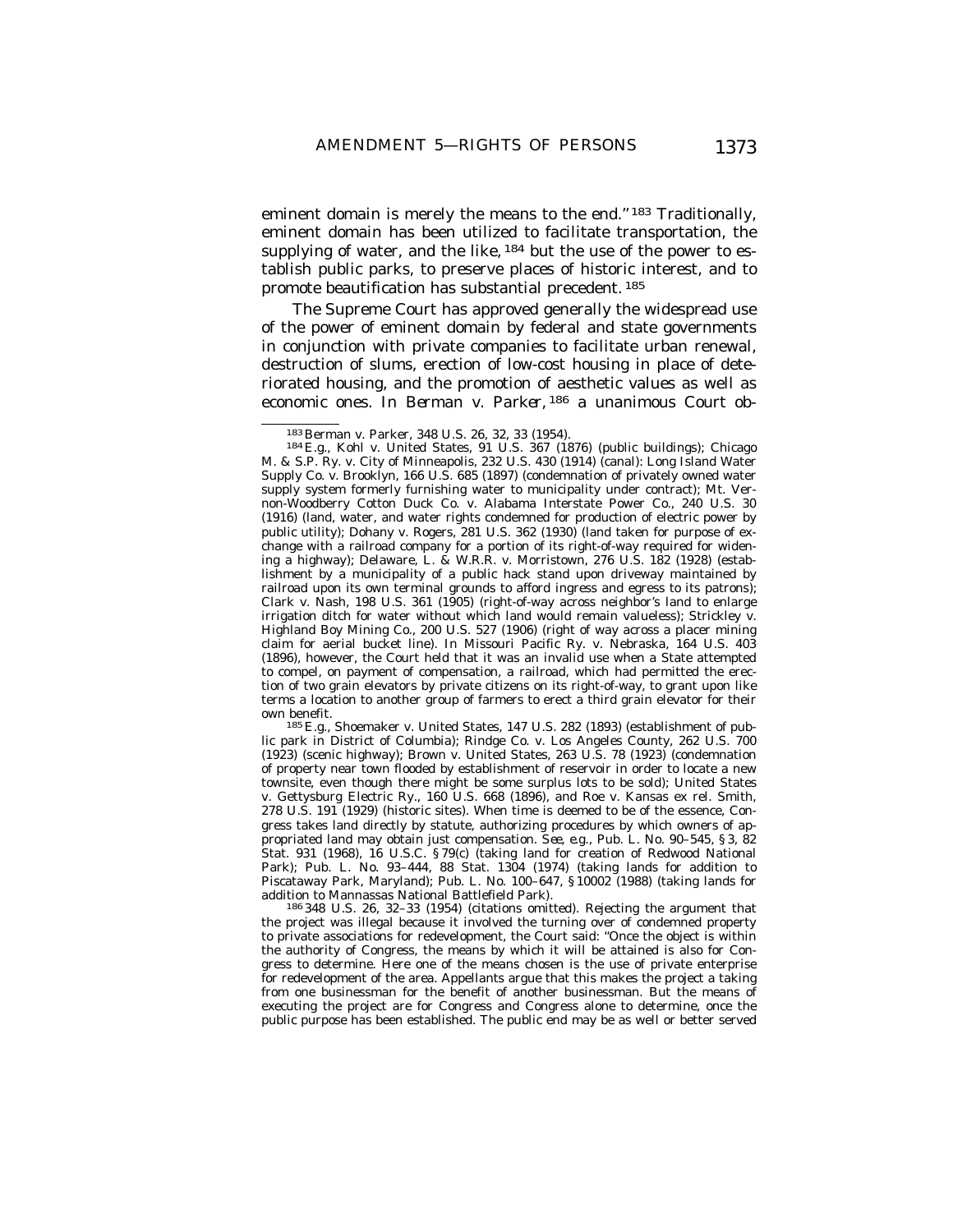eminent domain is merely the means to the end."[183] Traditionally, eminent domain has been utilized to facilitate transportation, the supplying of water, and the like,[184] but the use of the power to establish public parks, to preserve places of historic interest, and to promote beautification has substantial precedent.[185]

The Supreme Court has approved generally the widespread use of the power of eminent domain by federal and state governments in conjunction with private companies to facilitate urban renewal, destruction of slums, erection of low-cost housing in place of deteriorated housing, and the promotion of aesthetic values as well as economic ones. In *Berman v. Parker*,[186] a unanimous Court ob-

---

[183] Berman v. Parker, 348 U.S. 26, 32, 33 (1954).

[184] *E.g.,* Kohl v. United States, 91 U.S. 367 (1876) (public buildings); Chicago M. & S.P. Ry. v. City of Minneapolis, 232 U.S. 430 (1914) (canal): Long Island Water Supply Co. v. Brooklyn, 166 U.S. 685 (1897) (condemnation of privately owned water supply system formerly furnishing water to municipality under contract); Mt. Vernon-Woodberry Cotton Duck Co. v. Alabama Interstate Power Co., 240 U.S. 30 (1916) (land, water, and water rights condemned for production of electric power by public utility); Dohany v. Rogers, 281 U.S. 362 (1930) (land taken for purpose of exchange with a railroad company for a portion of its right-of-way required for widening a highway); Delaware, L. & W.R.R. v. Morristown, 276 U.S. 182 (1928) (establishment by a municipality of a public hack stand upon driveway maintained by railroad upon its own terminal grounds to afford ingress and egress to its patrons); Clark v. Nash, 198 U.S. 361 (1905) (right-of-way across neighbor's land to enlarge irrigation ditch for water without which land would remain valueless); Strickley v. Highland Boy Mining Co., 200 U.S. 527 (1906) (right of way across a placer mining claim for aerial bucket line). In Missouri Pacific Ry. v. Nebraska, 164 U.S. 403 (1896), however, the Court held that it was an invalid use when a State attempted to compel, on payment of compensation, a railroad, which had permitted the erection of two grain elevators by private citizens on its right-of-way, to grant upon like terms a location to another group of farmers to erect a third grain elevator for their own benefit.

[185] *E.g.,* Shoemaker v. United States, 147 U.S. 282 (1893) (establishment of public park in District of Columbia); Rindge Co. v. Los Angeles County, 262 U.S. 700 (1923) (scenic highway); Brown v. United States, 263 U.S. 78 (1923) (condemnation of property near town flooded by establishment of reservoir in order to locate a new townsite, even though there might be some surplus lots to be sold); United States v. Gettysburg Electric Ry., 160 U.S. 668 (1896), and Roe v. Kansas ex rel. Smith, 278 U.S. 191 (1929) (historic sites). When time is deemed to be of the essence, Congress takes land directly by statute, authorizing procedures by which owners of appropriated land may obtain just compensation. *See, e.g.,* Pub. L. No. 90–545, § 3, 82 Stat. 931 (1968), 16 U.S.C. § 79(c) (taking land for creation of Redwood National Park); Pub. L. No. 93–444, 88 Stat. 1304 (1974) (taking lands for addition to Piscataway Park, Maryland); Pub. L. No. 100–647, § 10002 (1988) (taking lands for addition to Mannassas National Battlefield Park).

[186] 348 U.S. 26, 32–33 (1954) (citations omitted). Rejecting the argument that the project was illegal because it involved the turning over of condemned property to private associations for redevelopment, the Court said: "Once the object is within the authority of Congress, the means by which it will be attained is also for Congress to determine. Here one of the means chosen is the use of private enterprise for redevelopment of the area. Appellants argue that this makes the project a taking from one businessman for the benefit of another businessman. But the means of executing the project are for Congress and Congress alone to determine, once the public purpose has been established. The public end may be as well or better served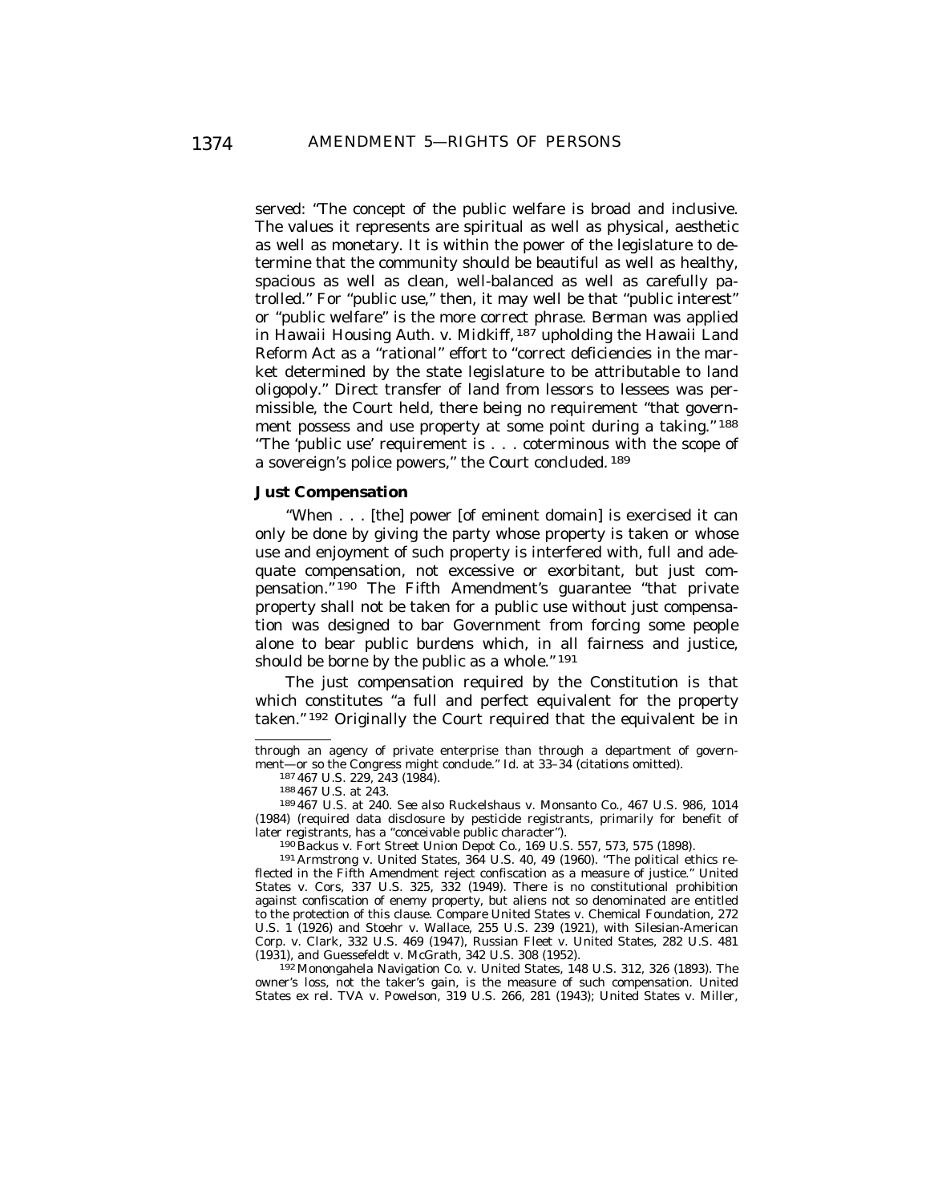served: "The concept of the public welfare is broad and inclusive. The values it represents are spiritual as well as physical, aesthetic as well as monetary. It is within the power of the legislature to determine that the community should be beautiful as well as healthy, spacious as well as clean, well-balanced as well as carefully patrolled." For "public use," then, it may well be that "public interest" or "public welfare" is the more correct phrase. *Berman* was applied in *Hawaii Housing Auth. v. Midkiff*,[187] upholding the Hawaii Land Reform Act as a "rational" effort to "correct deficiencies in the market determined by the state legislature to be attributable to land oligopoly." Direct transfer of land from lessors to lessees was permissible, the Court held, there being no requirement "that government possess and use property at some point during a taking."[188] "The 'public use' requirement is . . . coterminous with the scope of a sovereign's police powers," the Court concluded.[189]

**Just Compensation**

"When . . . [the] power [of eminent domain] is exercised it can only be done by giving the party whose property is taken or whose use and enjoyment of such property is interfered with, full and adequate compensation, not excessive or exorbitant, but just compensation."[190] The Fifth Amendment's guarantee "that private property shall not be taken for a public use without just compensation was designed to bar Government from forcing some people alone to bear public burdens which, in all fairness and justice, should be borne by the public as a whole."[191]

The just compensation required by the Constitution is that which constitutes "a full and perfect equivalent for the property taken."[192] Originally the Court required that the equivalent be in

---

through an agency of private enterprise than through a department of government—or so the Congress might conclude." *Id.* at 33–34 (citations omitted).

[187] 467 U.S. 229, 243 (1984).

[188] 467 U.S. at 243.

[189] 467 U.S. at 240. *See also* Ruckelshaus v. Monsanto Co., 467 U.S. 986, 1014 (1984) (required data disclosure by pesticide registrants, primarily for benefit of later registrants, has a "conceivable public character").

[190] Backus v. Fort Street Union Depot Co., 169 U.S. 557, 573, 575 (1898).

[191] Armstrong v. United States, 364 U.S. 40, 49 (1960). "The political ethics reflected in the Fifth Amendment reject confiscation as a measure of justice." United States v. Cors, 337 U.S. 325, 332 (1949). There is no constitutional prohibition against confiscation of enemy property, but aliens not so denominated are entitled to the protection of this clause. *Compare* United States v. Chemical Foundation, 272 U.S. 1 (1926) *and* Stoehr v. Wallace, 255 U.S. 239 (1921), *with* Silesian-American Corp. v. Clark, 332 U.S. 469 (1947), Russian Fleet v. United States, 282 U.S. 481 (1931), *and* Guessefeldt v. McGrath, 342 U.S. 308 (1952).

[192] Monongahela Navigation Co. v. United States, 148 U.S. 312, 326 (1893). The owner's loss, not the taker's gain, is the measure of such compensation. United States *ex rel.* TVA v. Powelson, 319 U.S. 266, 281 (1943); United States v. Miller,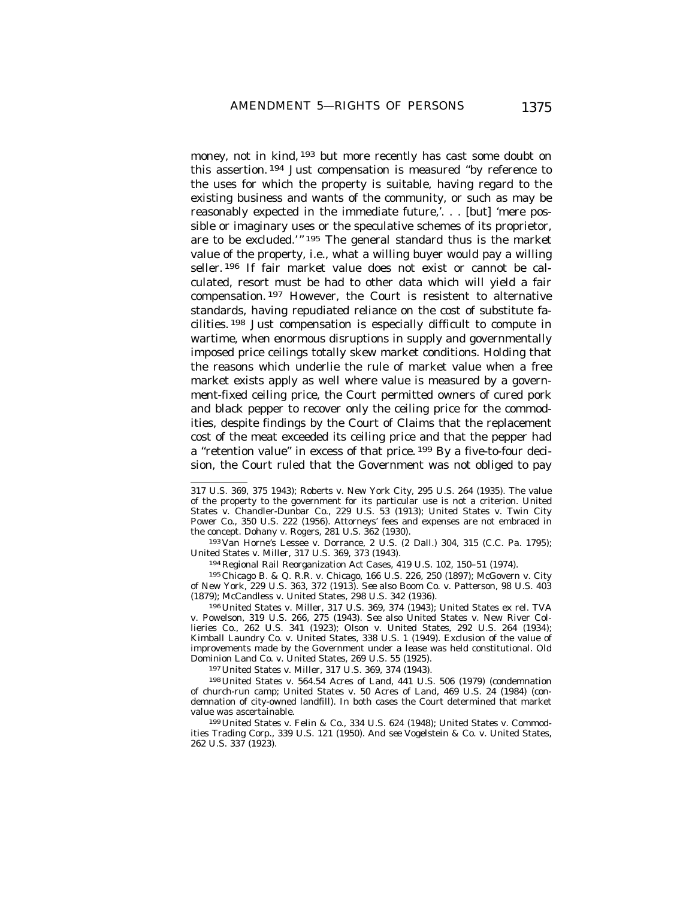money, not in kind,[193] but more recently has cast some doubt on this assertion.[194] Just compensation is measured "by reference to the uses for which the property is suitable, having regard to the existing business and wants of the community, or such as may be reasonably expected in the immediate future,'. . . [but] 'mere possible or imaginary uses or the speculative schemes of its proprietor, are to be excluded.'"[195] The general standard thus is the market value of the property, i.e., what a willing buyer would pay a willing seller.[196] If fair market value does not exist or cannot be calculated, resort must be had to other data which will yield a fair compensation.[197] However, the Court is resistent to alternative standards, having repudiated reliance on the cost of substitute facilities.[198] Just compensation is especially difficult to compute in wartime, when enormous disruptions in supply and governmentally imposed price ceilings totally skew market conditions. Holding that the reasons which underlie the rule of market value when a free market exists apply as well where value is measured by a government-fixed ceiling price, the Court permitted owners of cured pork and black pepper to recover only the ceiling price for the commodities, despite findings by the Court of Claims that the replacement cost of the meat exceeded its ceiling price and that the pepper had a "retention value" in excess of that price.[199] By a five-to-four decision, the Court ruled that the Government was not obliged to pay

---

317 U.S. 369, 375 1943); Roberts v. New York City, 295 U.S. 264 (1935). The value of the property to the government for its particular use is not a criterion. United States v. Chandler-Dunbar Co., 229 U.S. 53 (1913); United States v. Twin City Power Co., 350 U.S. 222 (1956). Attorneys' fees and expenses are not embraced in the concept. Dohany v. Rogers, 281 U.S. 362 (1930).

[193] Van Horne's Lessee v. Dorrance, 2 U.S. (2 Dall.) 304, 315 (C.C. Pa. 1795); United States v. Miller, 317 U.S. 369, 373 (1943).

[194] Regional Rail Reorganization Act Cases, 419 U.S. 102, 150–51 (1974).

[195] Chicago B. & Q. R.R. v. Chicago, 166 U.S. 226, 250 (1897); McGovern v. City of New York, 229 U.S. 363, 372 (1913). *See also* Boom Co. v. Patterson, 98 U.S. 403 (1879); McCandless v. United States, 298 U.S. 342 (1936).

[196] United States v. Miller, 317 U.S. 369, 374 (1943); United States *ex rel.* TVA v. Powelson, 319 U.S. 266, 275 (1943). *See also* United States v. New River Collieries Co., 262 U.S. 341 (1923); Olson v. United States, 292 U.S. 264 (1934); Kimball Laundry Co. v. United States, 338 U.S. 1 (1949). Exclusion of the value of improvements made by the Government under a lease was held constitutional. Old Dominion Land Co. v. United States, 269 U.S. 55 (1925).

[197] United States v. Miller, 317 U.S. 369, 374 (1943).

[198] United States v. 564.54 Acres of Land, 441 U.S. 506 (1979) (condemnation of church-run camp; United States v. 50 Acres of Land, 469 U.S. 24 (1984) (condemnation of city-owned landfill). In both cases the Court determined that market value was ascertainable.

[199] United States v. Felin & Co., 334 U.S. 624 (1948); United States v. Commodities Trading Corp., 339 U.S. 121 (1950). *And see* Vogelstein & Co. v. United States, 262 U.S. 337 (1923).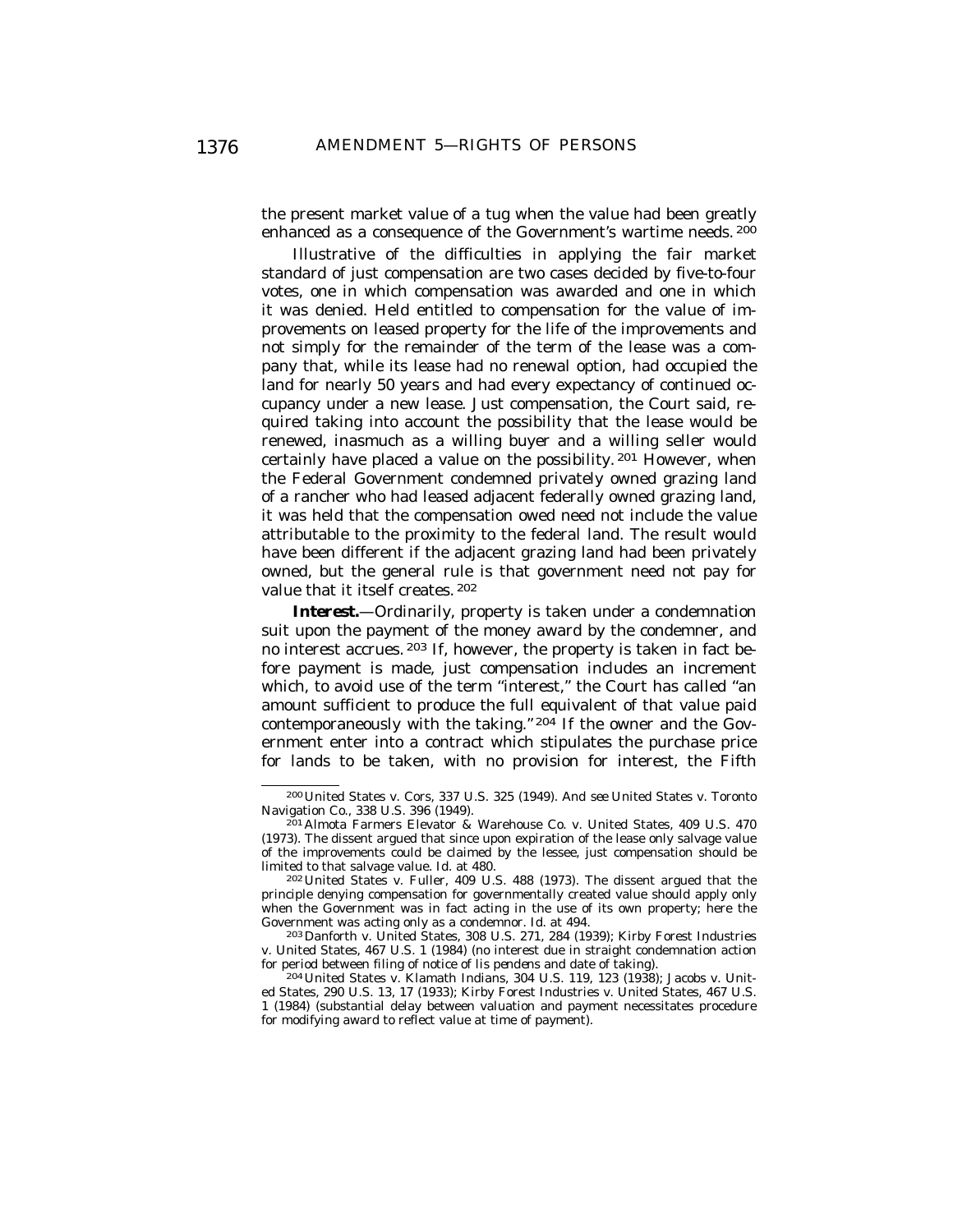the present market value of a tug when the value had been greatly enhanced as a consequence of the Government's wartime needs. [200]

Illustrative of the difficulties in applying the fair market standard of just compensation are two cases decided by five-to-four votes, one in which compensation was awarded and one in which it was denied. Held entitled to compensation for the value of improvements on leased property for the life of the improvements and not simply for the remainder of the term of the lease was a company that, while its lease had no renewal option, had occupied the land for nearly 50 years and had every expectancy of continued occupancy under a new lease. Just compensation, the Court said, required taking into account the possibility that the lease would be renewed, inasmuch as a willing buyer and a willing seller would certainly have placed a value on the possibility. [201] However, when the Federal Government condemned privately owned grazing land of a rancher who had leased adjacent federally owned grazing land, it was held that the compensation owed need not include the value attributable to the proximity to the federal land. The result would have been different if the adjacent grazing land had been privately owned, but the general rule is that government need not pay for value that it itself creates. [202]

***Interest.***—Ordinarily, property is taken under a condemnation suit upon the payment of the money award by the condemner, and no interest accrues. [203] If, however, the property is taken in fact before payment is made, just compensation includes an increment which, to avoid use of the term "interest," the Court has called "an amount sufficient to produce the full equivalent of that value paid contemporaneously with the taking." [204] If the owner and the Government enter into a contract which stipulates the purchase price for lands to be taken, with no provision for interest, the Fifth

---

[200] United States v. Cors, 337 U.S. 325 (1949). And see United States v. Toronto Navigation Co., 338 U.S. 396 (1949).

[201] Almota Farmers Elevator & Warehouse Co. v. United States, 409 U.S. 470 (1973). The dissent argued that since upon expiration of the lease only salvage value of the improvements could be claimed by the lessee, just compensation should be limited to that salvage value. Id. at 480.

[202] United States v. Fuller, 409 U.S. 488 (1973). The dissent argued that the principle denying compensation for governmentally created value should apply only when the Government was in fact acting in the use of its own property; here the Government was acting only as a condemnor. Id. at 494.

[203] Danforth v. United States, 308 U.S. 271, 284 (1939); Kirby Forest Industries v. United States, 467 U.S. 1 (1984) (no interest due in straight condemnation action for period between filing of notice of *lis pendens* and date of taking).

[204] United States v. Klamath Indians, 304 U.S. 119, 123 (1938); Jacobs v. United States, 290 U.S. 13, 17 (1933); Kirby Forest Industries v. United States, 467 U.S. 1 (1984) (substantial delay between valuation and payment necessitates procedure for modifying award to reflect value at time of payment).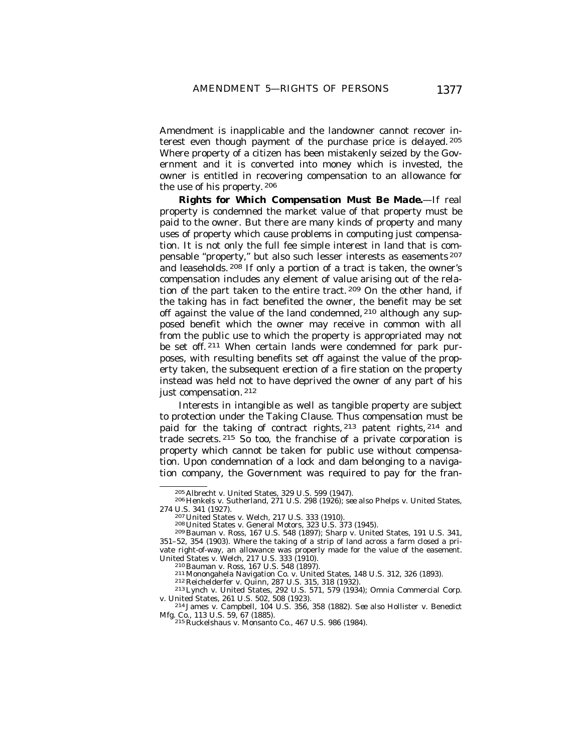Amendment is inapplicable and the landowner cannot recover interest even though payment of the purchase price is delayed.[205] Where property of a citizen has been mistakenly seized by the Government and it is converted into money which is invested, the owner is entitled in recovering compensation to an allowance for the use of his property.[206]

***Rights for Which Compensation Must Be Made.***—If real property is condemned the market value of that property must be paid to the owner. But there are many kinds of property and many uses of property which cause problems in computing just compensation. It is not only the full fee simple interest in land that is compensable "property," but also such lesser interests as easements[207] and leaseholds.[208] If only a portion of a tract is taken, the owner's compensation includes any element of value arising out of the relation of the part taken to the entire tract.[209] On the other hand, if the taking has in fact benefited the owner, the benefit may be set off against the value of the land condemned,[210] although any supposed benefit which the owner may receive in common with all from the public use to which the property is appropriated may not be set off.[211] When certain lands were condemned for park purposes, with resulting benefits set off against the value of the property taken, the subsequent erection of a fire station on the property instead was held not to have deprived the owner of any part of his just compensation.[212]

Interests in intangible as well as tangible property are subject to protection under the Taking Clause. Thus compensation must be paid for the taking of contract rights,[213] patent rights,[214] and trade secrets.[215] So too, the franchise of a private corporation is property which cannot be taken for public use without compensation. Upon condemnation of a lock and dam belonging to a navigation company, the Government was required to pay for the fran-

---

[205] *Albrecht v. United States*, 329 U.S. 599 (1947).

[206] *Henkels v. Sutherland*, 271 U.S. 298 (1926); *see also Phelps v. United States*, 274 U.S. 341 (1927).

[207] *United States v. Welch*, 217 U.S. 333 (1910).

[208] *United States v. General Motors*, 323 U.S. 373 (1945).

[209] *Bauman v. Ross*, 167 U.S. 548 (1897); *Sharp v. United States*, 191 U.S. 341, 351–52, 354 (1903). Where the taking of a strip of land across a farm closed a private right-of-way, an allowance was properly made for the value of the easement. *United States v. Welch*, 217 U.S. 333 (1910).

[210] *Bauman v. Ross*, 167 U.S. 548 (1897).

[211] *Monongahela Navigation Co. v. United States*, 148 U.S. 312, 326 (1893).

[212] *Reichelderfer v. Quinn*, 287 U.S. 315, 318 (1932).

[213] *Lynch v. United States*, 292 U.S. 571, 579 (1934); *Omnia Commercial Corp. v. United States*, 261 U.S. 502, 508 (1923).

[214] *James v. Campbell*, 104 U.S. 356, 358 (1882). *See also Hollister v. Benedict Mfg. Co.*, 113 U.S. 59, 67 (1885).

[215] *Ruckelshaus v. Monsanto Co.*, 467 U.S. 986 (1984).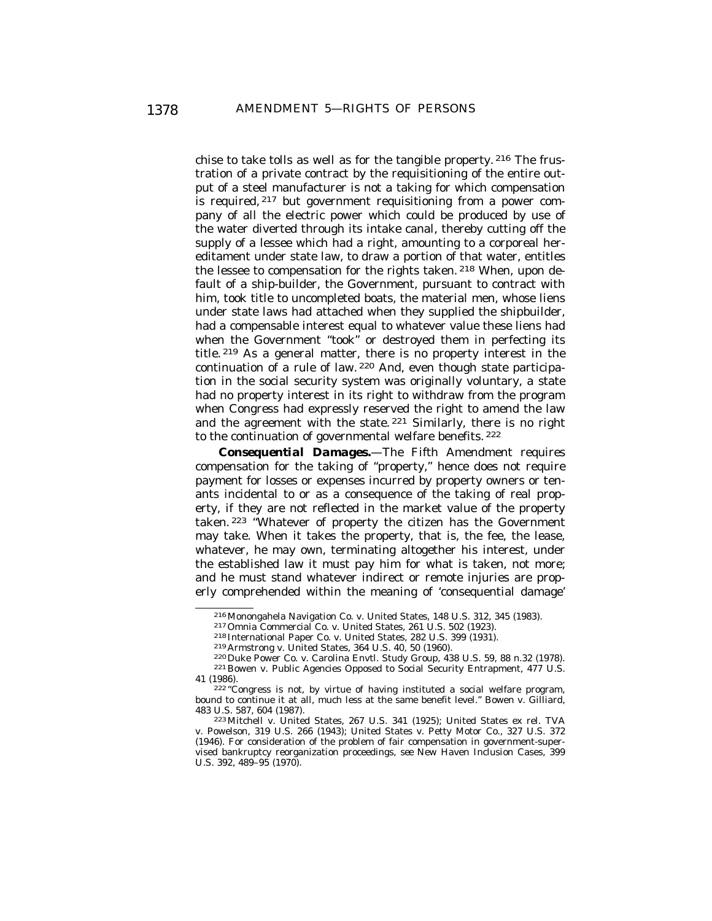chise to take tolls as well as for the tangible property.[216] The frustration of a private contract by the requisitioning of the entire output of a steel manufacturer is not a taking for which compensation is required,[217] but government requisitioning from a power company of all the electric power which could be produced by use of the water diverted through its intake canal, thereby cutting off the supply of a lessee which had a right, amounting to a corporeal hereditament under state law, to draw a portion of that water, entitles the lessee to compensation for the rights taken.[218] When, upon default of a ship-builder, the Government, pursuant to contract with him, took title to uncompleted boats, the material men, whose liens under state laws had attached when they supplied the shipbuilder, had a compensable interest equal to whatever value these liens had when the Government "took" or destroyed them in perfecting its title.[219] As a general matter, there is no property interest in the continuation of a rule of law.[220] And, even though state participation in the social security system was originally voluntary, a state had no property interest in its right to withdraw from the program when Congress had expressly reserved the right to amend the law and the agreement with the state.[221] Similarly, there is no right to the continuation of governmental welfare benefits.[222]

***Consequential Damages.***—The Fifth Amendment requires compensation for the taking of "property," hence does not require payment for losses or expenses incurred by property owners or tenants incidental to or as a consequence of the taking of real property, if they are not reflected in the market value of the property taken.[223] "Whatever of property the citizen has the Government may take. When it takes the property, that is, the fee, the lease, whatever, he may own, terminating altogether his interest, under the established law it must pay him for what is taken, not more; and he must stand whatever indirect or remote injuries are properly comprehended within the meaning of 'consequential damage'

---

[216] Monongahela Navigation Co. v. United States, 148 U.S. 312, 345 (1983).

[217] Omnia Commercial Co. v. United States, 261 U.S. 502 (1923).

[218] International Paper Co. v. United States, 282 U.S. 399 (1931).

[219] Armstrong v. United States, 364 U.S. 40, 50 (1960).

[220] Duke Power Co. v. Carolina Envtl. Study Group, 438 U.S. 59, 88 n.32 (1978).

[221] Bowen v. Public Agencies Opposed to Social Security Entrapment, 477 U.S. 41 (1986).

[222] "Congress is not, by virtue of having instituted a social welfare program, bound to continue it at all, much less at the same benefit level." Bowen v. Gilliard, 483 U.S. 587, 604 (1987).

[223] Mitchell v. United States, 267 U.S. 341 (1925); United States ex rel. TVA v. Powelson, 319 U.S. 266 (1943); United States v. Petty Motor Co., 327 U.S. 372 (1946). For consideration of the problem of fair compensation in government-supervised bankruptcy reorganization proceedings, see New Haven Inclusion Cases, 399 U.S. 392, 489–95 (1970).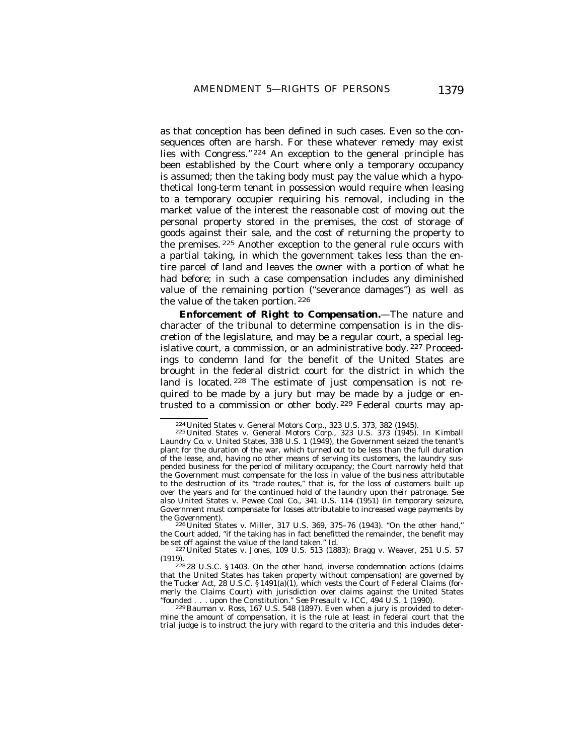as that conception has been defined in such cases. Even so the consequences often are harsh. For these whatever remedy may exist lies with Congress."[224] An exception to the general principle has been established by the Court where only a temporary occupancy is assumed; then the taking body must pay the value which a hypothetical long-term tenant in possession would require when leasing to a temporary occupier requiring his removal, including in the market value of the interest the reasonable cost of moving out the personal property stored in the premises, the cost of storage of goods against their sale, and the cost of returning the property to the premises.[225] Another exception to the general rule occurs with a partial taking, in which the government takes less than the entire parcel of land and leaves the owner with a portion of what he had before; in such a case compensation includes any diminished value of the remaining portion ("severance damages") as well as the value of the taken portion.[226]

***Enforcement of Right to Compensation.***—The nature and character of the tribunal to determine compensation is in the discretion of the legislature, and may be a regular court, a special legislative court, a commission, or an administrative body.[227] Proceedings to condemn land for the benefit of the United States are brought in the federal district court for the district in which the land is located.[228] The estimate of just compensation is not required to be made by a jury but may be made by a judge or entrusted to a commission or other body.[229] Federal courts may ap-

---

[224] United States v. General Motors Corp., 323 U.S. 373, 382 (1945).

[225] United States v. General Motors Corp., 323 U.S. 373 (1945). In Kimball Laundry Co. v. United States, 338 U.S. 1 (1949), the Government seized the tenant's plant for the duration of the war, which turned out to be less than the full duration of the lease, and, having no other means of serving its customers, the laundry suspended business for the period of military occupancy; the Court narrowly held that the Government must compensate for the loss in value of the business attributable to the destruction of its "trade routes," that is, for the loss of customers built up over the years and for the continued hold of the laundry upon their patronage. See also United States v. Pewee Coal Co., 341 U.S. 114 (1951) (in temporary seizure, Government must compensate for losses attributable to increased wage payments by the Government).

[226] United States v. Miller, 317 U.S. 369, 375–76 (1943). "On the other hand," the Court added, "if the taking has in fact benefitted the remainder, the benefit may be set off against the value of the land taken." Id.

[227] United States v. Jones, 109 U.S. 513 (1883); Bragg v. Weaver, 251 U.S. 57 (1919).

[228] 28 U.S.C. § 1403. On the other hand, inverse condemnation actions (claims that the United States has taken property without compensation) are governed by the Tucker Act, 28 U.S.C. § 1491(a)(1), which vests the Court of Federal Claims (formerly the Claims Court) with jurisdiction over claims against the United States "founded . . . upon the Constitution." See Presault v. ICC, 494 U.S. 1 (1990).

[229] Bauman v. Ross, 167 U.S. 548 (1897). Even when a jury is provided to determine the amount of compensation, it is the rule at least in federal court that the trial judge is to instruct the jury with regard to the criteria and this includes deter-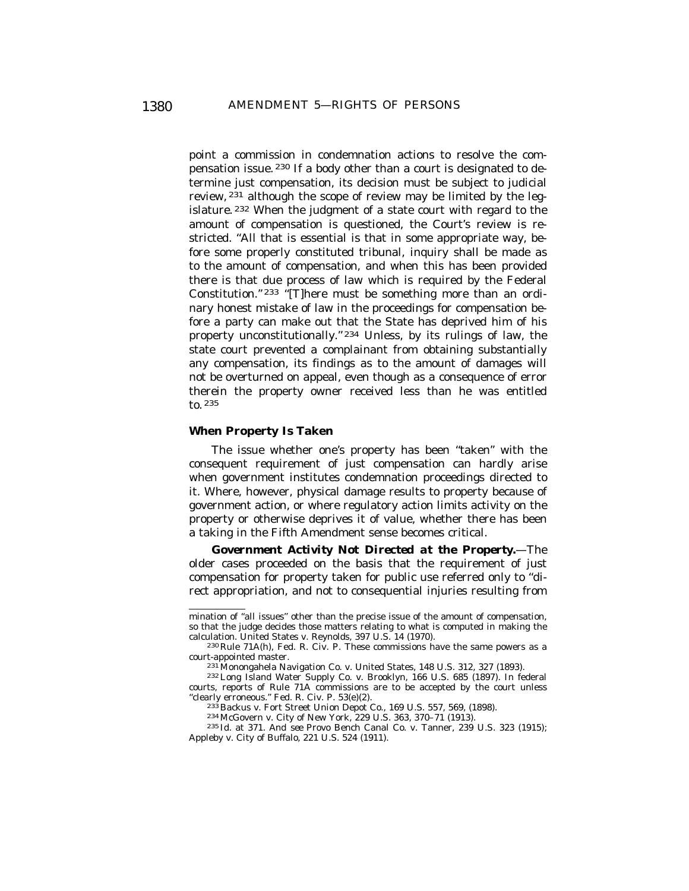point a commission in condemnation actions to resolve the compensation issue.[230] If a body other than a court is designated to determine just compensation, its decision must be subject to judicial review,[231] although the scope of review may be limited by the legislature.[232] When the judgment of a state court with regard to the amount of compensation is questioned, the Court's review is restricted. "All that is essential is that in some appropriate way, before some properly constituted tribunal, inquiry shall be made as to the amount of compensation, and when this has been provided there is that due process of law which is required by the Federal Constitution."[233] "[T]here must be something more than an ordinary honest mistake of law in the proceedings for compensation before a party can make out that the State has deprived him of his property unconstitutionally."[234] Unless, by its rulings of law, the state court prevented a complainant from obtaining substantially any compensation, its findings as to the amount of damages will not be overturned on appeal, even though as a consequence of error therein the property owner received less than he was entitled to.[235]

### When Property Is Taken

The issue whether one's property has been "taken" with the consequent requirement of just compensation can hardly arise when government institutes condemnation proceedings directed to it. Where, however, physical damage results to property because of government action, or where regulatory action limits activity on the property or otherwise deprives it of value, whether there has been a taking in the Fifth Amendment sense becomes critical.

***Government Activity Not Directed at the Property.***—The older cases proceeded on the basis that the requirement of just compensation for property taken for public use referred only to "direct appropriation, and not to consequential injuries resulting from

---

mination of "all issues" other than the precise issue of the amount of compensation, so that the judge decides those matters relating to what is computed in making the calculation. United States v. Reynolds, 397 U.S. 14 (1970).

[230] Rule 71A(h), Fed. R. Civ. P. These commissions have the same powers as a court-appointed master.

[231] Monongahela Navigation Co. v. United States, 148 U.S. 312, 327 (1893).

[232] Long Island Water Supply Co. v. Brooklyn, 166 U.S. 685 (1897). In federal courts, reports of Rule 71A commissions are to be accepted by the court unless "clearly erroneous." Fed. R. Civ. P. 53(e)(2).

[233] Backus v. Fort Street Union Depot Co., 169 U.S. 557, 569, (1898).

[234] McGovern v. City of New York, 229 U.S. 363, 370–71 (1913).

[235] Id. at 371. And see Provo Bench Canal Co. v. Tanner, 239 U.S. 323 (1915); Appleby v. City of Buffalo, 221 U.S. 524 (1911).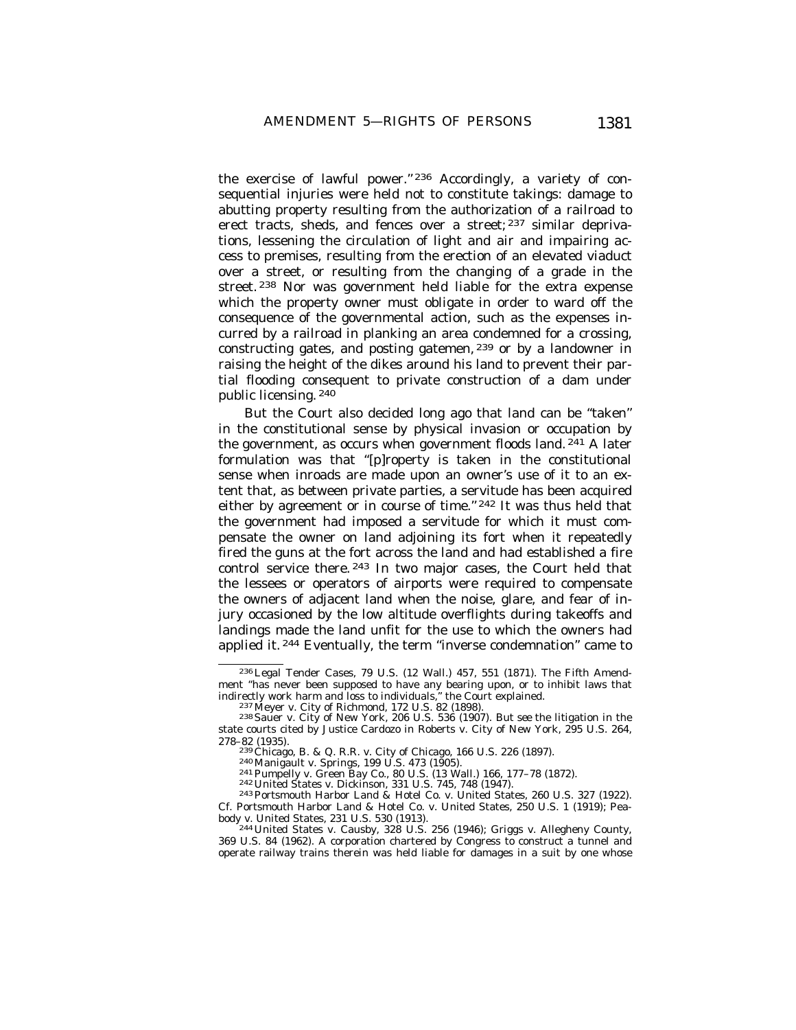the exercise of lawful power."[236] Accordingly, a variety of consequential injuries were held not to constitute takings: damage to abutting property resulting from the authorization of a railroad to erect tracts, sheds, and fences over a street;[237] similar deprivations, lessening the circulation of light and air and impairing access to premises, resulting from the erection of an elevated viaduct over a street, or resulting from the changing of a grade in the street.[238] Nor was government held liable for the extra expense which the property owner must obligate in order to ward off the consequence of the governmental action, such as the expenses incurred by a railroad in planking an area condemned for a crossing, constructing gates, and posting gatemen,[239] or by a landowner in raising the height of the dikes around his land to prevent their partial flooding consequent to private construction of a dam under public licensing.[240]

But the Court also decided long ago that land can be "taken" in the constitutional sense by physical invasion or occupation by the government, as occurs when government floods land.[241] A later formulation was that "[p]roperty is taken in the constitutional sense when inroads are made upon an owner's use of it to an extent that, as between private parties, a servitude has been acquired either by agreement or in course of time."[242] It was thus held that the government had imposed a servitude for which it must compensate the owner on land adjoining its fort when it repeatedly fired the guns at the fort across the land and had established a fire control service there.[243] In two major cases, the Court held that the lessees or operators of airports were required to compensate the owners of adjacent land when the noise, glare, and fear of injury occasioned by the low altitude overflights during takeoffs and landings made the land unfit for the use to which the owners had applied it.[244] Eventually, the term "inverse condemnation" came to

---

[236] Legal Tender Cases, 79 U.S. (12 Wall.) 457, 551 (1871). The Fifth Amendment "has never been supposed to have any bearing upon, or to inhibit laws that indirectly work harm and loss to individuals," the Court explained.

[237] Meyer v. City of Richmond, 172 U.S. 82 (1898).

[238] Sauer v. City of New York, 206 U.S. 536 (1907). But see the litigation in the state courts cited by Justice Cardozo in Roberts v. City of New York, 295 U.S. 264, 278–82 (1935).

[239] Chicago, B. & Q. R.R. v. City of Chicago, 166 U.S. 226 (1897).

[240] Manigault v. Springs, 199 U.S. 473 (1905).

[241] Pumpelly v. Green Bay Co., 80 U.S. (13 Wall.) 166, 177–78 (1872).

[242] United States v. Dickinson, 331 U.S. 745, 748 (1947).

[243] Portsmouth Harbor Land & Hotel Co. v. United States, 260 U.S. 327 (1922). Cf. Portsmouth Harbor Land & Hotel Co. v. United States, 250 U.S. 1 (1919); Peabody v. United States, 231 U.S. 530 (1913).

[244] United States v. Causby, 328 U.S. 256 (1946); Griggs v. Allegheny County, 369 U.S. 84 (1962). A corporation chartered by Congress to construct a tunnel and operate railway trains therein was held liable for damages in a suit by one whose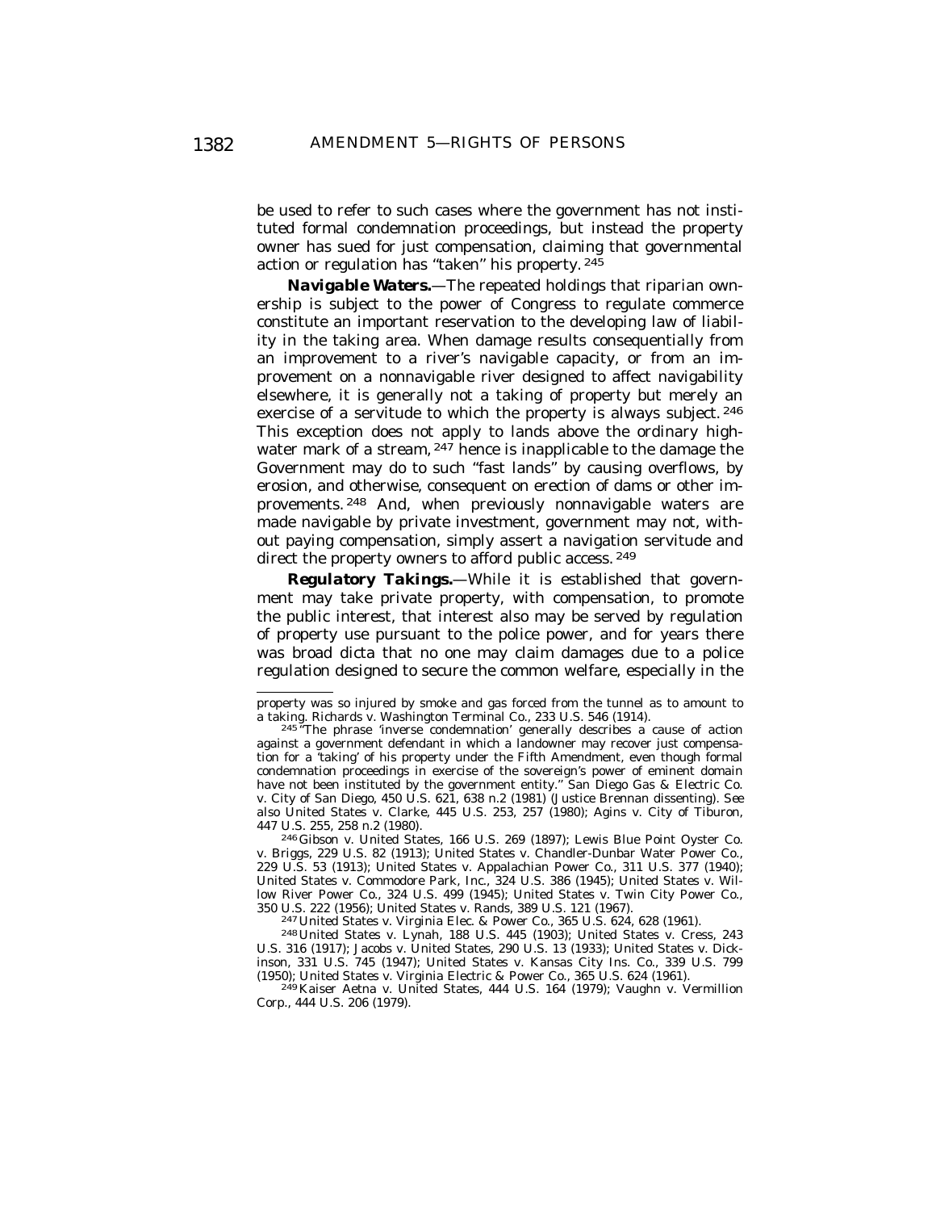be used to refer to such cases where the government has not instituted formal condemnation proceedings, but instead the property owner has sued for just compensation, claiming that governmental action or regulation has "taken" his property.[245]

***Navigable Waters.***—The repeated holdings that riparian ownership is subject to the power of Congress to regulate commerce constitute an important reservation to the developing law of liability in the taking area. When damage results consequentially from an improvement to a river's navigable capacity, or from an improvement on a nonnavigable river designed to affect navigability elsewhere, it is generally not a taking of property but merely an exercise of a servitude to which the property is always subject.[246] This exception does not apply to lands above the ordinary high-water mark of a stream,[247] hence is inapplicable to the damage the Government may do to such "fast lands" by causing overflows, by erosion, and otherwise, consequent on erection of dams or other improvements.[248] And, when previously nonnavigable waters are made navigable by private investment, government may not, without paying compensation, simply assert a navigation servitude and direct the property owners to afford public access.[249]

***Regulatory Takings.***—While it is established that government may take private property, with compensation, to promote the public interest, that interest also may be served by regulation of property use pursuant to the police power, and for years there was broad dicta that no one may claim damages due to a police regulation designed to secure the common welfare, especially in the

---

property was so injured by smoke and gas forced from the tunnel as to amount to a taking. Richards v. Washington Terminal Co., 233 U.S. 546 (1914).

[245] "The phrase 'inverse condemnation' generally describes a cause of action against a government defendant in which a landowner may recover just compensation for a 'taking' of his property under the Fifth Amendment, even though formal condemnation proceedings in exercise of the sovereign's power of eminent domain have not been instituted by the government entity." San Diego Gas & Electric Co. v. City of San Diego, 450 U.S. 621, 638 n.2 (1981) (Justice Brennan dissenting). *See also* United States v. Clarke, 445 U.S. 253, 257 (1980); Agins v. City of Tiburon, 447 U.S. 255, 258 n.2 (1980).

[246] Gibson v. United States, 166 U.S. 269 (1897); Lewis Blue Point Oyster Co. v. Briggs, 229 U.S. 82 (1913); United States v. Chandler-Dunbar Water Power Co., 229 U.S. 53 (1913); United States v. Appalachian Power Co., 311 U.S. 377 (1940); United States v. Commodore Park, Inc., 324 U.S. 386 (1945); United States v. Willow River Power Co., 324 U.S. 499 (1945); United States v. Twin City Power Co., 350 U.S. 222 (1956); United States v. Rands, 389 U.S. 121 (1967).

[247] United States v. Virginia Elec. & Power Co., 365 U.S. 624, 628 (1961).

[248] United States v. Lynah, 188 U.S. 445 (1903); United States v. Cress, 243 U.S. 316 (1917); Jacobs v. United States, 290 U.S. 13 (1933); United States v. Dickinson, 331 U.S. 745 (1947); United States v. Kansas City Ins. Co., 339 U.S. 799 (1950); United States v. Virginia Electric & Power Co., 365 U.S. 624 (1961).

[249] Kaiser Aetna v. United States, 444 U.S. 164 (1979); Vaughn v. Vermillion Corp., 444 U.S. 206 (1979).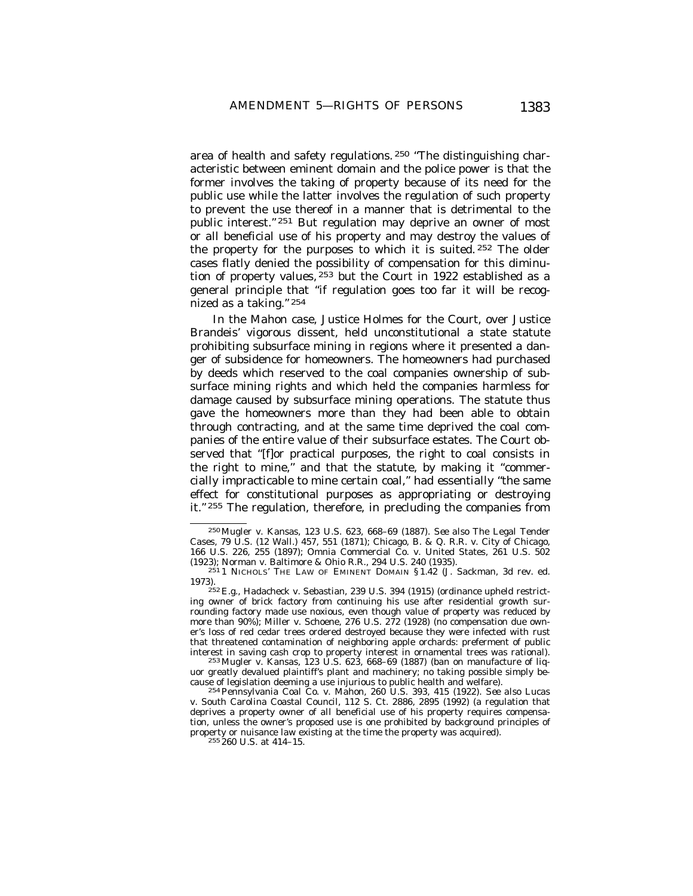area of health and safety regulations.[250] "The distinguishing characteristic between eminent domain and the police power is that the former involves the taking of property because of its need for the public use while the latter involves the regulation of such property to prevent the use thereof in a manner that is detrimental to the public interest."[251] But regulation may deprive an owner of most or all beneficial use of his property and may destroy the values of the property for the purposes to which it is suited.[252] The older cases flatly denied the possibility of compensation for this diminution of property values,[253] but the Court in 1922 established as a general principle that "if regulation goes too far it will be recognized as a taking."[254]

In the *Mahon* case, Justice Holmes for the Court, over Justice Brandeis' vigorous dissent, held unconstitutional a state statute prohibiting subsurface mining in regions where it presented a danger of subsidence for homeowners. The homeowners had purchased by deeds which reserved to the coal companies ownership of subsurface mining rights and which held the companies harmless for damage caused by subsurface mining operations. The statute thus gave the homeowners more than they had been able to obtain through contracting, and at the same time deprived the coal companies of the entire value of their subsurface estates. The Court observed that "[f]or practical purposes, the right to coal consists in the right to mine," and that the statute, by making it "commercially impracticable to mine certain coal," had essentially "the same effect for constitutional purposes as appropriating or destroying it."[255] The regulation, therefore, in precluding the companies from

---

[250] Mugler v. Kansas, 123 U.S. 623, 668–69 (1887). *See also* The Legal Tender Cases, 79 U.S. (12 Wall.) 457, 551 (1871); Chicago, B. & Q. R.R. v. City of Chicago, 166 U.S. 226, 255 (1897); Omnia Commercial Co. v. United States, 261 U.S. 502 (1923); Norman v. Baltimore & Ohio R.R., 294 U.S. 240 (1935).

[251] 1 Nichols' The Law of Eminent Domain § 1.42 (J. Sackman, 3d rev. ed. 1973).

[252] *E.g.*, Hadacheck v. Sebastian, 239 U.S. 394 (1915) (ordinance upheld restricting owner of brick factory from continuing his use after residential growth surrounding factory made use noxious, even though value of property was reduced by more than 90%); Miller v. Schoene, 276 U.S. 272 (1928) (no compensation due owner's loss of red cedar trees ordered destroyed because they were infected with rust that threatened contamination of neighboring apple orchards: preferment of public interest in saving cash crop to property interest in ornamental trees was rational).

[253] Mugler v. Kansas, 123 U.S. 623, 668–69 (1887) (ban on manufacture of liquor greatly devalued plaintiff's plant and machinery; no taking possible simply because of legislation deeming a use injurious to public health and welfare).

[254] Pennsylvania Coal Co. v. Mahon, 260 U.S. 393, 415 (1922). *See also* Lucas v. South Carolina Coastal Council, 112 S. Ct. 2886, 2895 (1992) (a regulation that deprives a property owner of all beneficial use of his property requires compensation, unless the owner's proposed use is one prohibited by background principles of property or nuisance law existing at the time the property was acquired).

[255] 260 U.S. at 414–15.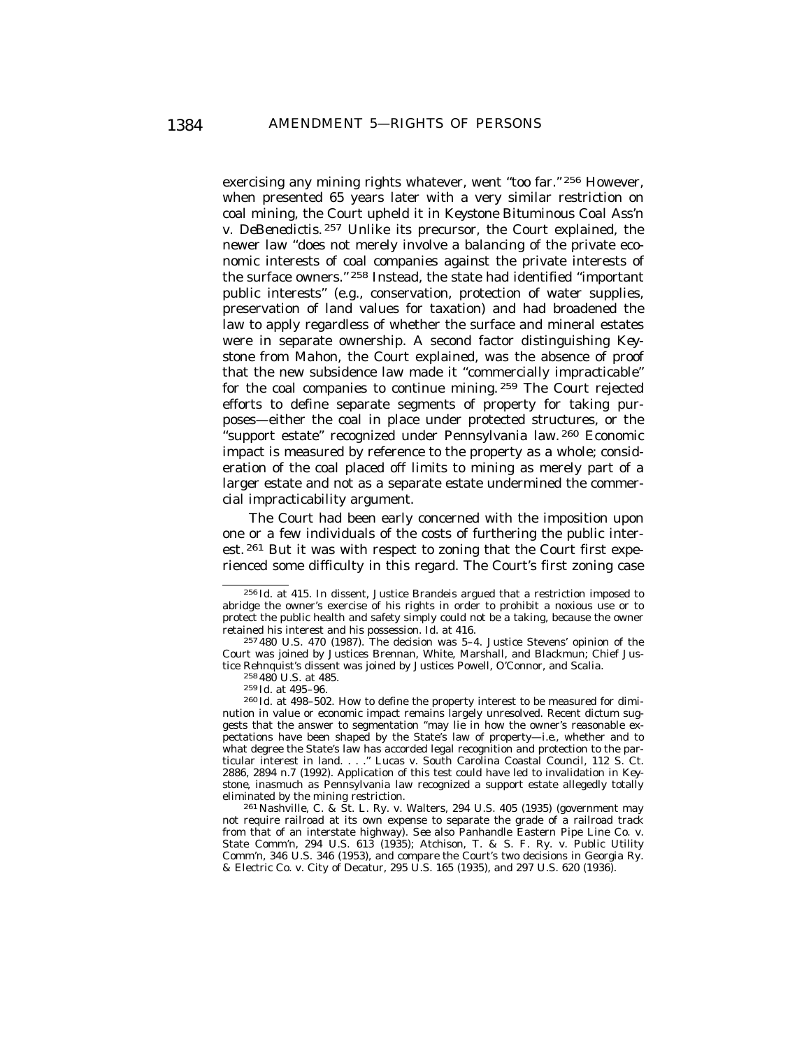exercising any mining rights whatever, went "too far." [256] However, when presented 65 years later with a very similar restriction on coal mining, the Court upheld it in *Keystone Bituminous Coal Ass'n v. DeBenedictis.* [257] Unlike its precursor, the Court explained, the newer law "does not merely involve a balancing of the private economic interests of coal companies against the private interests of the surface owners." [258] Instead, the state had identified "important public interests" (e.g., conservation, protection of water supplies, preservation of land values for taxation) and had broadened the law to apply regardless of whether the surface and mineral estates were in separate ownership. A second factor distinguishing *Keystone* from *Mahon,* the Court explained, was the absence of proof that the new subsidence law made it "commercially impracticable" for the coal companies to continue mining. [259] The Court rejected efforts to define separate segments of property for taking purposes—either the coal in place under protected structures, or the "support estate" recognized under Pennsylvania law. [260] Economic impact is measured by reference to the property as a whole; consideration of the coal placed off limits to mining as merely part of a larger estate and not as a separate estate undermined the commercial impracticability argument.

The Court had been early concerned with the imposition upon one or a few individuals of the costs of furthering the public interest. [261] But it was with respect to zoning that the Court first experienced some difficulty in this regard. The Court's first zoning case

---

[256] *Id.* at 415. In dissent, Justice Brandeis argued that a restriction imposed to abridge the owner's exercise of his rights in order to prohibit a noxious use or to protect the public health and safety simply could not be a taking, because the owner retained his interest and his possession. *Id.* at 416.

[257] 480 U.S. 470 (1987). The decision was 5–4. Justice Stevens' opinion of the Court was joined by Justices Brennan, White, Marshall, and Blackmun; Chief Justice Rehnquist's dissent was joined by Justices Powell, O'Connor, and Scalia.

[258] 480 U.S. at 485.

[259] *Id.* at 495–96.

[260] *Id.* at 498–502. How to define the property interest to be measured for diminution in value or economic impact remains largely unresolved. Recent dictum suggests that the answer to segmentation "may lie in how the owner's reasonable expectations have been shaped by the State's law of property—i.e., whether and to what degree the State's law has accorded legal recognition and protection to the particular interest in land. . . ." Lucas v. South Carolina Coastal Council, 112 S. Ct. 2886, 2894 n.7 (1992). Application of this test could have led to invalidation in *Keystone,* inasmuch as Pennsylvania law recognized a support estate allegedly totally eliminated by the mining restriction.

[261] Nashville, C. & St. L. Ry. v. Walters, 294 U.S. 405 (1935) (government may not require railroad at its own expense to separate the grade of a railroad track from that of an interstate highway). *See also* Panhandle Eastern Pipe Line Co. v. State Comm'n, 294 U.S. 613 (1935); Atchison, T. & S. F. Ry. v. Public Utility Comm'n, 346 U.S. 346 (1953), and compare the Court's two decisions in Georgia Ry. & Electric Co. v. City of Decatur, 295 U.S. 165 (1935), and 297 U.S. 620 (1936).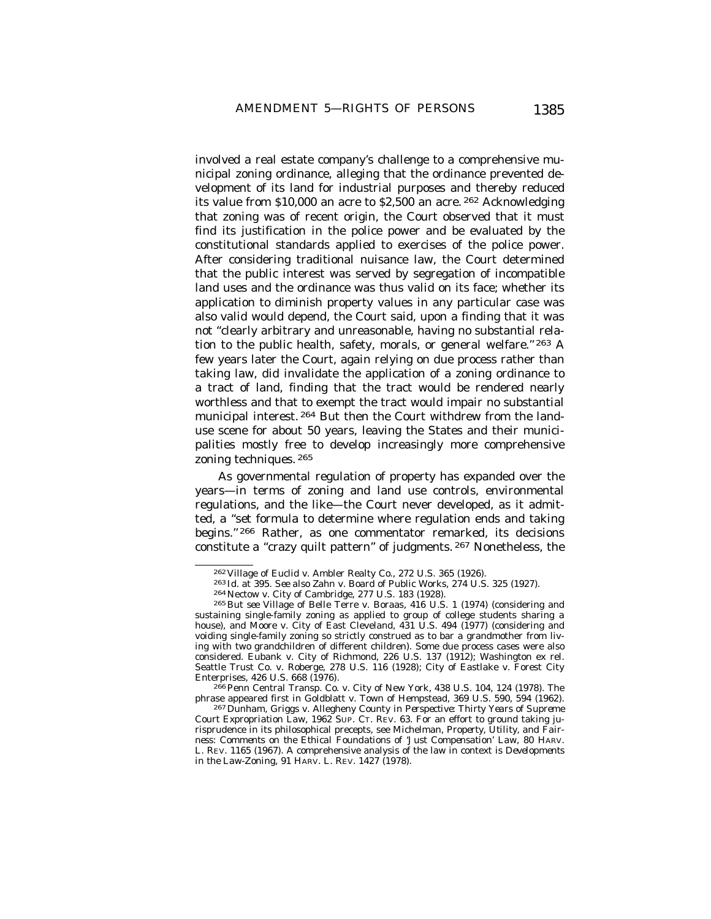involved a real estate company's challenge to a comprehensive municipal zoning ordinance, alleging that the ordinance prevented development of its land for industrial purposes and thereby reduced its value from $10,000 an acre to $2,500 an acre.[262] Acknowledging that zoning was of recent origin, the Court observed that it must find its justification in the police power and be evaluated by the constitutional standards applied to exercises of the police power. After considering traditional nuisance law, the Court determined that the public interest was served by segregation of incompatible land uses and the ordinance was thus valid on its face; whether its application to diminish property values in any particular case was also valid would depend, the Court said, upon a finding that it was not "clearly arbitrary and unreasonable, having no substantial relation to the public health, safety, morals, or general welfare."[263] A few years later the Court, again relying on due process rather than taking law, did invalidate the application of a zoning ordinance to a tract of land, finding that the tract would be rendered nearly worthless and that to exempt the tract would impair no substantial municipal interest.[264] But then the Court withdrew from the land-use scene for about 50 years, leaving the States and their municipalities mostly free to develop increasingly more comprehensive zoning techniques.[265]

As governmental regulation of property has expanded over the years—in terms of zoning and land use controls, environmental regulations, and the like—the Court never developed, as it admitted, a "set formula to determine where regulation ends and taking begins."[266] Rather, as one commentator remarked, its decisions constitute a "crazy quilt pattern" of judgments.[267] Nonetheless, the

---

[262] *Village of Euclid v. Ambler Realty Co.*, 272 U.S. 365 (1926).

[263] *Id.* at 395. *See also* *Zahn v. Board of Public Works*, 274 U.S. 325 (1927).

[264] *Nectow v. City of Cambridge*, 277 U.S. 183 (1928).

[265] *But see* *Village of Belle Terre v. Boraas*, 416 U.S. 1 (1974) (considering and sustaining single-family zoning as applied to group of college students sharing a house), and *Moore v. City of East Cleveland*, 431 U.S. 494 (1977) (considering and voiding single-family zoning so strictly construed as to bar a grandmother from living with two grandchildren of different children). Some due process cases were also considered. *Eubank v. City of Richmond*, 226 U.S. 137 (1912); *Washington ex rel. Seattle Trust Co. v. Roberge*, 278 U.S. 116 (1928); *City of Eastlake v. Forest City Enterprises*, 426 U.S. 668 (1976).

[266] *Penn Central Transp. Co. v. City of New York*, 438 U.S. 104, 124 (1978). The phrase appeared first in *Goldblatt v. Town of Hempstead*, 369 U.S. 590, 594 (1962).

[267] Dunham, *Griggs v. Allegheny County in Perspective: Thirty Years of Supreme Court Expropriation Law*, 1962 SUP. CT. REV. 63. For an effort to ground taking jurisprudence in its philosophical precepts, see Michelman, *Property, Utility, and Fairness: Comments on the Ethical Foundations of 'Just Compensation' Law*, 80 HARV. L. REV. 1165 (1967). A comprehensive analysis of the law in context is *Developments in the Law-Zoning*, 91 HARV. L. REV. 1427 (1978).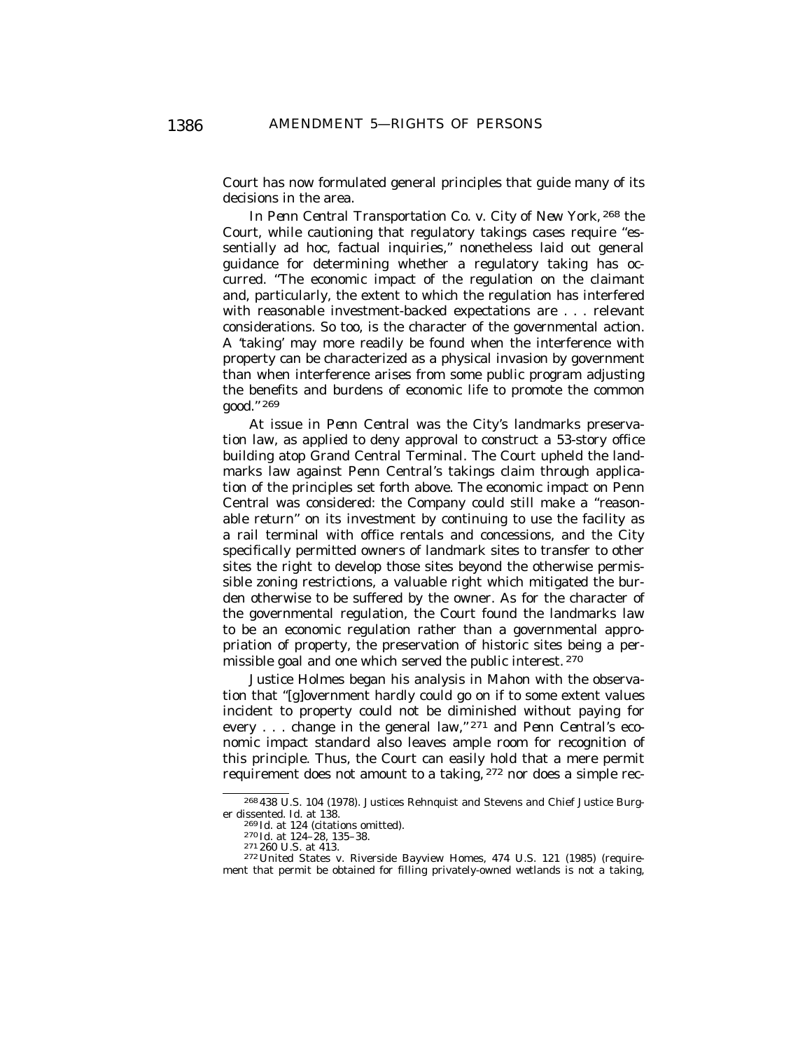Court has now formulated general principles that guide many of its decisions in the area.

In *Penn Central Transportation Co. v. City of New York,* [268] the Court, while cautioning that regulatory takings cases require "essentially ad hoc, factual inquiries," nonetheless laid out general guidance for determining whether a regulatory taking has occurred. "The economic impact of the regulation on the claimant and, particularly, the extent to which the regulation has interfered with reasonable investment-backed expectations are . . . relevant considerations. So too, is the character of the governmental action. A 'taking' may more readily be found when the interference with property can be characterized as a physical invasion by government than when interference arises from some public program adjusting the benefits and burdens of economic life to promote the common good." [269]

At issue in *Penn Central* was the City's landmarks preservation law, as applied to deny approval to construct a 53-story office building atop Grand Central Terminal. The Court upheld the landmarks law against Penn Central's takings claim through application of the principles set forth above. The economic impact on Penn Central was considered: the Company could still make a "reasonable return" on its investment by continuing to use the facility as a rail terminal with office rentals and concessions, and the City specifically permitted owners of landmark sites to transfer to other sites the right to develop those sites beyond the otherwise permissible zoning restrictions, a valuable right which mitigated the burden otherwise to be suffered by the owner. As for the character of the governmental regulation, the Court found the landmarks law to be an economic regulation rather than a governmental appropriation of property, the preservation of historic sites being a permissible goal and one which served the public interest. [270]

Justice Holmes began his analysis in *Mahon* with the observation that "[g]overnment hardly could go on if to some extent values incident to property could not be diminished without paying for every . . . change in the general law," [271] and *Penn Central's* economic impact standard also leaves ample room for recognition of this principle. Thus, the Court can easily hold that a mere permit requirement does not amount to a taking, [272] nor does a simple rec-

---

[268] 438 U.S. 104 (1978). Justices Rehnquist and Stevens and Chief Justice Burger dissented. *Id.* at 138.

[269] *Id.* at 124 (citations omitted).

[270] *Id.* at 124–28, 135–38.

[271] 260 U.S. at 413.

[272] United States v. Riverside Bayview Homes, 474 U.S. 121 (1985) (requirement that permit be obtained for filling privately-owned wetlands is not a taking,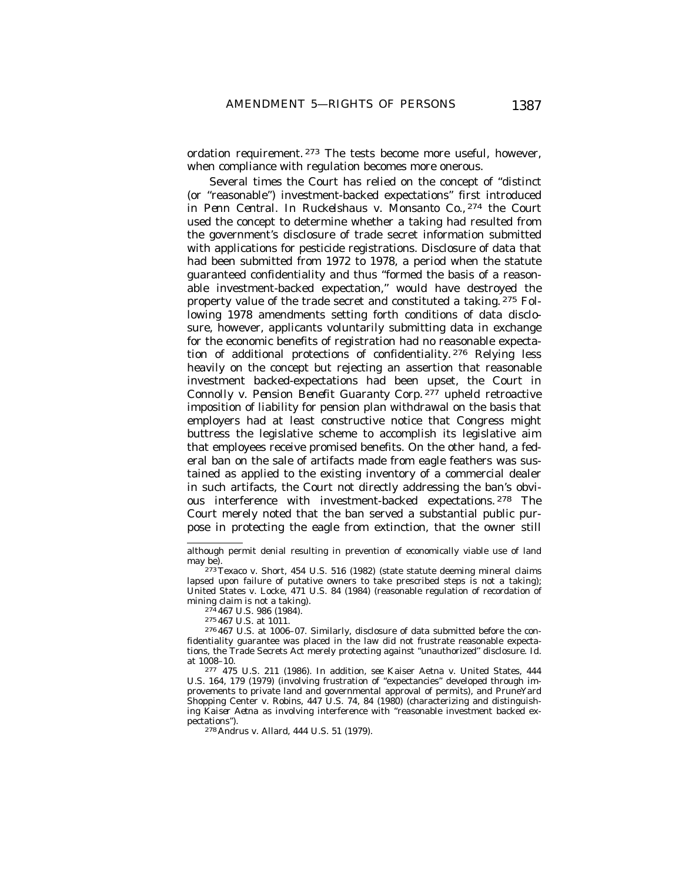ordation requirement.[273] The tests become more useful, however, when compliance with regulation becomes more onerous.

Several times the Court has relied on the concept of "distinct (or "reasonable") investment-backed expectations" first introduced in *Penn Central.* In *Ruckelshaus v. Monsanto Co.*,[274] the Court used the concept to determine whether a taking had resulted from the government's disclosure of trade secret information submitted with applications for pesticide registrations. Disclosure of data that had been submitted from 1972 to 1978, a period when the statute guaranteed confidentiality and thus "formed the basis of a reasonable investment-backed expectation," would have destroyed the property value of the trade secret and constituted a taking.[275] Following 1978 amendments setting forth conditions of data disclosure, however, applicants voluntarily submitting data in exchange for the economic benefits of registration had no reasonable expectation of additional protections of confidentiality.[276] Relying less heavily on the concept but rejecting an assertion that reasonable investment backed-expectations had been upset, the Court in *Connolly v. Pension Benefit Guaranty Corp.*[277] upheld retroactive imposition of liability for pension plan withdrawal on the basis that employers had at least constructive notice that Congress might buttress the legislative scheme to accomplish its legislative aim that employees receive promised benefits. On the other hand, a federal ban on the sale of artifacts made from eagle feathers was sustained as applied to the existing inventory of a commercial dealer in such artifacts, the Court not directly addressing the ban's obvious interference with investment-backed expectations.[278] The Court merely noted that the ban served a substantial public purpose in protecting the eagle from extinction, that the owner still

---

although permit denial resulting in prevention of economically viable use of land may be).

[273] Texaco v. Short, 454 U.S. 516 (1982) (state statute deeming mineral claims lapsed upon failure of putative owners to take prescribed steps is not a taking); United States v. Locke, 471 U.S. 84 (1984) (reasonable regulation of recordation of mining claim is not a taking).

[274] 467 U.S. 986 (1984).

[275] 467 U.S. at 1011.

[276] 467 U.S. at 1006–07. Similarly, disclosure of data submitted before the confidentiality guarantee was placed in the law did not frustrate reasonable expectations, the Trade Secrets Act merely protecting against "unauthorized" disclosure. Id. at 1008–10.

[277] 475 U.S. 211 (1986). In addition, see Kaiser Aetna v. United States, 444 U.S. 164, 179 (1979) (involving frustration of "expectancies" developed through improvements to private land and governmental approval of permits), and PruneYard Shopping Center v. Robins, 447 U.S. 74, 84 (1980) (characterizing and distinguishing *Kaiser Aetna* as involving interference with "reasonable investment backed expectations").

[278] Andrus v. Allard, 444 U.S. 51 (1979).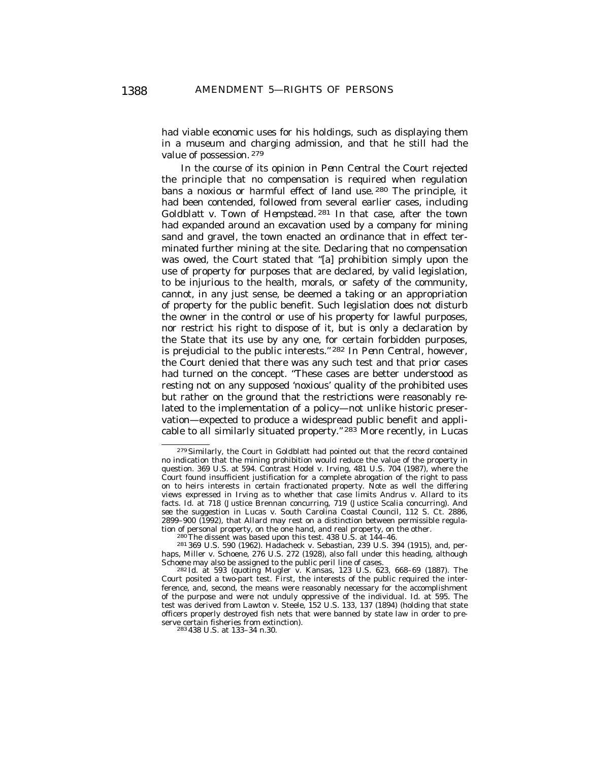had viable economic uses for his holdings, such as displaying them in a museum and charging admission, and that he still had the value of possession.[279]

In the course of its opinion in *Penn Central* the Court rejected the principle that no compensation is required when regulation bans a noxious or harmful effect of land use.[280] The principle, it had been contended, followed from several earlier cases, including *Goldblatt v. Town of Hempstead.*[281] In that case, after the town had expanded around an excavation used by a company for mining sand and gravel, the town enacted an ordinance that in effect terminated further mining at the site. Declaring that no compensation was owed, the Court stated that "[a] prohibition simply upon the use of property for purposes that are declared, by valid legislation, to be injurious to the health, morals, or safety of the community, cannot, in any just sense, be deemed a taking or an appropriation of property for the public benefit. Such legislation does not disturb the owner in the control or use of his property for lawful purposes, nor restrict his right to dispose of it, but is only a declaration by the State that its use by any one, for certain forbidden purposes, is prejudicial to the public interests."[282] In *Penn Central*, however, the Court denied that there was any such test and that prior cases had turned on the concept. "These cases are better understood as resting not on any supposed 'noxious' quality of the prohibited uses but rather on the ground that the restrictions were reasonably related to the implementation of a policy—not unlike historic preservation—expected to produce a widespread public benefit and applicable to all similarly situated property."[283] More recently, in *Lucas*

---

[279] Similarly, the Court in *Goldblatt* had pointed out that the record contained no indication that the mining prohibition would reduce the value of the property in question. 369 U.S. at 594. Contrast Hodel v. Irving, 481 U.S. 704 (1987), where the Court found insufficient justification for a complete abrogation of the right to pass on to heirs interests in certain fractionated property. Note as well the differing views expressed in *Irving* as to whether that case limits Andrus v. Allard to its facts. Id. at 718 (Justice Brennan concurring), 719 (Justice Scalia concurring). And see the suggestion in Lucas v. South Carolina Coastal Council, 112 S. Ct. 2886, 2899–900 (1992), that *Allard* may rest on a distinction between permissible regulation of personal property, on the one hand, and real property, on the other.

[280] The dissent was based upon this test. 438 U.S. at 144–46.

[281] 369 U.S. 590 (1962). Hadacheck v. Sebastian, 239 U.S. 394 (1915), and, perhaps, Miller v. Schoene, 276 U.S. 272 (1928), also fall under this heading, although *Schoene* may also be assigned to the public peril line of cases.

[282] Id. at 593 (quoting Mugler v. Kansas, 123 U.S. 623, 668–69 (1887). The Court posited a two-part test. First, the interests of the public required the interference, and, second, the means were reasonably necessary for the accomplishment of the purpose and were not unduly oppressive of the individual. Id. at 595. The test was derived from Lawton v. Steele, 152 U.S. 133, 137 (1894) (holding that state officers properly destroyed fish nets that were banned by state law in order to preserve certain fisheries from extinction).

[283] 438 U.S. at 133–34 n.30.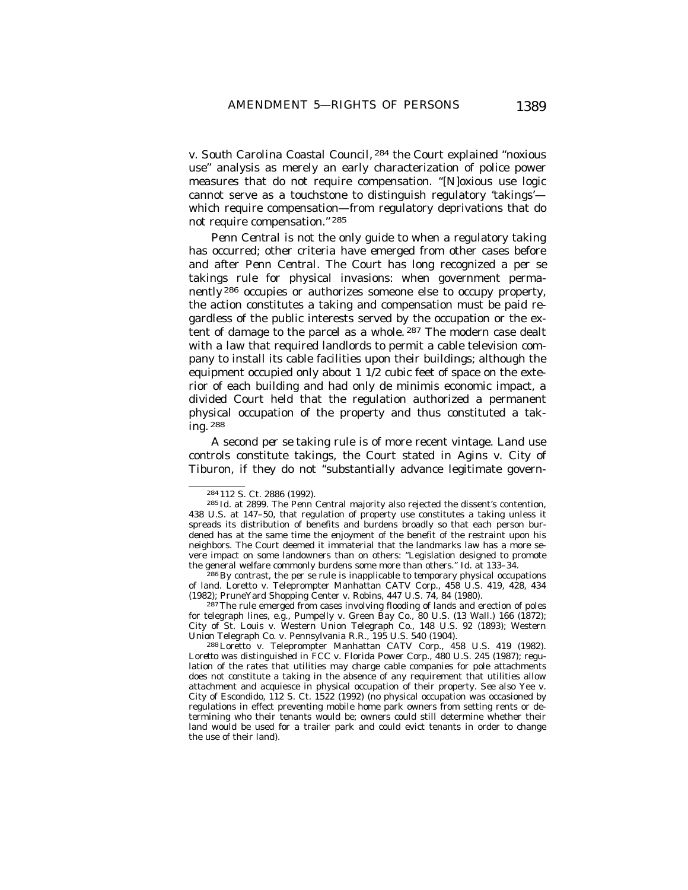v. South Carolina Coastal Council,[284] the Court explained "noxious use" analysis as merely an early characterization of police power measures that do not require compensation. "[N]oxious use logic cannot serve as a touchstone to distinguish regulatory 'takings'—which require compensation—from regulatory deprivations that do not require compensation."[285]

*Penn Central* is not the only guide to when a regulatory taking has occurred; other criteria have emerged from other cases before and after *Penn Central*. The Court has long recognized a *per se* takings rule for physical invasions: when government permanently[286] occupies or authorizes someone else to occupy property, the action constitutes a taking and compensation must be paid regardless of the public interests served by the occupation or the extent of damage to the parcel as a whole.[287] The modern case dealt with a law that required landlords to permit a cable television company to install its cable facilities upon their buildings; although the equipment occupied only about 1 1/2 cubic feet of space on the exterior of each building and had only de minimis economic impact, a divided Court held that the regulation authorized a permanent physical occupation of the property and thus constituted a taking.[288]

A second *per se* taking rule is of more recent vintage. Land use controls constitute takings, the Court stated in *Agins v. City of Tiburon*, if they do not "substantially advance legitimate govern-

---

[284] 112 S. Ct. 2886 (1992).

[285] Id. at 2899. The *Penn Central* majority also rejected the dissent's contention, 438 U.S. at 147–50, that regulation of property use constitutes a taking unless it spreads its distribution of benefits and burdens broadly so that each person burdened has at the same time the enjoyment of the benefit of the restraint upon his neighbors. The Court deemed it immaterial that the landmarks law has a more severe impact on some landowners than on others: "Legislation designed to promote the general welfare commonly burdens some more than others." Id. at 133–34.

[286] By contrast, the *per se* rule is inapplicable to *temporary* physical occupations of land. Loretto v. Teleprompter Manhattan CATV Corp., 458 U.S. 419, 428, 434 (1982); PruneYard Shopping Center v. Robins, 447 U.S. 74, 84 (1980).

[287] The rule emerged from cases involving flooding of lands and erection of poles for telegraph lines, e.g., Pumpelly v. Green Bay Co., 80 U.S. (13 Wall.) 166 (1872); City of St. Louis v. Western Union Telegraph Co., 148 U.S. 92 (1893); Western Union Telegraph Co. v. Pennsylvania R.R., 195 U.S. 540 (1904).

[288] Loretto v. Teleprompter Manhattan CATV Corp., 458 U.S. 419 (1982). *Loretto* was distinguished in FCC v. Florida Power Corp., 480 U.S. 245 (1987); regulation of the rates that utilities may charge cable companies for pole attachments does not constitute a taking in the absence of any requirement that utilities allow attachment and acquiesce in physical occupation of their property. *See also* Yee v. City of Escondido, 112 S. Ct. 1522 (1992) (no physical occupation was occasioned by regulations in effect preventing mobile home park owners from setting rents or determining who their tenants would be; owners could still determine whether their land would be used for a trailer park and could evict tenants in order to change the use of their land).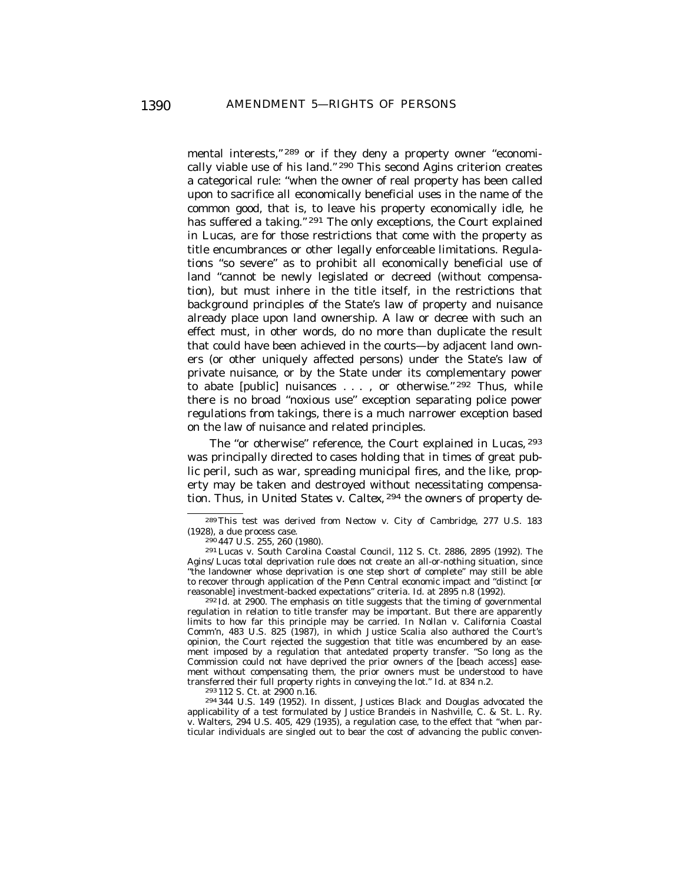mental interests,"[289] or if they deny a property owner "economically viable use of his land."[290] This second *Agins* criterion creates a categorical rule: "when the owner of real property has been called upon to sacrifice all economically beneficial uses in the name of the common good, that is, to leave his property economically idle, he has suffered a taking."[291] The only exceptions, the Court explained in *Lucas*, are for those restrictions that come with the property as title encumbrances or other legally enforceable limitations. Regulations "so severe" as to prohibit all economically beneficial use of land "cannot be newly legislated or decreed (without compensation), but must inhere in the title itself, in the restrictions that background principles of the State's law of property and nuisance already place upon land ownership. A law or decree with such an effect must, in other words, do no more than duplicate the result that could have been achieved in the courts—by adjacent land owners (or other uniquely affected persons) under the State's law of private nuisance, or by the State under its complementary power to abate [public] nuisances . . . , or otherwise."[292] Thus, while there is no broad "noxious use" exception separating police power regulations from takings, there is a much narrower exception based on the law of nuisance and related principles.

The "or otherwise" reference, the Court explained in *Lucas*,[293] was principally directed to cases holding that in times of great public peril, such as war, spreading municipal fires, and the like, property may be taken and destroyed without necessitating compensation. Thus, in *United States v. Caltex*,[294] the owners of property de-

---

[289] This test was derived from Nectow v. City of Cambridge, 277 U.S. 183 (1928), a due process case.

[290] 447 U.S. 255, 260 (1980).

[291] Lucas v. South Carolina Coastal Council, 112 S. Ct. 2886, 2895 (1992). The *Agins/Lucas* total deprivation rule does not create an all-or-nothing situation, since "the landowner whose deprivation is one step short of complete" may still be able to recover through application of the *Penn Central* economic impact and "distinct [or reasonable] investment-backed expectations" criteria. Id. at 2895 n.8 (1992).

[292] Id. at 2900. The emphasis on title suggests that the timing of governmental regulation in relation to title transfer may be important. But there are apparently limits to how far this principle may be carried. In Nollan v. California Coastal Comm'n, 483 U.S. 825 (1987), in which Justice Scalia also authored the Court's opinion, the Court rejected the suggestion that title was encumbered by an easement imposed by a regulation that antedated property transfer. "So long as the Commission could not have deprived the prior owners of the [beach access] easement without compensating them, the prior owners must be understood to have transferred their full property rights in conveying the lot." Id. at 834 n.2.

[293] 112 S. Ct. at 2900 n.16.

[294] 344 U.S. 149 (1952). In dissent, Justices Black and Douglas advocated the applicability of a test formulated by Justice Brandeis in Nashville, C. & St. L. Ry. v. Walters, 294 U.S. 405, 429 (1935), a regulation case, to the effect that "when particular individuals are singled out to bear the cost of advancing the public conven-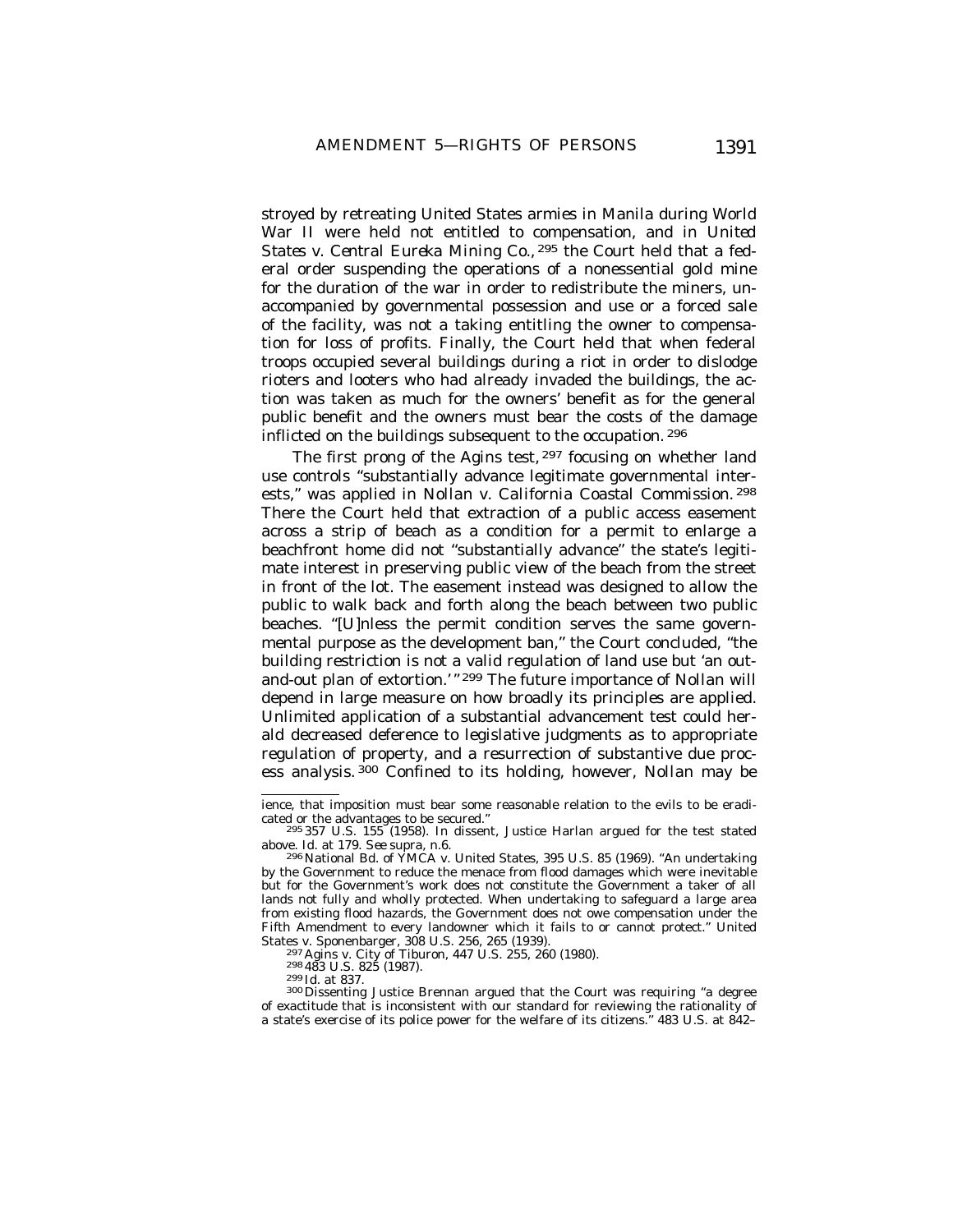stroyed by retreating United States armies in Manila during World War II were held not entitled to compensation, and in *United States v. Central Eureka Mining Co.*,[295] the Court held that a federal order suspending the operations of a nonessential gold mine for the duration of the war in order to redistribute the miners, unaccompanied by governmental possession and use or a forced sale of the facility, was not a taking entitling the owner to compensation for loss of profits. Finally, the Court held that when federal troops occupied several buildings during a riot in order to dislodge rioters and looters who had already invaded the buildings, the action was taken as much for the owners' benefit as for the general public benefit and the owners must bear the costs of the damage inflicted on the buildings subsequent to the occupation.[296]

The first prong of the *Agins* test,[297] focusing on whether land use controls "substantially advance legitimate governmental interests," was applied in *Nollan v. California Coastal Commission.*[298] There the Court held that extraction of a public access easement across a strip of beach as a condition for a permit to enlarge a beachfront home did not "substantially advance" the state's legitimate interest in preserving public view of the beach from the street in front of the lot. The easement instead was designed to allow the public to walk back and forth along the beach between two public beaches. "[U]nless the permit condition serves the same governmental purpose as the development ban," the Court concluded, "the building restriction is not a valid regulation of land use but 'an out-and-out plan of extortion.'"[299] The future importance of *Nollan* will depend in large measure on how broadly its principles are applied. Unlimited application of a substantial advancement test could herald decreased deference to legislative judgments as to appropriate regulation of property, and a resurrection of substantive due process analysis.[300] Confined to its holding, however, *Nollan* may be

---

ience, that imposition must bear some reasonable relation to the evils to be eradicated or the advantages to be secured."

[295] 357 U.S. 155 (1958). In dissent, Justice Harlan argued for the test stated above. *Id.* at 179. *See supra*, n.6.

[296] National Bd. of YMCA v. United States, 395 U.S. 85 (1969). "An undertaking by the Government to reduce the menace from flood damages which were inevitable but for the Government's work does not constitute the Government a taker of all lands not fully and wholly protected. When undertaking to safeguard a large area from existing flood hazards, the Government does not owe compensation under the Fifth Amendment to every landowner which it fails to or cannot protect." United States v. Sponenbarger, 308 U.S. 256, 265 (1939).

[297] Agins v. City of Tiburon, 447 U.S. 255, 260 (1980).

[298] 483 U.S. 825 (1987).

[299] *Id.* at 837.

[300] Dissenting Justice Brennan argued that the Court was requiring "a degree of exactitude that is inconsistent with our standard for reviewing the rationality of a state's exercise of its police power for the welfare of its citizens." 483 U.S. at 842–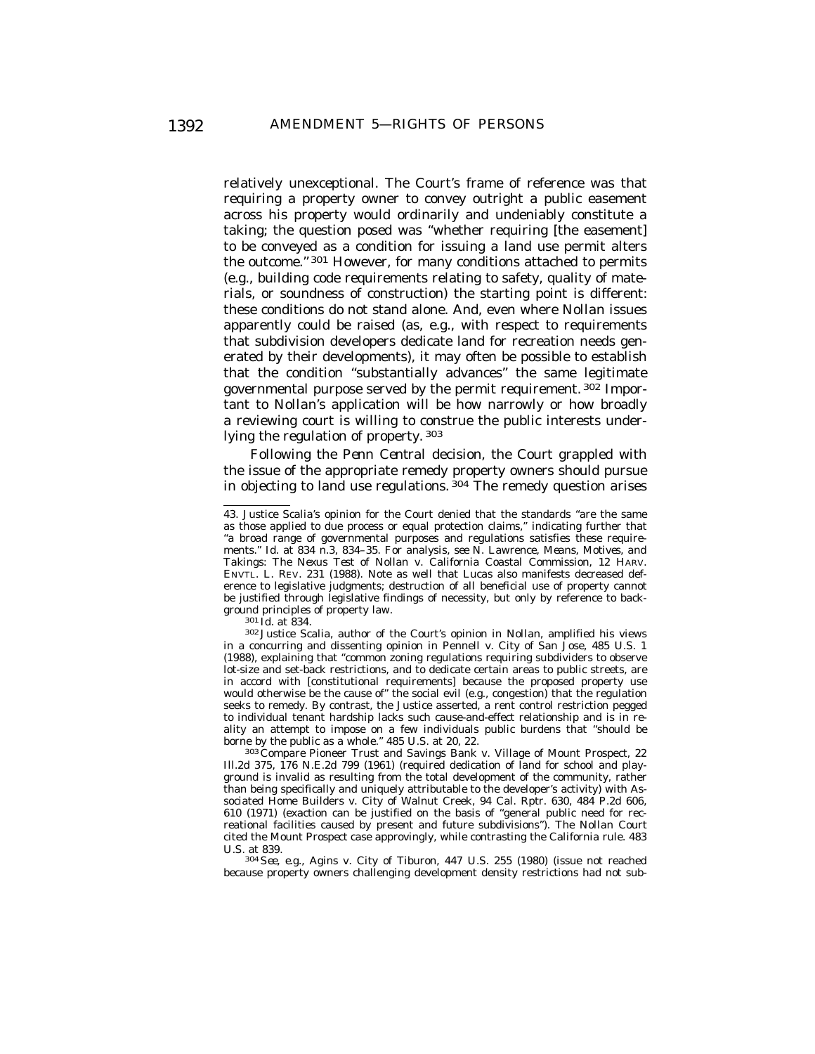relatively unexceptional. The Court's frame of reference was that requiring a property owner to convey outright a public easement across his property would ordinarily and undeniably constitute a taking; the question posed was "whether requiring [the easement] to be conveyed as a condition for issuing a land use permit alters the outcome."[301] However, for many conditions attached to permits (e.g., building code requirements relating to safety, quality of materials, or soundness of construction) the starting point is different: these conditions do not stand alone. And, even where *Nollan* issues apparently could be raised (as, e.g., with respect to requirements that subdivision developers dedicate land for recreation needs generated by their developments), it may often be possible to establish that the condition "substantially advances" the same legitimate governmental purpose served by the permit requirement.[302] Important to Nollan's application will be how narrowly or how broadly a reviewing court is willing to construe the public interests underlying the regulation of property.[303]

Following the *Penn Central* decision, the Court grappled with the issue of the appropriate remedy property owners should pursue in objecting to land use regulations.[304] The remedy question arises

---

43. Justice Scalia's opinion for the Court denied that the standards "are the same as those applied to due process or equal protection claims," indicating further that "a broad range of governmental purposes and regulations satisfies these requirements." *Id.* at 834 n.3, 834–35. For analysis, *see* N. Lawrence, *Means, Motives, and Takings: The Nexus Test of* Nollan v. California Coastal Commission, 12 HARV. ENVTL. L. REV. 231 (1988). Note as well that *Lucas* also manifests decreased deference to legislative judgments; destruction of all beneficial use of property cannot be justified through legislative findings of necessity, but only by reference to background principles of property law.

[301] *Id.* at 834.

[302] Justice Scalia, author of the Court's opinion in *Nollan*, amplified his views in a concurring and dissenting opinion in Pennell v. City of San Jose, 485 U.S. 1 (1988), explaining that "common zoning regulations requiring subdividers to observe lot-size and set-back restrictions, and to dedicate certain areas to public streets, are in accord with [constitutional requirements] because the proposed property use would otherwise be the cause of" the social evil (e.g., congestion) that the regulation seeks to remedy. By contrast, the Justice asserted, a rent control restriction pegged to individual tenant hardship lacks such cause-and-effect relationship and is in reality an attempt to impose on a few individuals public burdens that "should be borne by the public as a whole." 485 U.S. at 20, 22.

[303] Compare Pioneer Trust and Savings Bank v. Village of Mount Prospect, 22 Ill.2d 375, 176 N.E.2d 799 (1961) (required dedication of land for school and playground is invalid as resulting from the total development of the community, rather than being specifically and uniquely attributable to the developer's activity) with Associated Home Builders v. City of Walnut Creek, 94 Cal. Rptr. 630, 484 P.2d 606, 610 (1971) (exaction can be justified on the basis of "general public need for recreational facilities caused by present and future subdivisions"). The *Nollan* Court cited the *Mount Prospect* case approvingly, while contrasting the California rule. 483 U.S. at 839.

[304] *See, e.g.*, Agins v. City of Tiburon, 447 U.S. 255 (1980) (issue not reached because property owners challenging development density restrictions had not sub-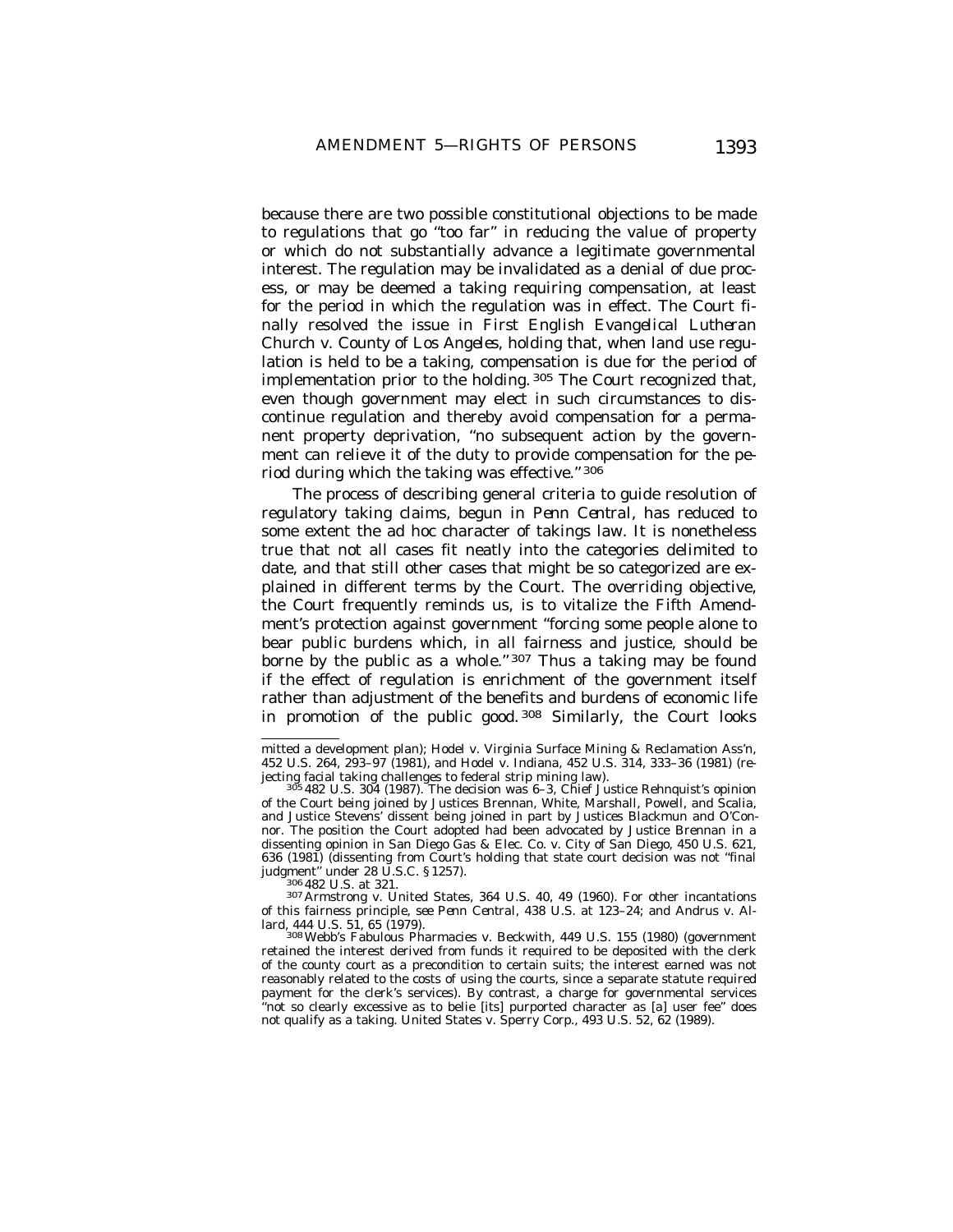because there are two possible constitutional objections to be made to regulations that go "too far" in reducing the value of property or which do not substantially advance a legitimate governmental interest. The regulation may be invalidated as a denial of due process, or may be deemed a taking requiring compensation, at least for the period in which the regulation was in effect. The Court finally resolved the issue in *First English Evangelical Lutheran Church v. County of Los Angeles*, holding that, when land use regulation is held to be a taking, compensation is due for the period of implementation prior to the holding.[305] The Court recognized that, even though government may elect in such circumstances to discontinue regulation and thereby avoid compensation for a permanent property deprivation, "no subsequent action by the government can relieve it of the duty to provide compensation for the period during which the taking was effective."[306]

The process of describing general criteria to guide resolution of regulatory taking claims, begun in *Penn Central*, has reduced to some extent the ad hoc character of takings law. It is nonetheless true that not all cases fit neatly into the categories delimited to date, and that still other cases that might be so categorized are explained in different terms by the Court. The overriding objective, the Court frequently reminds us, is to vitalize the Fifth Amendment's protection against government "forcing some people alone to bear public burdens which, in all fairness and justice, should be borne by the public as a whole."[307] Thus a taking may be found if the effect of regulation is enrichment of the government itself rather than adjustment of the benefits and burdens of economic life in promotion of the public good.[308] Similarly, the Court looks

---

mitted a development plan); Hodel v. Virginia Surface Mining & Reclamation Ass'n, 452 U.S. 264, 293–97 (1981), and Hodel v. Indiana, 452 U.S. 314, 333–36 (1981) (rejecting facial taking challenges to federal strip mining law).

[305] 482 U.S. 304 (1987). The decision was 6–3, Chief Justice Rehnquist's opinion of the Court being joined by Justices Brennan, White, Marshall, Powell, and Scalia, and Justice Stevens' dissent being joined in part by Justices Blackmun and O'Connor. The position the Court adopted had been advocated by Justice Brennan in a dissenting opinion in San Diego Gas & Elec. Co. v. City of San Diego, 450 U.S. 621, 636 (1981) (dissenting from Court's holding that state court decision was not "final judgment" under 28 U.S.C. § 1257).

[306] 482 U.S. at 321.

[307] Armstrong v. United States, 364 U.S. 40, 49 (1960). For other incantations of this fairness principle, *see Penn Central*, 438 U.S. at 123–24; and Andrus v. Allard, 444 U.S. 51, 65 (1979).

[308] Webb's Fabulous Pharmacies v. Beckwith, 449 U.S. 155 (1980) (government retained the interest derived from funds it required to be deposited with the clerk of the county court as a precondition to certain suits; the interest earned was not reasonably related to the costs of using the courts, since a separate statute required payment for the clerk's services). By contrast, a charge for governmental services "not so clearly excessive as to belie [its] purported character as [a] user fee" does not qualify as a taking. United States v. Sperry Corp., 493 U.S. 52, 62 (1989).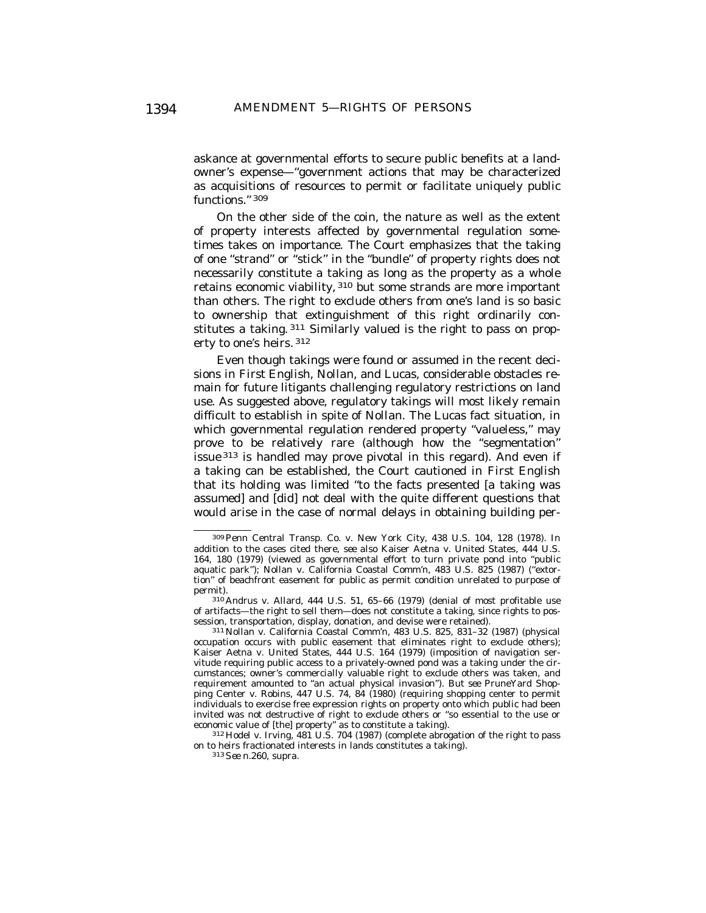askance at governmental efforts to secure public benefits at a landowner's expense—"government actions that may be characterized as acquisitions of resources to permit or facilitate uniquely public functions."[309]

On the other side of the coin, the nature as well as the extent of property interests affected by governmental regulation sometimes takes on importance. The Court emphasizes that the taking of one "strand" or "stick" in the "bundle" of property rights does not necessarily constitute a taking as long as the property as a whole retains economic viability,[310] but some strands are more important than others. The right to exclude others from one's land is so basic to ownership that extinguishment of this right ordinarily constitutes a taking.[311] Similarly valued is the right to pass on property to one's heirs.[312]

Even though takings were found or assumed in the recent decisions in *First English*, *Nollan*, and *Lucas*, considerable obstacles remain for future litigants challenging regulatory restrictions on land use. As suggested above, regulatory takings will most likely remain difficult to establish in spite of *Nollan*. The *Lucas* fact situation, in which governmental regulation rendered property "valueless," may prove to be relatively rare (although how the "segmentation" issue[313] is handled may prove pivotal in this regard). And even if a taking can be established, the Court cautioned in *First English* that its holding was limited "to the facts presented [a taking was assumed] and [did] not deal with the quite different questions that would arise in the case of normal delays in obtaining building per-

---

[309] Penn Central Transp. Co. v. New York City, 438 U.S. 104, 128 (1978). In addition to the cases cited there, *see also* Kaiser Aetna v. United States, 444 U.S. 164, 180 (1979) (viewed as governmental effort to turn private pond into "public aquatic park"); Nollan v. California Coastal Comm'n, 483 U.S. 825 (1987) ("extortion" of beachfront easement for public as permit condition unrelated to purpose of permit).

[310] Andrus v. Allard, 444 U.S. 51, 65–66 (1979) (denial of most profitable use of artifacts—the right to sell them—does not constitute a taking, since rights to possession, transportation, display, donation, and devise were retained).

[311] Nollan v. California Coastal Comm'n, 483 U.S. 825, 831–32 (1987) (physical occupation occurs with public easement that eliminates right to exclude others); Kaiser Aetna v. United States, 444 U.S. 164 (1979) (imposition of navigation servitude requiring public access to a privately-owned pond was a taking under the circumstances; owner's commercially valuable right to exclude others was taken, and requirement amounted to "an actual physical invasion"). *But see* PruneYard Shopping Center v. Robins, 447 U.S. 74, 84 (1980) (requiring shopping center to permit individuals to exercise free expression rights on property onto which public had been invited was not destructive of right to exclude others or "so essential to the use or economic value of [the] property" as to constitute a taking).

[312] Hodel v. Irving, 481 U.S. 704 (1987) (complete abrogation of the right to pass on to heirs fractionated interests in lands constitutes a taking).

[313] *See* n.260, *supra*.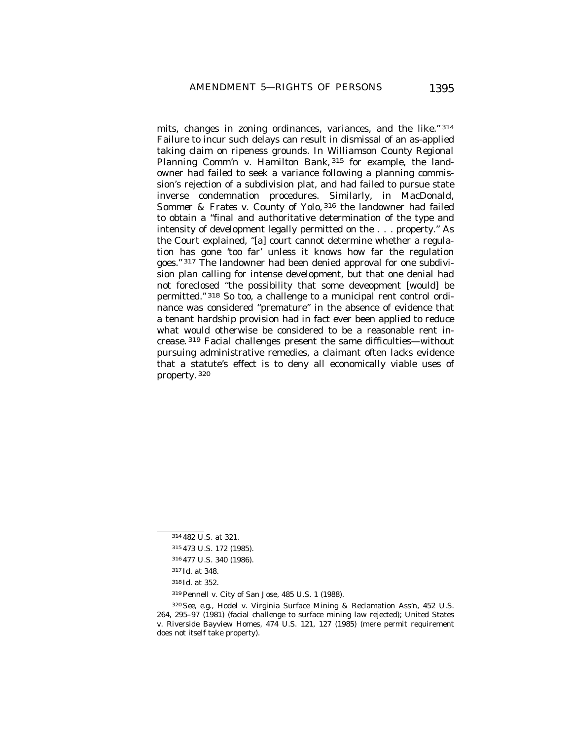mits, changes in zoning ordinances, variances, and the like."[314] Failure to incur such delays can result in dismissal of an as-applied taking claim on ripeness grounds. In *Williamson County Regional Planning Comm'n v. Hamilton Bank*,[315] for example, the landowner had failed to seek a variance following a planning commission's rejection of a subdivision plat, and had failed to pursue state inverse condemnation procedures. Similarly, in *MacDonald, Sommer & Frates v. County of Yolo*,[316] the landowner had failed to obtain a "final and authoritative determination of the type and intensity of development legally permitted on the . . . property." As the Court explained, "[a] court cannot determine whether a regulation has gone 'too far' unless it knows how far the regulation goes."[317] The landowner had been denied approval for one subdivision plan calling for intense development, but that one denial had not foreclosed "the possibility that some deveopment [would] be permitted."[318] So too, a challenge to a municipal rent control ordinance was considered "premature" in the absence of evidence that a tenant hardship provision had in fact ever been applied to reduce what would otherwise be considered to be a reasonable rent increase.[319] Facial challenges present the same difficulties—without pursuing administrative remedies, a claimant often lacks evidence that a statute's effect is to deny all economically viable uses of property.[320]

---

[314] 482 U.S. at 321.

[315] 473 U.S. 172 (1985).

[316] 477 U.S. 340 (1986).

[317] *Id.* at 348.

[318] *Id.* at 352.

[319] Pennell v. City of San Jose, 485 U.S. 1 (1988).

[320] *See, e.g.*, Hodel v. Virginia Surface Mining & Reclamation Ass'n, 452 U.S. 264, 295–97 (1981) (facial challenge to surface mining law rejected); United States v. Riverside Bayview Homes, 474 U.S. 121, 127 (1985) (mere permit requirement does not itself take property).